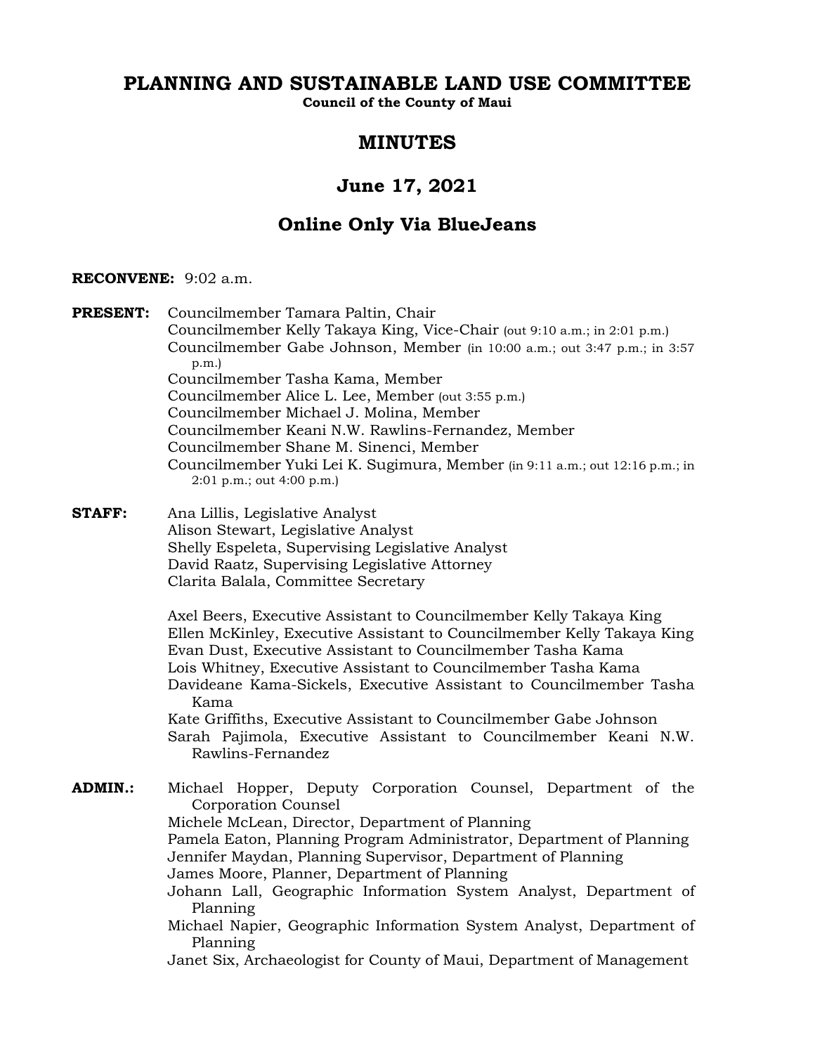# PLANNING AND SUSTAINABLE LAND USE COMMITTEE

**Council of the County of Maui**

## MINUTES

## June 17, 2021

## Online Only Via BlueJeans

**RECONVENE:** 9:02 a.m.

**PRESENT:** Councilmember Tamara Paltin, Chair
Councilmember Kelly Takaya King, Vice-Chair (out 9:10 a.m.; in 2:01 p.m.)
Councilmember Gabe Johnson, Member (in 10:00 a.m.; out 3:47 p.m.; in 3:57 p.m.)
Councilmember Tasha Kama, Member
Councilmember Alice L. Lee, Member (out 3:55 p.m.)
Councilmember Michael J. Molina, Member
Councilmember Keani N.W. Rawlins-Fernandez, Member
Councilmember Shane M. Sinenci, Member
Councilmember Yuki Lei K. Sugimura, Member (in 9:11 a.m.; out 12:16 p.m.; in 2:01 p.m.; out 4:00 p.m.)

**STAFF:** Ana Lillis, Legislative Analyst
Alison Stewart, Legislative Analyst
Shelly Espeleta, Supervising Legislative Analyst
David Raatz, Supervising Legislative Attorney
Clarita Balala, Committee Secretary

Axel Beers, Executive Assistant to Councilmember Kelly Takaya King
Ellen McKinley, Executive Assistant to Councilmember Kelly Takaya King
Evan Dust, Executive Assistant to Councilmember Tasha Kama
Lois Whitney, Executive Assistant to Councilmember Tasha Kama
Davideane Kama-Sickels, Executive Assistant to Councilmember Tasha Kama
Kate Griffiths, Executive Assistant to Councilmember Gabe Johnson
Sarah Pajimola, Executive Assistant to Councilmember Keani N.W. Rawlins-Fernandez

**ADMIN.:** Michael Hopper, Deputy Corporation Counsel, Department of the Corporation Counsel
Michele McLean, Director, Department of Planning
Pamela Eaton, Planning Program Administrator, Department of Planning
Jennifer Maydan, Planning Supervisor, Department of Planning
James Moore, Planner, Department of Planning
Johann Lall, Geographic Information System Analyst, Department of Planning
Michael Napier, Geographic Information System Analyst, Department of Planning
Janet Six, Archaeologist for County of Maui, Department of Management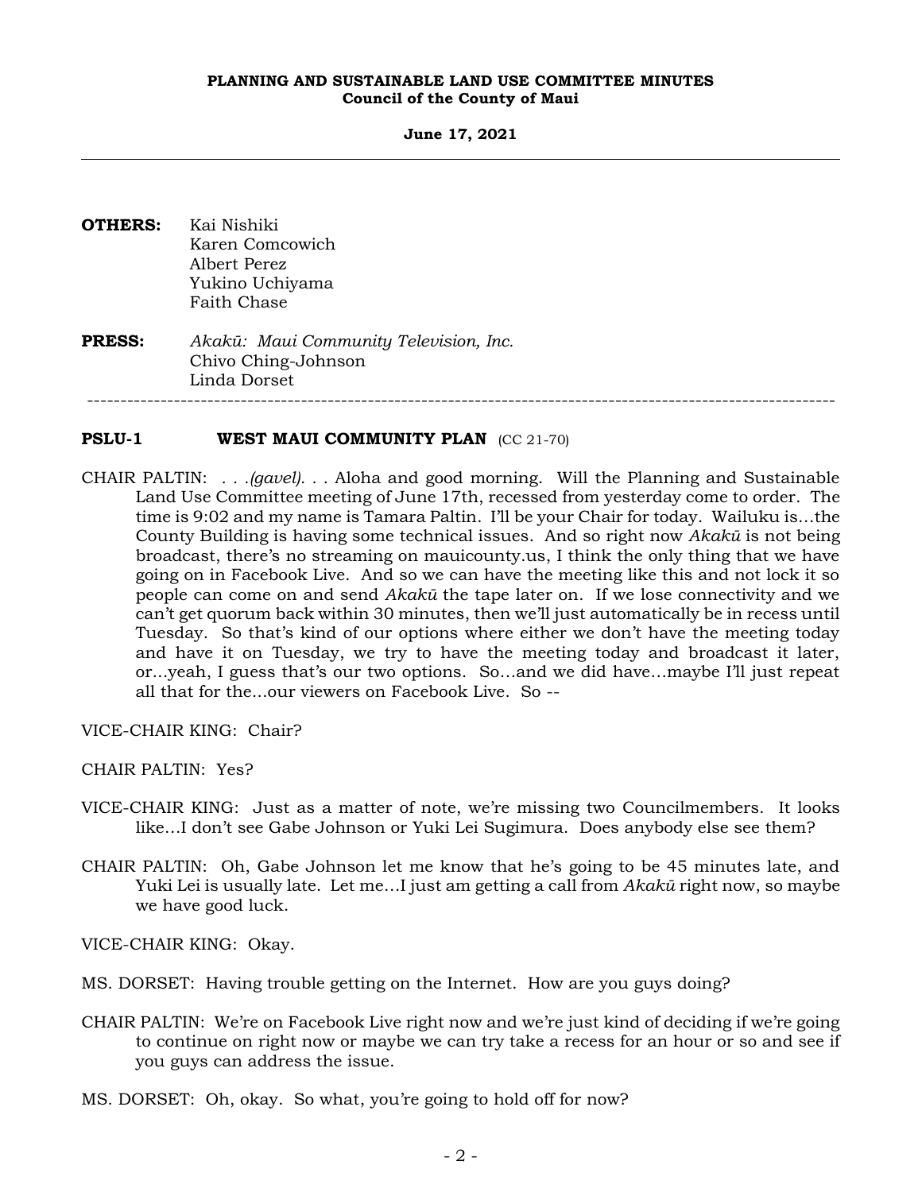**OTHERS:** Kai Nishiki
Karen Comcowich
Albert Perez
Yukino Uchiyama
Faith Chase

**PRESS:** *Akakū: Maui Community Television, Inc.*
Chivo Ching-Johnson
Linda Dorset

---

**PSLU-1 WEST MAUI COMMUNITY PLAN** (CC 21-70)

CHAIR PALTIN: . . .*(gavel)*. . . Aloha and good morning. Will the Planning and Sustainable Land Use Committee meeting of June 17th, recessed from yesterday come to order. The time is 9:02 and my name is Tamara Paltin. I'll be your Chair for today. Wailuku is...the County Building is having some technical issues. And so right now *Akakū* is not being broadcast, there's no streaming on mauicounty.us, I think the only thing that we have going on in Facebook Live. And so we can have the meeting like this and not lock it so people can come on and send *Akakū* the tape later on. If we lose connectivity and we can't get quorum back within 30 minutes, then we'll just automatically be in recess until Tuesday. So that's kind of our options where either we don't have the meeting today and have it on Tuesday, we try to have the meeting today and broadcast it later, or...yeah, I guess that's our two options. So...and we did have...maybe I'll just repeat all that for the...our viewers on Facebook Live. So --

VICE-CHAIR KING: Chair?

CHAIR PALTIN: Yes?

VICE-CHAIR KING: Just as a matter of note, we're missing two Councilmembers. It looks like...I don't see Gabe Johnson or Yuki Lei Sugimura. Does anybody else see them?

CHAIR PALTIN: Oh, Gabe Johnson let me know that he's going to be 45 minutes late, and Yuki Lei is usually late. Let me...I just am getting a call from *Akakū* right now, so maybe we have good luck.

VICE-CHAIR KING: Okay.

MS. DORSET: Having trouble getting on the Internet. How are you guys doing?

CHAIR PALTIN: We're on Facebook Live right now and we're just kind of deciding if we're going to continue on right now or maybe we can try take a recess for an hour or so and see if you guys can address the issue.

MS. DORSET: Oh, okay. So what, you're going to hold off for now?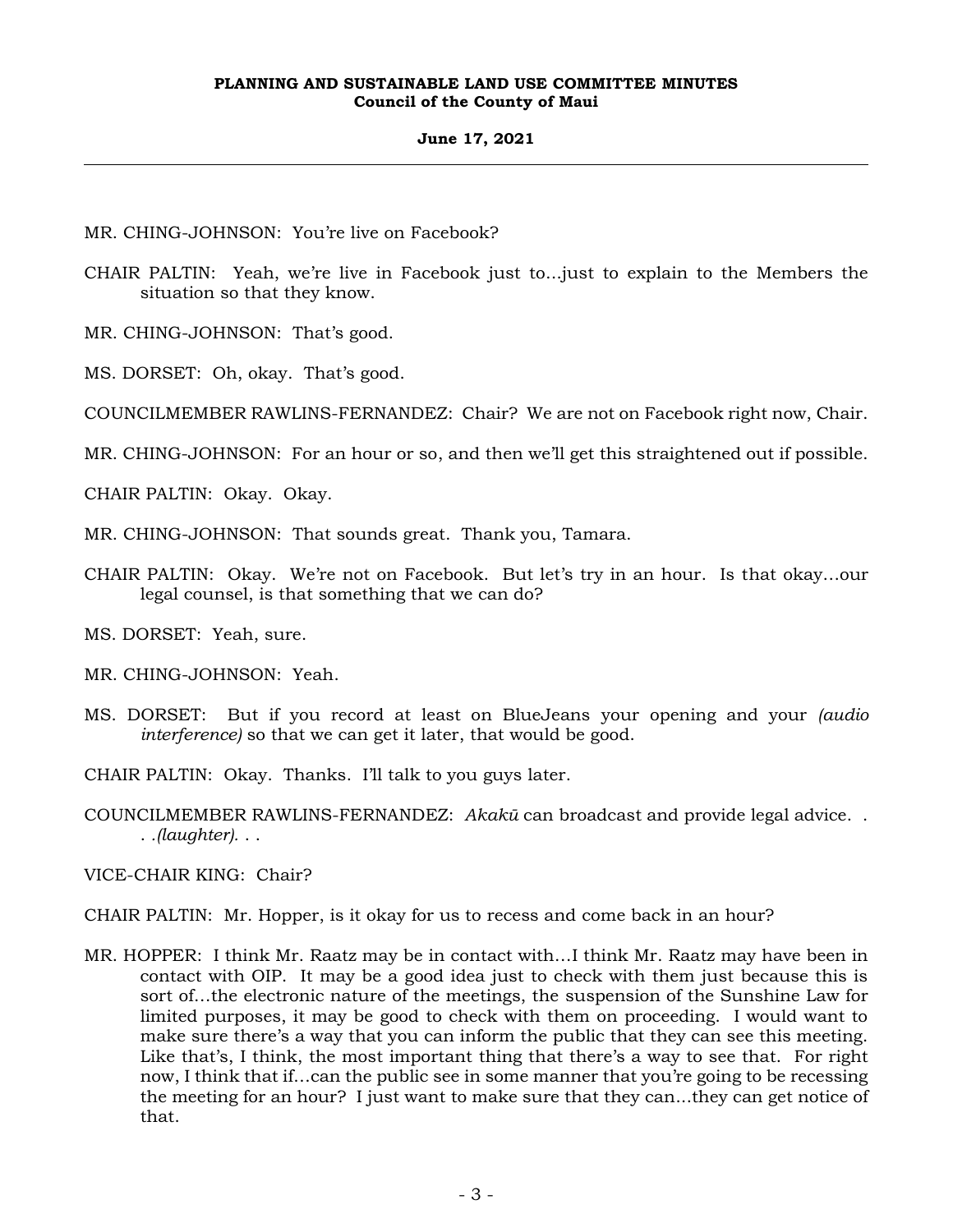MR. CHING-JOHNSON: You're live on Facebook?

CHAIR PALTIN: Yeah, we're live in Facebook just to...just to explain to the Members the situation so that they know.

MR. CHING-JOHNSON: That's good.

MS. DORSET: Oh, okay. That's good.

COUNCILMEMBER RAWLINS-FERNANDEZ: Chair? We are not on Facebook right now, Chair.

MR. CHING-JOHNSON: For an hour or so, and then we'll get this straightened out if possible.

CHAIR PALTIN: Okay. Okay.

MR. CHING-JOHNSON: That sounds great. Thank you, Tamara.

CHAIR PALTIN: Okay. We're not on Facebook. But let's try in an hour. Is that okay...our legal counsel, is that something that we can do?

MS. DORSET: Yeah, sure.

MR. CHING-JOHNSON: Yeah.

MS. DORSET: But if you record at least on BlueJeans your opening and your *(audio interference)* so that we can get it later, that would be good.

CHAIR PALTIN: Okay. Thanks. I'll talk to you guys later.

COUNCILMEMBER RAWLINS-FERNANDEZ: *Akakū* can broadcast and provide legal advice. . . .*(laughter)*. . .

VICE-CHAIR KING: Chair?

CHAIR PALTIN: Mr. Hopper, is it okay for us to recess and come back in an hour?

MR. HOPPER: I think Mr. Raatz may be in contact with...I think Mr. Raatz may have been in contact with OIP. It may be a good idea just to check with them just because this is sort of...the electronic nature of the meetings, the suspension of the Sunshine Law for limited purposes, it may be good to check with them on proceeding. I would want to make sure there's a way that you can inform the public that they can see this meeting. Like that's, I think, the most important thing that there's a way to see that. For right now, I think that if...can the public see in some manner that you're going to be recessing the meeting for an hour? I just want to make sure that they can...they can get notice of that.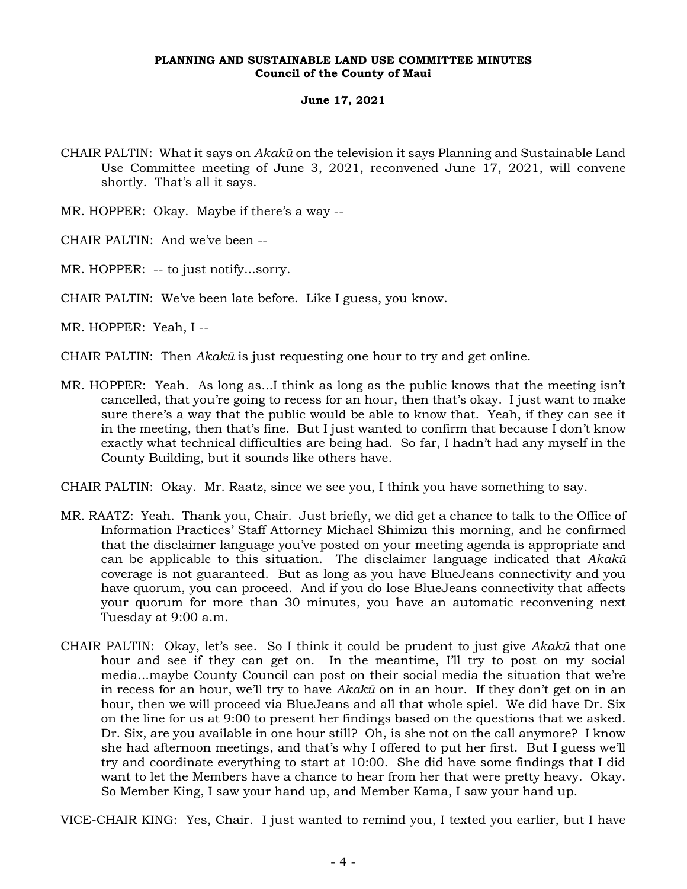CHAIR PALTIN: What it says on *Akakū* on the television it says Planning and Sustainable Land Use Committee meeting of June 3, 2021, reconvened June 17, 2021, will convene shortly. That's all it says.

MR. HOPPER: Okay. Maybe if there's a way --

CHAIR PALTIN: And we've been --

MR. HOPPER: -- to just notify...sorry.

CHAIR PALTIN: We've been late before. Like I guess, you know.

MR. HOPPER: Yeah, I --

CHAIR PALTIN: Then *Akakū* is just requesting one hour to try and get online.

MR. HOPPER: Yeah. As long as...I think as long as the public knows that the meeting isn't cancelled, that you're going to recess for an hour, then that's okay. I just want to make sure there's a way that the public would be able to know that. Yeah, if they can see it in the meeting, then that's fine. But I just wanted to confirm that because I don't know exactly what technical difficulties are being had. So far, I hadn't had any myself in the County Building, but it sounds like others have.

CHAIR PALTIN: Okay. Mr. Raatz, since we see you, I think you have something to say.

MR. RAATZ: Yeah. Thank you, Chair. Just briefly, we did get a chance to talk to the Office of Information Practices' Staff Attorney Michael Shimizu this morning, and he confirmed that the disclaimer language you've posted on your meeting agenda is appropriate and can be applicable to this situation. The disclaimer language indicated that *Akakū* coverage is not guaranteed. But as long as you have BlueJeans connectivity and you have quorum, you can proceed. And if you do lose BlueJeans connectivity that affects your quorum for more than 30 minutes, you have an automatic reconvening next Tuesday at 9:00 a.m.

CHAIR PALTIN: Okay, let's see. So I think it could be prudent to just give *Akakū* that one hour and see if they can get on. In the meantime, I'll try to post on my social media...maybe County Council can post on their social media the situation that we're in recess for an hour, we'll try to have *Akakū* on in an hour. If they don't get on in an hour, then we will proceed via BlueJeans and all that whole spiel. We did have Dr. Six on the line for us at 9:00 to present her findings based on the questions that we asked. Dr. Six, are you available in one hour still? Oh, is she not on the call anymore? I know she had afternoon meetings, and that's why I offered to put her first. But I guess we'll try and coordinate everything to start at 10:00. She did have some findings that I did want to let the Members have a chance to hear from her that were pretty heavy. Okay. So Member King, I saw your hand up, and Member Kama, I saw your hand up.

VICE-CHAIR KING: Yes, Chair. I just wanted to remind you, I texted you earlier, but I have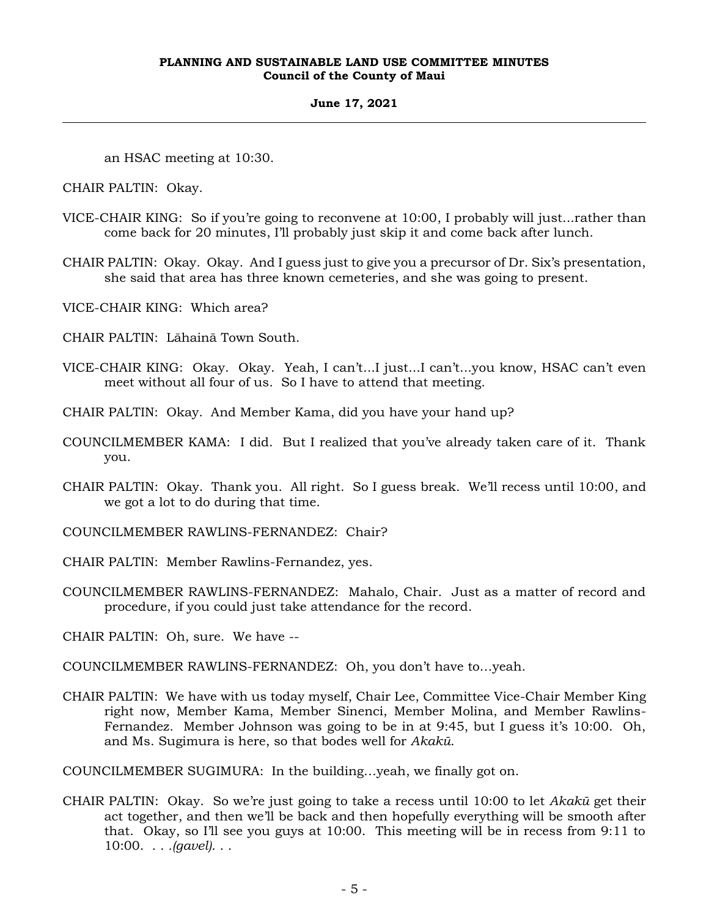an HSAC meeting at 10:30.

CHAIR PALTIN: Okay.

VICE-CHAIR KING: So if you're going to reconvene at 10:00, I probably will just...rather than come back for 20 minutes, I'll probably just skip it and come back after lunch.

CHAIR PALTIN: Okay. Okay. And I guess just to give you a precursor of Dr. Six's presentation, she said that area has three known cemeteries, and she was going to present.

VICE-CHAIR KING: Which area?

CHAIR PALTIN: Lāhainā Town South.

VICE-CHAIR KING: Okay. Okay. Yeah, I can't...I just...I can't...you know, HSAC can't even meet without all four of us. So I have to attend that meeting.

CHAIR PALTIN: Okay. And Member Kama, did you have your hand up?

COUNCILMEMBER KAMA: I did. But I realized that you've already taken care of it. Thank you.

CHAIR PALTIN: Okay. Thank you. All right. So I guess break. We'll recess until 10:00, and we got a lot to do during that time.

COUNCILMEMBER RAWLINS-FERNANDEZ: Chair?

CHAIR PALTIN: Member Rawlins-Fernandez, yes.

COUNCILMEMBER RAWLINS-FERNANDEZ: Mahalo, Chair. Just as a matter of record and procedure, if you could just take attendance for the record.

CHAIR PALTIN: Oh, sure. We have --

COUNCILMEMBER RAWLINS-FERNANDEZ: Oh, you don't have to…yeah.

CHAIR PALTIN: We have with us today myself, Chair Lee, Committee Vice-Chair Member King right now, Member Kama, Member Sinenci, Member Molina, and Member Rawlins-Fernandez. Member Johnson was going to be in at 9:45, but I guess it's 10:00. Oh, and Ms. Sugimura is here, so that bodes well for *Akakū*.

COUNCILMEMBER SUGIMURA: In the building…yeah, we finally got on.

CHAIR PALTIN: Okay. So we're just going to take a recess until 10:00 to let *Akakū* get their act together, and then we'll be back and then hopefully everything will be smooth after that. Okay, so I'll see you guys at 10:00. This meeting will be in recess from 9:11 to 10:00. . . .*(gavel)*. . .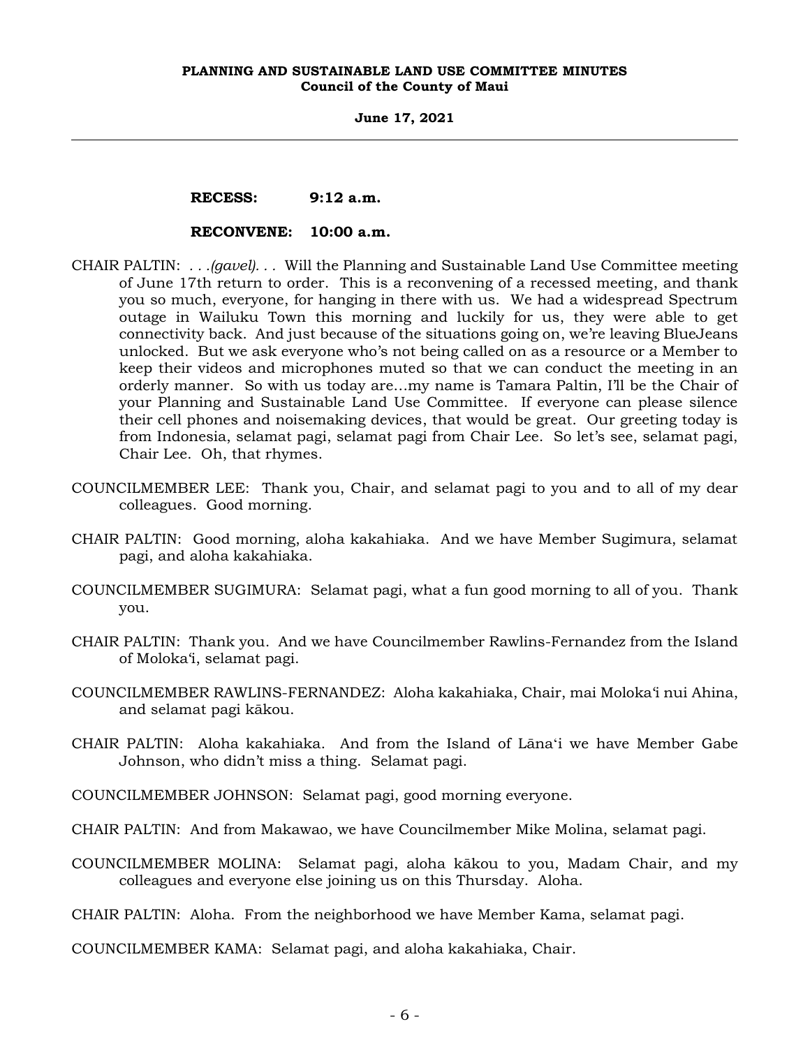**RECESS: 9:12 a.m.**

**RECONVENE: 10:00 a.m.**

CHAIR PALTIN: . . .*(gavel)*. . . Will the Planning and Sustainable Land Use Committee meeting of June 17th return to order. This is a reconvening of a recessed meeting, and thank you so much, everyone, for hanging in there with us. We had a widespread Spectrum outage in Wailuku Town this morning and luckily for us, they were able to get connectivity back. And just because of the situations going on, we're leaving BlueJeans unlocked. But we ask everyone who's not being called on as a resource or a Member to keep their videos and microphones muted so that we can conduct the meeting in an orderly manner. So with us today are...my name is Tamara Paltin, I'll be the Chair of your Planning and Sustainable Land Use Committee. If everyone can please silence their cell phones and noisemaking devices, that would be great. Our greeting today is from Indonesia, selamat pagi, selamat pagi from Chair Lee. So let's see, selamat pagi, Chair Lee. Oh, that rhymes.

COUNCILMEMBER LEE: Thank you, Chair, and selamat pagi to you and to all of my dear colleagues. Good morning.

CHAIR PALTIN: Good morning, aloha kakahiaka. And we have Member Sugimura, selamat pagi, and aloha kakahiaka.

COUNCILMEMBER SUGIMURA: Selamat pagi, what a fun good morning to all of you. Thank you.

CHAIR PALTIN: Thank you. And we have Councilmember Rawlins-Fernandez from the Island of Molokaʻi, selamat pagi.

COUNCILMEMBER RAWLINS-FERNANDEZ: Aloha kakahiaka, Chair, mai Molokaʻi nui Ahina, and selamat pagi kākou.

CHAIR PALTIN: Aloha kakahiaka. And from the Island of Lānaʻi we have Member Gabe Johnson, who didn't miss a thing. Selamat pagi.

COUNCILMEMBER JOHNSON: Selamat pagi, good morning everyone.

CHAIR PALTIN: And from Makawao, we have Councilmember Mike Molina, selamat pagi.

COUNCILMEMBER MOLINA: Selamat pagi, aloha kākou to you, Madam Chair, and my colleagues and everyone else joining us on this Thursday. Aloha.

CHAIR PALTIN: Aloha. From the neighborhood we have Member Kama, selamat pagi.

COUNCILMEMBER KAMA: Selamat pagi, and aloha kakahiaka, Chair.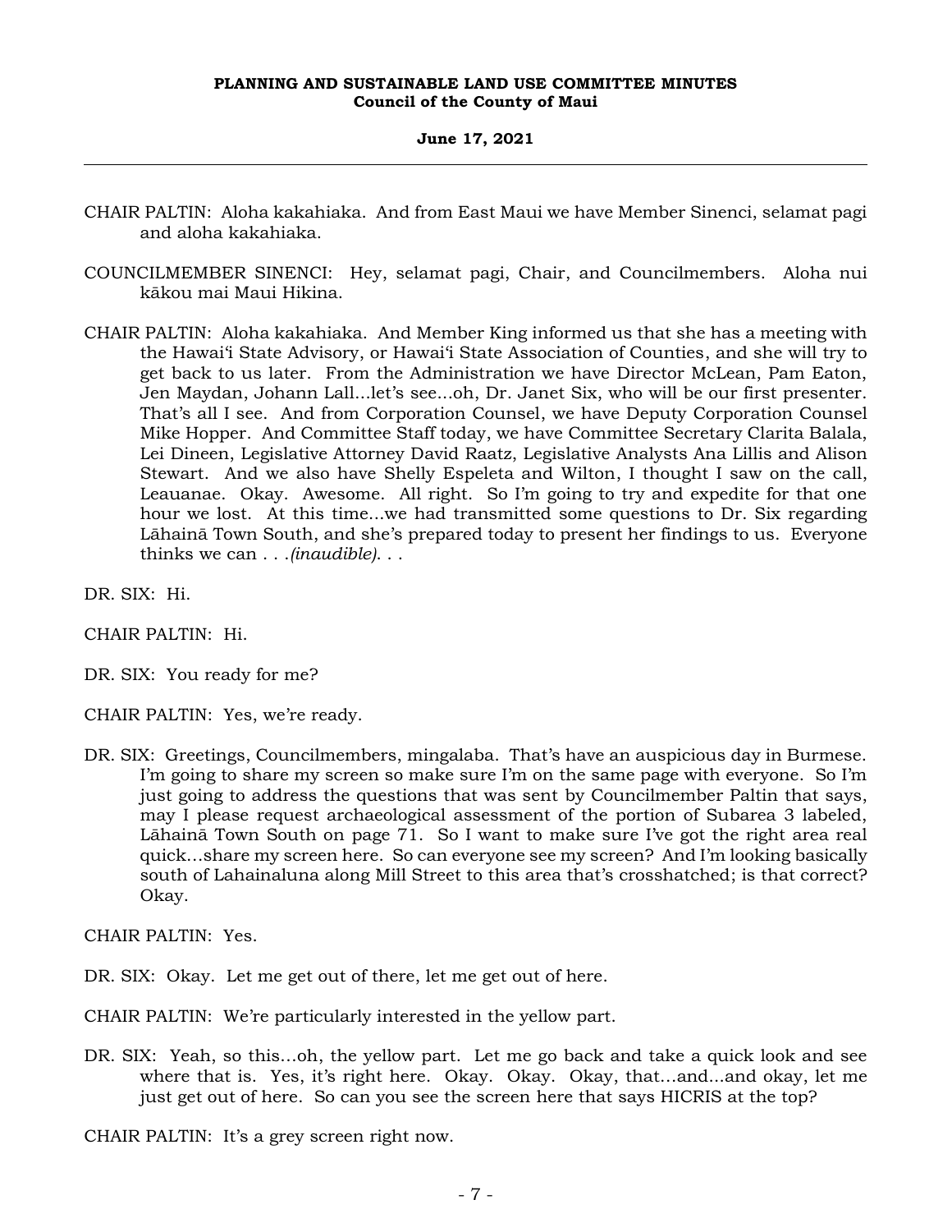CHAIR PALTIN: Aloha kakahiaka. And from East Maui we have Member Sinenci, selamat pagi and aloha kakahiaka.

COUNCILMEMBER SINENCI: Hey, selamat pagi, Chair, and Councilmembers. Aloha nui kākou mai Maui Hikina.

CHAIR PALTIN: Aloha kakahiaka. And Member King informed us that she has a meeting with the Hawaiʻi State Advisory, or Hawaiʻi State Association of Counties, and she will try to get back to us later. From the Administration we have Director McLean, Pam Eaton, Jen Maydan, Johann Lall...let's see...oh, Dr. Janet Six, who will be our first presenter. That's all I see. And from Corporation Counsel, we have Deputy Corporation Counsel Mike Hopper. And Committee Staff today, we have Committee Secretary Clarita Balala, Lei Dineen, Legislative Attorney David Raatz, Legislative Analysts Ana Lillis and Alison Stewart. And we also have Shelly Espeleta and Wilton, I thought I saw on the call, Leauanae. Okay. Awesome. All right. So I'm going to try and expedite for that one hour we lost. At this time...we had transmitted some questions to Dr. Six regarding Lāhainā Town South, and she's prepared today to present her findings to us. Everyone thinks we can . . .*(inaudible)*. . .

DR. SIX: Hi.

CHAIR PALTIN: Hi.

DR. SIX: You ready for me?

CHAIR PALTIN: Yes, we're ready.

DR. SIX: Greetings, Councilmembers, mingalaba. That's have an auspicious day in Burmese. I'm going to share my screen so make sure I'm on the same page with everyone. So I'm just going to address the questions that was sent by Councilmember Paltin that says, may I please request archaeological assessment of the portion of Subarea 3 labeled, Lāhainā Town South on page 71. So I want to make sure I've got the right area real quick...share my screen here. So can everyone see my screen? And I'm looking basically south of Lahainaluna along Mill Street to this area that's crosshatched; is that correct? Okay.

CHAIR PALTIN: Yes.

DR. SIX: Okay. Let me get out of there, let me get out of here.

CHAIR PALTIN: We're particularly interested in the yellow part.

DR. SIX: Yeah, so this...oh, the yellow part. Let me go back and take a quick look and see where that is. Yes, it's right here. Okay. Okay. Okay, that...and...and okay, let me just get out of here. So can you see the screen here that says HICRIS at the top?

CHAIR PALTIN: It's a grey screen right now.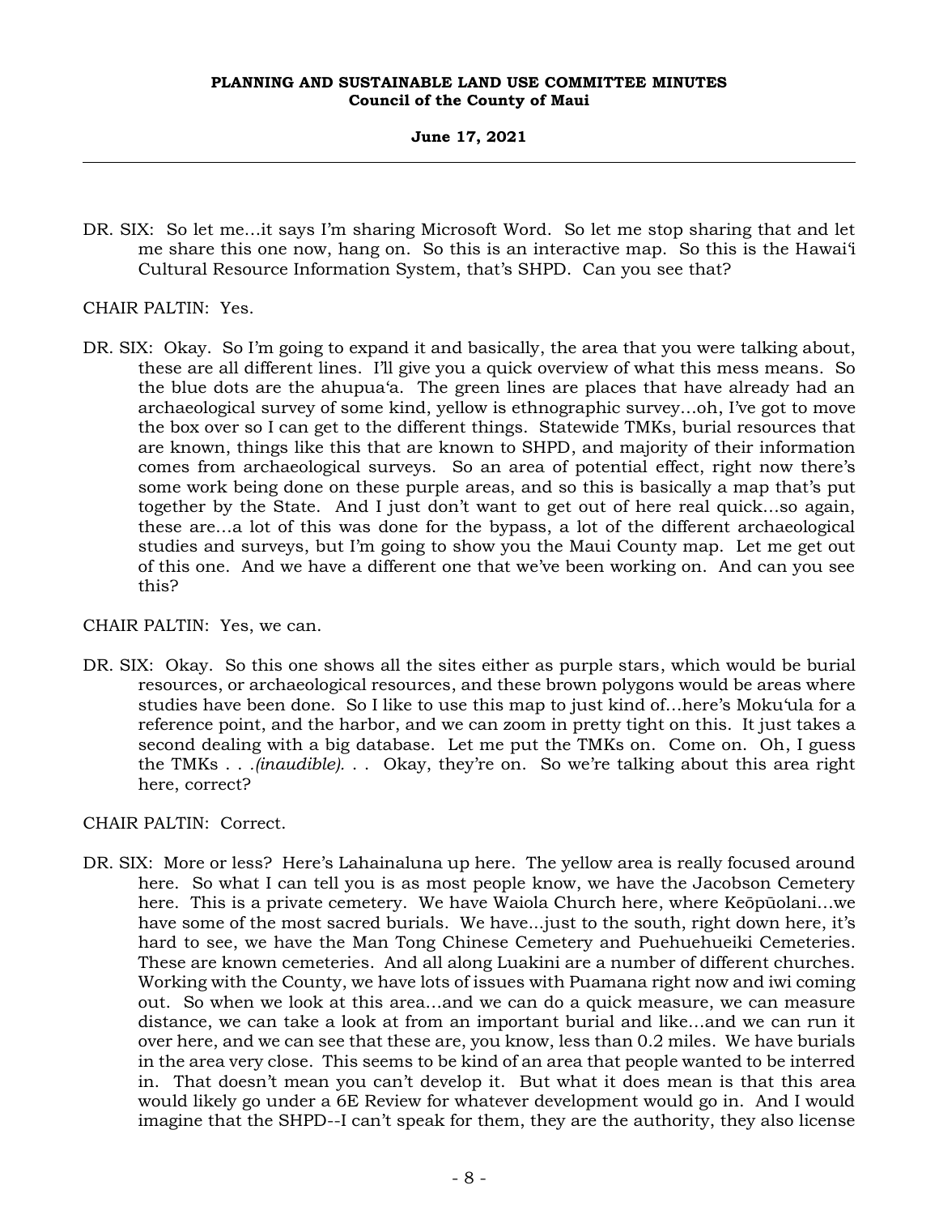DR. SIX: So let me…it says I'm sharing Microsoft Word. So let me stop sharing that and let me share this one now, hang on. So this is an interactive map. So this is the Hawai'i Cultural Resource Information System, that's SHPD. Can you see that?

CHAIR PALTIN: Yes.

DR. SIX: Okay. So I'm going to expand it and basically, the area that you were talking about, these are all different lines. I'll give you a quick overview of what this mess means. So the blue dots are the ahupua'a. The green lines are places that have already had an archaeological survey of some kind, yellow is ethnographic survey…oh, I've got to move the box over so I can get to the different things. Statewide TMKs, burial resources that are known, things like this that are known to SHPD, and majority of their information comes from archaeological surveys. So an area of potential effect, right now there's some work being done on these purple areas, and so this is basically a map that's put together by the State. And I just don't want to get out of here real quick…so again, these are…a lot of this was done for the bypass, a lot of the different archaeological studies and surveys, but I'm going to show you the Maui County map. Let me get out of this one. And we have a different one that we've been working on. And can you see this?

CHAIR PALTIN: Yes, we can.

DR. SIX: Okay. So this one shows all the sites either as purple stars, which would be burial resources, or archaeological resources, and these brown polygons would be areas where studies have been done. So I like to use this map to just kind of…here's Moku'ula for a reference point, and the harbor, and we can zoom in pretty tight on this. It just takes a second dealing with a big database. Let me put the TMKs on. Come on. Oh, I guess the TMKs . . .*(inaudible)*. . . Okay, they're on. So we're talking about this area right here, correct?

CHAIR PALTIN: Correct.

DR. SIX: More or less? Here's Lahainaluna up here. The yellow area is really focused around here. So what I can tell you is as most people know, we have the Jacobson Cemetery here. This is a private cemetery. We have Waiola Church here, where Keōpūolani…we have some of the most sacred burials. We have…just to the south, right down here, it's hard to see, we have the Man Tong Chinese Cemetery and Puehuehueiki Cemeteries. These are known cemeteries. And all along Luakini are a number of different churches. Working with the County, we have lots of issues with Puamana right now and iwi coming out. So when we look at this area…and we can do a quick measure, we can measure distance, we can take a look at from an important burial and like…and we can run it over here, and we can see that these are, you know, less than 0.2 miles. We have burials in the area very close. This seems to be kind of an area that people wanted to be interred in. That doesn't mean you can't develop it. But what it does mean is that this area would likely go under a 6E Review for whatever development would go in. And I would imagine that the SHPD--I can't speak for them, they are the authority, they also license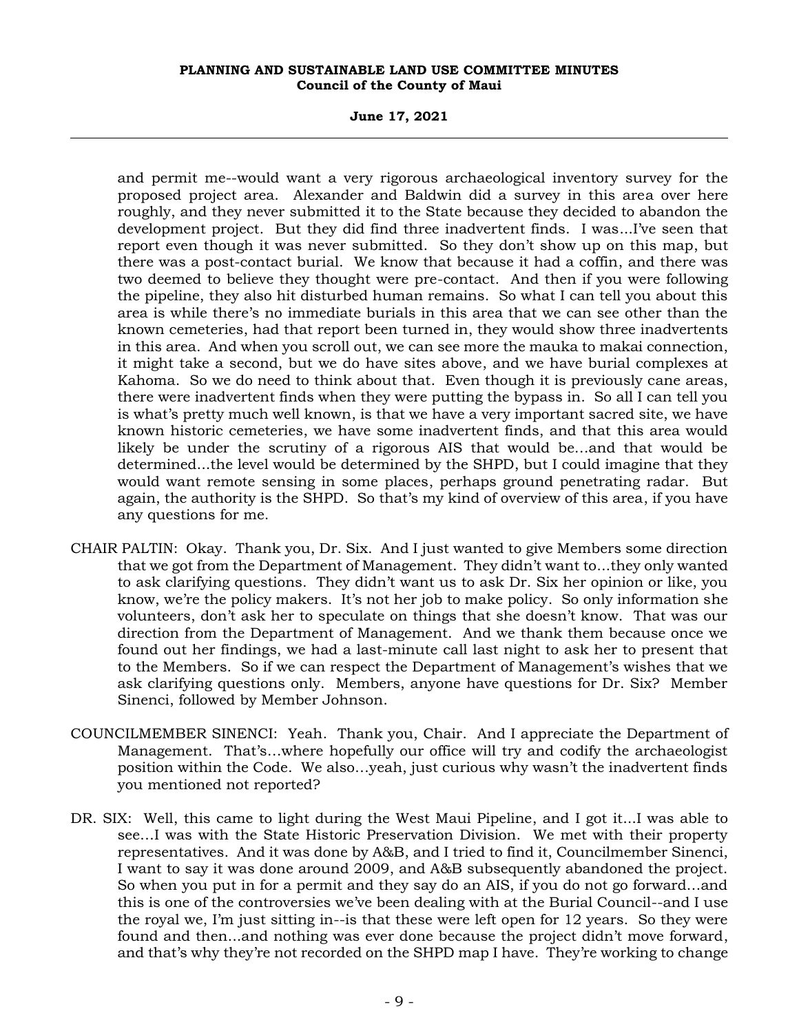and permit me--would want a very rigorous archaeological inventory survey for the proposed project area. Alexander and Baldwin did a survey in this area over here roughly, and they never submitted it to the State because they decided to abandon the development project. But they did find three inadvertent finds. I was...I've seen that report even though it was never submitted. So they don't show up on this map, but there was a post-contact burial. We know that because it had a coffin, and there was two deemed to believe they thought were pre-contact. And then if you were following the pipeline, they also hit disturbed human remains. So what I can tell you about this area is while there's no immediate burials in this area that we can see other than the known cemeteries, had that report been turned in, they would show three inadvertents in this area. And when you scroll out, we can see more the mauka to makai connection, it might take a second, but we do have sites above, and we have burial complexes at Kahoma. So we do need to think about that. Even though it is previously cane areas, there were inadvertent finds when they were putting the bypass in. So all I can tell you is what's pretty much well known, is that we have a very important sacred site, we have known historic cemeteries, we have some inadvertent finds, and that this area would likely be under the scrutiny of a rigorous AIS that would be...and that would be determined...the level would be determined by the SHPD, but I could imagine that they would want remote sensing in some places, perhaps ground penetrating radar. But again, the authority is the SHPD. So that's my kind of overview of this area, if you have any questions for me.

CHAIR PALTIN: Okay. Thank you, Dr. Six. And I just wanted to give Members some direction that we got from the Department of Management. They didn't want to...they only wanted to ask clarifying questions. They didn't want us to ask Dr. Six her opinion or like, you know, we're the policy makers. It's not her job to make policy. So only information she volunteers, don't ask her to speculate on things that she doesn't know. That was our direction from the Department of Management. And we thank them because once we found out her findings, we had a last-minute call last night to ask her to present that to the Members. So if we can respect the Department of Management's wishes that we ask clarifying questions only. Members, anyone have questions for Dr. Six? Member Sinenci, followed by Member Johnson.

COUNCILMEMBER SINENCI: Yeah. Thank you, Chair. And I appreciate the Department of Management. That's...where hopefully our office will try and codify the archaeologist position within the Code. We also...yeah, just curious why wasn't the inadvertent finds you mentioned not reported?

DR. SIX: Well, this came to light during the West Maui Pipeline, and I got it...I was able to see...I was with the State Historic Preservation Division. We met with their property representatives. And it was done by A&B, and I tried to find it, Councilmember Sinenci, I want to say it was done around 2009, and A&B subsequently abandoned the project. So when you put in for a permit and they say do an AIS, if you do not go forward...and this is one of the controversies we've been dealing with at the Burial Council--and I use the royal we, I'm just sitting in--is that these were left open for 12 years. So they were found and then...and nothing was ever done because the project didn't move forward, and that's why they're not recorded on the SHPD map I have. They're working to change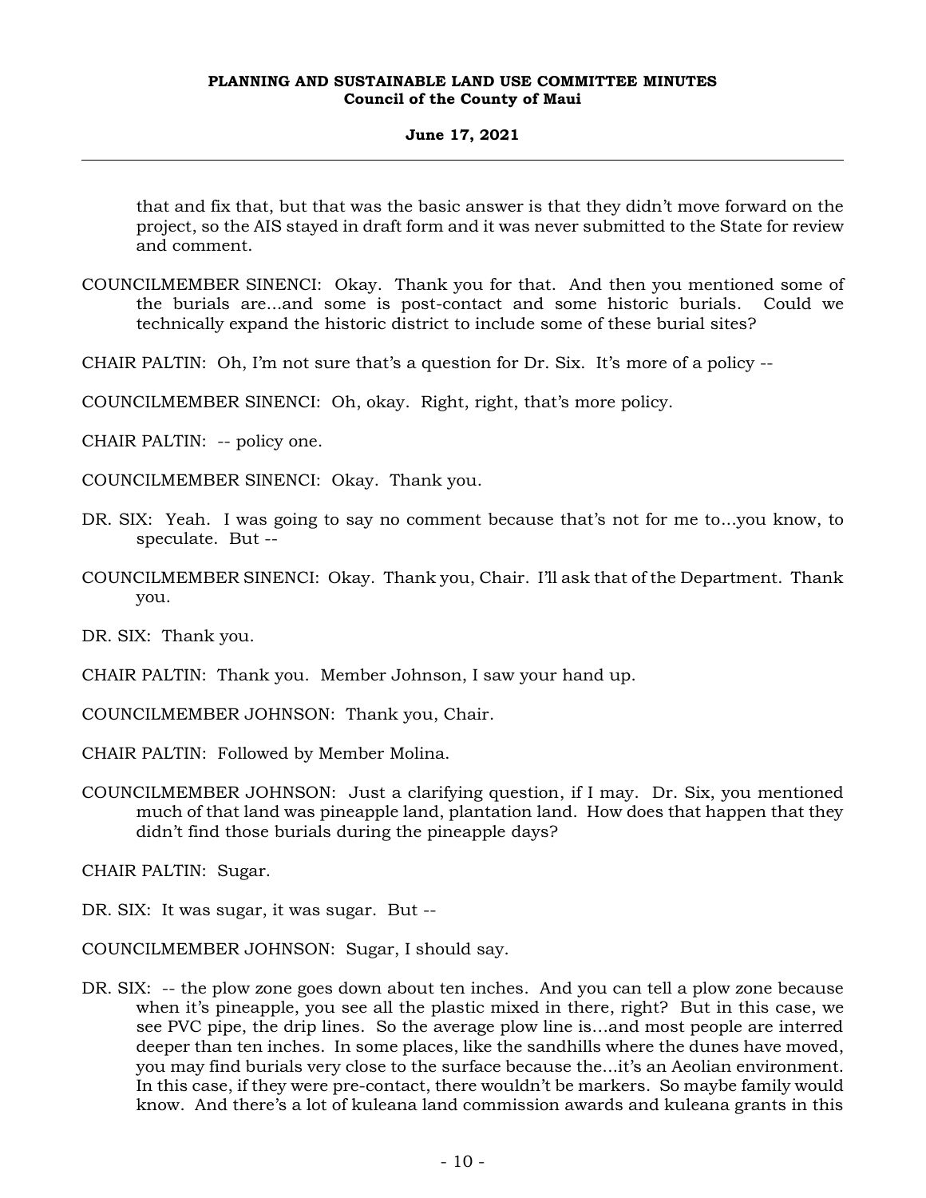that and fix that, but that was the basic answer is that they didn't move forward on the project, so the AIS stayed in draft form and it was never submitted to the State for review and comment.

COUNCILMEMBER SINENCI: Okay. Thank you for that. And then you mentioned some of the burials are...and some is post-contact and some historic burials. Could we technically expand the historic district to include some of these burial sites?

CHAIR PALTIN: Oh, I'm not sure that's a question for Dr. Six. It's more of a policy --

COUNCILMEMBER SINENCI: Oh, okay. Right, right, that's more policy.

CHAIR PALTIN: -- policy one.

COUNCILMEMBER SINENCI: Okay. Thank you.

DR. SIX: Yeah. I was going to say no comment because that's not for me to...you know, to speculate. But --

COUNCILMEMBER SINENCI: Okay. Thank you, Chair. I'll ask that of the Department. Thank you.

DR. SIX: Thank you.

CHAIR PALTIN: Thank you. Member Johnson, I saw your hand up.

COUNCILMEMBER JOHNSON: Thank you, Chair.

CHAIR PALTIN: Followed by Member Molina.

COUNCILMEMBER JOHNSON: Just a clarifying question, if I may. Dr. Six, you mentioned much of that land was pineapple land, plantation land. How does that happen that they didn't find those burials during the pineapple days?

CHAIR PALTIN: Sugar.

DR. SIX: It was sugar, it was sugar. But --

COUNCILMEMBER JOHNSON: Sugar, I should say.

DR. SIX: -- the plow zone goes down about ten inches. And you can tell a plow zone because when it's pineapple, you see all the plastic mixed in there, right? But in this case, we see PVC pipe, the drip lines. So the average plow line is...and most people are interred deeper than ten inches. In some places, like the sandhills where the dunes have moved, you may find burials very close to the surface because the...it's an Aeolian environment. In this case, if they were pre-contact, there wouldn't be markers. So maybe family would know. And there's a lot of kuleana land commission awards and kuleana grants in this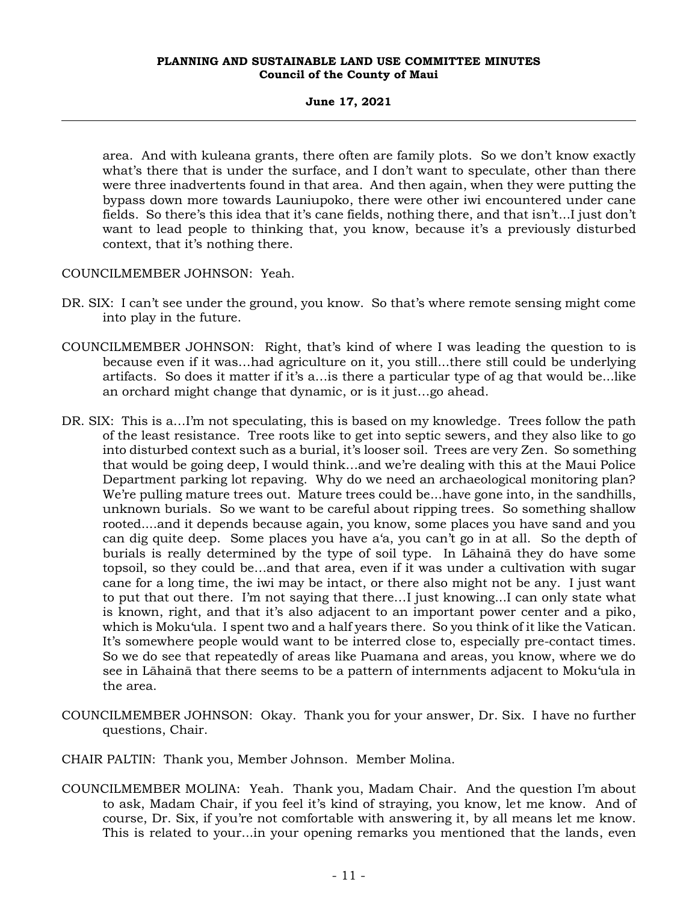area. And with kuleana grants, there often are family plots. So we don't know exactly what's there that is under the surface, and I don't want to speculate, other than there were three inadvertents found in that area. And then again, when they were putting the bypass down more towards Launiupoko, there were other iwi encountered under cane fields. So there's this idea that it's cane fields, nothing there, and that isn't...I just don't want to lead people to thinking that, you know, because it's a previously disturbed context, that it's nothing there.

COUNCILMEMBER JOHNSON: Yeah.

DR. SIX: I can't see under the ground, you know. So that's where remote sensing might come into play in the future.

COUNCILMEMBER JOHNSON: Right, that's kind of where I was leading the question to is because even if it was...had agriculture on it, you still...there still could be underlying artifacts. So does it matter if it's a...is there a particular type of ag that would be...like an orchard might change that dynamic, or is it just...go ahead.

DR. SIX: This is a...I'm not speculating, this is based on my knowledge. Trees follow the path of the least resistance. Tree roots like to get into septic sewers, and they also like to go into disturbed context such as a burial, it's looser soil. Trees are very Zen. So something that would be going deep, I would think...and we're dealing with this at the Maui Police Department parking lot repaving. Why do we need an archaeological monitoring plan? We're pulling mature trees out. Mature trees could be...have gone into, in the sandhills, unknown burials. So we want to be careful about ripping trees. So something shallow rooted....and it depends because again, you know, some places you have sand and you can dig quite deep. Some places you have aʻa, you can't go in at all. So the depth of burials is really determined by the type of soil type. In Lāhainā they do have some topsoil, so they could be...and that area, even if it was under a cultivation with sugar cane for a long time, the iwi may be intact, or there also might not be any. I just want to put that out there. I'm not saying that there...I just knowing...I can only state what is known, right, and that it's also adjacent to an important power center and a piko, which is Mokuʻula. I spent two and a half years there. So you think of it like the Vatican. It's somewhere people would want to be interred close to, especially pre-contact times. So we do see that repeatedly of areas like Puamana and areas, you know, where we do see in Lāhainā that there seems to be a pattern of internments adjacent to Mokuʻula in the area.

COUNCILMEMBER JOHNSON: Okay. Thank you for your answer, Dr. Six. I have no further questions, Chair.

CHAIR PALTIN: Thank you, Member Johnson. Member Molina.

COUNCILMEMBER MOLINA: Yeah. Thank you, Madam Chair. And the question I'm about to ask, Madam Chair, if you feel it's kind of straying, you know, let me know. And of course, Dr. Six, if you're not comfortable with answering it, by all means let me know. This is related to your...in your opening remarks you mentioned that the lands, even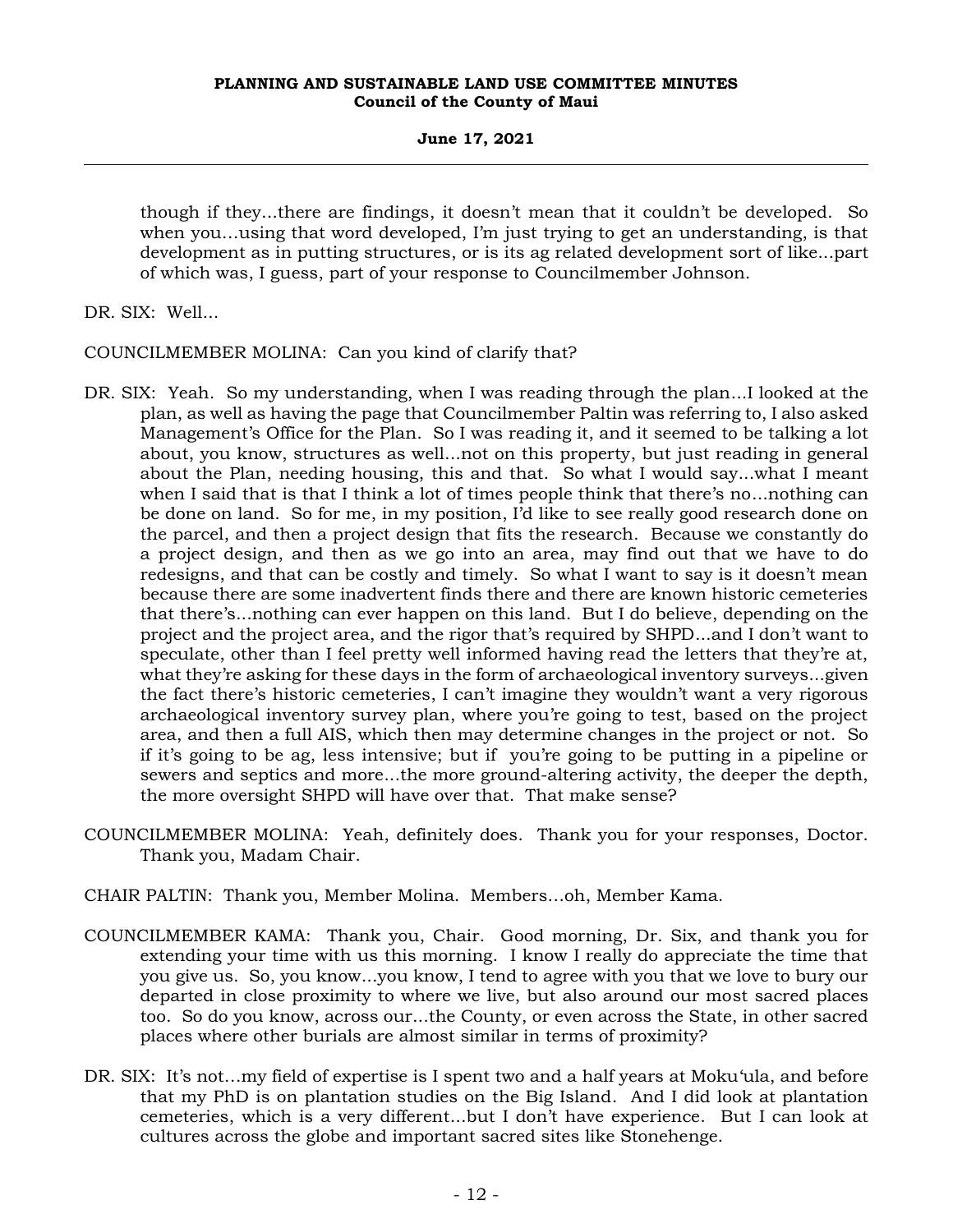though if they...there are findings, it doesn't mean that it couldn't be developed. So when you...using that word developed, I'm just trying to get an understanding, is that development as in putting structures, or is its ag related development sort of like...part of which was, I guess, part of your response to Councilmember Johnson.

DR. SIX: Well...

COUNCILMEMBER MOLINA: Can you kind of clarify that?

DR. SIX: Yeah. So my understanding, when I was reading through the plan...I looked at the plan, as well as having the page that Councilmember Paltin was referring to, I also asked Management's Office for the Plan. So I was reading it, and it seemed to be talking a lot about, you know, structures as well...not on this property, but just reading in general about the Plan, needing housing, this and that. So what I would say...what I meant when I said that is that I think a lot of times people think that there's no...nothing can be done on land. So for me, in my position, I'd like to see really good research done on the parcel, and then a project design that fits the research. Because we constantly do a project design, and then as we go into an area, may find out that we have to do redesigns, and that can be costly and timely. So what I want to say is it doesn't mean because there are some inadvertent finds there and there are known historic cemeteries that there's...nothing can ever happen on this land. But I do believe, depending on the project and the project area, and the rigor that's required by SHPD...and I don't want to speculate, other than I feel pretty well informed having read the letters that they're at, what they're asking for these days in the form of archaeological inventory surveys...given the fact there's historic cemeteries, I can't imagine they wouldn't want a very rigorous archaeological inventory survey plan, where you're going to test, based on the project area, and then a full AIS, which then may determine changes in the project or not. So if it's going to be ag, less intensive; but if you're going to be putting in a pipeline or sewers and septics and more...the more ground-altering activity, the deeper the depth, the more oversight SHPD will have over that. That make sense?

COUNCILMEMBER MOLINA: Yeah, definitely does. Thank you for your responses, Doctor. Thank you, Madam Chair.

CHAIR PALTIN: Thank you, Member Molina. Members...oh, Member Kama.

COUNCILMEMBER KAMA: Thank you, Chair. Good morning, Dr. Six, and thank you for extending your time with us this morning. I know I really do appreciate the time that you give us. So, you know...you know, I tend to agree with you that we love to bury our departed in close proximity to where we live, but also around our most sacred places too. So do you know, across our...the County, or even across the State, in other sacred places where other burials are almost similar in terms of proximity?

DR. SIX: It's not...my field of expertise is I spent two and a half years at Moku'ula, and before that my PhD is on plantation studies on the Big Island. And I did look at plantation cemeteries, which is a very different...but I don't have experience. But I can look at cultures across the globe and important sacred sites like Stonehenge.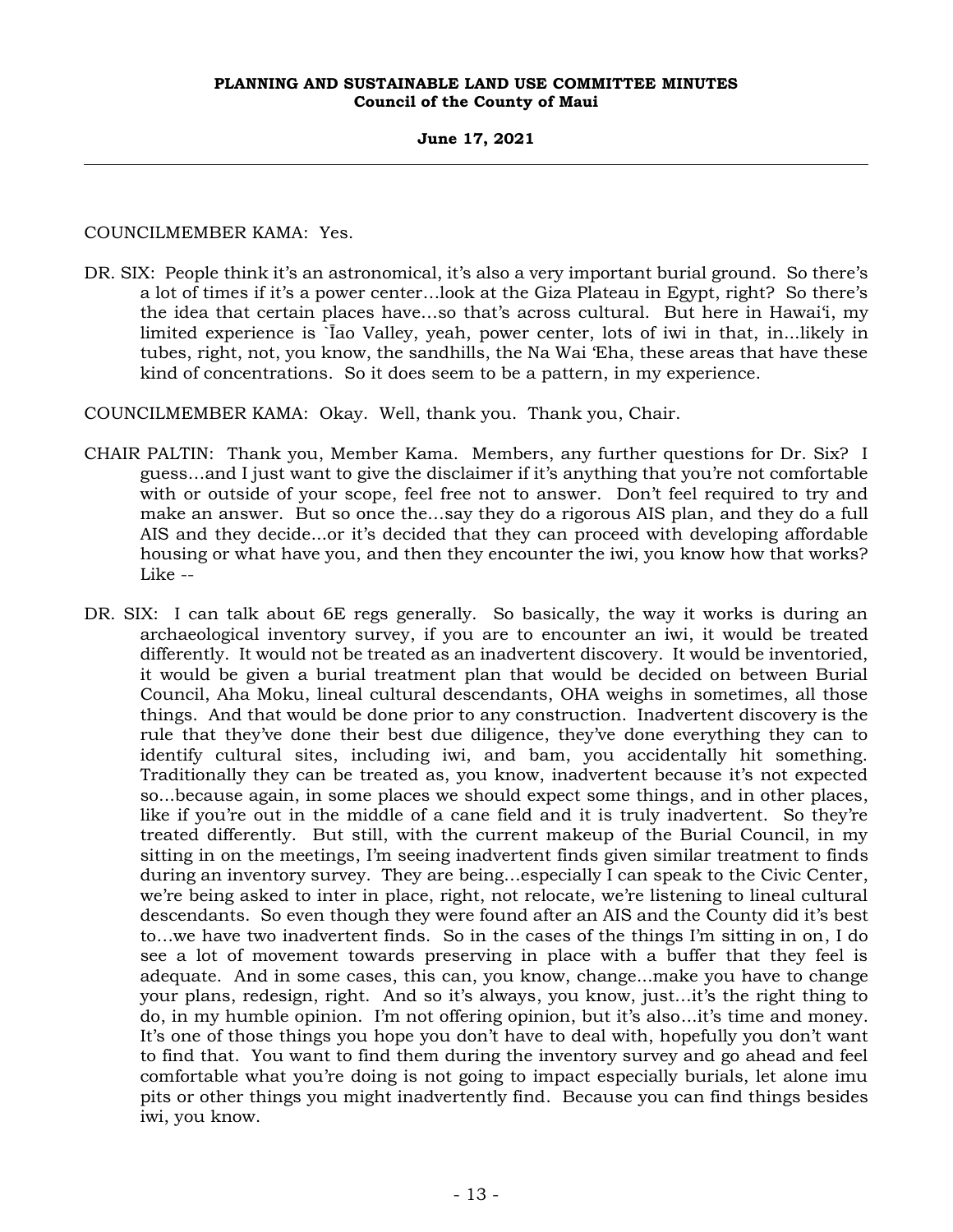COUNCILMEMBER KAMA: Yes.

DR. SIX: People think it's an astronomical, it's also a very important burial ground. So there's a lot of times if it's a power center…look at the Giza Plateau in Egypt, right? So there's the idea that certain places have…so that's across cultural. But here in Hawai'i, my limited experience is `Īao Valley, yeah, power center, lots of iwi in that, in...likely in tubes, right, not, you know, the sandhills, the Na Wai 'Eha, these areas that have these kind of concentrations. So it does seem to be a pattern, in my experience.

COUNCILMEMBER KAMA: Okay. Well, thank you. Thank you, Chair.

CHAIR PALTIN: Thank you, Member Kama. Members, any further questions for Dr. Six? I guess…and I just want to give the disclaimer if it's anything that you're not comfortable with or outside of your scope, feel free not to answer. Don't feel required to try and make an answer. But so once the…say they do a rigorous AIS plan, and they do a full AIS and they decide...or it's decided that they can proceed with developing affordable housing or what have you, and then they encounter the iwi, you know how that works? Like --

DR. SIX: I can talk about 6E regs generally. So basically, the way it works is during an archaeological inventory survey, if you are to encounter an iwi, it would be treated differently. It would not be treated as an inadvertent discovery. It would be inventoried, it would be given a burial treatment plan that would be decided on between Burial Council, Aha Moku, lineal cultural descendants, OHA weighs in sometimes, all those things. And that would be done prior to any construction. Inadvertent discovery is the rule that they've done their best due diligence, they've done everything they can to identify cultural sites, including iwi, and bam, you accidentally hit something. Traditionally they can be treated as, you know, inadvertent because it's not expected so...because again, in some places we should expect some things, and in other places, like if you're out in the middle of a cane field and it is truly inadvertent. So they're treated differently. But still, with the current makeup of the Burial Council, in my sitting in on the meetings, I'm seeing inadvertent finds given similar treatment to finds during an inventory survey. They are being…especially I can speak to the Civic Center, we're being asked to inter in place, right, not relocate, we're listening to lineal cultural descendants. So even though they were found after an AIS and the County did it's best to…we have two inadvertent finds. So in the cases of the things I'm sitting in on, I do see a lot of movement towards preserving in place with a buffer that they feel is adequate. And in some cases, this can, you know, change...make you have to change your plans, redesign, right. And so it's always, you know, just…it's the right thing to do, in my humble opinion. I'm not offering opinion, but it's also…it's time and money. It's one of those things you hope you don't have to deal with, hopefully you don't want to find that. You want to find them during the inventory survey and go ahead and feel comfortable what you're doing is not going to impact especially burials, let alone imu pits or other things you might inadvertently find. Because you can find things besides iwi, you know.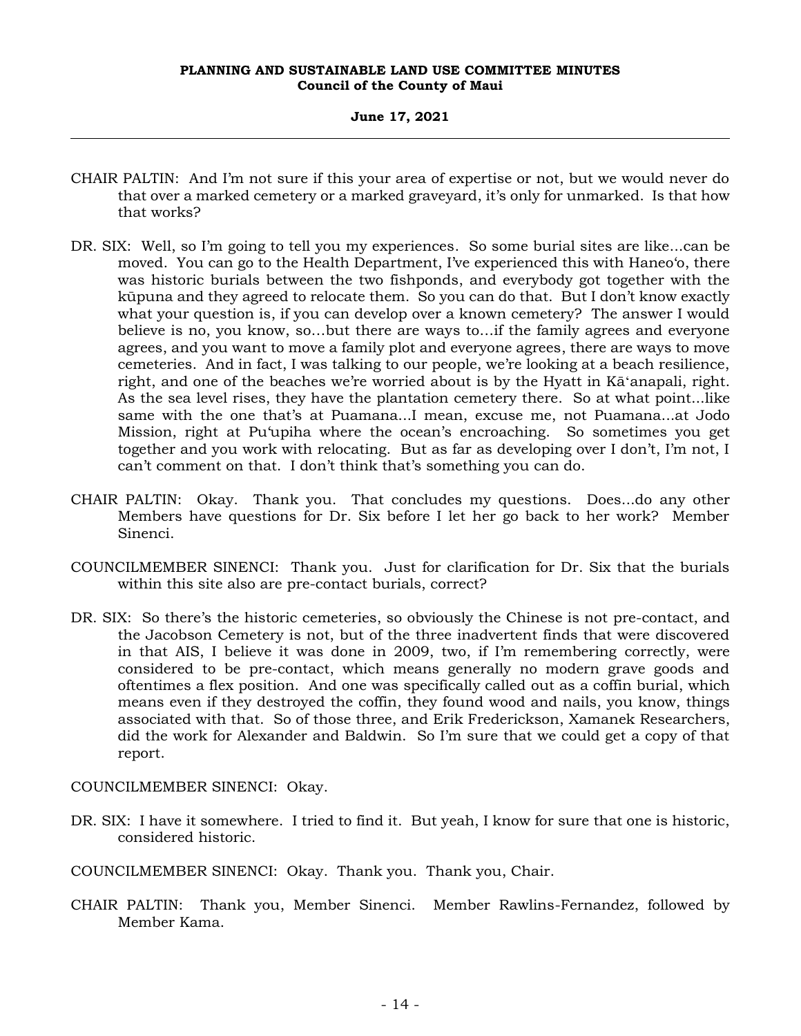CHAIR PALTIN: And I'm not sure if this your area of expertise or not, but we would never do that over a marked cemetery or a marked graveyard, it's only for unmarked. Is that how that works?

DR. SIX: Well, so I'm going to tell you my experiences. So some burial sites are like...can be moved. You can go to the Health Department, I've experienced this with Haneo'o, there was historic burials between the two fishponds, and everybody got together with the kūpuna and they agreed to relocate them. So you can do that. But I don't know exactly what your question is, if you can develop over a known cemetery? The answer I would believe is no, you know, so...but there are ways to...if the family agrees and everyone agrees, and you want to move a family plot and everyone agrees, there are ways to move cemeteries. And in fact, I was talking to our people, we're looking at a beach resilience, right, and one of the beaches we're worried about is by the Hyatt in Kā'anapali, right. As the sea level rises, they have the plantation cemetery there. So at what point...like same with the one that's at Puamana...I mean, excuse me, not Puamana...at Jodo Mission, right at Pu'upiha where the ocean's encroaching. So sometimes you get together and you work with relocating. But as far as developing over I don't, I'm not, I can't comment on that. I don't think that's something you can do.

CHAIR PALTIN: Okay. Thank you. That concludes my questions. Does...do any other Members have questions for Dr. Six before I let her go back to her work? Member Sinenci.

COUNCILMEMBER SINENCI: Thank you. Just for clarification for Dr. Six that the burials within this site also are pre-contact burials, correct?

DR. SIX: So there's the historic cemeteries, so obviously the Chinese is not pre-contact, and the Jacobson Cemetery is not, but of the three inadvertent finds that were discovered in that AIS, I believe it was done in 2009, two, if I'm remembering correctly, were considered to be pre-contact, which means generally no modern grave goods and oftentimes a flex position. And one was specifically called out as a coffin burial, which means even if they destroyed the coffin, they found wood and nails, you know, things associated with that. So of those three, and Erik Frederickson, Xamanek Researchers, did the work for Alexander and Baldwin. So I'm sure that we could get a copy of that report.

COUNCILMEMBER SINENCI: Okay.

DR. SIX: I have it somewhere. I tried to find it. But yeah, I know for sure that one is historic, considered historic.

COUNCILMEMBER SINENCI: Okay. Thank you. Thank you, Chair.

CHAIR PALTIN: Thank you, Member Sinenci. Member Rawlins-Fernandez, followed by Member Kama.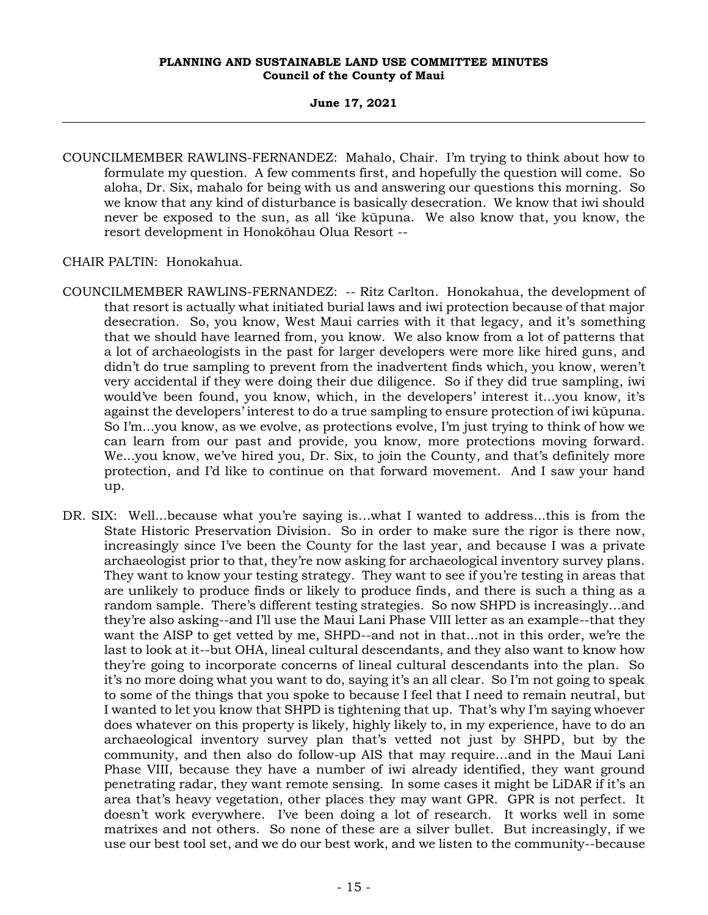COUNCILMEMBER RAWLINS-FERNANDEZ: Mahalo, Chair. I'm trying to think about how to formulate my question. A few comments first, and hopefully the question will come. So aloha, Dr. Six, mahalo for being with us and answering our questions this morning. So we know that any kind of disturbance is basically desecration. We know that iwi should never be exposed to the sun, as all ʻike kūpuna. We also know that, you know, the resort development in Honokōhau Olua Resort --

CHAIR PALTIN: Honokahua.

COUNCILMEMBER RAWLINS-FERNANDEZ: -- Ritz Carlton. Honokahua, the development of that resort is actually what initiated burial laws and iwi protection because of that major desecration. So, you know, West Maui carries with it that legacy, and it's something that we should have learned from, you know. We also know from a lot of patterns that a lot of archaeologists in the past for larger developers were more like hired guns, and didn't do true sampling to prevent from the inadvertent finds which, you know, weren't very accidental if they were doing their due diligence. So if they did true sampling, iwi would've been found, you know, which, in the developers' interest it...you know, it's against the developers' interest to do a true sampling to ensure protection of iwi kūpuna. So I'm...you know, as we evolve, as protections evolve, I'm just trying to think of how we can learn from our past and provide, you know, more protections moving forward. We...you know, we've hired you, Dr. Six, to join the County, and that's definitely more protection, and I'd like to continue on that forward movement. And I saw your hand up.

DR. SIX: Well...because what you're saying is...what I wanted to address...this is from the State Historic Preservation Division. So in order to make sure the rigor is there now, increasingly since I've been the County for the last year, and because I was a private archaeologist prior to that, they're now asking for archaeological inventory survey plans. They want to know your testing strategy. They want to see if you're testing in areas that are unlikely to produce finds or likely to produce finds, and there is such a thing as a random sample. There's different testing strategies. So now SHPD is increasingly...and they're also asking--and I'll use the Maui Lani Phase VIII letter as an example--that they want the AISP to get vetted by me, SHPD--and not in that...not in this order, we're the last to look at it--but OHA, lineal cultural descendants, and they also want to know how they're going to incorporate concerns of lineal cultural descendants into the plan. So it's no more doing what you want to do, saying it's an all clear. So I'm not going to speak to some of the things that you spoke to because I feel that I need to remain neutral, but I wanted to let you know that SHPD is tightening that up. That's why I'm saying whoever does whatever on this property is likely, highly likely to, in my experience, have to do an archaeological inventory survey plan that's vetted not just by SHPD, but by the community, and then also do follow-up AIS that may require...and in the Maui Lani Phase VIII, because they have a number of iwi already identified, they want ground penetrating radar, they want remote sensing. In some cases it might be LiDAR if it's an area that's heavy vegetation, other places they may want GPR. GPR is not perfect. It doesn't work everywhere. I've been doing a lot of research. It works well in some matrixes and not others. So none of these are a silver bullet. But increasingly, if we use our best tool set, and we do our best work, and we listen to the community--because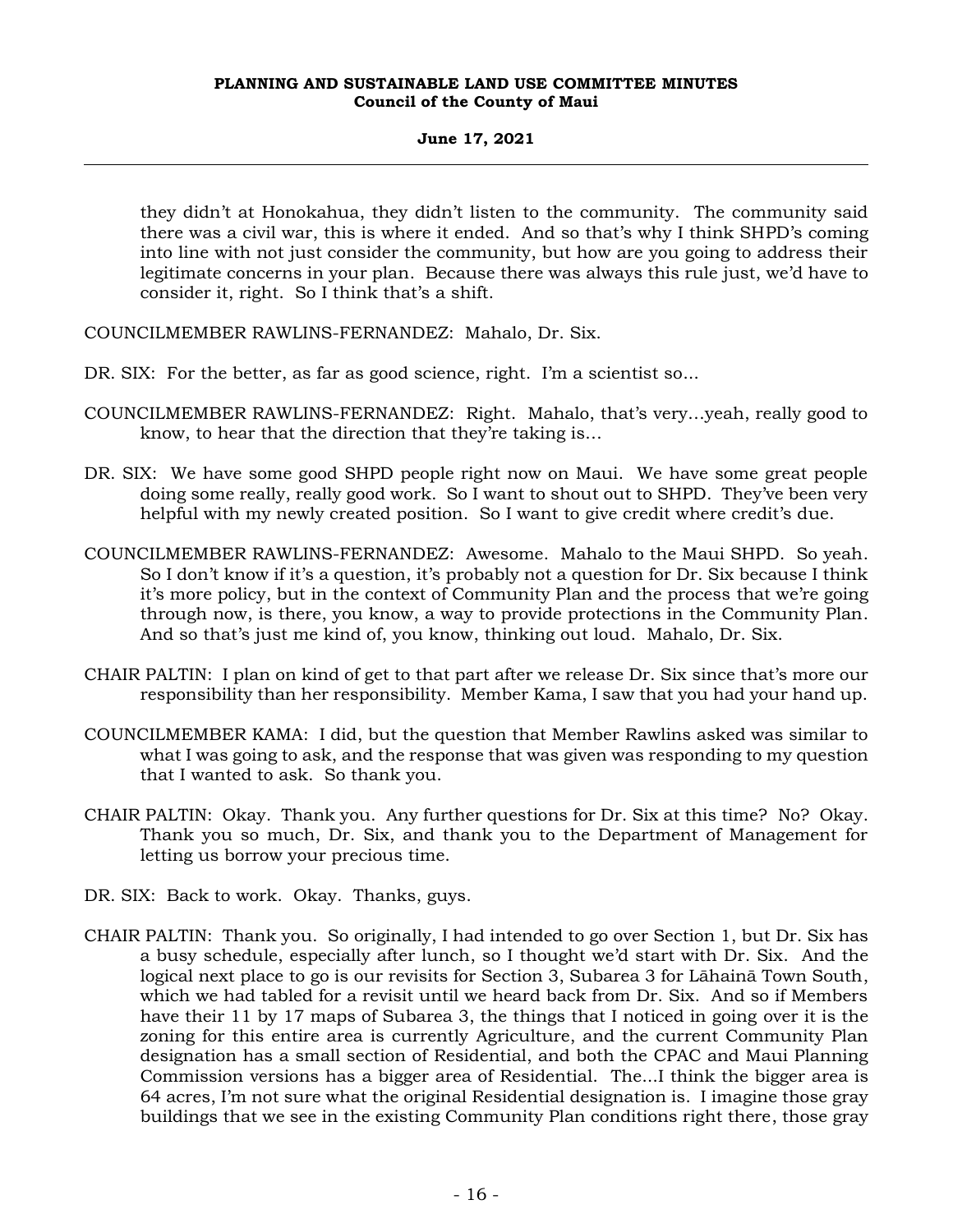they didn't at Honokahua, they didn't listen to the community. The community said there was a civil war, this is where it ended. And so that's why I think SHPD's coming into line with not just consider the community, but how are you going to address their legitimate concerns in your plan. Because there was always this rule just, we'd have to consider it, right. So I think that's a shift.

COUNCILMEMBER RAWLINS-FERNANDEZ: Mahalo, Dr. Six.

DR. SIX: For the better, as far as good science, right. I'm a scientist so...

COUNCILMEMBER RAWLINS-FERNANDEZ: Right. Mahalo, that's very...yeah, really good to know, to hear that the direction that they're taking is...

DR. SIX: We have some good SHPD people right now on Maui. We have some great people doing some really, really good work. So I want to shout out to SHPD. They've been very helpful with my newly created position. So I want to give credit where credit's due.

COUNCILMEMBER RAWLINS-FERNANDEZ: Awesome. Mahalo to the Maui SHPD. So yeah. So I don't know if it's a question, it's probably not a question for Dr. Six because I think it's more policy, but in the context of Community Plan and the process that we're going through now, is there, you know, a way to provide protections in the Community Plan. And so that's just me kind of, you know, thinking out loud. Mahalo, Dr. Six.

CHAIR PALTIN: I plan on kind of get to that part after we release Dr. Six since that's more our responsibility than her responsibility. Member Kama, I saw that you had your hand up.

COUNCILMEMBER KAMA: I did, but the question that Member Rawlins asked was similar to what I was going to ask, and the response that was given was responding to my question that I wanted to ask. So thank you.

CHAIR PALTIN: Okay. Thank you. Any further questions for Dr. Six at this time? No? Okay. Thank you so much, Dr. Six, and thank you to the Department of Management for letting us borrow your precious time.

DR. SIX: Back to work. Okay. Thanks, guys.

CHAIR PALTIN: Thank you. So originally, I had intended to go over Section 1, but Dr. Six has a busy schedule, especially after lunch, so I thought we'd start with Dr. Six. And the logical next place to go is our revisits for Section 3, Subarea 3 for Lāhainā Town South, which we had tabled for a revisit until we heard back from Dr. Six. And so if Members have their 11 by 17 maps of Subarea 3, the things that I noticed in going over it is the zoning for this entire area is currently Agriculture, and the current Community Plan designation has a small section of Residential, and both the CPAC and Maui Planning Commission versions has a bigger area of Residential. The...I think the bigger area is 64 acres, I'm not sure what the original Residential designation is. I imagine those gray buildings that we see in the existing Community Plan conditions right there, those gray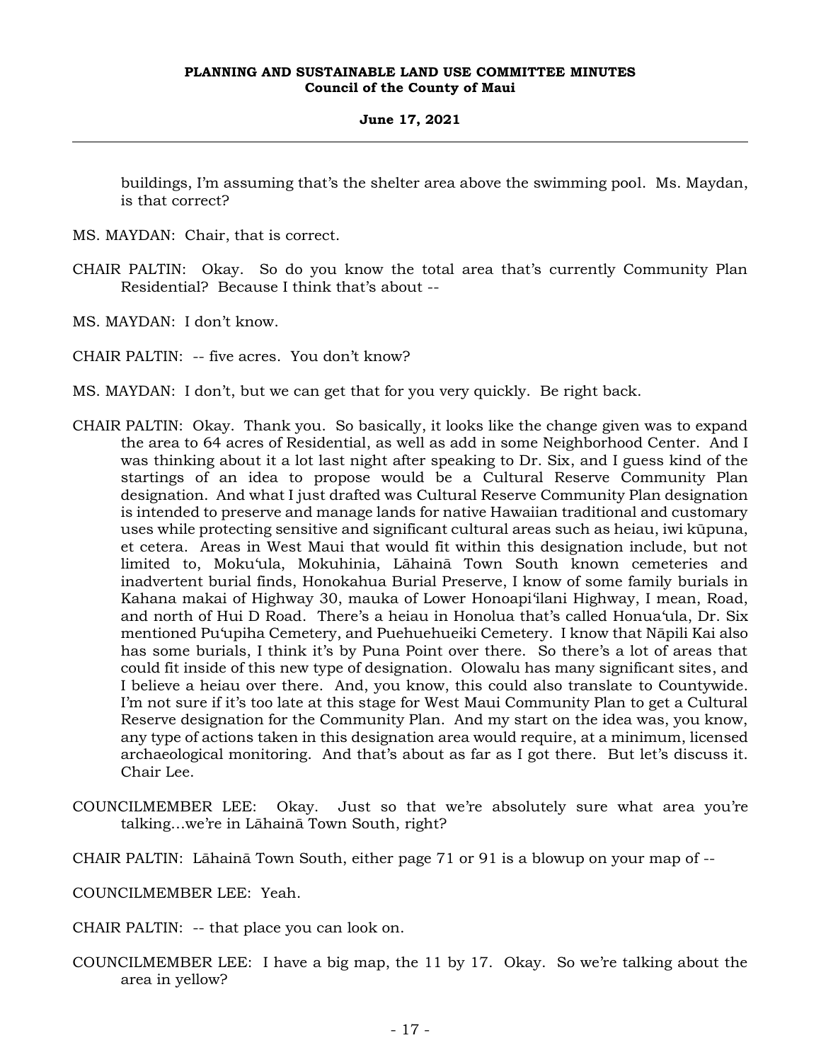buildings, I'm assuming that's the shelter area above the swimming pool. Ms. Maydan, is that correct?

MS. MAYDAN: Chair, that is correct.

CHAIR PALTIN: Okay. So do you know the total area that's currently Community Plan Residential? Because I think that's about --

MS. MAYDAN: I don't know.

CHAIR PALTIN: -- five acres. You don't know?

MS. MAYDAN: I don't, but we can get that for you very quickly. Be right back.

CHAIR PALTIN: Okay. Thank you. So basically, it looks like the change given was to expand the area to 64 acres of Residential, as well as add in some Neighborhood Center. And I was thinking about it a lot last night after speaking to Dr. Six, and I guess kind of the startings of an idea to propose would be a Cultural Reserve Community Plan designation. And what I just drafted was Cultural Reserve Community Plan designation is intended to preserve and manage lands for native Hawaiian traditional and customary uses while protecting sensitive and significant cultural areas such as heiau, iwi kūpuna, et cetera. Areas in West Maui that would fit within this designation include, but not limited to, Moku'ula, Mokuhinia, Lāhainā Town South known cemeteries and inadvertent burial finds, Honokahua Burial Preserve, I know of some family burials in Kahana makai of Highway 30, mauka of Lower Honoapi'ilani Highway, I mean, Road, and north of Hui D Road. There's a heiau in Honolua that's called Honua'ula, Dr. Six mentioned Pu'upiha Cemetery, and Puehuehueiki Cemetery. I know that Nāpili Kai also has some burials, I think it's by Puna Point over there. So there's a lot of areas that could fit inside of this new type of designation. Olowalu has many significant sites, and I believe a heiau over there. And, you know, this could also translate to Countywide. I'm not sure if it's too late at this stage for West Maui Community Plan to get a Cultural Reserve designation for the Community Plan. And my start on the idea was, you know, any type of actions taken in this designation area would require, at a minimum, licensed archaeological monitoring. And that's about as far as I got there. But let's discuss it. Chair Lee.

COUNCILMEMBER LEE: Okay. Just so that we're absolutely sure what area you're talking...we're in Lāhainā Town South, right?

CHAIR PALTIN: Lāhainā Town South, either page 71 or 91 is a blowup on your map of --

COUNCILMEMBER LEE: Yeah.

CHAIR PALTIN: -- that place you can look on.

COUNCILMEMBER LEE: I have a big map, the 11 by 17. Okay. So we're talking about the area in yellow?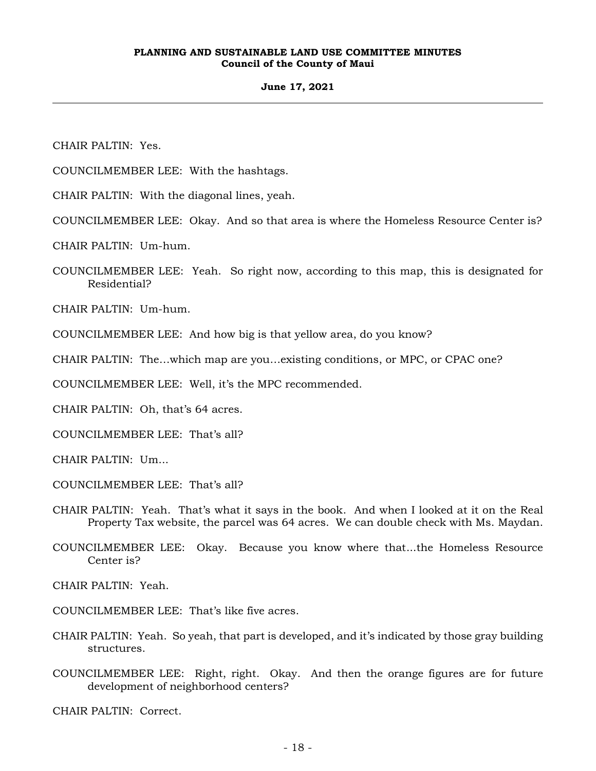CHAIR PALTIN: Yes.

COUNCILMEMBER LEE: With the hashtags.

CHAIR PALTIN: With the diagonal lines, yeah.

COUNCILMEMBER LEE: Okay. And so that area is where the Homeless Resource Center is?

CHAIR PALTIN: Um-hum.

COUNCILMEMBER LEE: Yeah. So right now, according to this map, this is designated for Residential?

CHAIR PALTIN: Um-hum.

COUNCILMEMBER LEE: And how big is that yellow area, do you know?

CHAIR PALTIN: The...which map are you...existing conditions, or MPC, or CPAC one?

COUNCILMEMBER LEE: Well, it's the MPC recommended.

CHAIR PALTIN: Oh, that's 64 acres.

COUNCILMEMBER LEE: That's all?

CHAIR PALTIN: Um...

COUNCILMEMBER LEE: That's all?

CHAIR PALTIN: Yeah. That's what it says in the book. And when I looked at it on the Real Property Tax website, the parcel was 64 acres. We can double check with Ms. Maydan.

COUNCILMEMBER LEE: Okay. Because you know where that...the Homeless Resource Center is?

CHAIR PALTIN: Yeah.

COUNCILMEMBER LEE: That's like five acres.

CHAIR PALTIN: Yeah. So yeah, that part is developed, and it's indicated by those gray building structures.

COUNCILMEMBER LEE: Right, right. Okay. And then the orange figures are for future development of neighborhood centers?

CHAIR PALTIN: Correct.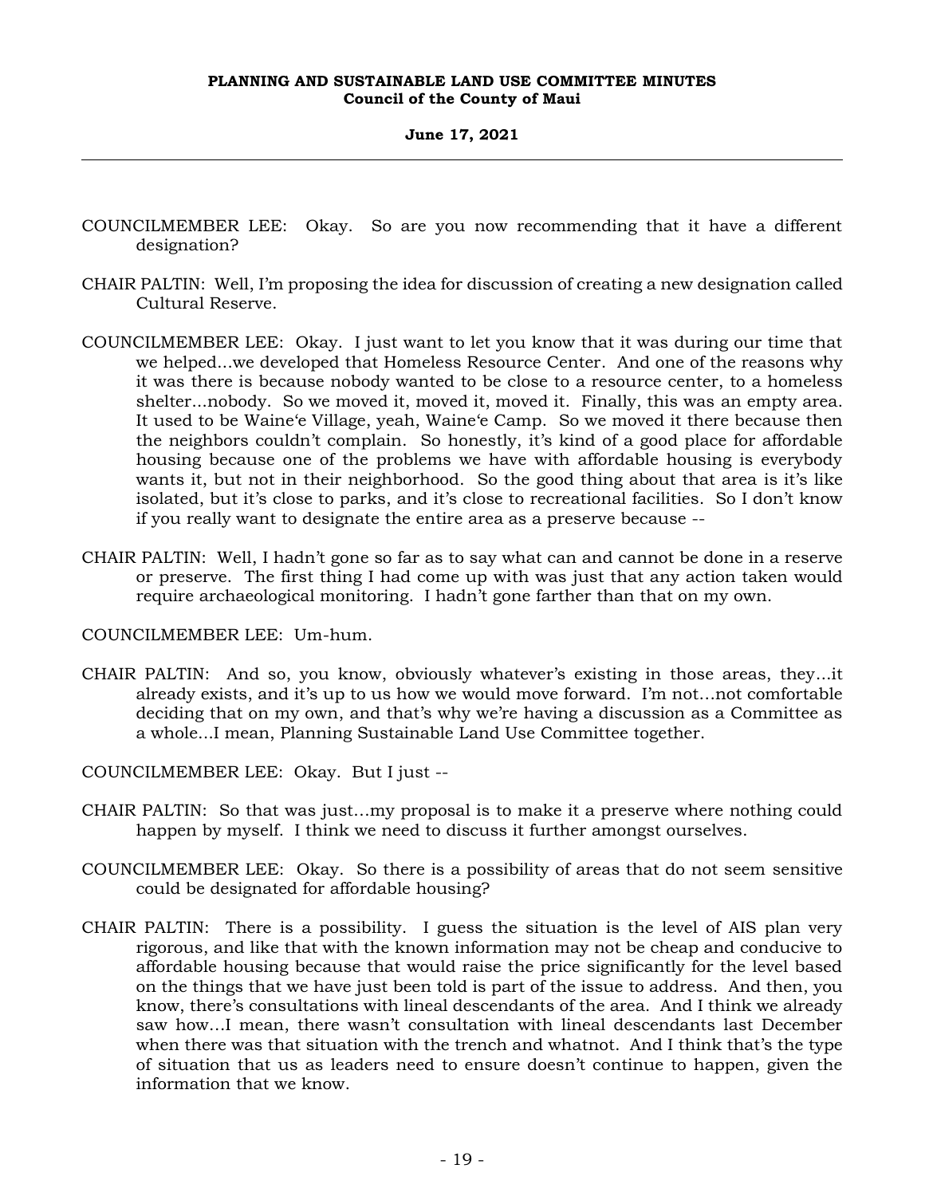COUNCILMEMBER LEE: Okay. So are you now recommending that it have a different designation?

CHAIR PALTIN: Well, I'm proposing the idea for discussion of creating a new designation called Cultural Reserve.

COUNCILMEMBER LEE: Okay. I just want to let you know that it was during our time that we helped…we developed that Homeless Resource Center. And one of the reasons why it was there is because nobody wanted to be close to a resource center, to a homeless shelter...nobody. So we moved it, moved it, moved it. Finally, this was an empty area. It used to be Waine'e Village, yeah, Waine'e Camp. So we moved it there because then the neighbors couldn't complain. So honestly, it's kind of a good place for affordable housing because one of the problems we have with affordable housing is everybody wants it, but not in their neighborhood. So the good thing about that area is it's like isolated, but it's close to parks, and it's close to recreational facilities. So I don't know if you really want to designate the entire area as a preserve because --

CHAIR PALTIN: Well, I hadn't gone so far as to say what can and cannot be done in a reserve or preserve. The first thing I had come up with was just that any action taken would require archaeological monitoring. I hadn't gone farther than that on my own.

COUNCILMEMBER LEE: Um-hum.

CHAIR PALTIN: And so, you know, obviously whatever's existing in those areas, they…it already exists, and it's up to us how we would move forward. I'm not…not comfortable deciding that on my own, and that's why we're having a discussion as a Committee as a whole...I mean, Planning Sustainable Land Use Committee together.

COUNCILMEMBER LEE: Okay. But I just --

CHAIR PALTIN: So that was just…my proposal is to make it a preserve where nothing could happen by myself. I think we need to discuss it further amongst ourselves.

COUNCILMEMBER LEE: Okay. So there is a possibility of areas that do not seem sensitive could be designated for affordable housing?

CHAIR PALTIN: There is a possibility. I guess the situation is the level of AIS plan very rigorous, and like that with the known information may not be cheap and conducive to affordable housing because that would raise the price significantly for the level based on the things that we have just been told is part of the issue to address. And then, you know, there's consultations with lineal descendants of the area. And I think we already saw how…I mean, there wasn't consultation with lineal descendants last December when there was that situation with the trench and whatnot. And I think that's the type of situation that us as leaders need to ensure doesn't continue to happen, given the information that we know.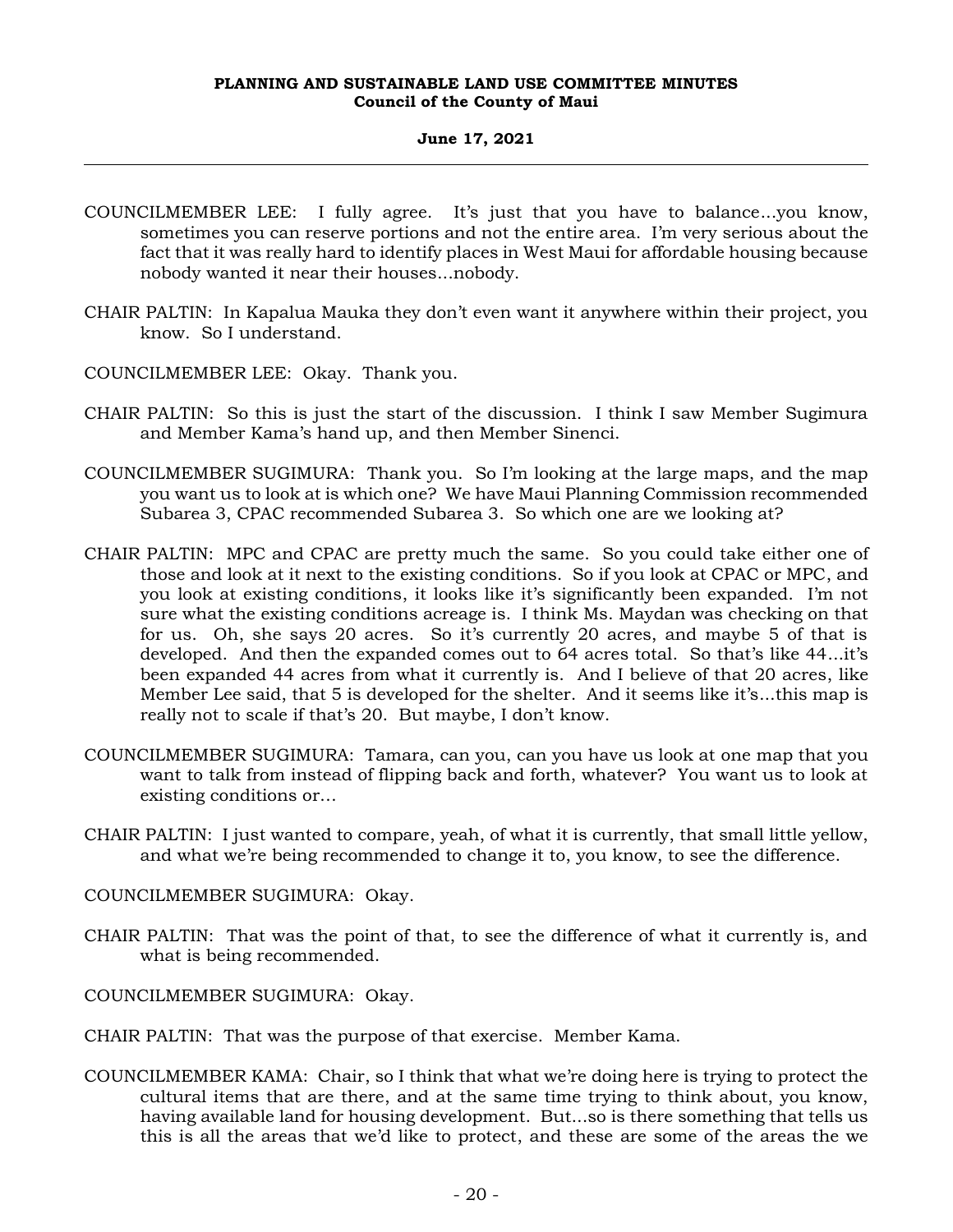COUNCILMEMBER LEE: I fully agree. It's just that you have to balance...you know, sometimes you can reserve portions and not the entire area. I'm very serious about the fact that it was really hard to identify places in West Maui for affordable housing because nobody wanted it near their houses...nobody.

CHAIR PALTIN: In Kapalua Mauka they don't even want it anywhere within their project, you know. So I understand.

COUNCILMEMBER LEE: Okay. Thank you.

CHAIR PALTIN: So this is just the start of the discussion. I think I saw Member Sugimura and Member Kama's hand up, and then Member Sinenci.

COUNCILMEMBER SUGIMURA: Thank you. So I'm looking at the large maps, and the map you want us to look at is which one? We have Maui Planning Commission recommended Subarea 3, CPAC recommended Subarea 3. So which one are we looking at?

CHAIR PALTIN: MPC and CPAC are pretty much the same. So you could take either one of those and look at it next to the existing conditions. So if you look at CPAC or MPC, and you look at existing conditions, it looks like it's significantly been expanded. I'm not sure what the existing conditions acreage is. I think Ms. Maydan was checking on that for us. Oh, she says 20 acres. So it's currently 20 acres, and maybe 5 of that is developed. And then the expanded comes out to 64 acres total. So that's like 44...it's been expanded 44 acres from what it currently is. And I believe of that 20 acres, like Member Lee said, that 5 is developed for the shelter. And it seems like it's...this map is really not to scale if that's 20. But maybe, I don't know.

COUNCILMEMBER SUGIMURA: Tamara, can you, can you have us look at one map that you want to talk from instead of flipping back and forth, whatever? You want us to look at existing conditions or...

CHAIR PALTIN: I just wanted to compare, yeah, of what it is currently, that small little yellow, and what we're being recommended to change it to, you know, to see the difference.

COUNCILMEMBER SUGIMURA: Okay.

CHAIR PALTIN: That was the point of that, to see the difference of what it currently is, and what is being recommended.

COUNCILMEMBER SUGIMURA: Okay.

CHAIR PALTIN: That was the purpose of that exercise. Member Kama.

COUNCILMEMBER KAMA: Chair, so I think that what we're doing here is trying to protect the cultural items that are there, and at the same time trying to think about, you know, having available land for housing development. But...so is there something that tells us this is all the areas that we'd like to protect, and these are some of the areas the we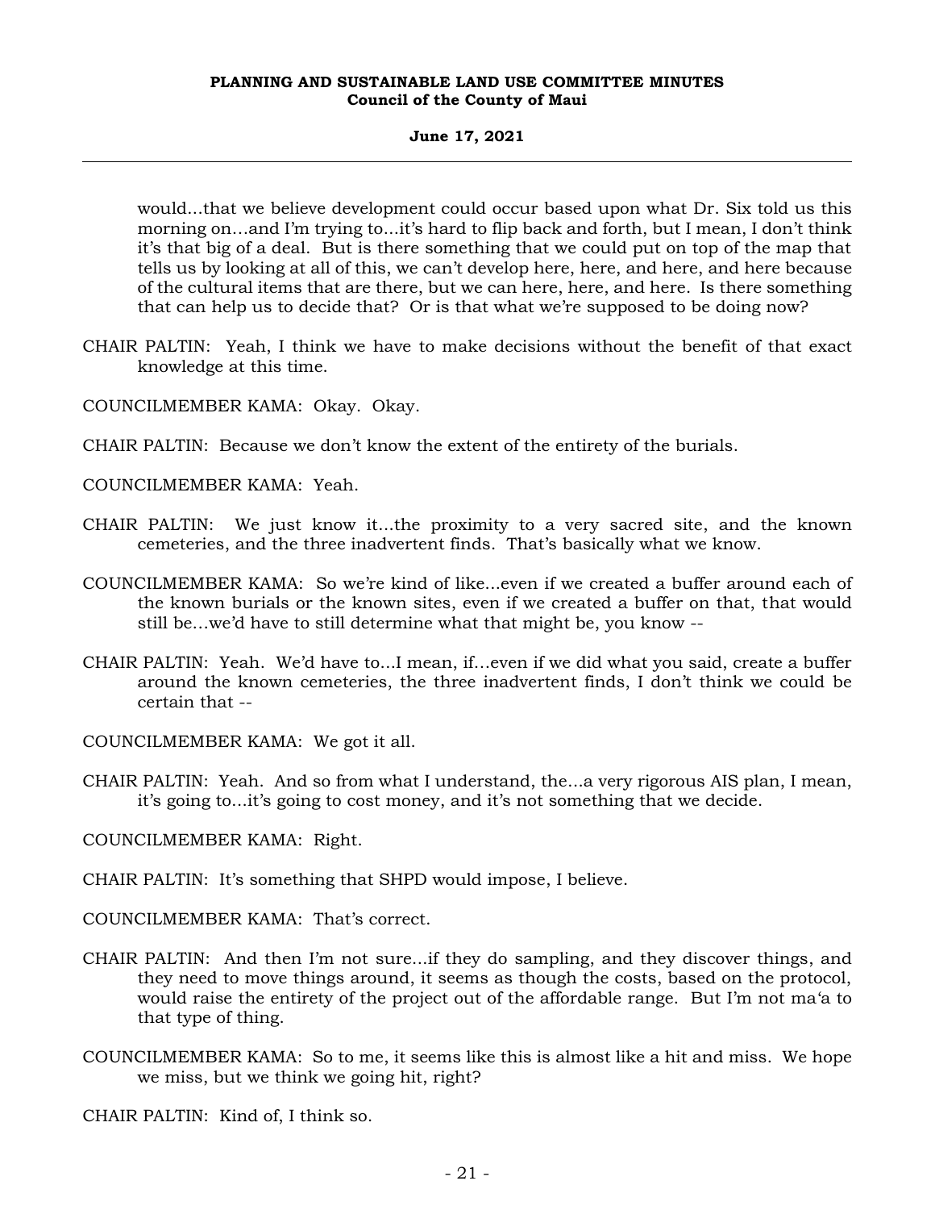would...that we believe development could occur based upon what Dr. Six told us this morning on…and I'm trying to…it's hard to flip back and forth, but I mean, I don't think it's that big of a deal. But is there something that we could put on top of the map that tells us by looking at all of this, we can't develop here, here, and here, and here because of the cultural items that are there, but we can here, here, and here. Is there something that can help us to decide that? Or is that what we're supposed to be doing now?

CHAIR PALTIN: Yeah, I think we have to make decisions without the benefit of that exact knowledge at this time.

COUNCILMEMBER KAMA: Okay. Okay.

CHAIR PALTIN: Because we don't know the extent of the entirety of the burials.

COUNCILMEMBER KAMA: Yeah.

CHAIR PALTIN: We just know it...the proximity to a very sacred site, and the known cemeteries, and the three inadvertent finds. That's basically what we know.

COUNCILMEMBER KAMA: So we're kind of like...even if we created a buffer around each of the known burials or the known sites, even if we created a buffer on that, that would still be…we'd have to still determine what that might be, you know --

CHAIR PALTIN: Yeah. We'd have to...I mean, if…even if we did what you said, create a buffer around the known cemeteries, the three inadvertent finds, I don't think we could be certain that --

COUNCILMEMBER KAMA: We got it all.

CHAIR PALTIN: Yeah. And so from what I understand, the...a very rigorous AIS plan, I mean, it's going to...it's going to cost money, and it's not something that we decide.

COUNCILMEMBER KAMA: Right.

CHAIR PALTIN: It's something that SHPD would impose, I believe.

COUNCILMEMBER KAMA: That's correct.

CHAIR PALTIN: And then I'm not sure...if they do sampling, and they discover things, and they need to move things around, it seems as though the costs, based on the protocol, would raise the entirety of the project out of the affordable range. But I'm not maʻa to that type of thing.

COUNCILMEMBER KAMA: So to me, it seems like this is almost like a hit and miss. We hope we miss, but we think we going hit, right?

CHAIR PALTIN: Kind of, I think so.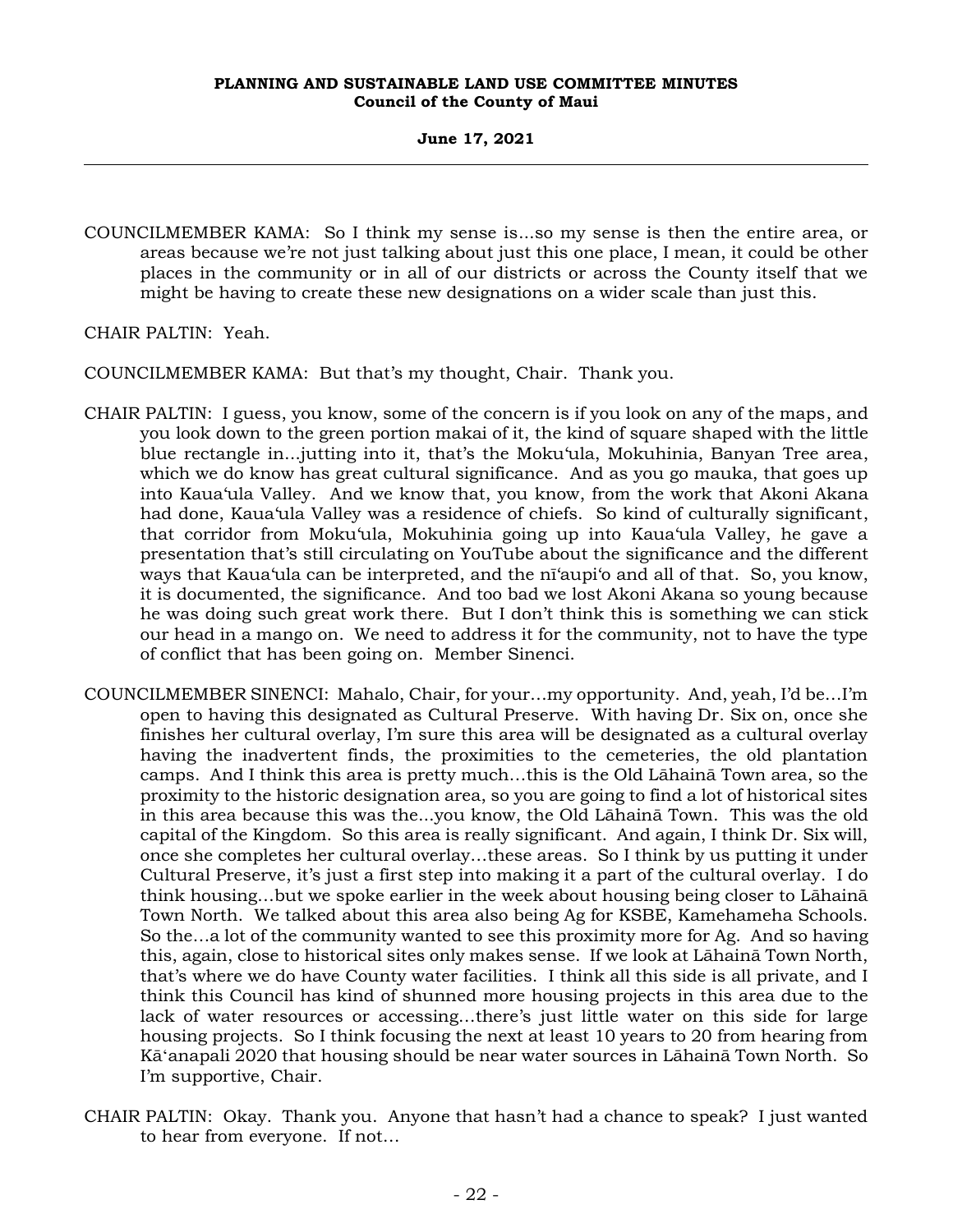COUNCILMEMBER KAMA: So I think my sense is...so my sense is then the entire area, or areas because we're not just talking about just this one place, I mean, it could be other places in the community or in all of our districts or across the County itself that we might be having to create these new designations on a wider scale than just this.

CHAIR PALTIN: Yeah.

COUNCILMEMBER KAMA: But that's my thought, Chair. Thank you.

CHAIR PALTIN: I guess, you know, some of the concern is if you look on any of the maps, and you look down to the green portion makai of it, the kind of square shaped with the little blue rectangle in...jutting into it, that's the Moku'ula, Mokuhinia, Banyan Tree area, which we do know has great cultural significance. And as you go mauka, that goes up into Kaua'ula Valley. And we know that, you know, from the work that Akoni Akana had done, Kaua'ula Valley was a residence of chiefs. So kind of culturally significant, that corridor from Moku'ula, Mokuhinia going up into Kaua'ula Valley, he gave a presentation that's still circulating on YouTube about the significance and the different ways that Kaua'ula can be interpreted, and the nī'aupi'o and all of that. So, you know, it is documented, the significance. And too bad we lost Akoni Akana so young because he was doing such great work there. But I don't think this is something we can stick our head in a mango on. We need to address it for the community, not to have the type of conflict that has been going on. Member Sinenci.

COUNCILMEMBER SINENCI: Mahalo, Chair, for your...my opportunity. And, yeah, I'd be...I'm open to having this designated as Cultural Preserve. With having Dr. Six on, once she finishes her cultural overlay, I'm sure this area will be designated as a cultural overlay having the inadvertent finds, the proximities to the cemeteries, the old plantation camps. And I think this area is pretty much...this is the Old Lāhainā Town area, so the proximity to the historic designation area, so you are going to find a lot of historical sites in this area because this was the...you know, the Old Lāhainā Town. This was the old capital of the Kingdom. So this area is really significant. And again, I think Dr. Six will, once she completes her cultural overlay...these areas. So I think by us putting it under Cultural Preserve, it's just a first step into making it a part of the cultural overlay. I do think housing...but we spoke earlier in the week about housing being closer to Lāhainā Town North. We talked about this area also being Ag for KSBE, Kamehameha Schools. So the...a lot of the community wanted to see this proximity more for Ag. And so having this, again, close to historical sites only makes sense. If we look at Lāhainā Town North, that's where we do have County water facilities. I think all this side is all private, and I think this Council has kind of shunned more housing projects in this area due to the lack of water resources or accessing...there's just little water on this side for large housing projects. So I think focusing the next at least 10 years to 20 from hearing from Kā'anapali 2020 that housing should be near water sources in Lāhainā Town North. So I'm supportive, Chair.

CHAIR PALTIN: Okay. Thank you. Anyone that hasn't had a chance to speak? I just wanted to hear from everyone. If not...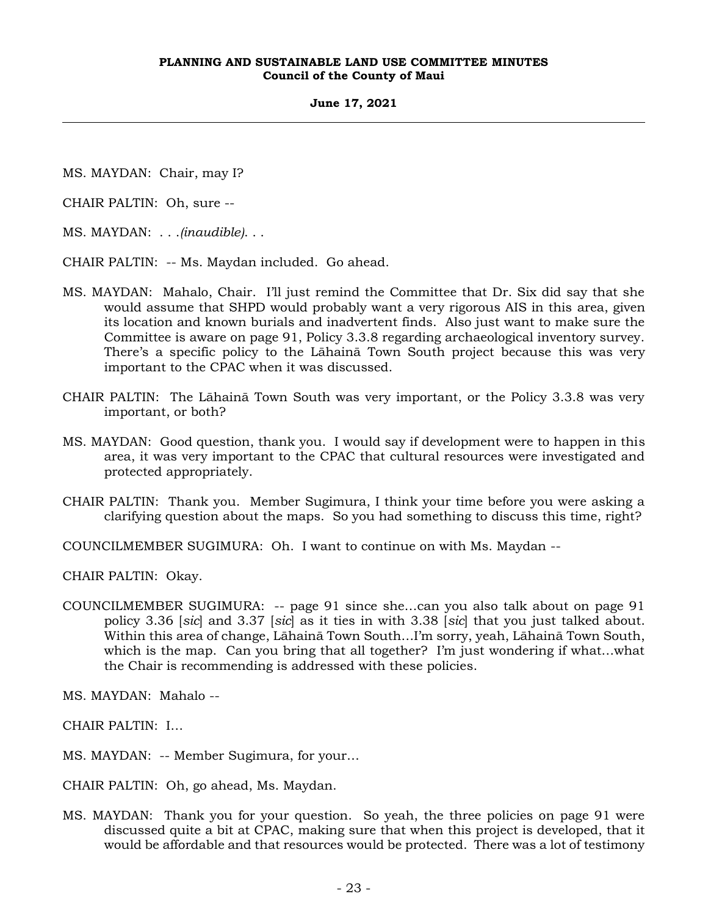MS. MAYDAN: Chair, may I?

CHAIR PALTIN: Oh, sure --

MS. MAYDAN: . . .*(inaudible)*. . .

CHAIR PALTIN: -- Ms. Maydan included. Go ahead.

MS. MAYDAN: Mahalo, Chair. I'll just remind the Committee that Dr. Six did say that she would assume that SHPD would probably want a very rigorous AIS in this area, given its location and known burials and inadvertent finds. Also just want to make sure the Committee is aware on page 91, Policy 3.3.8 regarding archaeological inventory survey. There's a specific policy to the Lāhainā Town South project because this was very important to the CPAC when it was discussed.

CHAIR PALTIN: The Lāhainā Town South was very important, or the Policy 3.3.8 was very important, or both?

MS. MAYDAN: Good question, thank you. I would say if development were to happen in this area, it was very important to the CPAC that cultural resources were investigated and protected appropriately.

CHAIR PALTIN: Thank you. Member Sugimura, I think your time before you were asking a clarifying question about the maps. So you had something to discuss this time, right?

COUNCILMEMBER SUGIMURA: Oh. I want to continue on with Ms. Maydan --

CHAIR PALTIN: Okay.

COUNCILMEMBER SUGIMURA: -- page 91 since she...can you also talk about on page 91 policy 3.36 [*sic*] and 3.37 [*sic*] as it ties in with 3.38 [*sic*] that you just talked about. Within this area of change, Lāhainā Town South...I'm sorry, yeah, Lāhainā Town South, which is the map. Can you bring that all together? I'm just wondering if what...what the Chair is recommending is addressed with these policies.

MS. MAYDAN: Mahalo --

CHAIR PALTIN: I...

MS. MAYDAN: -- Member Sugimura, for your...

CHAIR PALTIN: Oh, go ahead, Ms. Maydan.

MS. MAYDAN: Thank you for your question. So yeah, the three policies on page 91 were discussed quite a bit at CPAC, making sure that when this project is developed, that it would be affordable and that resources would be protected. There was a lot of testimony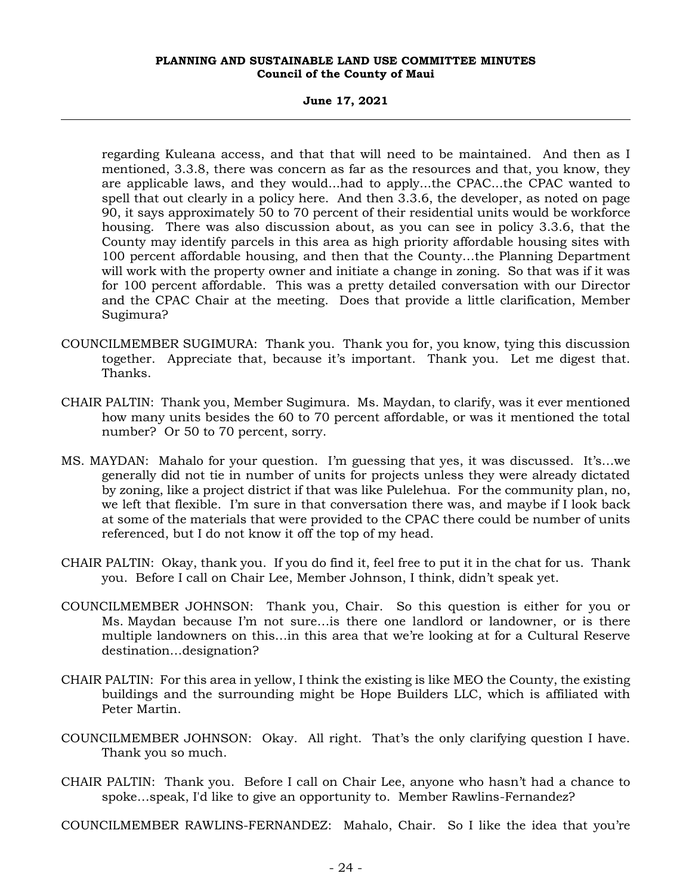regarding Kuleana access, and that that will need to be maintained. And then as I mentioned, 3.3.8, there was concern as far as the resources and that, you know, they are applicable laws, and they would...had to apply...the CPAC...the CPAC wanted to spell that out clearly in a policy here. And then 3.3.6, the developer, as noted on page 90, it says approximately 50 to 70 percent of their residential units would be workforce housing. There was also discussion about, as you can see in policy 3.3.6, that the County may identify parcels in this area as high priority affordable housing sites with 100 percent affordable housing, and then that the County...the Planning Department will work with the property owner and initiate a change in zoning. So that was if it was for 100 percent affordable. This was a pretty detailed conversation with our Director and the CPAC Chair at the meeting. Does that provide a little clarification, Member Sugimura?

COUNCILMEMBER SUGIMURA: Thank you. Thank you for, you know, tying this discussion together. Appreciate that, because it's important. Thank you. Let me digest that. Thanks.

CHAIR PALTIN: Thank you, Member Sugimura. Ms. Maydan, to clarify, was it ever mentioned how many units besides the 60 to 70 percent affordable, or was it mentioned the total number? Or 50 to 70 percent, sorry.

MS. MAYDAN: Mahalo for your question. I'm guessing that yes, it was discussed. It's...we generally did not tie in number of units for projects unless they were already dictated by zoning, like a project district if that was like Pulelehua. For the community plan, no, we left that flexible. I'm sure in that conversation there was, and maybe if I look back at some of the materials that were provided to the CPAC there could be number of units referenced, but I do not know it off the top of my head.

CHAIR PALTIN: Okay, thank you. If you do find it, feel free to put it in the chat for us. Thank you. Before I call on Chair Lee, Member Johnson, I think, didn't speak yet.

COUNCILMEMBER JOHNSON: Thank you, Chair. So this question is either for you or Ms. Maydan because I'm not sure…is there one landlord or landowner, or is there multiple landowners on this…in this area that we're looking at for a Cultural Reserve destination…designation?

CHAIR PALTIN: For this area in yellow, I think the existing is like MEO the County, the existing buildings and the surrounding might be Hope Builders LLC, which is affiliated with Peter Martin.

COUNCILMEMBER JOHNSON: Okay. All right. That's the only clarifying question I have. Thank you so much.

CHAIR PALTIN: Thank you. Before I call on Chair Lee, anyone who hasn't had a chance to spoke…speak, I'd like to give an opportunity to. Member Rawlins-Fernandez?

COUNCILMEMBER RAWLINS-FERNANDEZ: Mahalo, Chair. So I like the idea that you're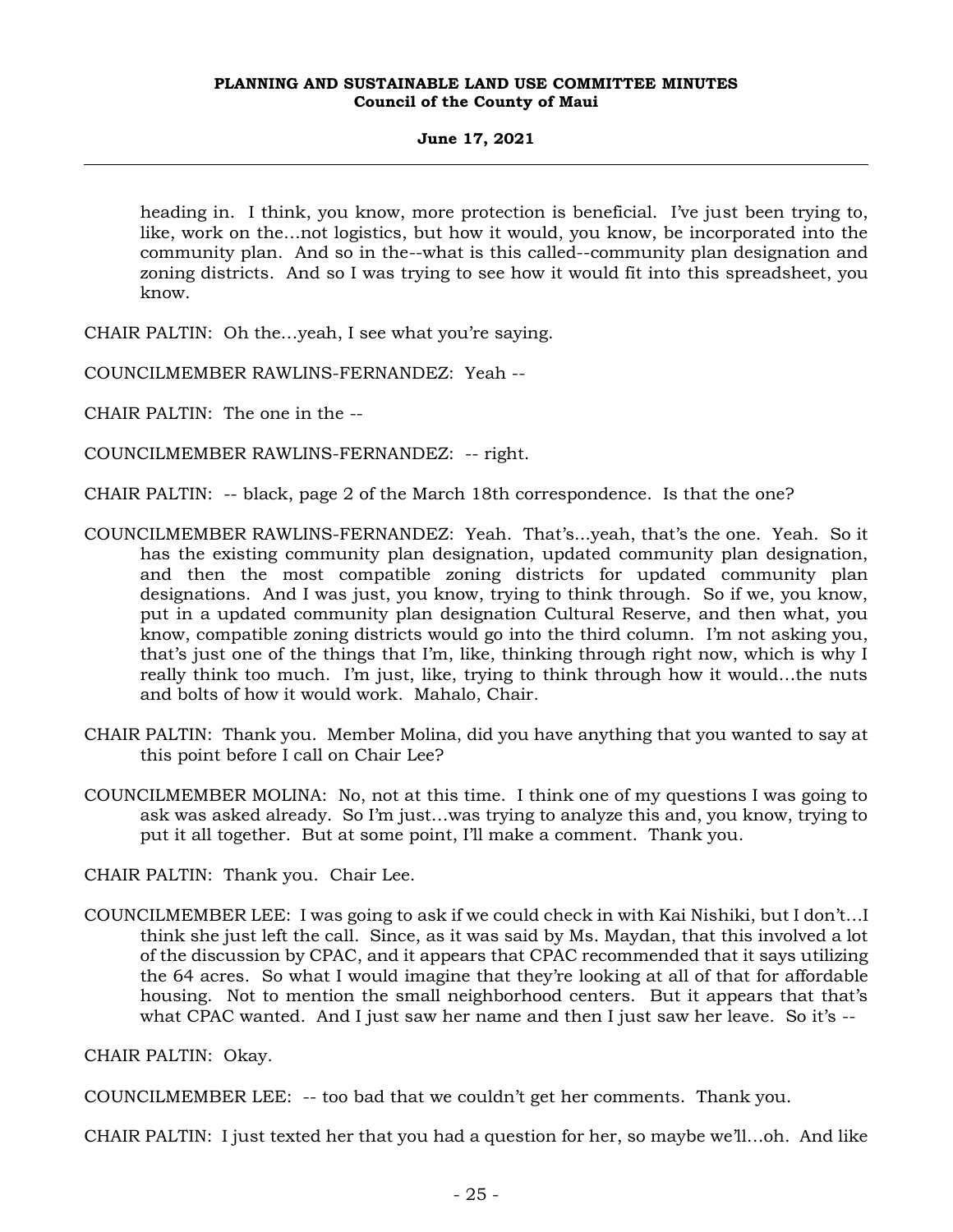heading in. I think, you know, more protection is beneficial. I've just been trying to, like, work on the…not logistics, but how it would, you know, be incorporated into the community plan. And so in the--what is this called--community plan designation and zoning districts. And so I was trying to see how it would fit into this spreadsheet, you know.

CHAIR PALTIN: Oh the…yeah, I see what you're saying.

COUNCILMEMBER RAWLINS-FERNANDEZ: Yeah --

CHAIR PALTIN: The one in the --

COUNCILMEMBER RAWLINS-FERNANDEZ: -- right.

CHAIR PALTIN: -- black, page 2 of the March 18th correspondence. Is that the one?

COUNCILMEMBER RAWLINS-FERNANDEZ: Yeah. That's…yeah, that's the one. Yeah. So it has the existing community plan designation, updated community plan designation, and then the most compatible zoning districts for updated community plan designations. And I was just, you know, trying to think through. So if we, you know, put in a updated community plan designation Cultural Reserve, and then what, you know, compatible zoning districts would go into the third column. I'm not asking you, that's just one of the things that I'm, like, thinking through right now, which is why I really think too much. I'm just, like, trying to think through how it would…the nuts and bolts of how it would work. Mahalo, Chair.

CHAIR PALTIN: Thank you. Member Molina, did you have anything that you wanted to say at this point before I call on Chair Lee?

COUNCILMEMBER MOLINA: No, not at this time. I think one of my questions I was going to ask was asked already. So I'm just…was trying to analyze this and, you know, trying to put it all together. But at some point, I'll make a comment. Thank you.

CHAIR PALTIN: Thank you. Chair Lee.

COUNCILMEMBER LEE: I was going to ask if we could check in with Kai Nishiki, but I don't…I think she just left the call. Since, as it was said by Ms. Maydan, that this involved a lot of the discussion by CPAC, and it appears that CPAC recommended that it says utilizing the 64 acres. So what I would imagine that they're looking at all of that for affordable housing. Not to mention the small neighborhood centers. But it appears that that's what CPAC wanted. And I just saw her name and then I just saw her leave. So it's --

CHAIR PALTIN: Okay.

COUNCILMEMBER LEE: -- too bad that we couldn't get her comments. Thank you.

CHAIR PALTIN: I just texted her that you had a question for her, so maybe we'll…oh. And like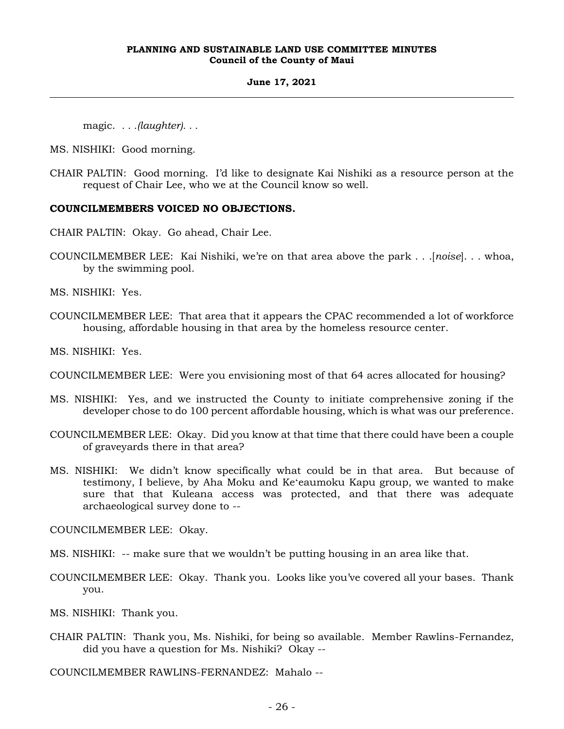magic. *. . .(laughter). . .*

MS. NISHIKI: Good morning.

CHAIR PALTIN: Good morning. I'd like to designate Kai Nishiki as a resource person at the request of Chair Lee, who we at the Council know so well.

**COUNCILMEMBERS VOICED NO OBJECTIONS.**

CHAIR PALTIN: Okay. Go ahead, Chair Lee.

COUNCILMEMBER LEE: Kai Nishiki, we're on that area above the park . . .[*noise*]. . . whoa, by the swimming pool.

MS. NISHIKI: Yes.

COUNCILMEMBER LEE: That area that it appears the CPAC recommended a lot of workforce housing, affordable housing in that area by the homeless resource center.

MS. NISHIKI: Yes.

COUNCILMEMBER LEE: Were you envisioning most of that 64 acres allocated for housing?

MS. NISHIKI: Yes, and we instructed the County to initiate comprehensive zoning if the developer chose to do 100 percent affordable housing, which is what was our preference.

COUNCILMEMBER LEE: Okay. Did you know at that time that there could have been a couple of graveyards there in that area?

MS. NISHIKI: We didn't know specifically what could be in that area. But because of testimony, I believe, by Aha Moku and Ke'eaumoku Kapu group, we wanted to make sure that that Kuleana access was protected, and that there was adequate archaeological survey done to --

COUNCILMEMBER LEE: Okay.

MS. NISHIKI: -- make sure that we wouldn't be putting housing in an area like that.

COUNCILMEMBER LEE: Okay. Thank you. Looks like you've covered all your bases. Thank you.

MS. NISHIKI: Thank you.

CHAIR PALTIN: Thank you, Ms. Nishiki, for being so available. Member Rawlins-Fernandez, did you have a question for Ms. Nishiki? Okay --

COUNCILMEMBER RAWLINS-FERNANDEZ: Mahalo --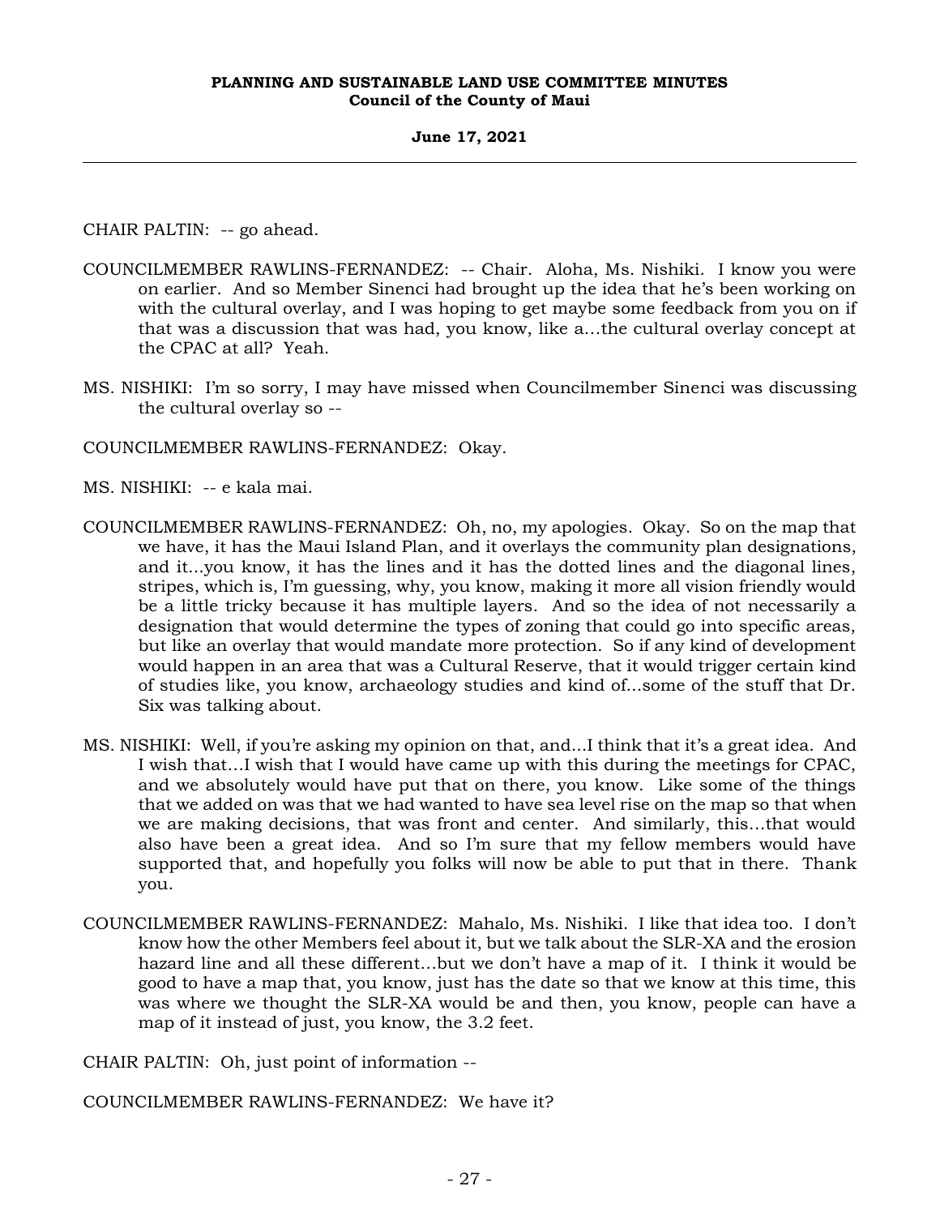CHAIR PALTIN: -- go ahead.

COUNCILMEMBER RAWLINS-FERNANDEZ: -- Chair. Aloha, Ms. Nishiki. I know you were on earlier. And so Member Sinenci had brought up the idea that he's been working on with the cultural overlay, and I was hoping to get maybe some feedback from you on if that was a discussion that was had, you know, like a…the cultural overlay concept at the CPAC at all? Yeah.

MS. NISHIKI: I'm so sorry, I may have missed when Councilmember Sinenci was discussing the cultural overlay so --

COUNCILMEMBER RAWLINS-FERNANDEZ: Okay.

MS. NISHIKI: -- e kala mai.

COUNCILMEMBER RAWLINS-FERNANDEZ: Oh, no, my apologies. Okay. So on the map that we have, it has the Maui Island Plan, and it overlays the community plan designations, and it...you know, it has the lines and it has the dotted lines and the diagonal lines, stripes, which is, I'm guessing, why, you know, making it more all vision friendly would be a little tricky because it has multiple layers. And so the idea of not necessarily a designation that would determine the types of zoning that could go into specific areas, but like an overlay that would mandate more protection. So if any kind of development would happen in an area that was a Cultural Reserve, that it would trigger certain kind of studies like, you know, archaeology studies and kind of...some of the stuff that Dr. Six was talking about.

MS. NISHIKI: Well, if you're asking my opinion on that, and...I think that it's a great idea. And I wish that…I wish that I would have came up with this during the meetings for CPAC, and we absolutely would have put that on there, you know. Like some of the things that we added on was that we had wanted to have sea level rise on the map so that when we are making decisions, that was front and center. And similarly, this…that would also have been a great idea. And so I'm sure that my fellow members would have supported that, and hopefully you folks will now be able to put that in there. Thank you.

COUNCILMEMBER RAWLINS-FERNANDEZ: Mahalo, Ms. Nishiki. I like that idea too. I don't know how the other Members feel about it, but we talk about the SLR-XA and the erosion hazard line and all these different…but we don't have a map of it. I think it would be good to have a map that, you know, just has the date so that we know at this time, this was where we thought the SLR-XA would be and then, you know, people can have a map of it instead of just, you know, the 3.2 feet.

CHAIR PALTIN: Oh, just point of information --

COUNCILMEMBER RAWLINS-FERNANDEZ: We have it?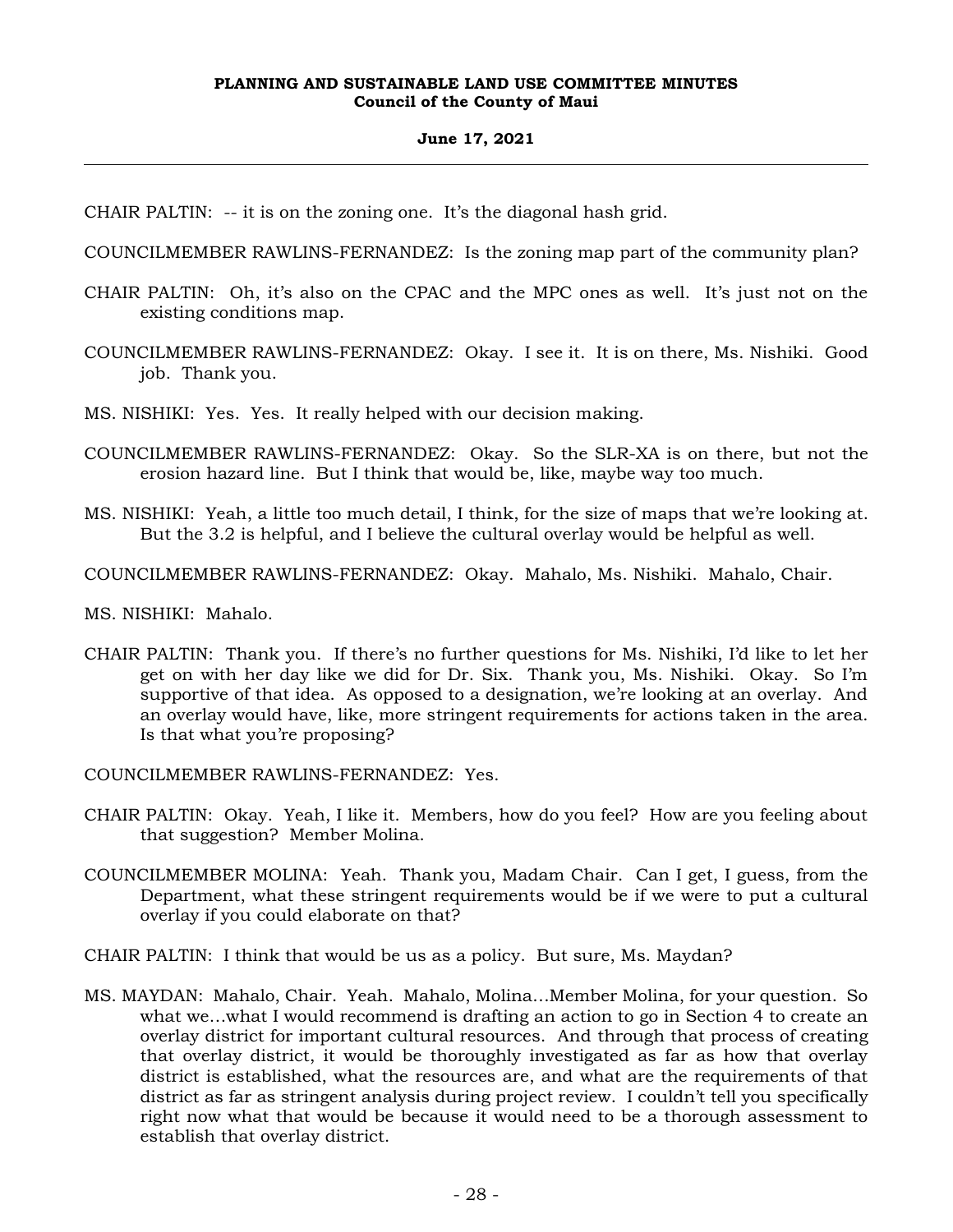CHAIR PALTIN: -- it is on the zoning one. It's the diagonal hash grid.

COUNCILMEMBER RAWLINS-FERNANDEZ: Is the zoning map part of the community plan?

CHAIR PALTIN: Oh, it's also on the CPAC and the MPC ones as well. It's just not on the existing conditions map.

COUNCILMEMBER RAWLINS-FERNANDEZ: Okay. I see it. It is on there, Ms. Nishiki. Good job. Thank you.

MS. NISHIKI: Yes. Yes. It really helped with our decision making.

COUNCILMEMBER RAWLINS-FERNANDEZ: Okay. So the SLR-XA is on there, but not the erosion hazard line. But I think that would be, like, maybe way too much.

MS. NISHIKI: Yeah, a little too much detail, I think, for the size of maps that we're looking at. But the 3.2 is helpful, and I believe the cultural overlay would be helpful as well.

COUNCILMEMBER RAWLINS-FERNANDEZ: Okay. Mahalo, Ms. Nishiki. Mahalo, Chair.

MS. NISHIKI: Mahalo.

CHAIR PALTIN: Thank you. If there's no further questions for Ms. Nishiki, I'd like to let her get on with her day like we did for Dr. Six. Thank you, Ms. Nishiki. Okay. So I'm supportive of that idea. As opposed to a designation, we're looking at an overlay. And an overlay would have, like, more stringent requirements for actions taken in the area. Is that what you're proposing?

COUNCILMEMBER RAWLINS-FERNANDEZ: Yes.

CHAIR PALTIN: Okay. Yeah, I like it. Members, how do you feel? How are you feeling about that suggestion? Member Molina.

COUNCILMEMBER MOLINA: Yeah. Thank you, Madam Chair. Can I get, I guess, from the Department, what these stringent requirements would be if we were to put a cultural overlay if you could elaborate on that?

CHAIR PALTIN: I think that would be us as a policy. But sure, Ms. Maydan?

MS. MAYDAN: Mahalo, Chair. Yeah. Mahalo, Molina...Member Molina, for your question. So what we...what I would recommend is drafting an action to go in Section 4 to create an overlay district for important cultural resources. And through that process of creating that overlay district, it would be thoroughly investigated as far as how that overlay district is established, what the resources are, and what are the requirements of that district as far as stringent analysis during project review. I couldn't tell you specifically right now what that would be because it would need to be a thorough assessment to establish that overlay district.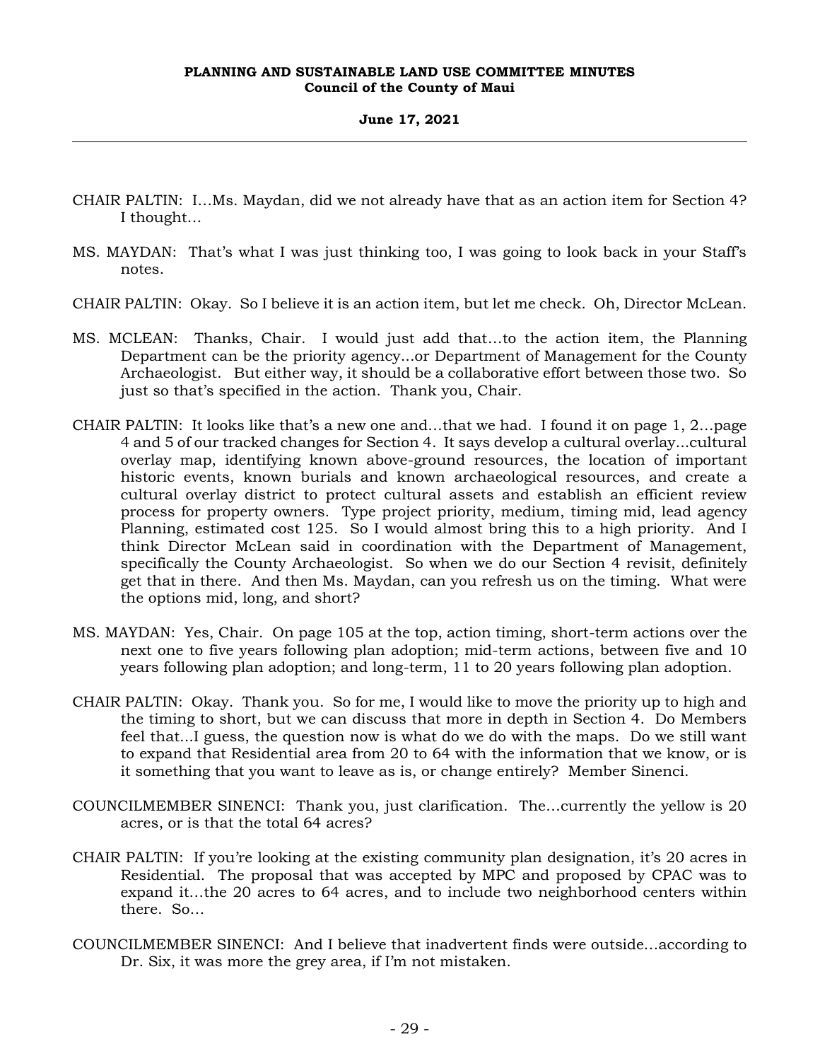CHAIR PALTIN: I…Ms. Maydan, did we not already have that as an action item for Section 4? I thought…

MS. MAYDAN: That's what I was just thinking too, I was going to look back in your Staff's notes.

CHAIR PALTIN: Okay. So I believe it is an action item, but let me check. Oh, Director McLean.

MS. MCLEAN: Thanks, Chair. I would just add that…to the action item, the Planning Department can be the priority agency…or Department of Management for the County Archaeologist. But either way, it should be a collaborative effort between those two. So just so that's specified in the action. Thank you, Chair.

CHAIR PALTIN: It looks like that's a new one and…that we had. I found it on page 1, 2…page 4 and 5 of our tracked changes for Section 4. It says develop a cultural overlay…cultural overlay map, identifying known above-ground resources, the location of important historic events, known burials and known archaeological resources, and create a cultural overlay district to protect cultural assets and establish an efficient review process for property owners. Type project priority, medium, timing mid, lead agency Planning, estimated cost 125. So I would almost bring this to a high priority. And I think Director McLean said in coordination with the Department of Management, specifically the County Archaeologist. So when we do our Section 4 revisit, definitely get that in there. And then Ms. Maydan, can you refresh us on the timing. What were the options mid, long, and short?

MS. MAYDAN: Yes, Chair. On page 105 at the top, action timing, short-term actions over the next one to five years following plan adoption; mid-term actions, between five and 10 years following plan adoption; and long-term, 11 to 20 years following plan adoption.

CHAIR PALTIN: Okay. Thank you. So for me, I would like to move the priority up to high and the timing to short, but we can discuss that more in depth in Section 4. Do Members feel that...I guess, the question now is what do we do with the maps. Do we still want to expand that Residential area from 20 to 64 with the information that we know, or is it something that you want to leave as is, or change entirely? Member Sinenci.

COUNCILMEMBER SINENCI: Thank you, just clarification. The…currently the yellow is 20 acres, or is that the total 64 acres?

CHAIR PALTIN: If you're looking at the existing community plan designation, it's 20 acres in Residential. The proposal that was accepted by MPC and proposed by CPAC was to expand it…the 20 acres to 64 acres, and to include two neighborhood centers within there. So…

COUNCILMEMBER SINENCI: And I believe that inadvertent finds were outside…according to Dr. Six, it was more the grey area, if I'm not mistaken.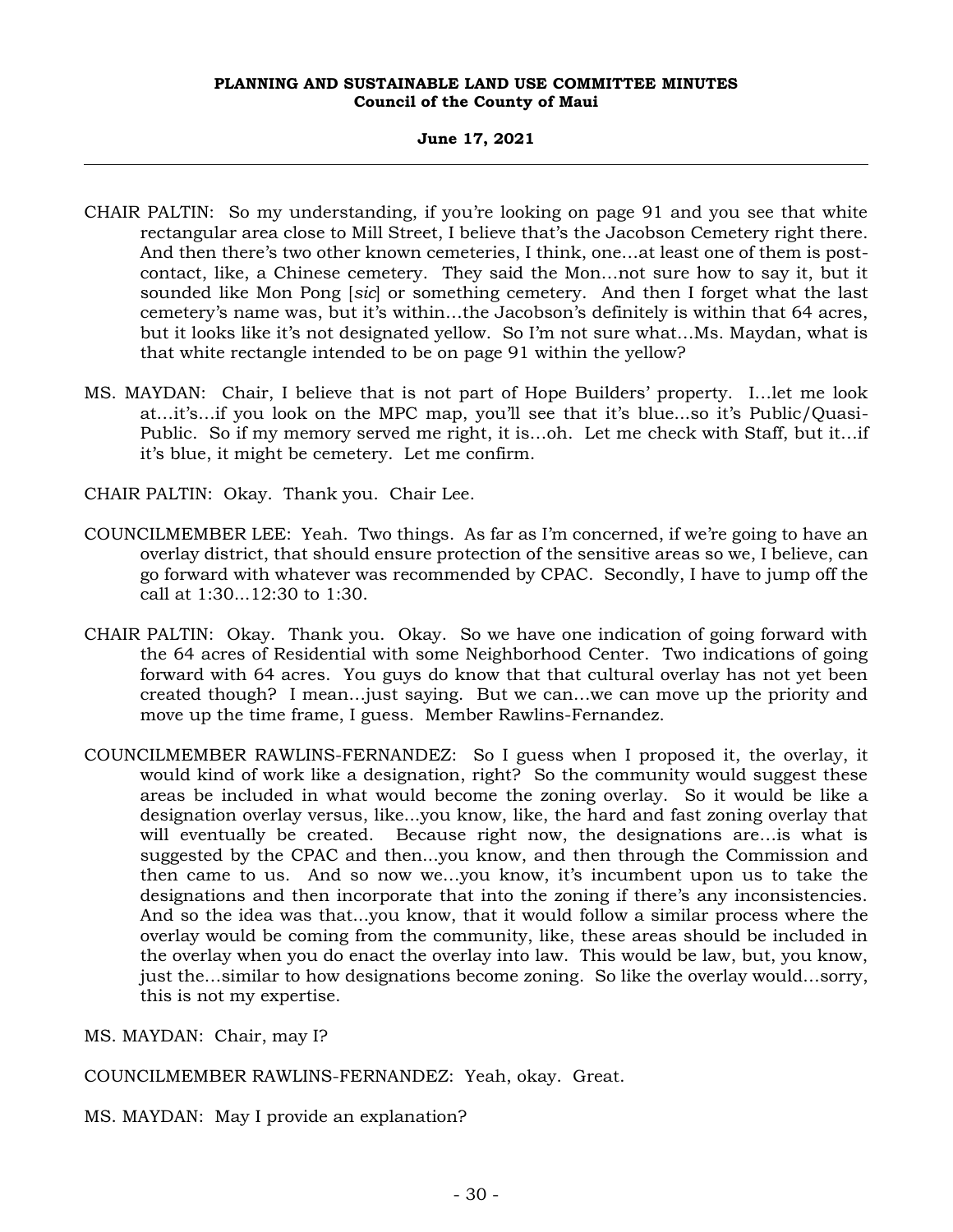CHAIR PALTIN: So my understanding, if you're looking on page 91 and you see that white rectangular area close to Mill Street, I believe that's the Jacobson Cemetery right there. And then there's two other known cemeteries, I think, one...at least one of them is post-contact, like, a Chinese cemetery. They said the Mon...not sure how to say it, but it sounded like Mon Pong [*sic*] or something cemetery. And then I forget what the last cemetery's name was, but it's within...the Jacobson's definitely is within that 64 acres, but it looks like it's not designated yellow. So I'm not sure what...Ms. Maydan, what is that white rectangle intended to be on page 91 within the yellow?

MS. MAYDAN: Chair, I believe that is not part of Hope Builders' property. I...let me look at...it's...if you look on the MPC map, you'll see that it's blue...so it's Public/Quasi-Public. So if my memory served me right, it is...oh. Let me check with Staff, but it...if it's blue, it might be cemetery. Let me confirm.

CHAIR PALTIN: Okay. Thank you. Chair Lee.

COUNCILMEMBER LEE: Yeah. Two things. As far as I'm concerned, if we're going to have an overlay district, that should ensure protection of the sensitive areas so we, I believe, can go forward with whatever was recommended by CPAC. Secondly, I have to jump off the call at 1:30...12:30 to 1:30.

CHAIR PALTIN: Okay. Thank you. Okay. So we have one indication of going forward with the 64 acres of Residential with some Neighborhood Center. Two indications of going forward with 64 acres. You guys do know that that cultural overlay has not yet been created though? I mean...just saying. But we can...we can move up the priority and move up the time frame, I guess. Member Rawlins-Fernandez.

COUNCILMEMBER RAWLINS-FERNANDEZ: So I guess when I proposed it, the overlay, it would kind of work like a designation, right? So the community would suggest these areas be included in what would become the zoning overlay. So it would be like a designation overlay versus, like...you know, like, the hard and fast zoning overlay that will eventually be created. Because right now, the designations are...is what is suggested by the CPAC and then...you know, and then through the Commission and then came to us. And so now we...you know, it's incumbent upon us to take the designations and then incorporate that into the zoning if there's any inconsistencies. And so the idea was that...you know, that it would follow a similar process where the overlay would be coming from the community, like, these areas should be included in the overlay when you do enact the overlay into law. This would be law, but, you know, just the...similar to how designations become zoning. So like the overlay would...sorry, this is not my expertise.

MS. MAYDAN: Chair, may I?

COUNCILMEMBER RAWLINS-FERNANDEZ: Yeah, okay. Great.

MS. MAYDAN: May I provide an explanation?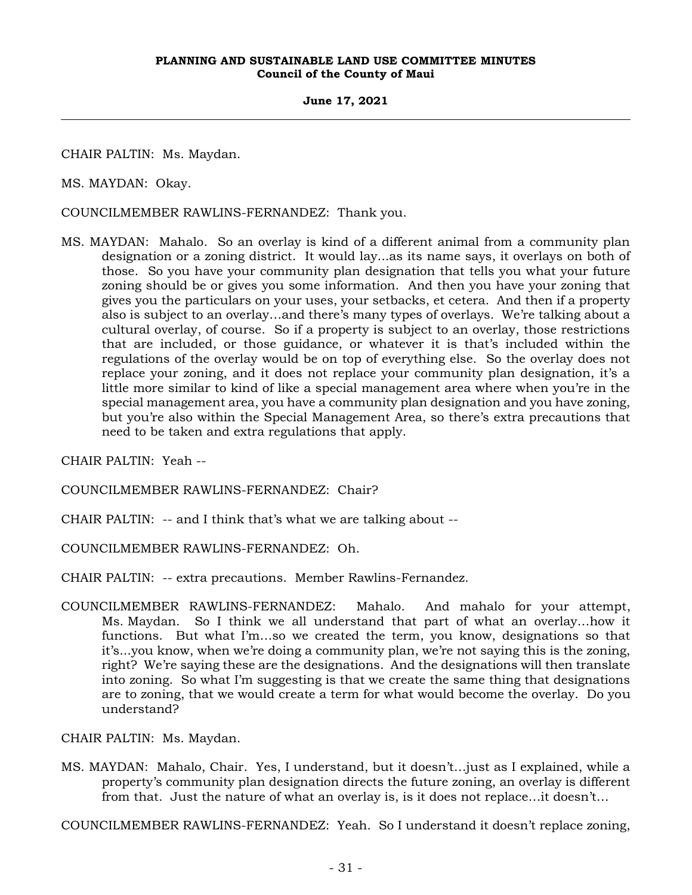CHAIR PALTIN: Ms. Maydan.

MS. MAYDAN: Okay.

COUNCILMEMBER RAWLINS-FERNANDEZ: Thank you.

MS. MAYDAN: Mahalo. So an overlay is kind of a different animal from a community plan designation or a zoning district. It would lay...as its name says, it overlays on both of those. So you have your community plan designation that tells you what your future zoning should be or gives you some information. And then you have your zoning that gives you the particulars on your uses, your setbacks, et cetera. And then if a property also is subject to an overlay...and there's many types of overlays. We're talking about a cultural overlay, of course. So if a property is subject to an overlay, those restrictions that are included, or those guidance, or whatever it is that's included within the regulations of the overlay would be on top of everything else. So the overlay does not replace your zoning, and it does not replace your community plan designation, it's a little more similar to kind of like a special management area where when you're in the special management area, you have a community plan designation and you have zoning, but you're also within the Special Management Area, so there's extra precautions that need to be taken and extra regulations that apply.

CHAIR PALTIN: Yeah --

COUNCILMEMBER RAWLINS-FERNANDEZ: Chair?

CHAIR PALTIN: -- and I think that's what we are talking about --

COUNCILMEMBER RAWLINS-FERNANDEZ: Oh.

CHAIR PALTIN: -- extra precautions. Member Rawlins-Fernandez.

COUNCILMEMBER RAWLINS-FERNANDEZ: Mahalo. And mahalo for your attempt, Ms. Maydan. So I think we all understand that part of what an overlay...how it functions. But what I'm...so we created the term, you know, designations so that it's...you know, when we're doing a community plan, we're not saying this is the zoning, right? We're saying these are the designations. And the designations will then translate into zoning. So what I'm suggesting is that we create the same thing that designations are to zoning, that we would create a term for what would become the overlay. Do you understand?

CHAIR PALTIN: Ms. Maydan.

MS. MAYDAN: Mahalo, Chair. Yes, I understand, but it doesn't...just as I explained, while a property's community plan designation directs the future zoning, an overlay is different from that. Just the nature of what an overlay is, is it does not replace...it doesn't...

COUNCILMEMBER RAWLINS-FERNANDEZ: Yeah. So I understand it doesn't replace zoning,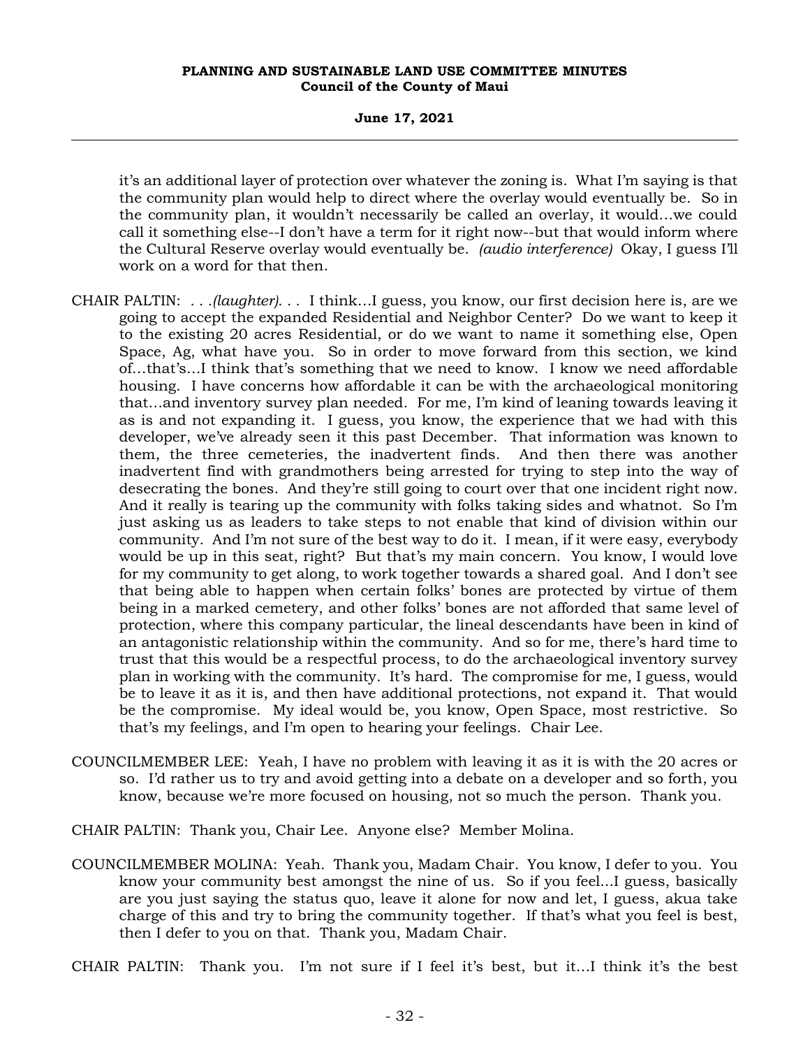it's an additional layer of protection over whatever the zoning is. What I'm saying is that the community plan would help to direct where the overlay would eventually be. So in the community plan, it wouldn't necessarily be called an overlay, it would...we could call it something else--I don't have a term for it right now--but that would inform where the Cultural Reserve overlay would eventually be. *(audio interference)* Okay, I guess I'll work on a word for that then.

CHAIR PALTIN: . . .*(laughter)*. . . I think...I guess, you know, our first decision here is, are we going to accept the expanded Residential and Neighbor Center? Do we want to keep it to the existing 20 acres Residential, or do we want to name it something else, Open Space, Ag, what have you. So in order to move forward from this section, we kind of...that's...I think that's something that we need to know. I know we need affordable housing. I have concerns how affordable it can be with the archaeological monitoring that...and inventory survey plan needed. For me, I'm kind of leaning towards leaving it as is and not expanding it. I guess, you know, the experience that we had with this developer, we've already seen it this past December. That information was known to them, the three cemeteries, the inadvertent finds. And then there was another inadvertent find with grandmothers being arrested for trying to step into the way of desecrating the bones. And they're still going to court over that one incident right now. And it really is tearing up the community with folks taking sides and whatnot. So I'm just asking us as leaders to take steps to not enable that kind of division within our community. And I'm not sure of the best way to do it. I mean, if it were easy, everybody would be up in this seat, right? But that's my main concern. You know, I would love for my community to get along, to work together towards a shared goal. And I don't see that being able to happen when certain folks' bones are protected by virtue of them being in a marked cemetery, and other folks' bones are not afforded that same level of protection, where this company particular, the lineal descendants have been in kind of an antagonistic relationship within the community. And so for me, there's hard time to trust that this would be a respectful process, to do the archaeological inventory survey plan in working with the community. It's hard. The compromise for me, I guess, would be to leave it as it is, and then have additional protections, not expand it. That would be the compromise. My ideal would be, you know, Open Space, most restrictive. So that's my feelings, and I'm open to hearing your feelings. Chair Lee.

COUNCILMEMBER LEE: Yeah, I have no problem with leaving it as it is with the 20 acres or so. I'd rather us to try and avoid getting into a debate on a developer and so forth, you know, because we're more focused on housing, not so much the person. Thank you.

CHAIR PALTIN: Thank you, Chair Lee. Anyone else? Member Molina.

COUNCILMEMBER MOLINA: Yeah. Thank you, Madam Chair. You know, I defer to you. You know your community best amongst the nine of us. So if you feel...I guess, basically are you just saying the status quo, leave it alone for now and let, I guess, akua take charge of this and try to bring the community together. If that's what you feel is best, then I defer to you on that. Thank you, Madam Chair.

CHAIR PALTIN: Thank you. I'm not sure if I feel it's best, but it...I think it's the best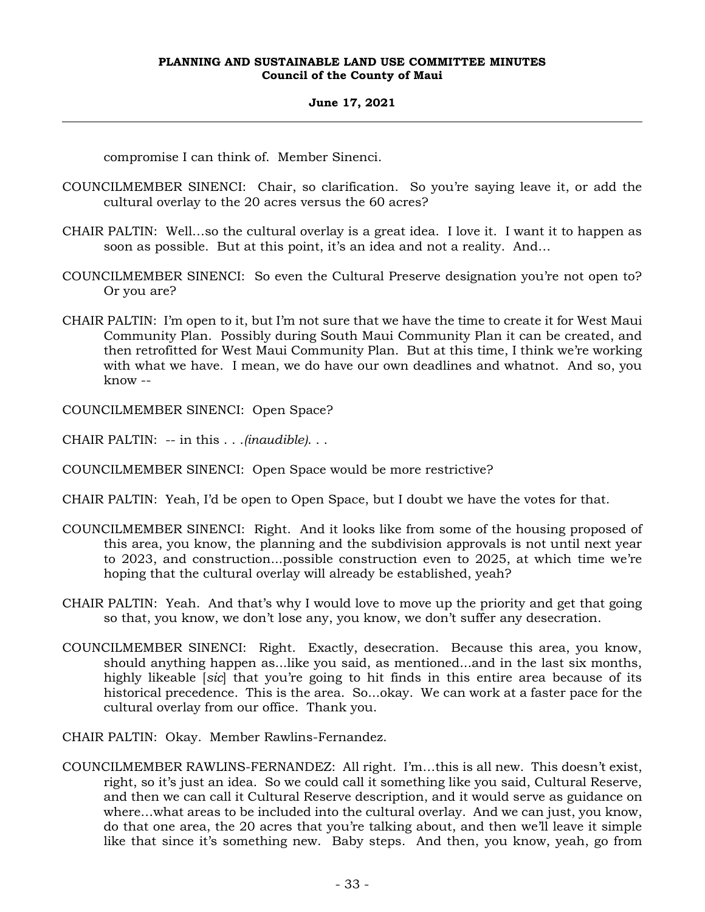compromise I can think of. Member Sinenci.

COUNCILMEMBER SINENCI: Chair, so clarification. So you're saying leave it, or add the cultural overlay to the 20 acres versus the 60 acres?

CHAIR PALTIN: Well…so the cultural overlay is a great idea. I love it. I want it to happen as soon as possible. But at this point, it's an idea and not a reality. And…

COUNCILMEMBER SINENCI: So even the Cultural Preserve designation you're not open to? Or you are?

CHAIR PALTIN: I'm open to it, but I'm not sure that we have the time to create it for West Maui Community Plan. Possibly during South Maui Community Plan it can be created, and then retrofitted for West Maui Community Plan. But at this time, I think we're working with what we have. I mean, we do have our own deadlines and whatnot. And so, you know --

COUNCILMEMBER SINENCI: Open Space?

CHAIR PALTIN: -- in this . . .*(inaudible)*. . .

COUNCILMEMBER SINENCI: Open Space would be more restrictive?

CHAIR PALTIN: Yeah, I'd be open to Open Space, but I doubt we have the votes for that.

COUNCILMEMBER SINENCI: Right. And it looks like from some of the housing proposed of this area, you know, the planning and the subdivision approvals is not until next year to 2023, and construction...possible construction even to 2025, at which time we're hoping that the cultural overlay will already be established, yeah?

CHAIR PALTIN: Yeah. And that's why I would love to move up the priority and get that going so that, you know, we don't lose any, you know, we don't suffer any desecration.

COUNCILMEMBER SINENCI: Right. Exactly, desecration. Because this area, you know, should anything happen as...like you said, as mentioned...and in the last six months, highly likeable [*sic*] that you're going to hit finds in this entire area because of its historical precedence. This is the area. So...okay. We can work at a faster pace for the cultural overlay from our office. Thank you.

CHAIR PALTIN: Okay. Member Rawlins-Fernandez.

COUNCILMEMBER RAWLINS-FERNANDEZ: All right. I'm…this is all new. This doesn't exist, right, so it's just an idea. So we could call it something like you said, Cultural Reserve, and then we can call it Cultural Reserve description, and it would serve as guidance on where…what areas to be included into the cultural overlay. And we can just, you know, do that one area, the 20 acres that you're talking about, and then we'll leave it simple like that since it's something new. Baby steps. And then, you know, yeah, go from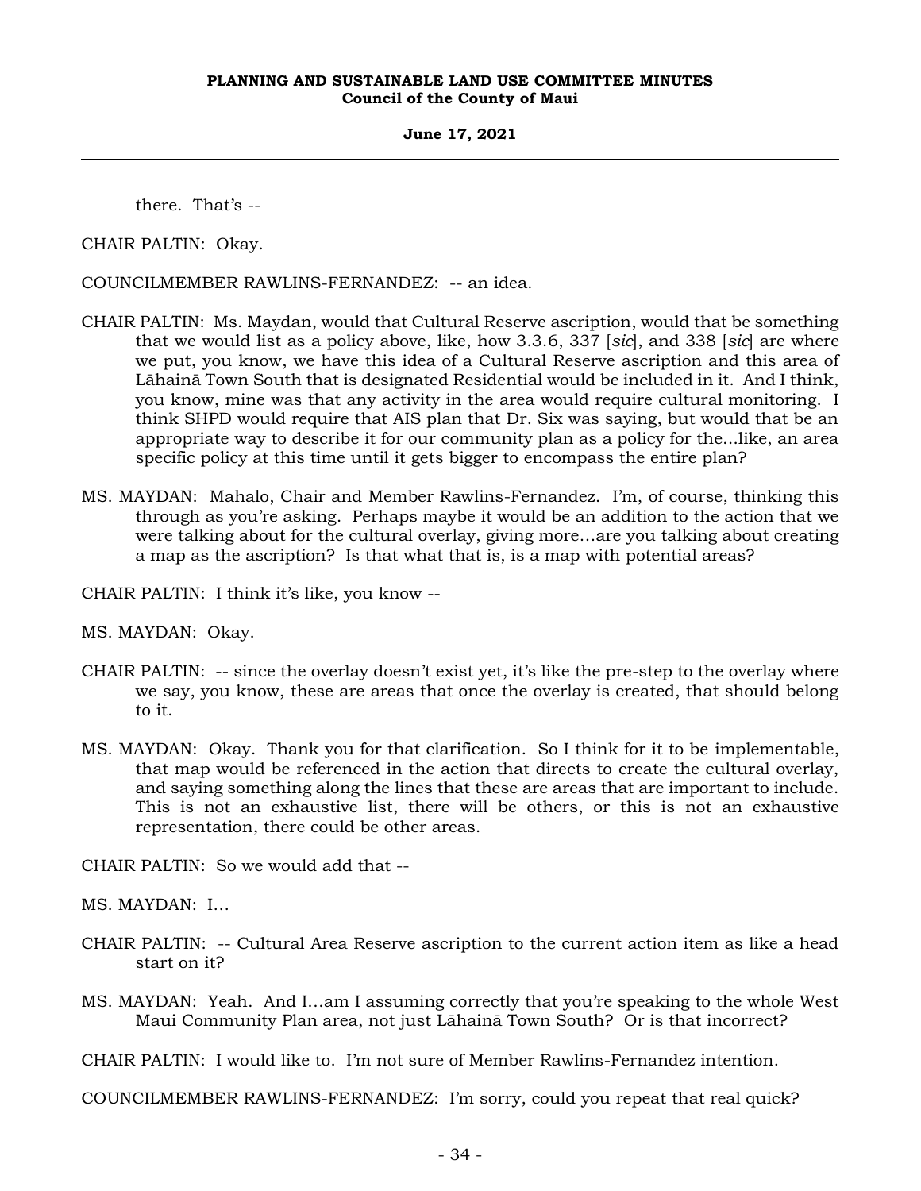there. That's --

CHAIR PALTIN: Okay.

COUNCILMEMBER RAWLINS-FERNANDEZ: -- an idea.

CHAIR PALTIN: Ms. Maydan, would that Cultural Reserve ascription, would that be something that we would list as a policy above, like, how 3.3.6, 337 [*sic*], and 338 [*sic*] are where we put, you know, we have this idea of a Cultural Reserve ascription and this area of Lāhainā Town South that is designated Residential would be included in it. And I think, you know, mine was that any activity in the area would require cultural monitoring. I think SHPD would require that AIS plan that Dr. Six was saying, but would that be an appropriate way to describe it for our community plan as a policy for the...like, an area specific policy at this time until it gets bigger to encompass the entire plan?

MS. MAYDAN: Mahalo, Chair and Member Rawlins-Fernandez. I'm, of course, thinking this through as you're asking. Perhaps maybe it would be an addition to the action that we were talking about for the cultural overlay, giving more...are you talking about creating a map as the ascription? Is that what that is, is a map with potential areas?

CHAIR PALTIN: I think it's like, you know --

MS. MAYDAN: Okay.

CHAIR PALTIN: -- since the overlay doesn't exist yet, it's like the pre-step to the overlay where we say, you know, these are areas that once the overlay is created, that should belong to it.

MS. MAYDAN: Okay. Thank you for that clarification. So I think for it to be implementable, that map would be referenced in the action that directs to create the cultural overlay, and saying something along the lines that these are areas that are important to include. This is not an exhaustive list, there will be others, or this is not an exhaustive representation, there could be other areas.

CHAIR PALTIN: So we would add that --

MS. MAYDAN: I...

CHAIR PALTIN: -- Cultural Area Reserve ascription to the current action item as like a head start on it?

MS. MAYDAN: Yeah. And I...am I assuming correctly that you're speaking to the whole West Maui Community Plan area, not just Lāhainā Town South? Or is that incorrect?

CHAIR PALTIN: I would like to. I'm not sure of Member Rawlins-Fernandez intention.

COUNCILMEMBER RAWLINS-FERNANDEZ: I'm sorry, could you repeat that real quick?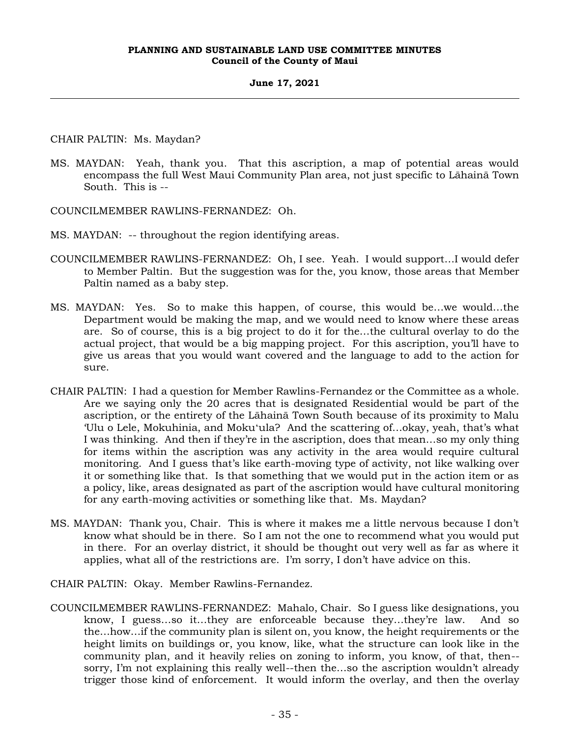CHAIR PALTIN: Ms. Maydan?

MS. MAYDAN: Yeah, thank you. That this ascription, a map of potential areas would encompass the full West Maui Community Plan area, not just specific to Lāhainā Town South. This is --

COUNCILMEMBER RAWLINS-FERNANDEZ: Oh.

MS. MAYDAN: -- throughout the region identifying areas.

COUNCILMEMBER RAWLINS-FERNANDEZ: Oh, I see. Yeah. I would support…I would defer to Member Paltin. But the suggestion was for the, you know, those areas that Member Paltin named as a baby step.

MS. MAYDAN: Yes. So to make this happen, of course, this would be…we would…the Department would be making the map, and we would need to know where these areas are. So of course, this is a big project to do it for the…the cultural overlay to do the actual project, that would be a big mapping project. For this ascription, you'll have to give us areas that you would want covered and the language to add to the action for sure.

CHAIR PALTIN: I had a question for Member Rawlins-Fernandez or the Committee as a whole. Are we saying only the 20 acres that is designated Residential would be part of the ascription, or the entirety of the Lāhainā Town South because of its proximity to Malu ʻUlu o Lele, Mokuhinia, and Mokuʻula? And the scattering of…okay, yeah, that's what I was thinking. And then if they're in the ascription, does that mean…so my only thing for items within the ascription was any activity in the area would require cultural monitoring. And I guess that's like earth-moving type of activity, not like walking over it or something like that. Is that something that we would put in the action item or as a policy, like, areas designated as part of the ascription would have cultural monitoring for any earth-moving activities or something like that. Ms. Maydan?

MS. MAYDAN: Thank you, Chair. This is where it makes me a little nervous because I don't know what should be in there. So I am not the one to recommend what you would put in there. For an overlay district, it should be thought out very well as far as where it applies, what all of the restrictions are. I'm sorry, I don't have advice on this.

CHAIR PALTIN: Okay. Member Rawlins-Fernandez.

COUNCILMEMBER RAWLINS-FERNANDEZ: Mahalo, Chair. So I guess like designations, you know, I guess…so it…they are enforceable because they…they're law. And so the…how…if the community plan is silent on, you know, the height requirements or the height limits on buildings or, you know, like, what the structure can look like in the community plan, and it heavily relies on zoning to inform, you know, of that, then--sorry, I'm not explaining this really well--then the…so the ascription wouldn't already trigger those kind of enforcement. It would inform the overlay, and then the overlay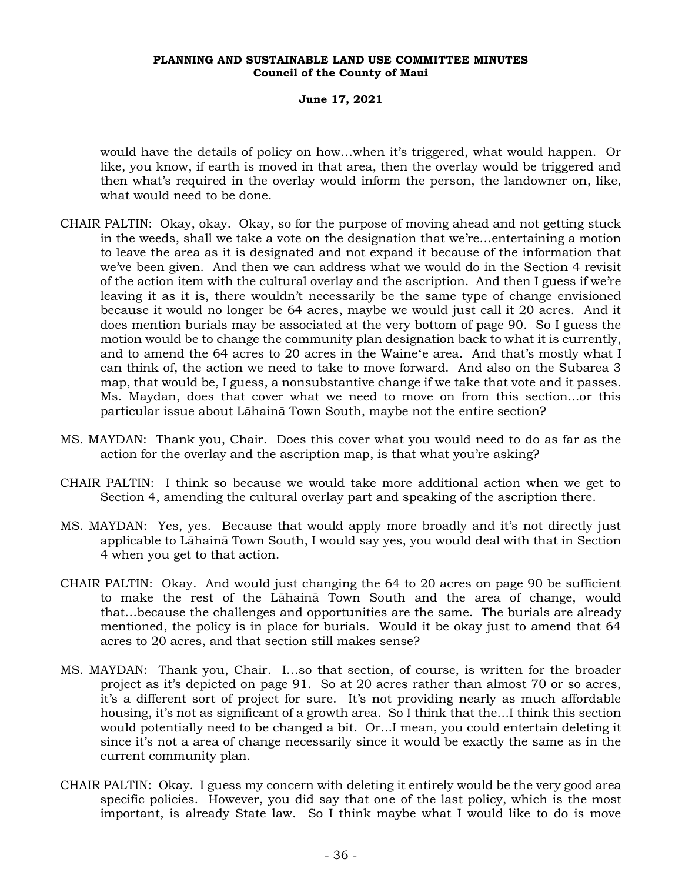would have the details of policy on how...when it's triggered, what would happen. Or like, you know, if earth is moved in that area, then the overlay would be triggered and then what's required in the overlay would inform the person, the landowner on, like, what would need to be done.

CHAIR PALTIN: Okay, okay. Okay, so for the purpose of moving ahead and not getting stuck in the weeds, shall we take a vote on the designation that we're...entertaining a motion to leave the area as it is designated and not expand it because of the information that we've been given. And then we can address what we would do in the Section 4 revisit of the action item with the cultural overlay and the ascription. And then I guess if we're leaving it as it is, there wouldn't necessarily be the same type of change envisioned because it would no longer be 64 acres, maybe we would just call it 20 acres. And it does mention burials may be associated at the very bottom of page 90. So I guess the motion would be to change the community plan designation back to what it is currently, and to amend the 64 acres to 20 acres in the Waineʻe area. And that's mostly what I can think of, the action we need to take to move forward. And also on the Subarea 3 map, that would be, I guess, a nonsubstantive change if we take that vote and it passes. Ms. Maydan, does that cover what we need to move on from this section...or this particular issue about Lāhainā Town South, maybe not the entire section?

MS. MAYDAN: Thank you, Chair. Does this cover what you would need to do as far as the action for the overlay and the ascription map, is that what you're asking?

CHAIR PALTIN: I think so because we would take more additional action when we get to Section 4, amending the cultural overlay part and speaking of the ascription there.

MS. MAYDAN: Yes, yes. Because that would apply more broadly and it's not directly just applicable to Lāhainā Town South, I would say yes, you would deal with that in Section 4 when you get to that action.

CHAIR PALTIN: Okay. And would just changing the 64 to 20 acres on page 90 be sufficient to make the rest of the Lāhainā Town South and the area of change, would that...because the challenges and opportunities are the same. The burials are already mentioned, the policy is in place for burials. Would it be okay just to amend that 64 acres to 20 acres, and that section still makes sense?

MS. MAYDAN: Thank you, Chair. I...so that section, of course, is written for the broader project as it's depicted on page 91. So at 20 acres rather than almost 70 or so acres, it's a different sort of project for sure. It's not providing nearly as much affordable housing, it's not as significant of a growth area. So I think that the...I think this section would potentially need to be changed a bit. Or...I mean, you could entertain deleting it since it's not a area of change necessarily since it would be exactly the same as in the current community plan.

CHAIR PALTIN: Okay. I guess my concern with deleting it entirely would be the very good area specific policies. However, you did say that one of the last policy, which is the most important, is already State law. So I think maybe what I would like to do is move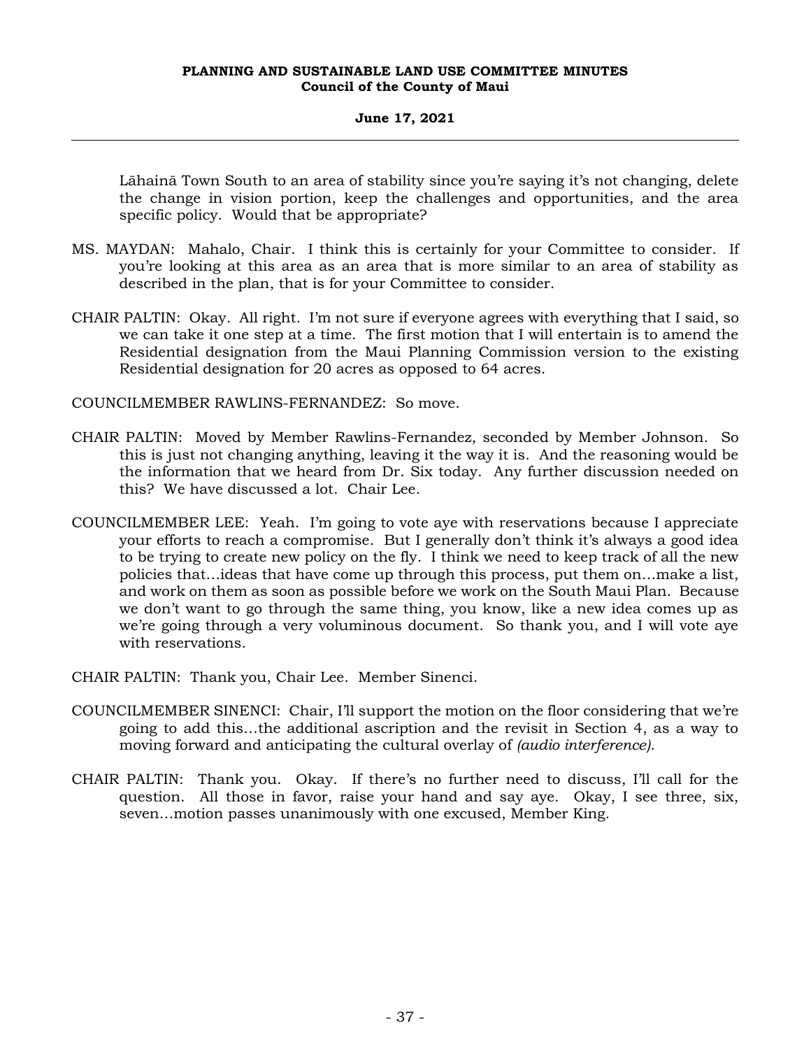Lāhainā Town South to an area of stability since you're saying it's not changing, delete the change in vision portion, keep the challenges and opportunities, and the area specific policy. Would that be appropriate?

MS. MAYDAN: Mahalo, Chair. I think this is certainly for your Committee to consider. If you're looking at this area as an area that is more similar to an area of stability as described in the plan, that is for your Committee to consider.

CHAIR PALTIN: Okay. All right. I'm not sure if everyone agrees with everything that I said, so we can take it one step at a time. The first motion that I will entertain is to amend the Residential designation from the Maui Planning Commission version to the existing Residential designation for 20 acres as opposed to 64 acres.

COUNCILMEMBER RAWLINS-FERNANDEZ: So move.

CHAIR PALTIN: Moved by Member Rawlins-Fernandez, seconded by Member Johnson. So this is just not changing anything, leaving it the way it is. And the reasoning would be the information that we heard from Dr. Six today. Any further discussion needed on this? We have discussed a lot. Chair Lee.

COUNCILMEMBER LEE: Yeah. I'm going to vote aye with reservations because I appreciate your efforts to reach a compromise. But I generally don't think it's always a good idea to be trying to create new policy on the fly. I think we need to keep track of all the new policies that...ideas that have come up through this process, put them on...make a list, and work on them as soon as possible before we work on the South Maui Plan. Because we don't want to go through the same thing, you know, like a new idea comes up as we're going through a very voluminous document. So thank you, and I will vote aye with reservations.

CHAIR PALTIN: Thank you, Chair Lee. Member Sinenci.

COUNCILMEMBER SINENCI: Chair, I'll support the motion on the floor considering that we're going to add this...the additional ascription and the revisit in Section 4, as a way to moving forward and anticipating the cultural overlay of *(audio interference)*.

CHAIR PALTIN: Thank you. Okay. If there's no further need to discuss, I'll call for the question. All those in favor, raise your hand and say aye. Okay, I see three, six, seven...motion passes unanimously with one excused, Member King.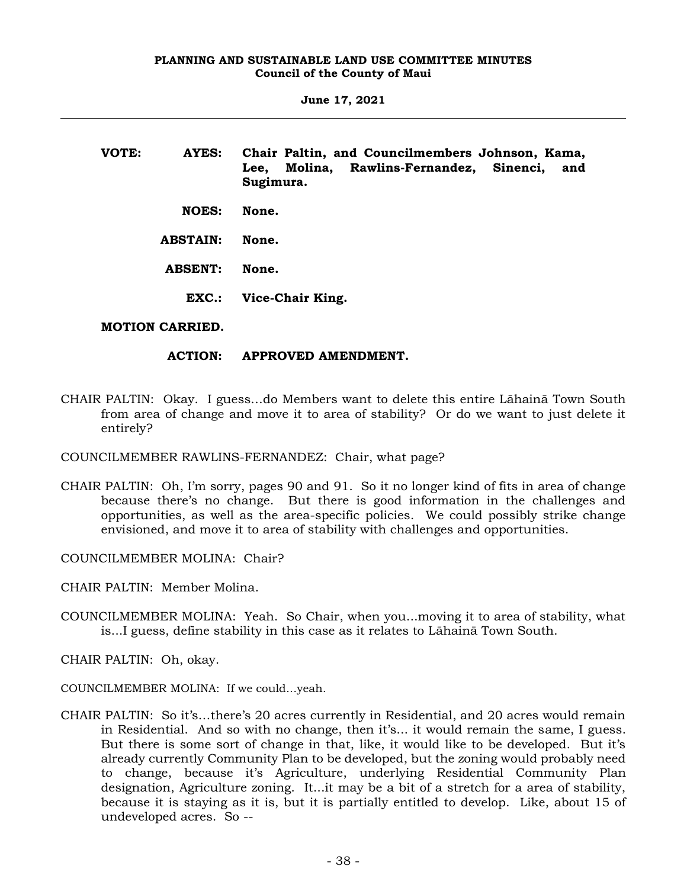**VOTE: AYES: Chair Paltin, and Councilmembers Johnson, Kama, Lee, Molina, Rawlins-Fernandez, Sinenci, and Sugimura.**

**NOES: None.**

**ABSTAIN: None.**

**ABSENT: None.**

**EXC.: Vice-Chair King.**

**MOTION CARRIED.**

**ACTION: APPROVED AMENDMENT.**

CHAIR PALTIN: Okay. I guess...do Members want to delete this entire Lāhainā Town South from area of change and move it to area of stability? Or do we want to just delete it entirely?

COUNCILMEMBER RAWLINS-FERNANDEZ: Chair, what page?

CHAIR PALTIN: Oh, I'm sorry, pages 90 and 91. So it no longer kind of fits in area of change because there's no change. But there is good information in the challenges and opportunities, as well as the area-specific policies. We could possibly strike change envisioned, and move it to area of stability with challenges and opportunities.

COUNCILMEMBER MOLINA: Chair?

CHAIR PALTIN: Member Molina.

COUNCILMEMBER MOLINA: Yeah. So Chair, when you...moving it to area of stability, what is...I guess, define stability in this case as it relates to Lāhainā Town South.

CHAIR PALTIN: Oh, okay.

COUNCILMEMBER MOLINA: If we could...yeah.

CHAIR PALTIN: So it's...there's 20 acres currently in Residential, and 20 acres would remain in Residential. And so with no change, then it's... it would remain the same, I guess. But there is some sort of change in that, like, it would like to be developed. But it's already currently Community Plan to be developed, but the zoning would probably need to change, because it's Agriculture, underlying Residential Community Plan designation, Agriculture zoning. It...it may be a bit of a stretch for a area of stability, because it is staying as it is, but it is partially entitled to develop. Like, about 15 of undeveloped acres. So --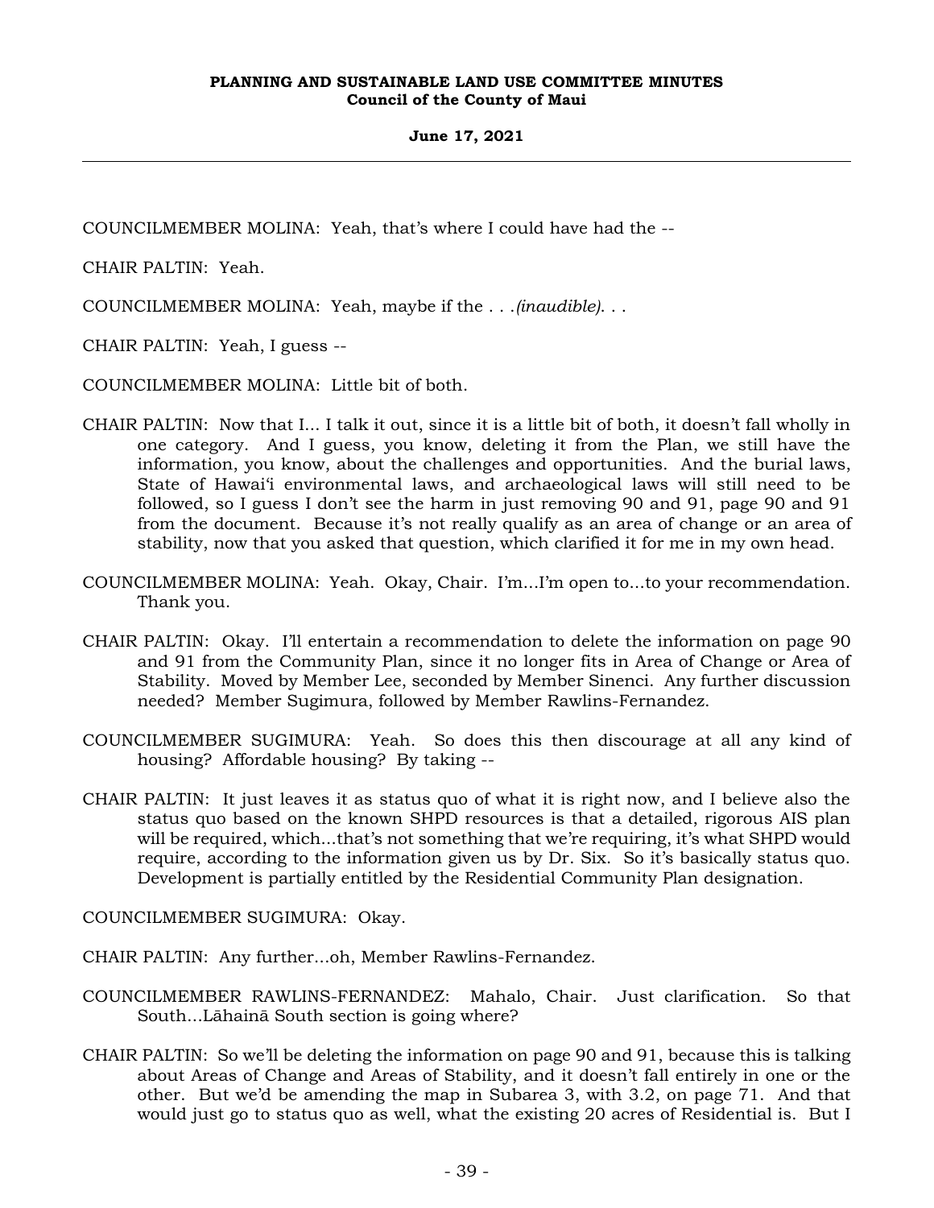COUNCILMEMBER MOLINA: Yeah, that's where I could have had the --

CHAIR PALTIN: Yeah.

COUNCILMEMBER MOLINA: Yeah, maybe if the . . .*(inaudible)*. . .

CHAIR PALTIN: Yeah, I guess --

COUNCILMEMBER MOLINA: Little bit of both.

CHAIR PALTIN: Now that I... I talk it out, since it is a little bit of both, it doesn't fall wholly in one category. And I guess, you know, deleting it from the Plan, we still have the information, you know, about the challenges and opportunities. And the burial laws, State of Hawaiʻi environmental laws, and archaeological laws will still need to be followed, so I guess I don't see the harm in just removing 90 and 91, page 90 and 91 from the document. Because it's not really qualify as an area of change or an area of stability, now that you asked that question, which clarified it for me in my own head.

COUNCILMEMBER MOLINA: Yeah. Okay, Chair. I'm...I'm open to...to your recommendation. Thank you.

CHAIR PALTIN: Okay. I'll entertain a recommendation to delete the information on page 90 and 91 from the Community Plan, since it no longer fits in Area of Change or Area of Stability. Moved by Member Lee, seconded by Member Sinenci. Any further discussion needed? Member Sugimura, followed by Member Rawlins-Fernandez.

COUNCILMEMBER SUGIMURA: Yeah. So does this then discourage at all any kind of housing? Affordable housing? By taking --

CHAIR PALTIN: It just leaves it as status quo of what it is right now, and I believe also the status quo based on the known SHPD resources is that a detailed, rigorous AIS plan will be required, which...that's not something that we're requiring, it's what SHPD would require, according to the information given us by Dr. Six. So it's basically status quo. Development is partially entitled by the Residential Community Plan designation.

COUNCILMEMBER SUGIMURA: Okay.

CHAIR PALTIN: Any further...oh, Member Rawlins-Fernandez.

COUNCILMEMBER RAWLINS-FERNANDEZ: Mahalo, Chair. Just clarification. So that South...Lāhainā South section is going where?

CHAIR PALTIN: So we'll be deleting the information on page 90 and 91, because this is talking about Areas of Change and Areas of Stability, and it doesn't fall entirely in one or the other. But we'd be amending the map in Subarea 3, with 3.2, on page 71. And that would just go to status quo as well, what the existing 20 acres of Residential is. But I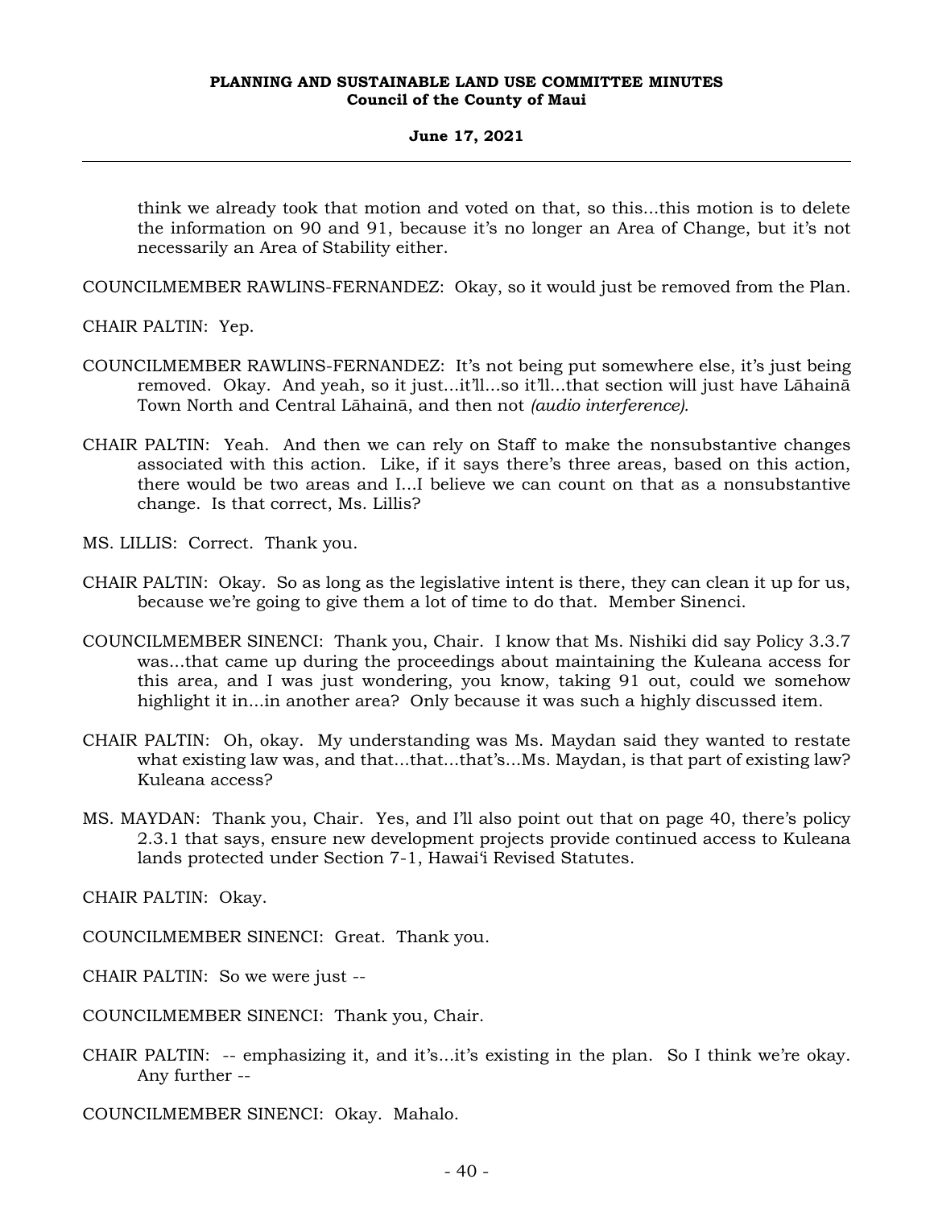think we already took that motion and voted on that, so this...this motion is to delete the information on 90 and 91, because it's no longer an Area of Change, but it's not necessarily an Area of Stability either.

COUNCILMEMBER RAWLINS-FERNANDEZ: Okay, so it would just be removed from the Plan.

CHAIR PALTIN: Yep.

COUNCILMEMBER RAWLINS-FERNANDEZ: It's not being put somewhere else, it's just being removed. Okay. And yeah, so it just...it'll...so it'll...that section will just have Lāhainā Town North and Central Lāhainā, and then not *(audio interference)*.

CHAIR PALTIN: Yeah. And then we can rely on Staff to make the nonsubstantive changes associated with this action. Like, if it says there's three areas, based on this action, there would be two areas and I...I believe we can count on that as a nonsubstantive change. Is that correct, Ms. Lillis?

MS. LILLIS: Correct. Thank you.

CHAIR PALTIN: Okay. So as long as the legislative intent is there, they can clean it up for us, because we're going to give them a lot of time to do that. Member Sinenci.

COUNCILMEMBER SINENCI: Thank you, Chair. I know that Ms. Nishiki did say Policy 3.3.7 was...that came up during the proceedings about maintaining the Kuleana access for this area, and I was just wondering, you know, taking 91 out, could we somehow highlight it in...in another area? Only because it was such a highly discussed item.

CHAIR PALTIN: Oh, okay. My understanding was Ms. Maydan said they wanted to restate what existing law was, and that...that...that's...Ms. Maydan, is that part of existing law? Kuleana access?

MS. MAYDAN: Thank you, Chair. Yes, and I'll also point out that on page 40, there's policy 2.3.1 that says, ensure new development projects provide continued access to Kuleana lands protected under Section 7-1, Hawai'i Revised Statutes.

CHAIR PALTIN: Okay.

COUNCILMEMBER SINENCI: Great. Thank you.

CHAIR PALTIN: So we were just --

COUNCILMEMBER SINENCI: Thank you, Chair.

CHAIR PALTIN: -- emphasizing it, and it's...it's existing in the plan. So I think we're okay. Any further --

COUNCILMEMBER SINENCI: Okay. Mahalo.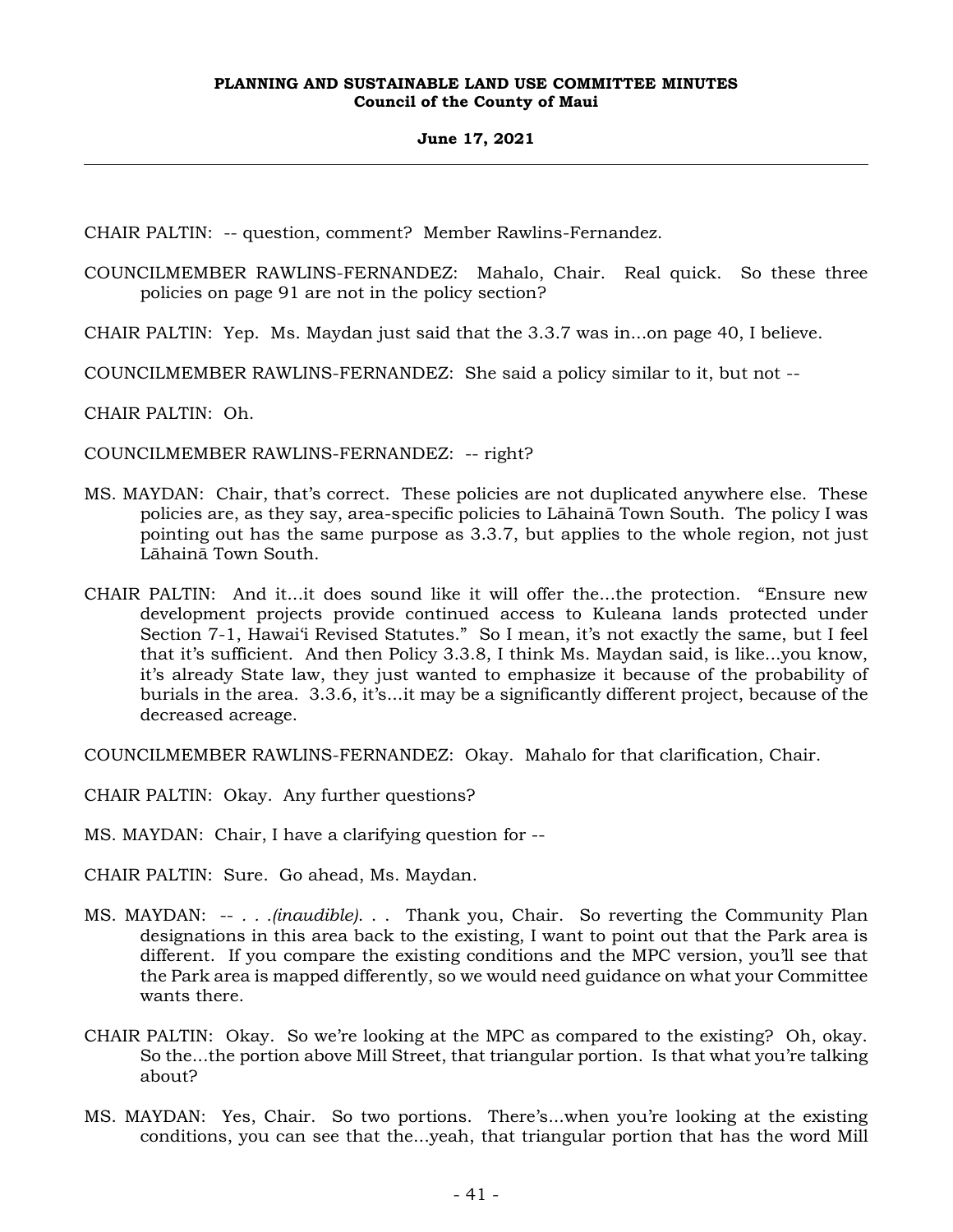CHAIR PALTIN: -- question, comment? Member Rawlins-Fernandez.

COUNCILMEMBER RAWLINS-FERNANDEZ: Mahalo, Chair. Real quick. So these three policies on page 91 are not in the policy section?

CHAIR PALTIN: Yep. Ms. Maydan just said that the 3.3.7 was in...on page 40, I believe.

COUNCILMEMBER RAWLINS-FERNANDEZ: She said a policy similar to it, but not --

CHAIR PALTIN: Oh.

COUNCILMEMBER RAWLINS-FERNANDEZ: -- right?

MS. MAYDAN: Chair, that's correct. These policies are not duplicated anywhere else. These policies are, as they say, area-specific policies to Lāhainā Town South. The policy I was pointing out has the same purpose as 3.3.7, but applies to the whole region, not just Lāhainā Town South.

CHAIR PALTIN: And it...it does sound like it will offer the...the protection. "Ensure new development projects provide continued access to Kuleana lands protected under Section 7-1, Hawaiʻi Revised Statutes." So I mean, it's not exactly the same, but I feel that it's sufficient. And then Policy 3.3.8, I think Ms. Maydan said, is like...you know, it's already State law, they just wanted to emphasize it because of the probability of burials in the area. 3.3.6, it's...it may be a significantly different project, because of the decreased acreage.

COUNCILMEMBER RAWLINS-FERNANDEZ: Okay. Mahalo for that clarification, Chair.

CHAIR PALTIN: Okay. Any further questions?

MS. MAYDAN: Chair, I have a clarifying question for --

CHAIR PALTIN: Sure. Go ahead, Ms. Maydan.

MS. MAYDAN: -- . . .*(inaudible)*. . . Thank you, Chair. So reverting the Community Plan designations in this area back to the existing, I want to point out that the Park area is different. If you compare the existing conditions and the MPC version, you'll see that the Park area is mapped differently, so we would need guidance on what your Committee wants there.

CHAIR PALTIN: Okay. So we're looking at the MPC as compared to the existing? Oh, okay. So the...the portion above Mill Street, that triangular portion. Is that what you're talking about?

MS. MAYDAN: Yes, Chair. So two portions. There's...when you're looking at the existing conditions, you can see that the...yeah, that triangular portion that has the word Mill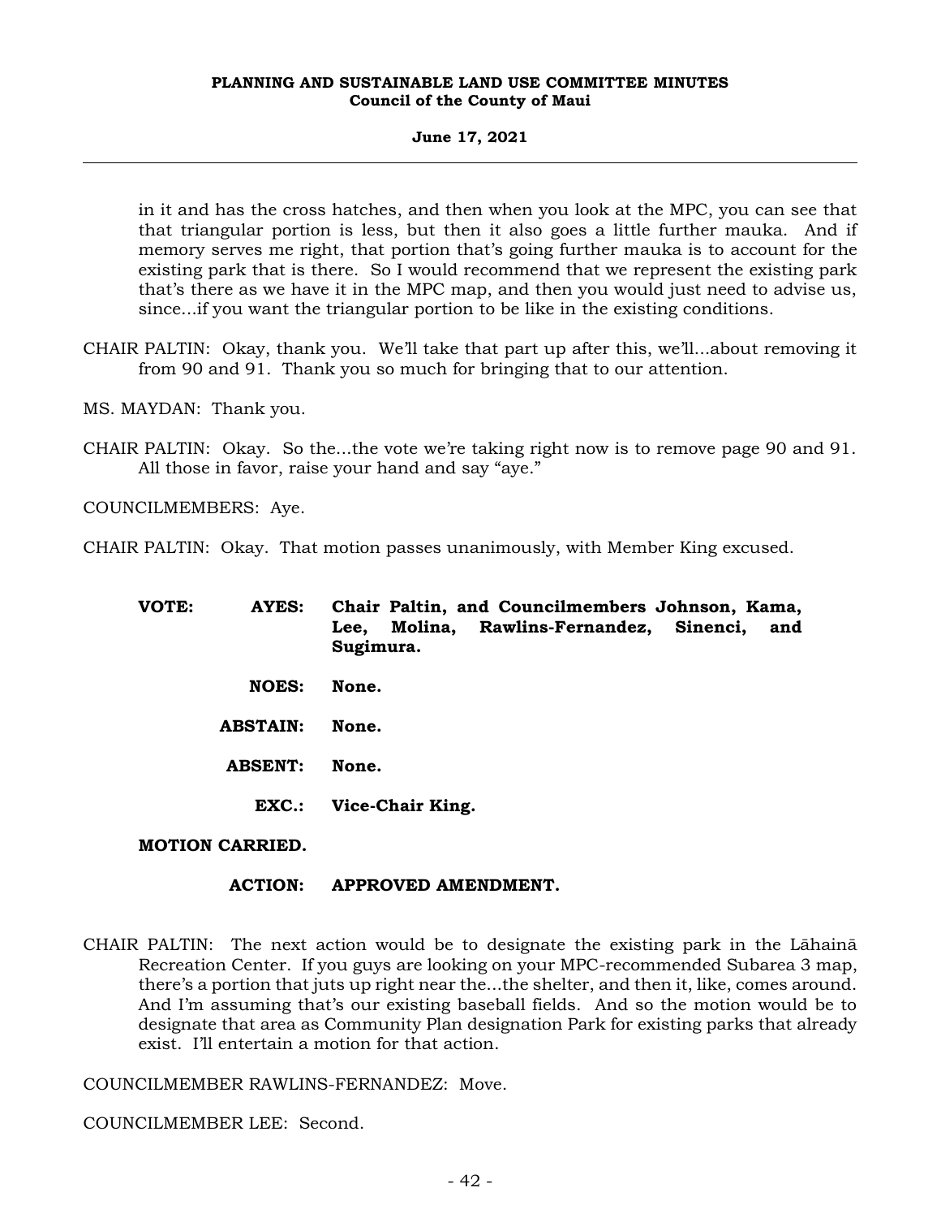in it and has the cross hatches, and then when you look at the MPC, you can see that that triangular portion is less, but then it also goes a little further mauka. And if memory serves me right, that portion that's going further mauka is to account for the existing park that is there. So I would recommend that we represent the existing park that's there as we have it in the MPC map, and then you would just need to advise us, since...if you want the triangular portion to be like in the existing conditions.

CHAIR PALTIN: Okay, thank you. We'll take that part up after this, we'll...about removing it from 90 and 91. Thank you so much for bringing that to our attention.

MS. MAYDAN: Thank you.

CHAIR PALTIN: Okay. So the...the vote we're taking right now is to remove page 90 and 91. All those in favor, raise your hand and say "aye."

COUNCILMEMBERS: Aye.

CHAIR PALTIN: Okay. That motion passes unanimously, with Member King excused.

**VOTE:** **AYES:** **Chair Paltin, and Councilmembers Johnson, Kama, Lee, Molina, Rawlins-Fernandez, Sinenci, and Sugimura.**

**NOES:** **None.**

**ABSTAIN:** **None.**

**ABSENT:** **None.**

**EXC.:** **Vice-Chair King.**

**MOTION CARRIED.**

**ACTION:** **APPROVED AMENDMENT.**

CHAIR PALTIN: The next action would be to designate the existing park in the Lāhainā Recreation Center. If you guys are looking on your MPC-recommended Subarea 3 map, there's a portion that juts up right near the...the shelter, and then it, like, comes around. And I'm assuming that's our existing baseball fields. And so the motion would be to designate that area as Community Plan designation Park for existing parks that already exist. I'll entertain a motion for that action.

COUNCILMEMBER RAWLINS-FERNANDEZ: Move.

COUNCILMEMBER LEE: Second.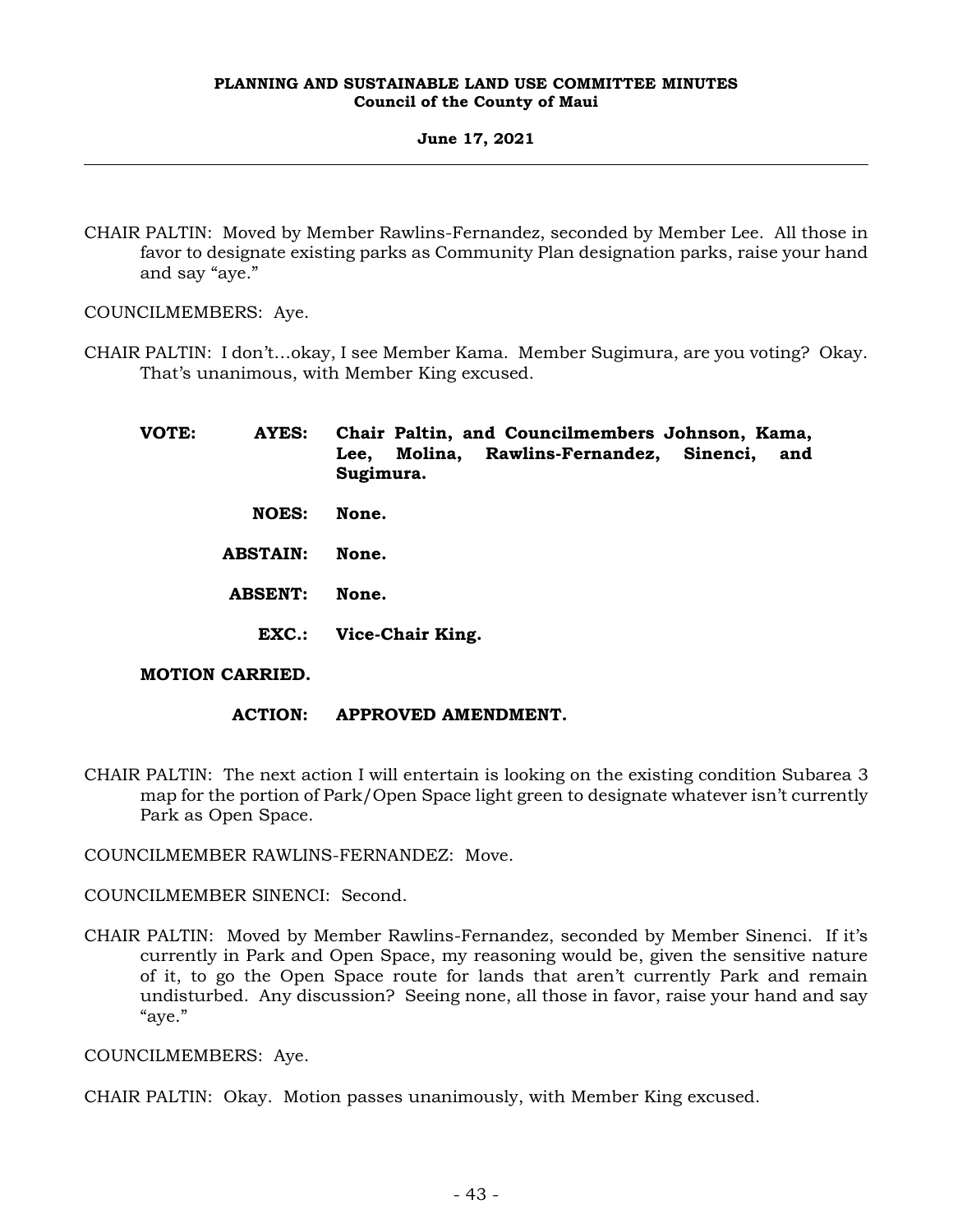CHAIR PALTIN: Moved by Member Rawlins-Fernandez, seconded by Member Lee. All those in favor to designate existing parks as Community Plan designation parks, raise your hand and say "aye."

COUNCILMEMBERS: Aye.

CHAIR PALTIN: I don't…okay, I see Member Kama. Member Sugimura, are you voting? Okay. That's unanimous, with Member King excused.

**VOTE: AYES: Chair Paltin, and Councilmembers Johnson, Kama, Lee, Molina, Rawlins-Fernandez, Sinenci, and Sugimura.**

**NOES: None.**

**ABSTAIN: None.**

**ABSENT: None.**

**EXC.: Vice-Chair King.**

**MOTION CARRIED.**

**ACTION: APPROVED AMENDMENT.**

CHAIR PALTIN: The next action I will entertain is looking on the existing condition Subarea 3 map for the portion of Park/Open Space light green to designate whatever isn't currently Park as Open Space.

COUNCILMEMBER RAWLINS-FERNANDEZ: Move.

COUNCILMEMBER SINENCI: Second.

CHAIR PALTIN: Moved by Member Rawlins-Fernandez, seconded by Member Sinenci. If it's currently in Park and Open Space, my reasoning would be, given the sensitive nature of it, to go the Open Space route for lands that aren't currently Park and remain undisturbed. Any discussion? Seeing none, all those in favor, raise your hand and say "aye."

COUNCILMEMBERS: Aye.

CHAIR PALTIN: Okay. Motion passes unanimously, with Member King excused.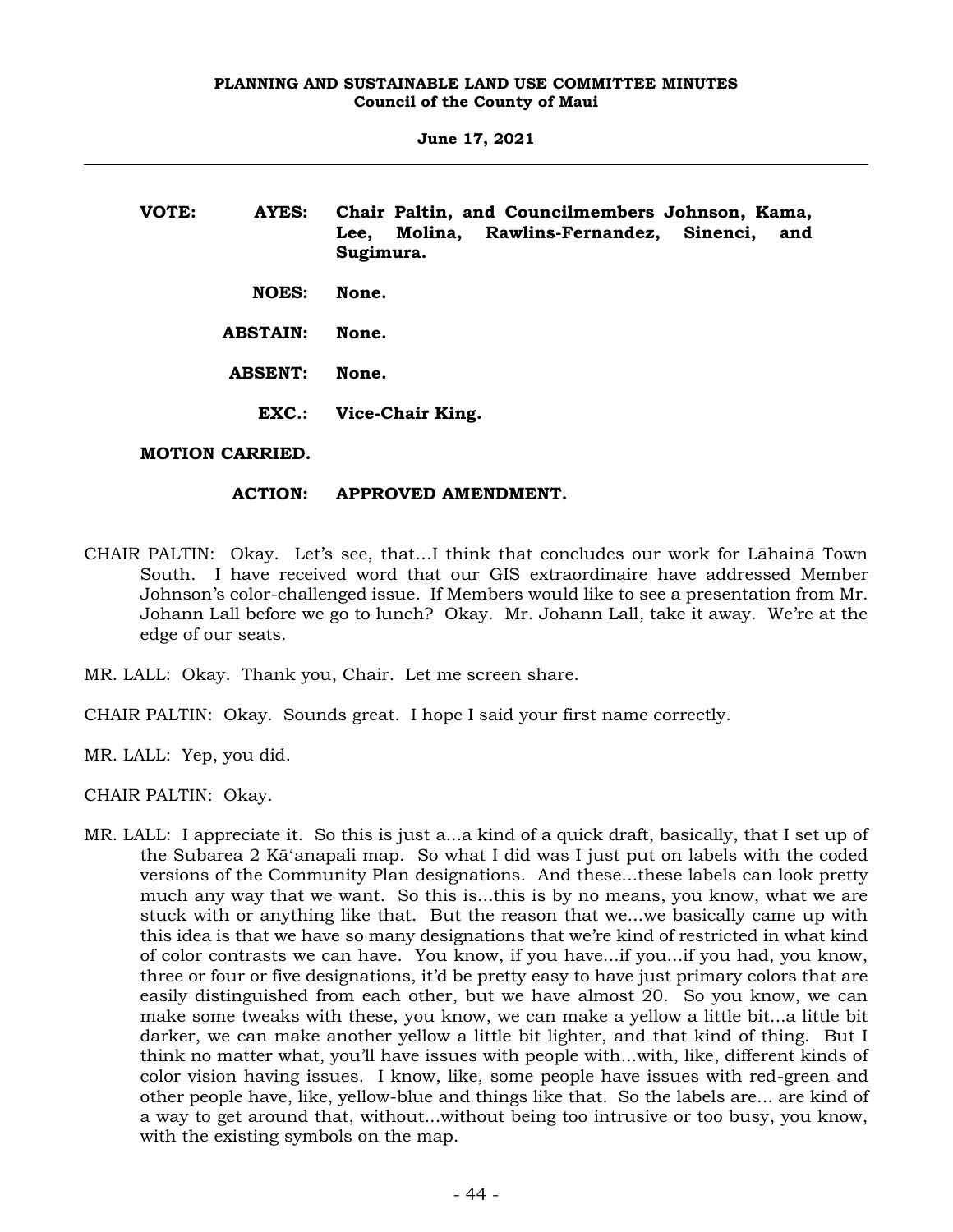**VOTE: AYES: Chair Paltin, and Councilmembers Johnson, Kama, Lee, Molina, Rawlins-Fernandez, Sinenci, and Sugimura.**

**NOES: None.**

**ABSTAIN: None.**

**ABSENT: None.**

**EXC.: Vice-Chair King.**

**MOTION CARRIED.**

**ACTION: APPROVED AMENDMENT.**

CHAIR PALTIN: Okay. Let's see, that...I think that concludes our work for Lāhainā Town South. I have received word that our GIS extraordinaire have addressed Member Johnson's color-challenged issue. If Members would like to see a presentation from Mr. Johann Lall before we go to lunch? Okay. Mr. Johann Lall, take it away. We're at the edge of our seats.

MR. LALL: Okay. Thank you, Chair. Let me screen share.

CHAIR PALTIN: Okay. Sounds great. I hope I said your first name correctly.

MR. LALL: Yep, you did.

CHAIR PALTIN: Okay.

MR. LALL: I appreciate it. So this is just a...kind of a quick draft, basically, that I set up of the Subarea 2 Kā'anapali map. So what I did was I just put on labels with the coded versions of the Community Plan designations. And these...these labels can look pretty much any way that we want. So this is...this is by no means, you know, what we are stuck with or anything like that. But the reason that we...we basically came up with this idea is that we have so many designations that we're kind of restricted in what kind of color contrasts we can have. You know, if you have...if you...if you had, you know, three or four or five designations, it'd be pretty easy to have just primary colors that are easily distinguished from each other, but we have almost 20. So you know, we can make some tweaks with these, you know, we can make a yellow a little bit...a little bit darker, we can make another yellow a little bit lighter, and that kind of thing. But I think no matter what, you'll have issues with people with...with, like, different kinds of color vision having issues. I know, like, some people have issues with red-green and other people have, like, yellow-blue and things like that. So the labels are... are kind of a way to get around that, without...without being too intrusive or too busy, you know, with the existing symbols on the map.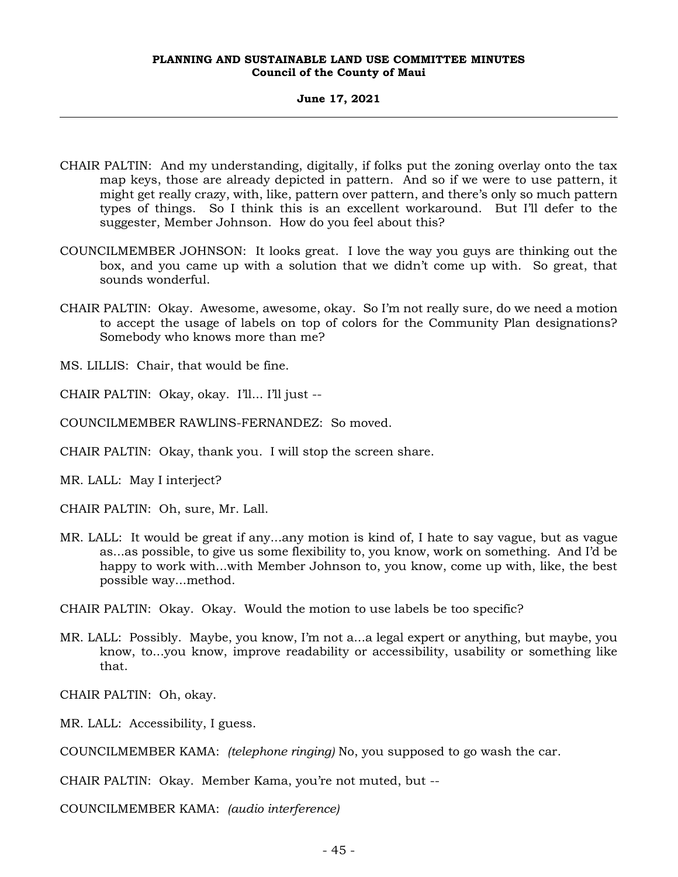CHAIR PALTIN: And my understanding, digitally, if folks put the zoning overlay onto the tax map keys, those are already depicted in pattern. And so if we were to use pattern, it might get really crazy, with, like, pattern over pattern, and there's only so much pattern types of things. So I think this is an excellent workaround. But I'll defer to the suggester, Member Johnson. How do you feel about this?

COUNCILMEMBER JOHNSON: It looks great. I love the way you guys are thinking out the box, and you came up with a solution that we didn't come up with. So great, that sounds wonderful.

CHAIR PALTIN: Okay. Awesome, awesome, okay. So I'm not really sure, do we need a motion to accept the usage of labels on top of colors for the Community Plan designations? Somebody who knows more than me?

MS. LILLIS: Chair, that would be fine.

CHAIR PALTIN: Okay, okay. I'll... I'll just --

COUNCILMEMBER RAWLINS-FERNANDEZ: So moved.

CHAIR PALTIN: Okay, thank you. I will stop the screen share.

MR. LALL: May I interject?

CHAIR PALTIN: Oh, sure, Mr. Lall.

MR. LALL: It would be great if any...any motion is kind of, I hate to say vague, but as vague as...as possible, to give us some flexibility to, you know, work on something. And I'd be happy to work with...with Member Johnson to, you know, come up with, like, the best possible way...method.

CHAIR PALTIN: Okay. Okay. Would the motion to use labels be too specific?

MR. LALL: Possibly. Maybe, you know, I'm not a...a legal expert or anything, but maybe, you know, to...you know, improve readability or accessibility, usability or something like that.

CHAIR PALTIN: Oh, okay.

MR. LALL: Accessibility, I guess.

COUNCILMEMBER KAMA: *(telephone ringing)* No, you supposed to go wash the car.

CHAIR PALTIN: Okay. Member Kama, you're not muted, but --

COUNCILMEMBER KAMA: *(audio interference)*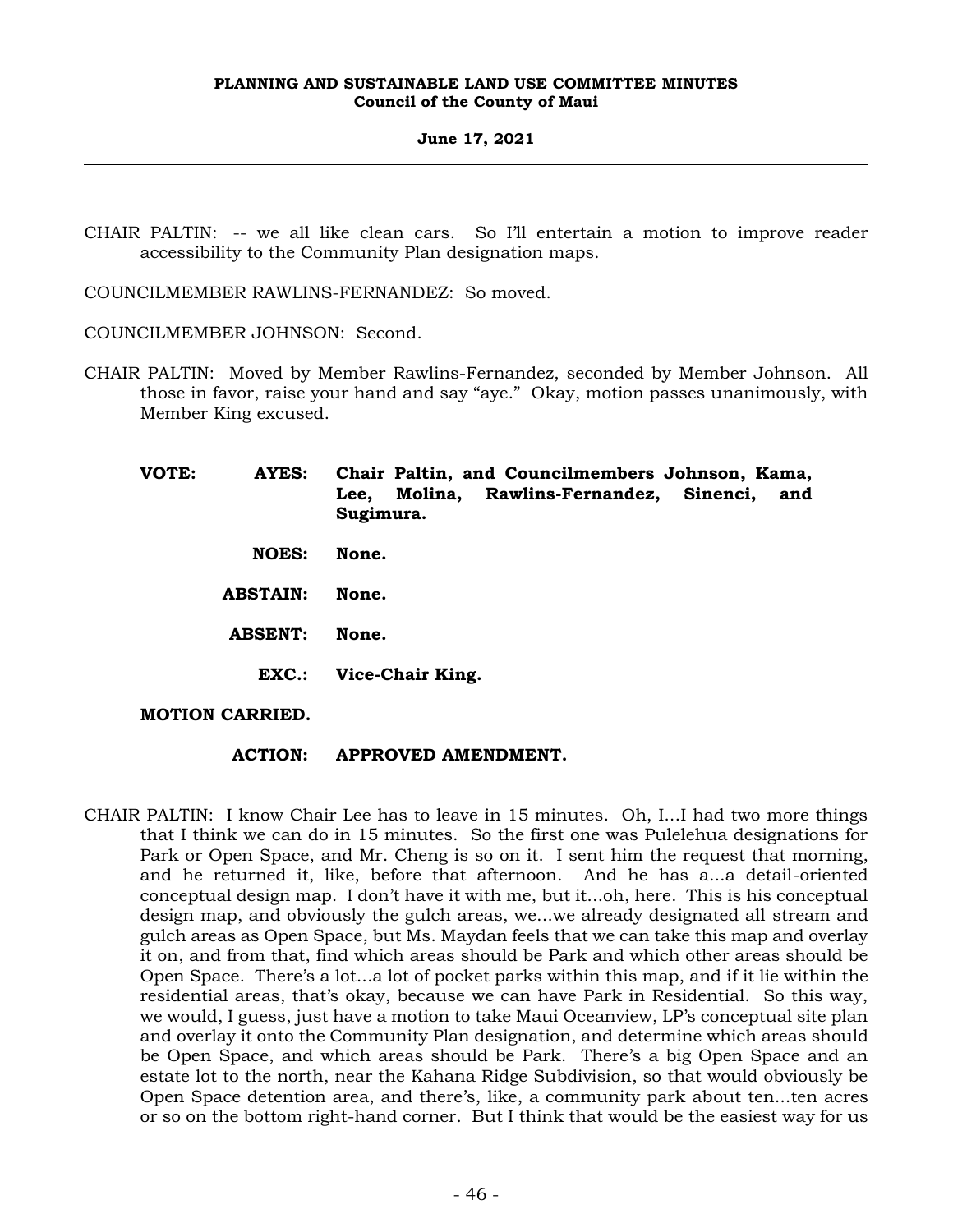CHAIR PALTIN: -- we all like clean cars. So I'll entertain a motion to improve reader accessibility to the Community Plan designation maps.

COUNCILMEMBER RAWLINS-FERNANDEZ: So moved.

COUNCILMEMBER JOHNSON: Second.

CHAIR PALTIN: Moved by Member Rawlins-Fernandez, seconded by Member Johnson. All those in favor, raise your hand and say "aye." Okay, motion passes unanimously, with Member King excused.

**VOTE: AYES: Chair Paltin, and Councilmembers Johnson, Kama, Lee, Molina, Rawlins-Fernandez, Sinenci, and Sugimura.**

**NOES: None.**

**ABSTAIN: None.**

**ABSENT: None.**

**EXC.: Vice-Chair King.**

**MOTION CARRIED.**

**ACTION: APPROVED AMENDMENT.**

CHAIR PALTIN: I know Chair Lee has to leave in 15 minutes. Oh, I...I had two more things that I think we can do in 15 minutes. So the first one was Pulelehua designations for Park or Open Space, and Mr. Cheng is so on it. I sent him the request that morning, and he returned it, like, before that afternoon. And he has a...a detail-oriented conceptual design map. I don't have it with me, but it...oh, here. This is his conceptual design map, and obviously the gulch areas, we...we already designated all stream and gulch areas as Open Space, but Ms. Maydan feels that we can take this map and overlay it on, and from that, find which areas should be Park and which other areas should be Open Space. There's a lot...a lot of pocket parks within this map, and if it lie within the residential areas, that's okay, because we can have Park in Residential. So this way, we would, I guess, just have a motion to take Maui Oceanview, LP's conceptual site plan and overlay it onto the Community Plan designation, and determine which areas should be Open Space, and which areas should be Park. There's a big Open Space and an estate lot to the north, near the Kahana Ridge Subdivision, so that would obviously be Open Space detention area, and there's, like, a community park about ten...ten acres or so on the bottom right-hand corner. But I think that would be the easiest way for us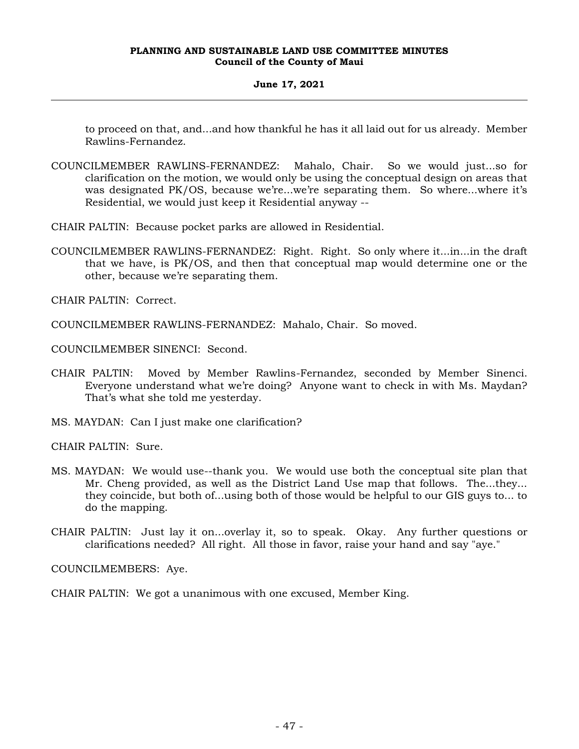to proceed on that, and...and how thankful he has it all laid out for us already. Member Rawlins-Fernandez.

COUNCILMEMBER RAWLINS-FERNANDEZ: Mahalo, Chair. So we would just...so for clarification on the motion, we would only be using the conceptual design on areas that was designated PK/OS, because we're...we're separating them. So where...where it's Residential, we would just keep it Residential anyway --

CHAIR PALTIN: Because pocket parks are allowed in Residential.

COUNCILMEMBER RAWLINS-FERNANDEZ: Right. Right. So only where it...in...in the draft that we have, is PK/OS, and then that conceptual map would determine one or the other, because we're separating them.

CHAIR PALTIN: Correct.

COUNCILMEMBER RAWLINS-FERNANDEZ: Mahalo, Chair. So moved.

COUNCILMEMBER SINENCI: Second.

CHAIR PALTIN: Moved by Member Rawlins-Fernandez, seconded by Member Sinenci. Everyone understand what we're doing? Anyone want to check in with Ms. Maydan? That's what she told me yesterday.

MS. MAYDAN: Can I just make one clarification?

CHAIR PALTIN: Sure.

MS. MAYDAN: We would use--thank you. We would use both the conceptual site plan that Mr. Cheng provided, as well as the District Land Use map that follows. The...they... they coincide, but both of...using both of those would be helpful to our GIS guys to... to do the mapping.

CHAIR PALTIN: Just lay it on...overlay it, so to speak. Okay. Any further questions or clarifications needed? All right. All those in favor, raise your hand and say "aye."

COUNCILMEMBERS: Aye.

CHAIR PALTIN: We got a unanimous with one excused, Member King.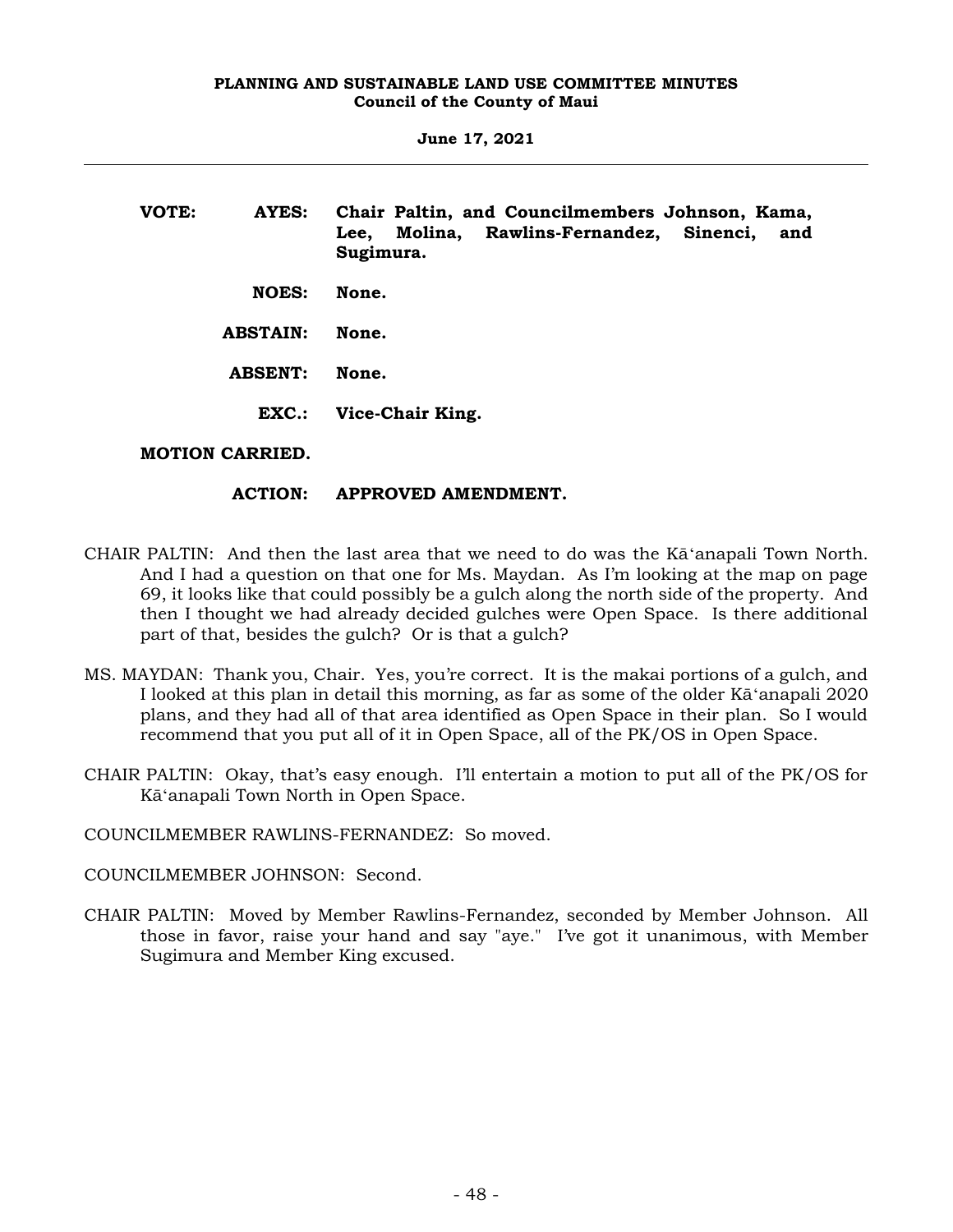**VOTE:** **AYES:** **Chair Paltin, and Councilmembers Johnson, Kama, Lee, Molina, Rawlins-Fernandez, Sinenci, and Sugimura.**

**NOES:** **None.**

**ABSTAIN:** **None.**

**ABSENT:** **None.**

**EXC.:** **Vice-Chair King.**

**MOTION CARRIED.**

**ACTION:** **APPROVED AMENDMENT.**

CHAIR PALTIN: And then the last area that we need to do was the Kāʻanapali Town North. And I had a question on that one for Ms. Maydan. As I'm looking at the map on page 69, it looks like that could possibly be a gulch along the north side of the property. And then I thought we had already decided gulches were Open Space. Is there additional part of that, besides the gulch? Or is that a gulch?

MS. MAYDAN: Thank you, Chair. Yes, you're correct. It is the makai portions of a gulch, and I looked at this plan in detail this morning, as far as some of the older Kāʻanapali 2020 plans, and they had all of that area identified as Open Space in their plan. So I would recommend that you put all of it in Open Space, all of the PK/OS in Open Space.

CHAIR PALTIN: Okay, that's easy enough. I'll entertain a motion to put all of the PK/OS for Kāʻanapali Town North in Open Space.

COUNCILMEMBER RAWLINS-FERNANDEZ: So moved.

COUNCILMEMBER JOHNSON: Second.

CHAIR PALTIN: Moved by Member Rawlins-Fernandez, seconded by Member Johnson. All those in favor, raise your hand and say "aye." I've got it unanimous, with Member Sugimura and Member King excused.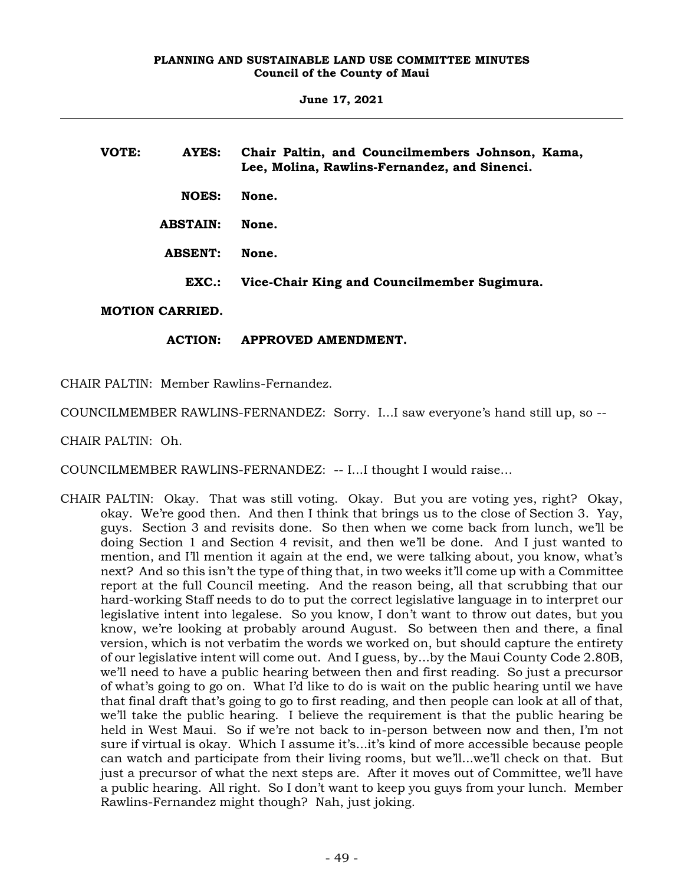**VOTE: AYES: Chair Paltin, and Councilmembers Johnson, Kama, Lee, Molina, Rawlins-Fernandez, and Sinenci.**

**NOES: None.**

**ABSTAIN: None.**

**ABSENT: None.**

**EXC.: Vice-Chair King and Councilmember Sugimura.**

**MOTION CARRIED.**

**ACTION: APPROVED AMENDMENT.**

CHAIR PALTIN: Member Rawlins-Fernandez.

COUNCILMEMBER RAWLINS-FERNANDEZ: Sorry. I...I saw everyone's hand still up, so --

CHAIR PALTIN: Oh.

COUNCILMEMBER RAWLINS-FERNANDEZ: -- I...I thought I would raise...

CHAIR PALTIN: Okay. That was still voting. Okay. But you are voting yes, right? Okay, okay. We're good then. And then I think that brings us to the close of Section 3. Yay, guys. Section 3 and revisits done. So then when we come back from lunch, we'll be doing Section 1 and Section 4 revisit, and then we'll be done. And I just wanted to mention, and I'll mention it again at the end, we were talking about, you know, what's next? And so this isn't the type of thing that, in two weeks it'll come up with a Committee report at the full Council meeting. And the reason being, all that scrubbing that our hard-working Staff needs to do to put the correct legislative language in to interpret our legislative intent into legalese. So you know, I don't want to throw out dates, but you know, we're looking at probably around August. So between then and there, a final version, which is not verbatim the words we worked on, but should capture the entirety of our legislative intent will come out. And I guess, by...by the Maui County Code 2.80B, we'll need to have a public hearing between then and first reading. So just a precursor of what's going to go on. What I'd like to do is wait on the public hearing until we have that final draft that's going to go to first reading, and then people can look at all of that, we'll take the public hearing. I believe the requirement is that the public hearing be held in West Maui. So if we're not back to in-person between now and then, I'm not sure if virtual is okay. Which I assume it's...it's kind of more accessible because people can watch and participate from their living rooms, but we'll...we'll check on that. But just a precursor of what the next steps are. After it moves out of Committee, we'll have a public hearing. All right. So I don't want to keep you guys from your lunch. Member Rawlins-Fernandez might though? Nah, just joking.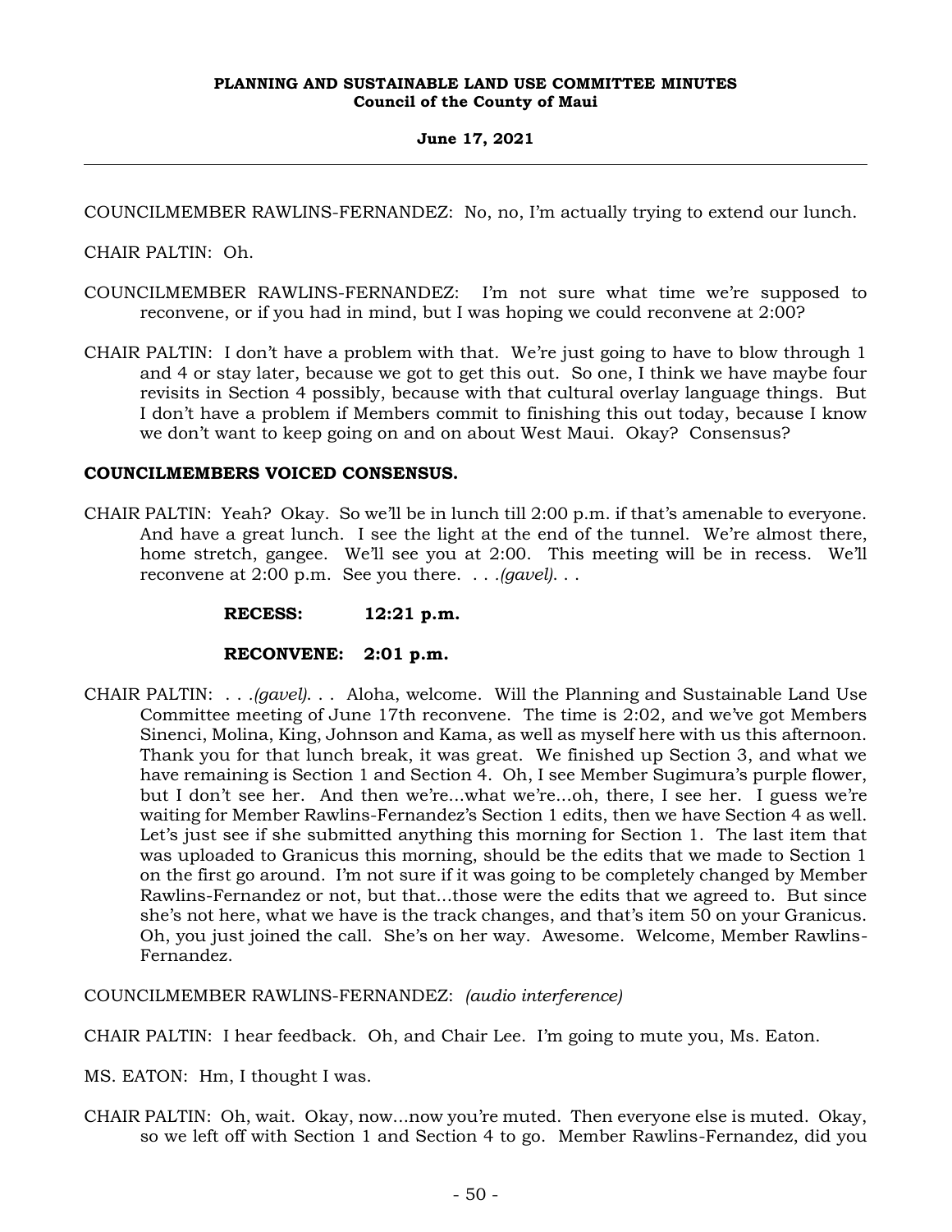COUNCILMEMBER RAWLINS-FERNANDEZ: No, no, I'm actually trying to extend our lunch.

CHAIR PALTIN: Oh.

COUNCILMEMBER RAWLINS-FERNANDEZ: I'm not sure what time we're supposed to reconvene, or if you had in mind, but I was hoping we could reconvene at 2:00?

CHAIR PALTIN: I don't have a problem with that. We're just going to have to blow through 1 and 4 or stay later, because we got to get this out. So one, I think we have maybe four revisits in Section 4 possibly, because with that cultural overlay language things. But I don't have a problem if Members commit to finishing this out today, because I know we don't want to keep going on and on about West Maui. Okay? Consensus?

**COUNCILMEMBERS VOICED CONSENSUS.**

CHAIR PALTIN: Yeah? Okay. So we'll be in lunch till 2:00 p.m. if that's amenable to everyone. And have a great lunch. I see the light at the end of the tunnel. We're almost there, home stretch, gangee. We'll see you at 2:00. This meeting will be in recess. We'll reconvene at 2:00 p.m. See you there. . . .*(gavel)*. . .

**RECESS: 12:21 p.m.**

**RECONVENE: 2:01 p.m.**

CHAIR PALTIN: . . .*(gavel)*. . . Aloha, welcome. Will the Planning and Sustainable Land Use Committee meeting of June 17th reconvene. The time is 2:02, and we've got Members Sinenci, Molina, King, Johnson and Kama, as well as myself here with us this afternoon. Thank you for that lunch break, it was great. We finished up Section 3, and what we have remaining is Section 1 and Section 4. Oh, I see Member Sugimura's purple flower, but I don't see her. And then we're...what we're...oh, there, I see her. I guess we're waiting for Member Rawlins-Fernandez's Section 1 edits, then we have Section 4 as well. Let's just see if she submitted anything this morning for Section 1. The last item that was uploaded to Granicus this morning, should be the edits that we made to Section 1 on the first go around. I'm not sure if it was going to be completely changed by Member Rawlins-Fernandez or not, but that...those were the edits that we agreed to. But since she's not here, what we have is the track changes, and that's item 50 on your Granicus. Oh, you just joined the call. She's on her way. Awesome. Welcome, Member Rawlins-Fernandez.

COUNCILMEMBER RAWLINS-FERNANDEZ: *(audio interference)*

CHAIR PALTIN: I hear feedback. Oh, and Chair Lee. I'm going to mute you, Ms. Eaton.

MS. EATON: Hm, I thought I was.

CHAIR PALTIN: Oh, wait. Okay, now...now you're muted. Then everyone else is muted. Okay, so we left off with Section 1 and Section 4 to go. Member Rawlins-Fernandez, did you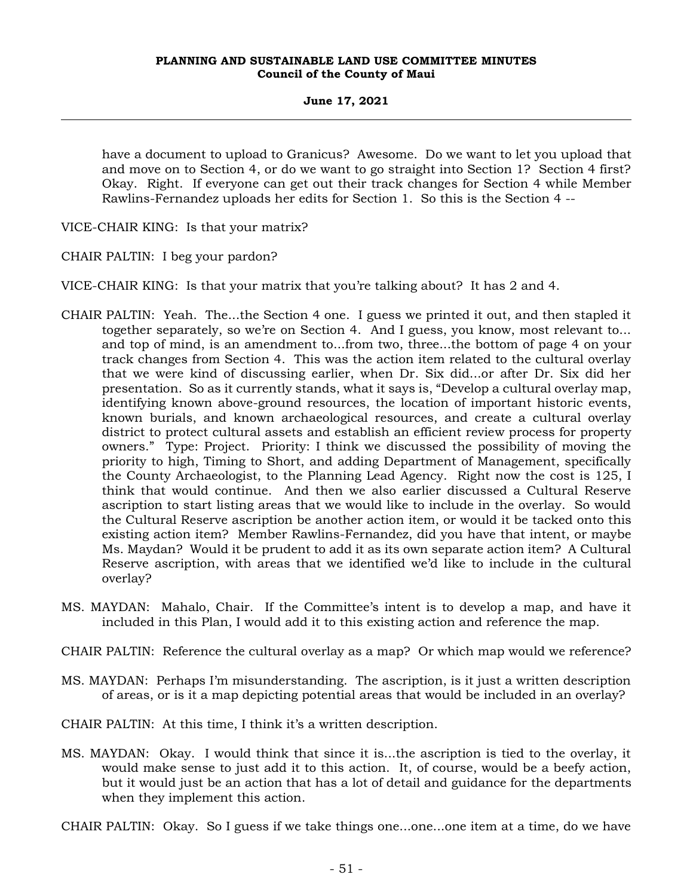have a document to upload to Granicus? Awesome. Do we want to let you upload that and move on to Section 4, or do we want to go straight into Section 1? Section 4 first? Okay. Right. If everyone can get out their track changes for Section 4 while Member Rawlins-Fernandez uploads her edits for Section 1. So this is the Section 4 --

VICE-CHAIR KING: Is that your matrix?

CHAIR PALTIN: I beg your pardon?

VICE-CHAIR KING: Is that your matrix that you're talking about? It has 2 and 4.

CHAIR PALTIN: Yeah. The...the Section 4 one. I guess we printed it out, and then stapled it together separately, so we're on Section 4. And I guess, you know, most relevant to... and top of mind, is an amendment to...from two, three...the bottom of page 4 on your track changes from Section 4. This was the action item related to the cultural overlay that we were kind of discussing earlier, when Dr. Six did...or after Dr. Six did her presentation. So as it currently stands, what it says is, "Develop a cultural overlay map, identifying known above-ground resources, the location of important historic events, known burials, and known archaeological resources, and create a cultural overlay district to protect cultural assets and establish an efficient review process for property owners." Type: Project. Priority: I think we discussed the possibility of moving the priority to high, Timing to Short, and adding Department of Management, specifically the County Archaeologist, to the Planning Lead Agency. Right now the cost is 125, I think that would continue. And then we also earlier discussed a Cultural Reserve ascription to start listing areas that we would like to include in the overlay. So would the Cultural Reserve ascription be another action item, or would it be tacked onto this existing action item? Member Rawlins-Fernandez, did you have that intent, or maybe Ms. Maydan? Would it be prudent to add it as its own separate action item? A Cultural Reserve ascription, with areas that we identified we'd like to include in the cultural overlay?

MS. MAYDAN: Mahalo, Chair. If the Committee's intent is to develop a map, and have it included in this Plan, I would add it to this existing action and reference the map.

CHAIR PALTIN: Reference the cultural overlay as a map? Or which map would we reference?

MS. MAYDAN: Perhaps I'm misunderstanding. The ascription, is it just a written description of areas, or is it a map depicting potential areas that would be included in an overlay?

CHAIR PALTIN: At this time, I think it's a written description.

MS. MAYDAN: Okay. I would think that since it is...the ascription is tied to the overlay, it would make sense to just add it to this action. It, of course, would be a beefy action, but it would just be an action that has a lot of detail and guidance for the departments when they implement this action.

CHAIR PALTIN: Okay. So I guess if we take things one...one...one item at a time, do we have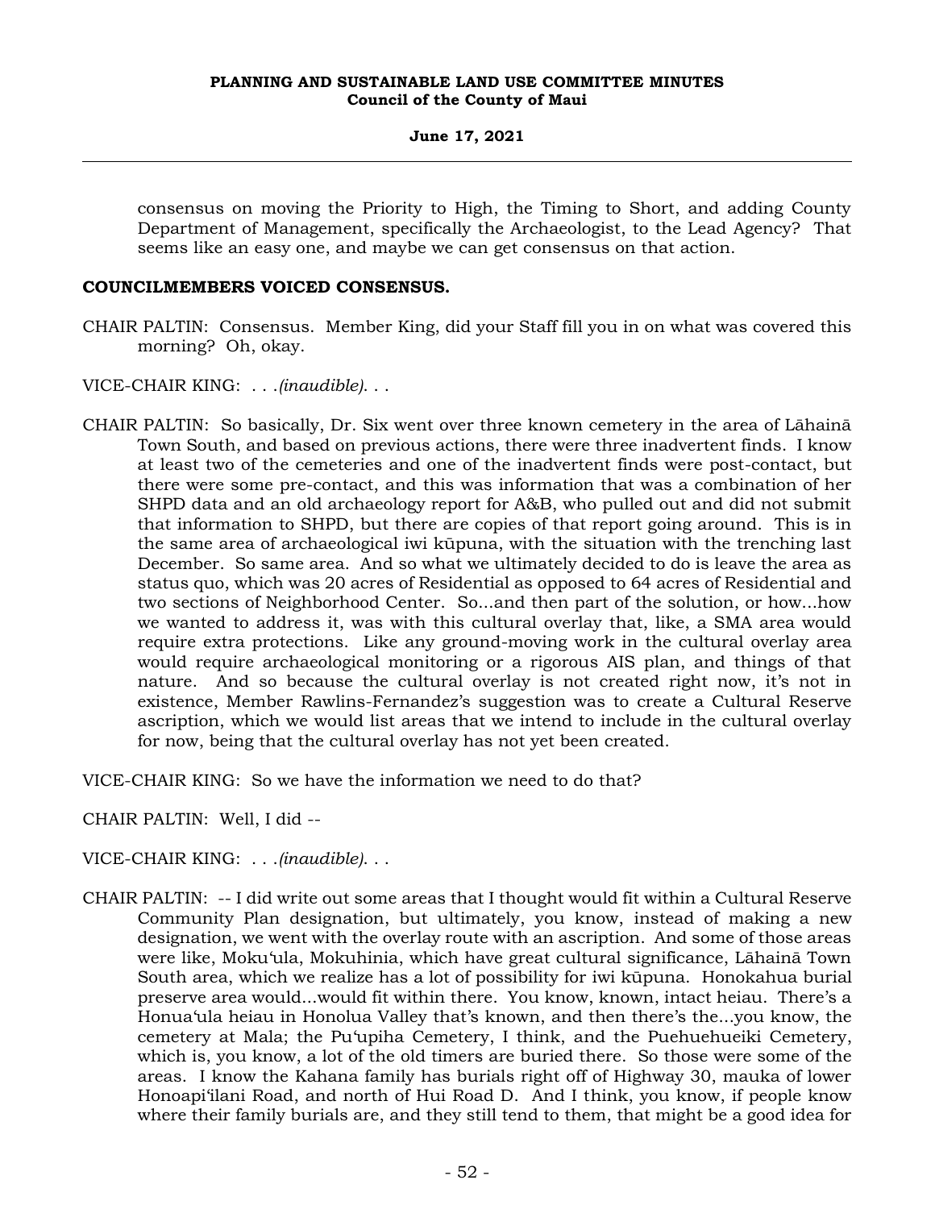consensus on moving the Priority to High, the Timing to Short, and adding County Department of Management, specifically the Archaeologist, to the Lead Agency? That seems like an easy one, and maybe we can get consensus on that action.

**COUNCILMEMBERS VOICED CONSENSUS.**

CHAIR PALTIN: Consensus. Member King, did your Staff fill you in on what was covered this morning? Oh, okay.

VICE-CHAIR KING: . . .*(inaudible)*. . .

CHAIR PALTIN: So basically, Dr. Six went over three known cemetery in the area of Lāhainā Town South, and based on previous actions, there were three inadvertent finds. I know at least two of the cemeteries and one of the inadvertent finds were post-contact, but there were some pre-contact, and this was information that was a combination of her SHPD data and an old archaeology report for A&B, who pulled out and did not submit that information to SHPD, but there are copies of that report going around. This is in the same area of archaeological iwi kūpuna, with the situation with the trenching last December. So same area. And so what we ultimately decided to do is leave the area as status quo, which was 20 acres of Residential as opposed to 64 acres of Residential and two sections of Neighborhood Center. So...and then part of the solution, or how...how we wanted to address it, was with this cultural overlay that, like, a SMA area would require extra protections. Like any ground-moving work in the cultural overlay area would require archaeological monitoring or a rigorous AIS plan, and things of that nature. And so because the cultural overlay is not created right now, it's not in existence, Member Rawlins-Fernandez's suggestion was to create a Cultural Reserve ascription, which we would list areas that we intend to include in the cultural overlay for now, being that the cultural overlay has not yet been created.

VICE-CHAIR KING: So we have the information we need to do that?

CHAIR PALTIN: Well, I did --

VICE-CHAIR KING: . . .*(inaudible)*. . .

CHAIR PALTIN: -- I did write out some areas that I thought would fit within a Cultural Reserve Community Plan designation, but ultimately, you know, instead of making a new designation, we went with the overlay route with an ascription. And some of those areas were like, Moku'ula, Mokuhinia, which have great cultural significance, Lāhainā Town South area, which we realize has a lot of possibility for iwi kūpuna. Honokahua burial preserve area would...would fit within there. You know, known, intact heiau. There's a Honua'ula heiau in Honolua Valley that's known, and then there's the...you know, the cemetery at Mala; the Pu'upiha Cemetery, I think, and the Puehuehueiki Cemetery, which is, you know, a lot of the old timers are buried there. So those were some of the areas. I know the Kahana family has burials right off of Highway 30, mauka of lower Honoapi'ilani Road, and north of Hui Road D. And I think, you know, if people know where their family burials are, and they still tend to them, that might be a good idea for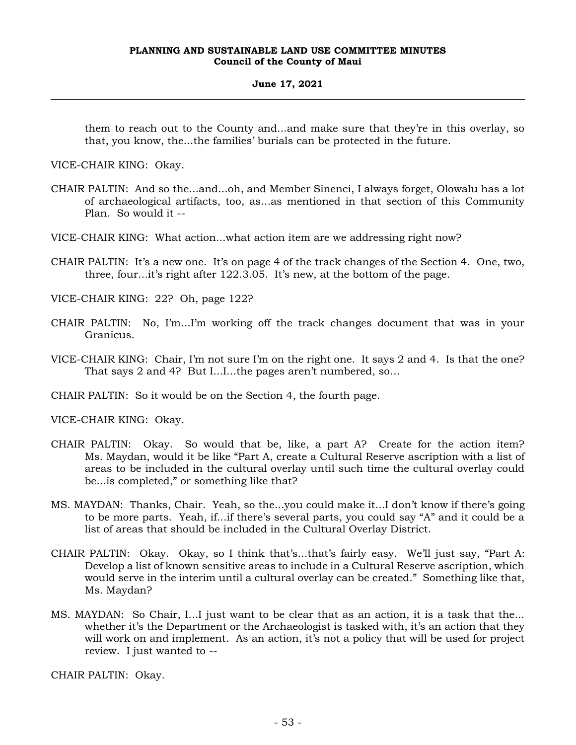them to reach out to the County and...and make sure that they're in this overlay, so that, you know, the...the families' burials can be protected in the future.

VICE-CHAIR KING: Okay.

CHAIR PALTIN: And so the...and...oh, and Member Sinenci, I always forget, Olowalu has a lot of archaeological artifacts, too, as...as mentioned in that section of this Community Plan. So would it --

VICE-CHAIR KING: What action...what action item are we addressing right now?

CHAIR PALTIN: It's a new one. It's on page 4 of the track changes of the Section 4. One, two, three, four...it's right after 122.3.05. It's new, at the bottom of the page.

VICE-CHAIR KING: 22? Oh, page 122?

CHAIR PALTIN: No, I'm...I'm working off the track changes document that was in your Granicus.

VICE-CHAIR KING: Chair, I'm not sure I'm on the right one. It says 2 and 4. Is that the one? That says 2 and 4? But I...I...the pages aren't numbered, so...

CHAIR PALTIN: So it would be on the Section 4, the fourth page.

VICE-CHAIR KING: Okay.

CHAIR PALTIN: Okay. So would that be, like, a part A? Create for the action item? Ms. Maydan, would it be like "Part A, create a Cultural Reserve ascription with a list of areas to be included in the cultural overlay until such time the cultural overlay could be...is completed," or something like that?

MS. MAYDAN: Thanks, Chair. Yeah, so the...you could make it...I don't know if there's going to be more parts. Yeah, if...if there's several parts, you could say "A" and it could be a list of areas that should be included in the Cultural Overlay District.

CHAIR PALTIN: Okay. Okay, so I think that's...that's fairly easy. We'll just say, "Part A: Develop a list of known sensitive areas to include in a Cultural Reserve ascription, which would serve in the interim until a cultural overlay can be created." Something like that, Ms. Maydan?

MS. MAYDAN: So Chair, I...I just want to be clear that as an action, it is a task that the... whether it's the Department or the Archaeologist is tasked with, it's an action that they will work on and implement. As an action, it's not a policy that will be used for project review. I just wanted to --

CHAIR PALTIN: Okay.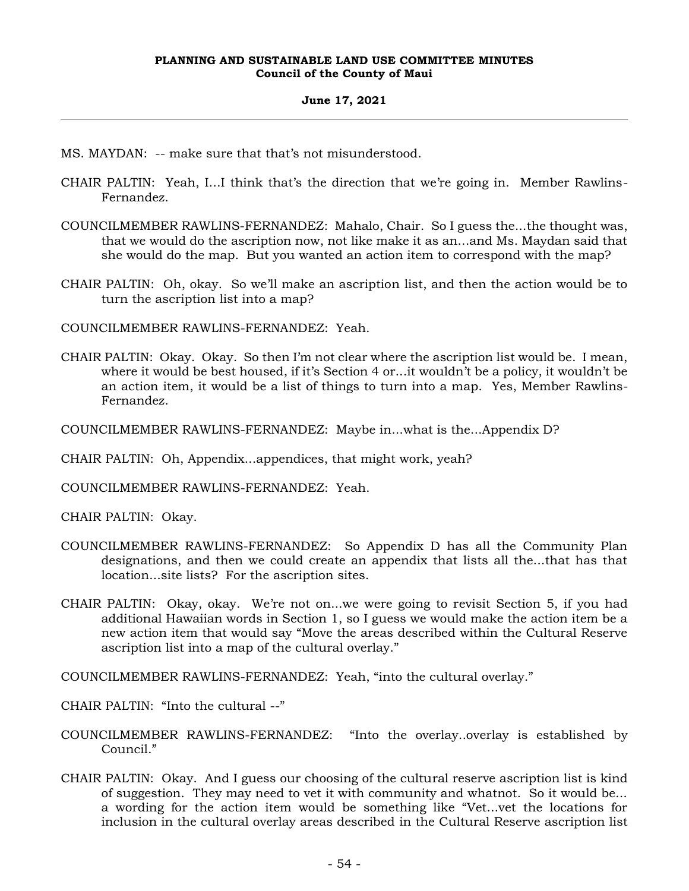MS. MAYDAN: -- make sure that that's not misunderstood.

CHAIR PALTIN: Yeah, I...I think that's the direction that we're going in. Member Rawlins-Fernandez.

COUNCILMEMBER RAWLINS-FERNANDEZ: Mahalo, Chair. So I guess the...the thought was, that we would do the ascription now, not like make it as an...and Ms. Maydan said that she would do the map. But you wanted an action item to correspond with the map?

CHAIR PALTIN: Oh, okay. So we'll make an ascription list, and then the action would be to turn the ascription list into a map?

COUNCILMEMBER RAWLINS-FERNANDEZ: Yeah.

CHAIR PALTIN: Okay. Okay. So then I'm not clear where the ascription list would be. I mean, where it would be best housed, if it's Section 4 or...it wouldn't be a policy, it wouldn't be an action item, it would be a list of things to turn into a map. Yes, Member Rawlins-Fernandez.

COUNCILMEMBER RAWLINS-FERNANDEZ: Maybe in...what is the...Appendix D?

CHAIR PALTIN: Oh, Appendix...appendices, that might work, yeah?

COUNCILMEMBER RAWLINS-FERNANDEZ: Yeah.

CHAIR PALTIN: Okay.

COUNCILMEMBER RAWLINS-FERNANDEZ: So Appendix D has all the Community Plan designations, and then we could create an appendix that lists all the...that has that location...site lists? For the ascription sites.

CHAIR PALTIN: Okay, okay. We're not on...we were going to revisit Section 5, if you had additional Hawaiian words in Section 1, so I guess we would make the action item be a new action item that would say "Move the areas described within the Cultural Reserve ascription list into a map of the cultural overlay."

COUNCILMEMBER RAWLINS-FERNANDEZ: Yeah, "into the cultural overlay."

CHAIR PALTIN: "Into the cultural --"

COUNCILMEMBER RAWLINS-FERNANDEZ: "Into the overlay..overlay is established by Council."

CHAIR PALTIN: Okay. And I guess our choosing of the cultural reserve ascription list is kind of suggestion. They may need to vet it with community and whatnot. So it would be... a wording for the action item would be something like "Vet...vet the locations for inclusion in the cultural overlay areas described in the Cultural Reserve ascription list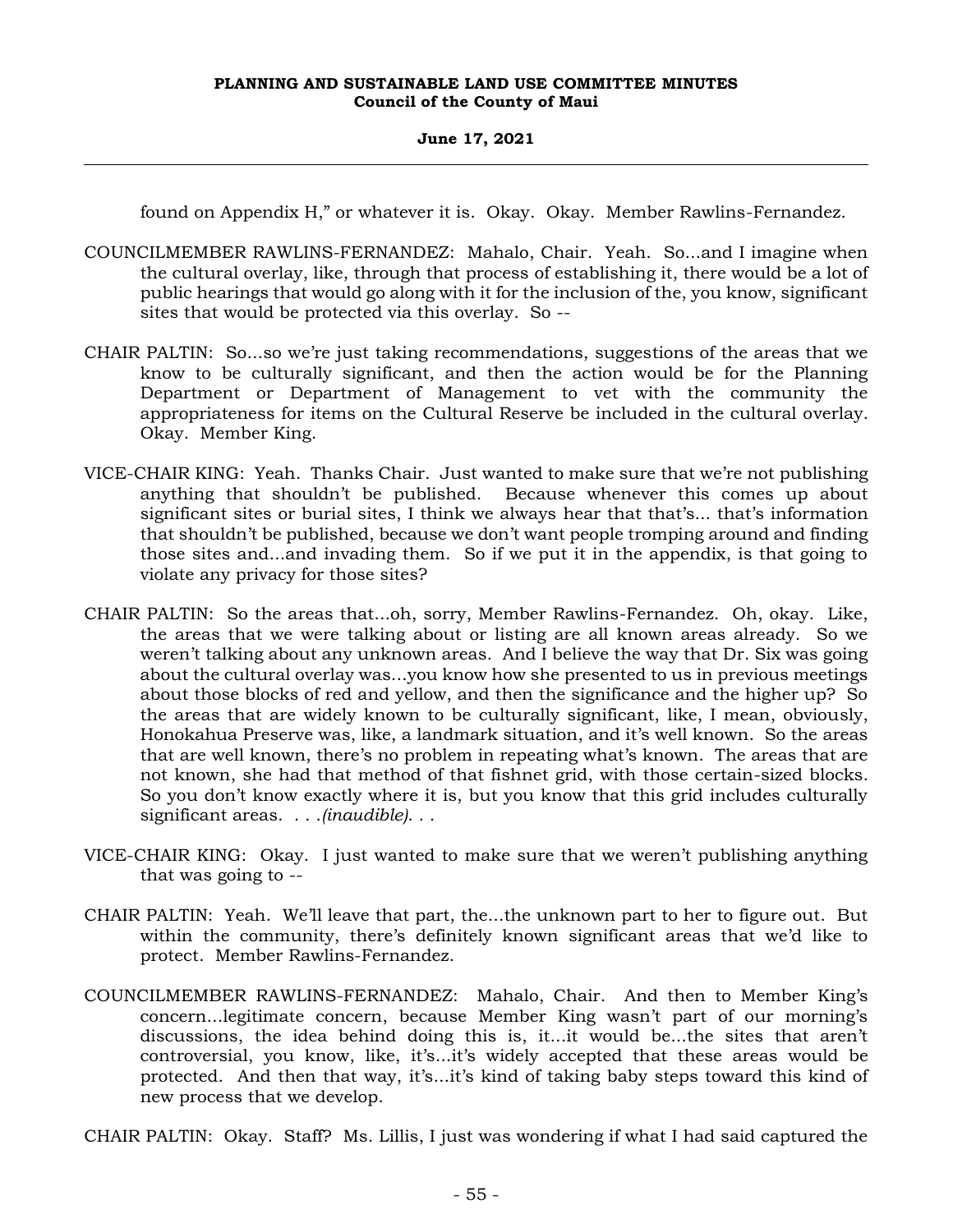found on Appendix H," or whatever it is. Okay. Okay. Member Rawlins-Fernandez.

COUNCILMEMBER RAWLINS-FERNANDEZ: Mahalo, Chair. Yeah. So...and I imagine when the cultural overlay, like, through that process of establishing it, there would be a lot of public hearings that would go along with it for the inclusion of the, you know, significant sites that would be protected via this overlay. So --

CHAIR PALTIN: So...so we're just taking recommendations, suggestions of the areas that we know to be culturally significant, and then the action would be for the Planning Department or Department of Management to vet with the community the appropriateness for items on the Cultural Reserve be included in the cultural overlay. Okay. Member King.

VICE-CHAIR KING: Yeah. Thanks Chair. Just wanted to make sure that we're not publishing anything that shouldn't be published. Because whenever this comes up about significant sites or burial sites, I think we always hear that that's... that's information that shouldn't be published, because we don't want people tromping around and finding those sites and...and invading them. So if we put it in the appendix, is that going to violate any privacy for those sites?

CHAIR PALTIN: So the areas that...oh, sorry, Member Rawlins-Fernandez. Oh, okay. Like, the areas that we were talking about or listing are all known areas already. So we weren't talking about any unknown areas. And I believe the way that Dr. Six was going about the cultural overlay was...you know how she presented to us in previous meetings about those blocks of red and yellow, and then the significance and the higher up? So the areas that are widely known to be culturally significant, like, I mean, obviously, Honokahua Preserve was, like, a landmark situation, and it's well known. So the areas that are well known, there's no problem in repeating what's known. The areas that are not known, she had that method of that fishnet grid, with those certain-sized blocks. So you don't know exactly where it is, but you know that this grid includes culturally significant areas. . . .*(inaudible)*. . .

VICE-CHAIR KING: Okay. I just wanted to make sure that we weren't publishing anything that was going to --

CHAIR PALTIN: Yeah. We'll leave that part, the...the unknown part to her to figure out. But within the community, there's definitely known significant areas that we'd like to protect. Member Rawlins-Fernandez.

COUNCILMEMBER RAWLINS-FERNANDEZ: Mahalo, Chair. And then to Member King's concern...legitimate concern, because Member King wasn't part of our morning's discussions, the idea behind doing this is, it...it would be...the sites that aren't controversial, you know, like, it's...it's widely accepted that these areas would be protected. And then that way, it's...it's kind of taking baby steps toward this kind of new process that we develop.

CHAIR PALTIN: Okay. Staff? Ms. Lillis, I just was wondering if what I had said captured the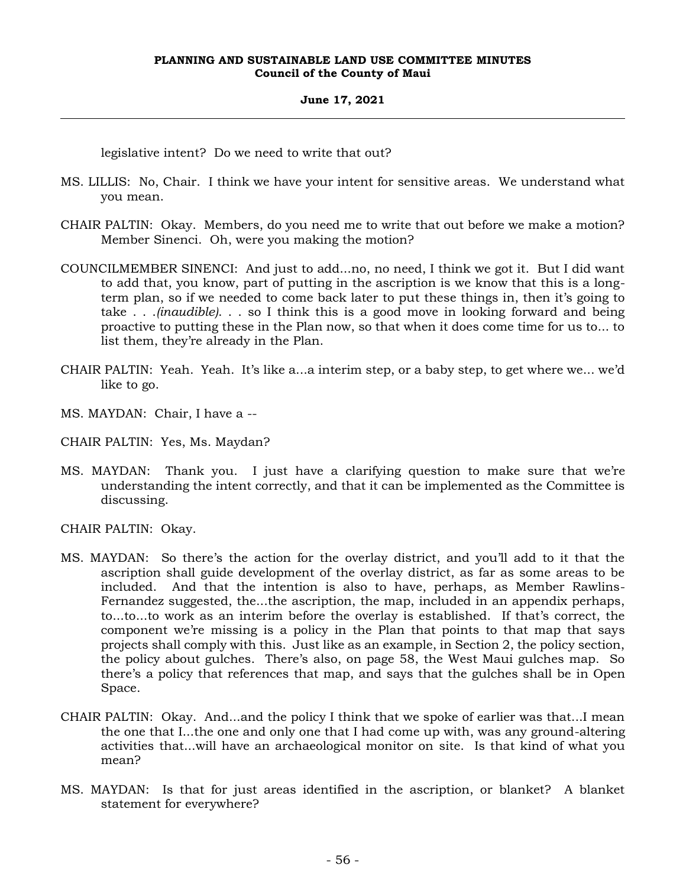legislative intent? Do we need to write that out?

MS. LILLIS: No, Chair. I think we have your intent for sensitive areas. We understand what you mean.

CHAIR PALTIN: Okay. Members, do you need me to write that out before we make a motion? Member Sinenci. Oh, were you making the motion?

COUNCILMEMBER SINENCI: And just to add...no, no need, I think we got it. But I did want to add that, you know, part of putting in the ascription is we know that this is a long-term plan, so if we needed to come back later to put these things in, then it's going to take . . .*(inaudible)*. . . so I think this is a good move in looking forward and being proactive to putting these in the Plan now, so that when it does come time for us to... to list them, they're already in the Plan.

CHAIR PALTIN: Yeah. Yeah. It's like a...a interim step, or a baby step, to get where we... we'd like to go.

MS. MAYDAN: Chair, I have a --

CHAIR PALTIN: Yes, Ms. Maydan?

MS. MAYDAN: Thank you. I just have a clarifying question to make sure that we're understanding the intent correctly, and that it can be implemented as the Committee is discussing.

CHAIR PALTIN: Okay.

MS. MAYDAN: So there's the action for the overlay district, and you'll add to it that the ascription shall guide development of the overlay district, as far as some areas to be included. And that the intention is also to have, perhaps, as Member Rawlins-Fernandez suggested, the...the ascription, the map, included in an appendix perhaps, to...to...to work as an interim before the overlay is established. If that's correct, the component we're missing is a policy in the Plan that points to that map that says projects shall comply with this. Just like as an example, in Section 2, the policy section, the policy about gulches. There's also, on page 58, the West Maui gulches map. So there's a policy that references that map, and says that the gulches shall be in Open Space.

CHAIR PALTIN: Okay. And...and the policy I think that we spoke of earlier was that...I mean the one that I...the one and only one that I had come up with, was any ground-altering activities that...will have an archaeological monitor on site. Is that kind of what you mean?

MS. MAYDAN: Is that for just areas identified in the ascription, or blanket? A blanket statement for everywhere?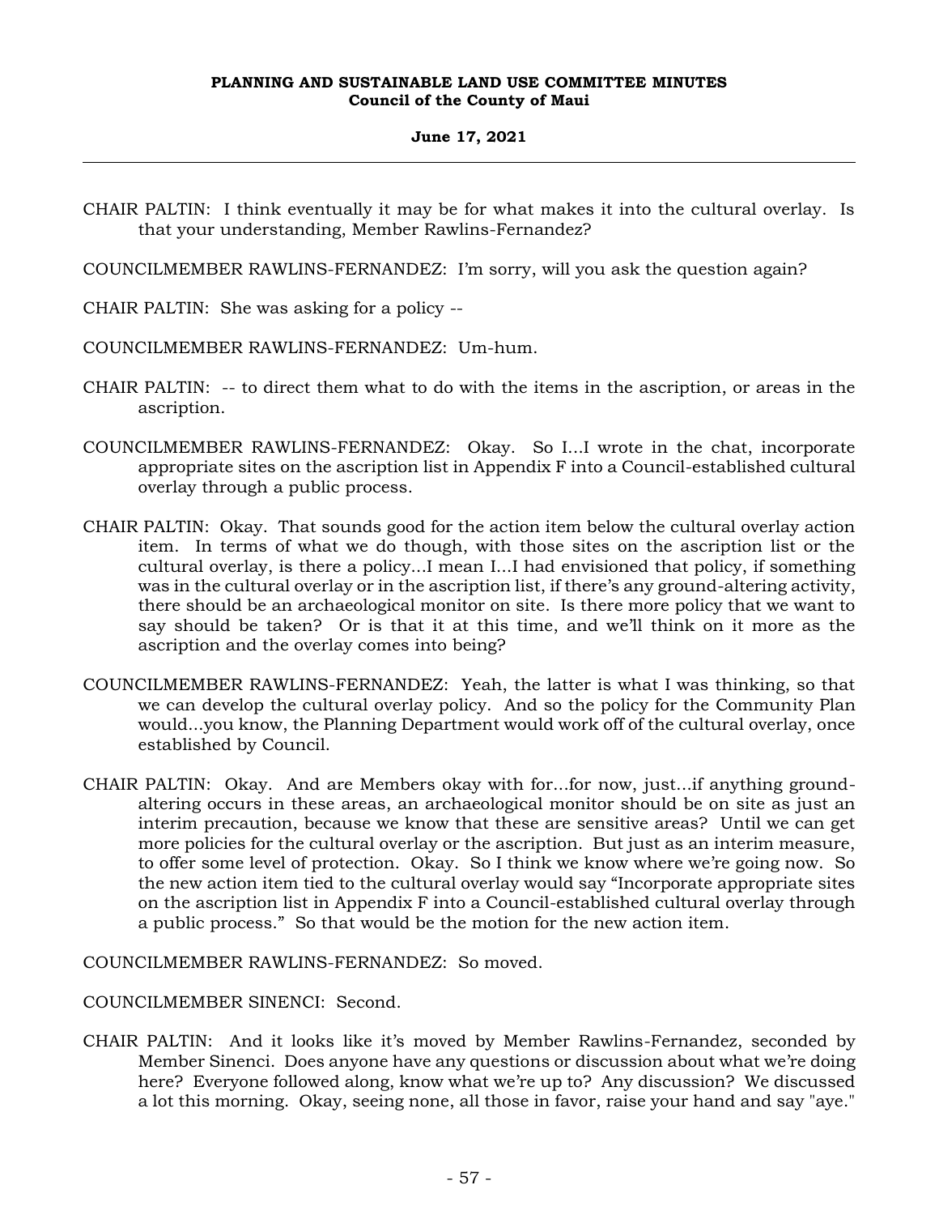CHAIR PALTIN: I think eventually it may be for what makes it into the cultural overlay. Is that your understanding, Member Rawlins-Fernandez?

COUNCILMEMBER RAWLINS-FERNANDEZ: I'm sorry, will you ask the question again?

CHAIR PALTIN: She was asking for a policy --

COUNCILMEMBER RAWLINS-FERNANDEZ: Um-hum.

CHAIR PALTIN: -- to direct them what to do with the items in the ascription, or areas in the ascription.

COUNCILMEMBER RAWLINS-FERNANDEZ: Okay. So I...I wrote in the chat, incorporate appropriate sites on the ascription list in Appendix F into a Council-established cultural overlay through a public process.

CHAIR PALTIN: Okay. That sounds good for the action item below the cultural overlay action item. In terms of what we do though, with those sites on the ascription list or the cultural overlay, is there a policy...I mean I...I had envisioned that policy, if something was in the cultural overlay or in the ascription list, if there's any ground-altering activity, there should be an archaeological monitor on site. Is there more policy that we want to say should be taken? Or is that it at this time, and we'll think on it more as the ascription and the overlay comes into being?

COUNCILMEMBER RAWLINS-FERNANDEZ: Yeah, the latter is what I was thinking, so that we can develop the cultural overlay policy. And so the policy for the Community Plan would...you know, the Planning Department would work off of the cultural overlay, once established by Council.

CHAIR PALTIN: Okay. And are Members okay with for...for now, just...if anything ground-altering occurs in these areas, an archaeological monitor should be on site as just an interim precaution, because we know that these are sensitive areas? Until we can get more policies for the cultural overlay or the ascription. But just as an interim measure, to offer some level of protection. Okay. So I think we know where we're going now. So the new action item tied to the cultural overlay would say "Incorporate appropriate sites on the ascription list in Appendix F into a Council-established cultural overlay through a public process." So that would be the motion for the new action item.

COUNCILMEMBER RAWLINS-FERNANDEZ: So moved.

COUNCILMEMBER SINENCI: Second.

CHAIR PALTIN: And it looks like it's moved by Member Rawlins-Fernandez, seconded by Member Sinenci. Does anyone have any questions or discussion about what we're doing here? Everyone followed along, know what we're up to? Any discussion? We discussed a lot this morning. Okay, seeing none, all those in favor, raise your hand and say "aye."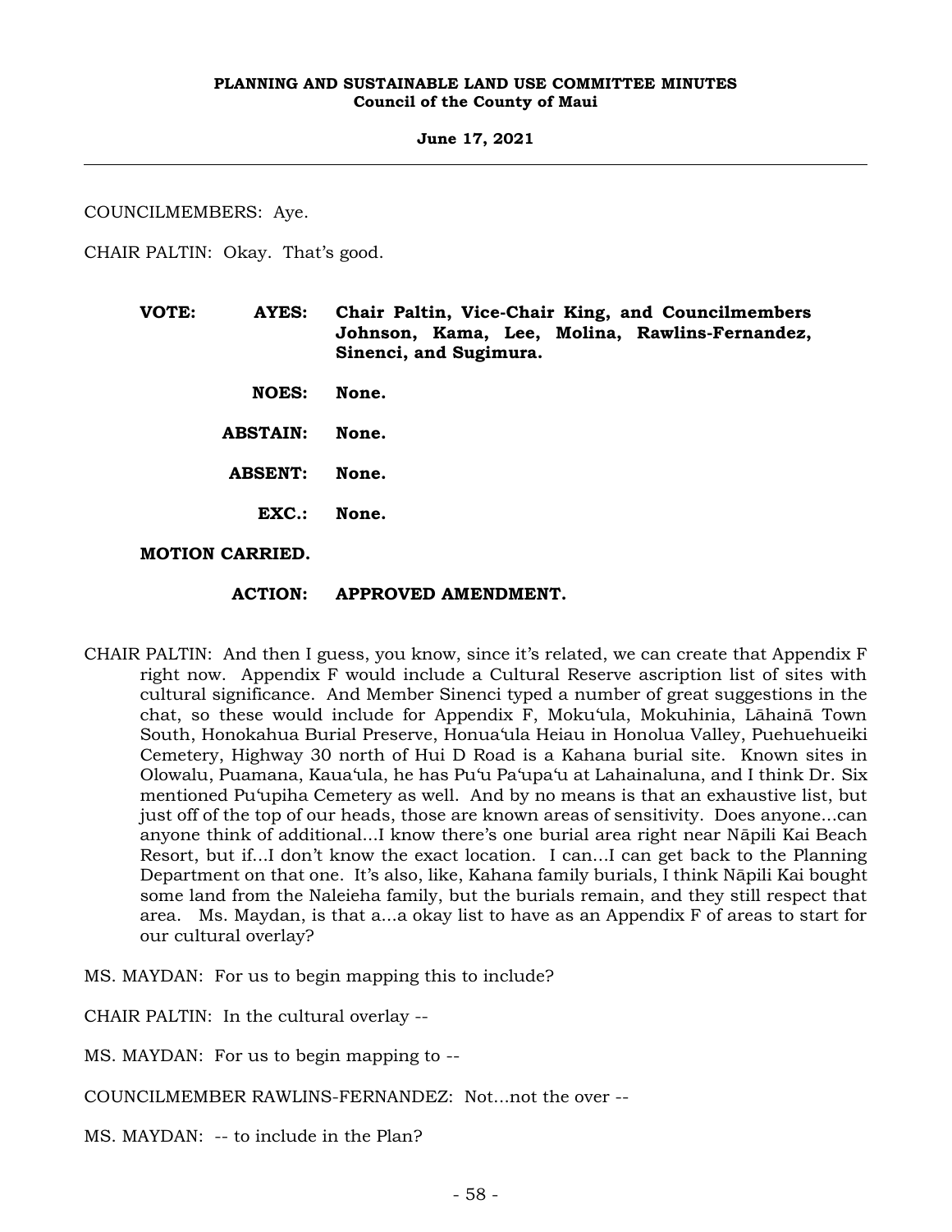COUNCILMEMBERS: Aye.

CHAIR PALTIN: Okay. That's good.

**VOTE: AYES: Chair Paltin, Vice-Chair King, and Councilmembers Johnson, Kama, Lee, Molina, Rawlins-Fernandez, Sinenci, and Sugimura.**

**NOES: None.**

**ABSTAIN: None.**

**ABSENT: None.**

**EXC.: None.**

**MOTION CARRIED.**

**ACTION: APPROVED AMENDMENT.**

CHAIR PALTIN: And then I guess, you know, since it's related, we can create that Appendix F right now. Appendix F would include a Cultural Reserve ascription list of sites with cultural significance. And Member Sinenci typed a number of great suggestions in the chat, so these would include for Appendix F, Mokuʻula, Mokuhinia, Lāhainā Town South, Honokahua Burial Preserve, Honuaʻula Heiau in Honolua Valley, Puehuehueiki Cemetery, Highway 30 north of Hui D Road is a Kahana burial site. Known sites in Olowalu, Puamana, Kauaʻula, he has Puʻu Paʻupaʻu at Lahainaluna, and I think Dr. Six mentioned Puʻupiha Cemetery as well. And by no means is that an exhaustive list, but just off of the top of our heads, those are known areas of sensitivity. Does anyone...can anyone think of additional...I know there's one burial area right near Nāpili Kai Beach Resort, but if...I don't know the exact location. I can...I can get back to the Planning Department on that one. It's also, like, Kahana family burials, I think Nāpili Kai bought some land from the Naleieha family, but the burials remain, and they still respect that area. Ms. Maydan, is that a...okay list to have as an Appendix F of areas to start for our cultural overlay?

MS. MAYDAN: For us to begin mapping this to include?

CHAIR PALTIN: In the cultural overlay --

MS. MAYDAN: For us to begin mapping to --

COUNCILMEMBER RAWLINS-FERNANDEZ: Not...not the over --

MS. MAYDAN: -- to include in the Plan?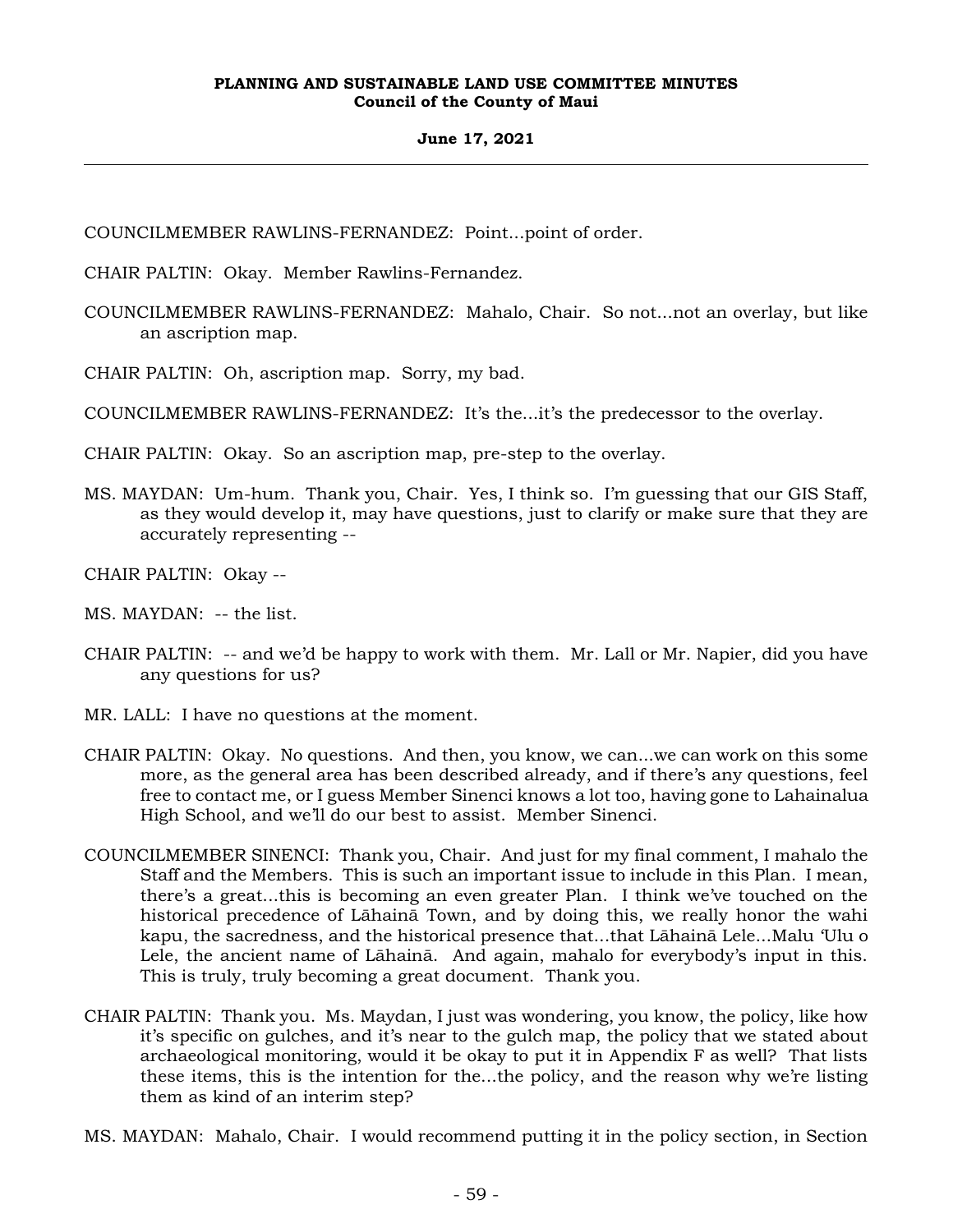COUNCILMEMBER RAWLINS-FERNANDEZ: Point...point of order.

CHAIR PALTIN: Okay. Member Rawlins-Fernandez.

COUNCILMEMBER RAWLINS-FERNANDEZ: Mahalo, Chair. So not...not an overlay, but like an ascription map.

CHAIR PALTIN: Oh, ascription map. Sorry, my bad.

COUNCILMEMBER RAWLINS-FERNANDEZ: It's the...it's the predecessor to the overlay.

CHAIR PALTIN: Okay. So an ascription map, pre-step to the overlay.

MS. MAYDAN: Um-hum. Thank you, Chair. Yes, I think so. I'm guessing that our GIS Staff, as they would develop it, may have questions, just to clarify or make sure that they are accurately representing --

CHAIR PALTIN: Okay --

MS. MAYDAN: -- the list.

CHAIR PALTIN: -- and we'd be happy to work with them. Mr. Lall or Mr. Napier, did you have any questions for us?

MR. LALL: I have no questions at the moment.

CHAIR PALTIN: Okay. No questions. And then, you know, we can...we can work on this some more, as the general area has been described already, and if there's any questions, feel free to contact me, or I guess Member Sinenci knows a lot too, having gone to Lahainalua High School, and we'll do our best to assist. Member Sinenci.

COUNCILMEMBER SINENCI: Thank you, Chair. And just for my final comment, I mahalo the Staff and the Members. This is such an important issue to include in this Plan. I mean, there's a great...this is becoming an even greater Plan. I think we've touched on the historical precedence of Lāhainā Town, and by doing this, we really honor the wahi kapu, the sacredness, and the historical presence that...that Lāhainā Lele...Malu ʻUlu o Lele, the ancient name of Lāhainā. And again, mahalo for everybody's input in this. This is truly, truly becoming a great document. Thank you.

CHAIR PALTIN: Thank you. Ms. Maydan, I just was wondering, you know, the policy, like how it's specific on gulches, and it's near to the gulch map, the policy that we stated about archaeological monitoring, would it be okay to put it in Appendix F as well? That lists these items, this is the intention for the...the policy, and the reason why we're listing them as kind of an interim step?

MS. MAYDAN: Mahalo, Chair. I would recommend putting it in the policy section, in Section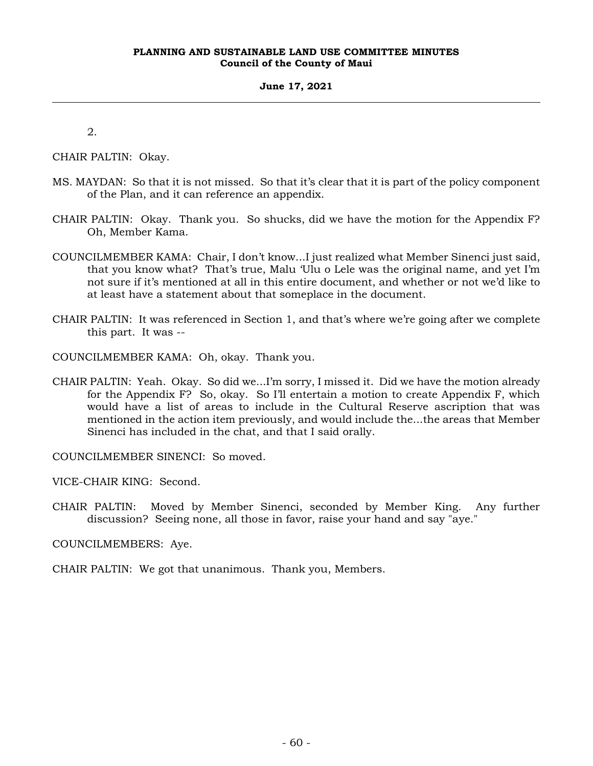2.

CHAIR PALTIN: Okay.

MS. MAYDAN: So that it is not missed. So that it's clear that it is part of the policy component of the Plan, and it can reference an appendix.

CHAIR PALTIN: Okay. Thank you. So shucks, did we have the motion for the Appendix F? Oh, Member Kama.

COUNCILMEMBER KAMA: Chair, I don't know...I just realized what Member Sinenci just said, that you know what? That's true, Malu ʻUlu o Lele was the original name, and yet I'm not sure if it's mentioned at all in this entire document, and whether or not we'd like to at least have a statement about that someplace in the document.

CHAIR PALTIN: It was referenced in Section 1, and that's where we're going after we complete this part. It was --

COUNCILMEMBER KAMA: Oh, okay. Thank you.

CHAIR PALTIN: Yeah. Okay. So did we...I'm sorry, I missed it. Did we have the motion already for the Appendix F? So, okay. So I'll entertain a motion to create Appendix F, which would have a list of areas to include in the Cultural Reserve ascription that was mentioned in the action item previously, and would include the...the areas that Member Sinenci has included in the chat, and that I said orally.

COUNCILMEMBER SINENCI: So moved.

VICE-CHAIR KING: Second.

CHAIR PALTIN: Moved by Member Sinenci, seconded by Member King. Any further discussion? Seeing none, all those in favor, raise your hand and say "aye."

COUNCILMEMBERS: Aye.

CHAIR PALTIN: We got that unanimous. Thank you, Members.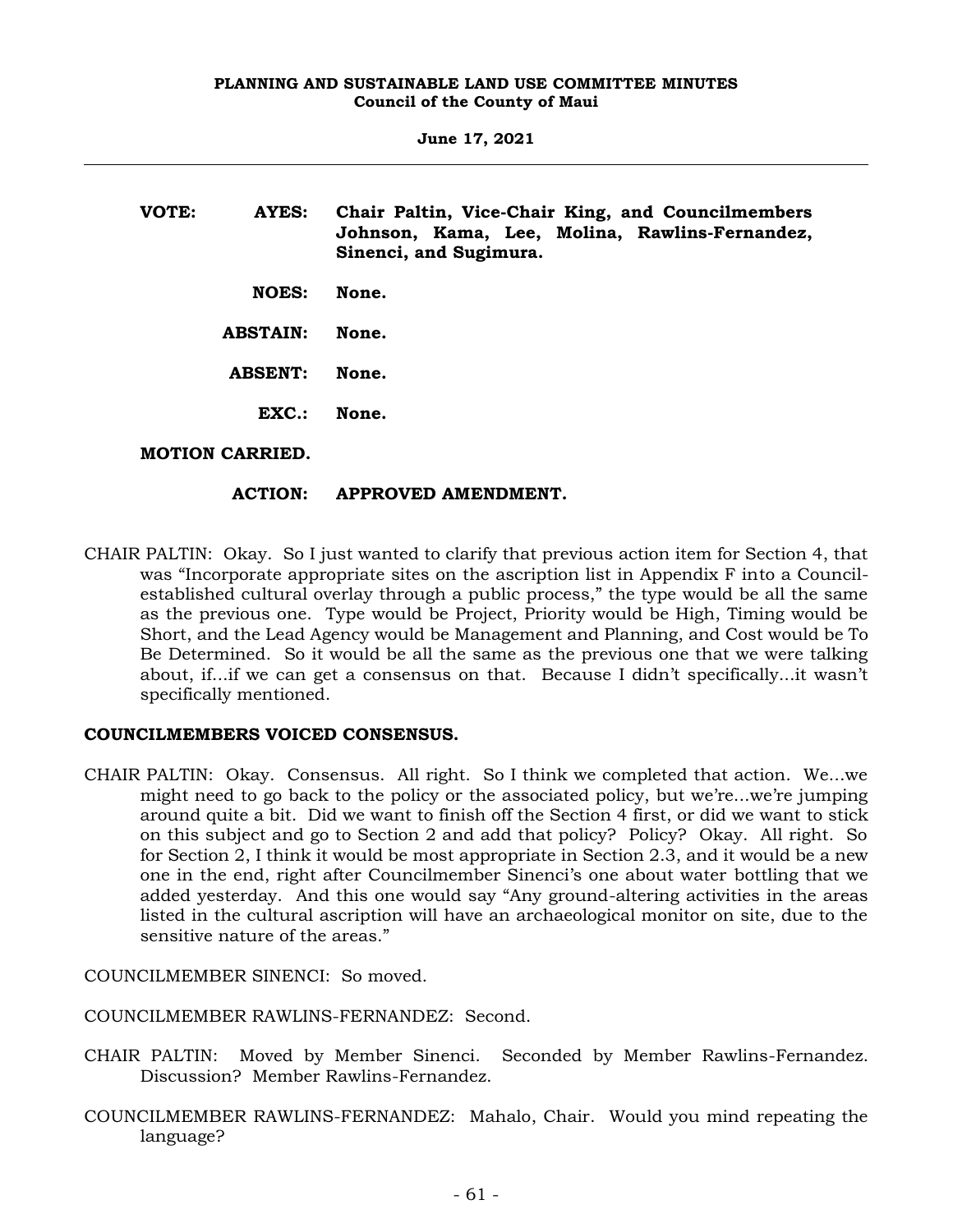**VOTE: AYES: Chair Paltin, Vice-Chair King, and Councilmembers Johnson, Kama, Lee, Molina, Rawlins-Fernandez, Sinenci, and Sugimura.**

**NOES: None.**

**ABSTAIN: None.**

**ABSENT: None.**

**EXC.: None.**

**MOTION CARRIED.**

**ACTION: APPROVED AMENDMENT.**

CHAIR PALTIN: Okay. So I just wanted to clarify that previous action item for Section 4, that was "Incorporate appropriate sites on the ascription list in Appendix F into a Council-established cultural overlay through a public process," the type would be all the same as the previous one. Type would be Project, Priority would be High, Timing would be Short, and the Lead Agency would be Management and Planning, and Cost would be To Be Determined. So it would be all the same as the previous one that we were talking about, if...if we can get a consensus on that. Because I didn't specifically...it wasn't specifically mentioned.

**COUNCILMEMBERS VOICED CONSENSUS.**

CHAIR PALTIN: Okay. Consensus. All right. So I think we completed that action. We...we might need to go back to the policy or the associated policy, but we're...we're jumping around quite a bit. Did we want to finish off the Section 4 first, or did we want to stick on this subject and go to Section 2 and add that policy? Policy? Okay. All right. So for Section 2, I think it would be most appropriate in Section 2.3, and it would be a new one in the end, right after Councilmember Sinenci's one about water bottling that we added yesterday. And this one would say "Any ground-altering activities in the areas listed in the cultural ascription will have an archaeological monitor on site, due to the sensitive nature of the areas."

COUNCILMEMBER SINENCI: So moved.

COUNCILMEMBER RAWLINS-FERNANDEZ: Second.

CHAIR PALTIN: Moved by Member Sinenci. Seconded by Member Rawlins-Fernandez. Discussion? Member Rawlins-Fernandez.

COUNCILMEMBER RAWLINS-FERNANDEZ: Mahalo, Chair. Would you mind repeating the language?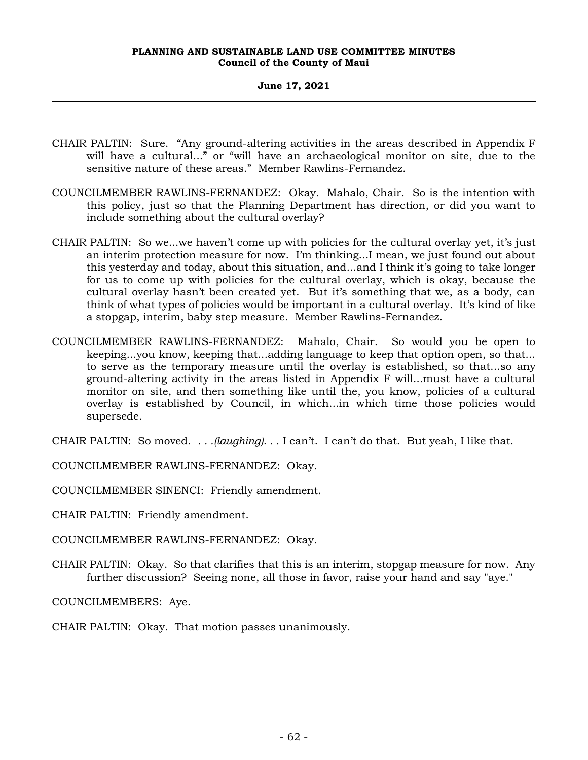CHAIR PALTIN: Sure. “Any ground-altering activities in the areas described in Appendix F will have a cultural...” or “will have an archaeological monitor on site, due to the sensitive nature of these areas.” Member Rawlins-Fernandez.

COUNCILMEMBER RAWLINS-FERNANDEZ: Okay. Mahalo, Chair. So is the intention with this policy, just so that the Planning Department has direction, or did you want to include something about the cultural overlay?

CHAIR PALTIN: So we...we haven’t come up with policies for the cultural overlay yet, it’s just an interim protection measure for now. I’m thinking...I mean, we just found out about this yesterday and today, about this situation, and...and I think it’s going to take longer for us to come up with policies for the cultural overlay, which is okay, because the cultural overlay hasn’t been created yet. But it’s something that we, as a body, can think of what types of policies would be important in a cultural overlay. It’s kind of like a stopgap, interim, baby step measure. Member Rawlins-Fernandez.

COUNCILMEMBER RAWLINS-FERNANDEZ: Mahalo, Chair. So would you be open to keeping...you know, keeping that...adding language to keep that option open, so that... to serve as the temporary measure until the overlay is established, so that...so any ground-altering activity in the areas listed in Appendix F will...must have a cultural monitor on site, and then something like until the, you know, policies of a cultural overlay is established by Council, in which...in which time those policies would supersede.

CHAIR PALTIN: So moved. . . .*(laughing)*. . . I can’t. I can’t do that. But yeah, I like that.

COUNCILMEMBER RAWLINS-FERNANDEZ: Okay.

COUNCILMEMBER SINENCI: Friendly amendment.

CHAIR PALTIN: Friendly amendment.

COUNCILMEMBER RAWLINS-FERNANDEZ: Okay.

CHAIR PALTIN: Okay. So that clarifies that this is an interim, stopgap measure for now. Any further discussion? Seeing none, all those in favor, raise your hand and say "aye."

COUNCILMEMBERS: Aye.

CHAIR PALTIN: Okay. That motion passes unanimously.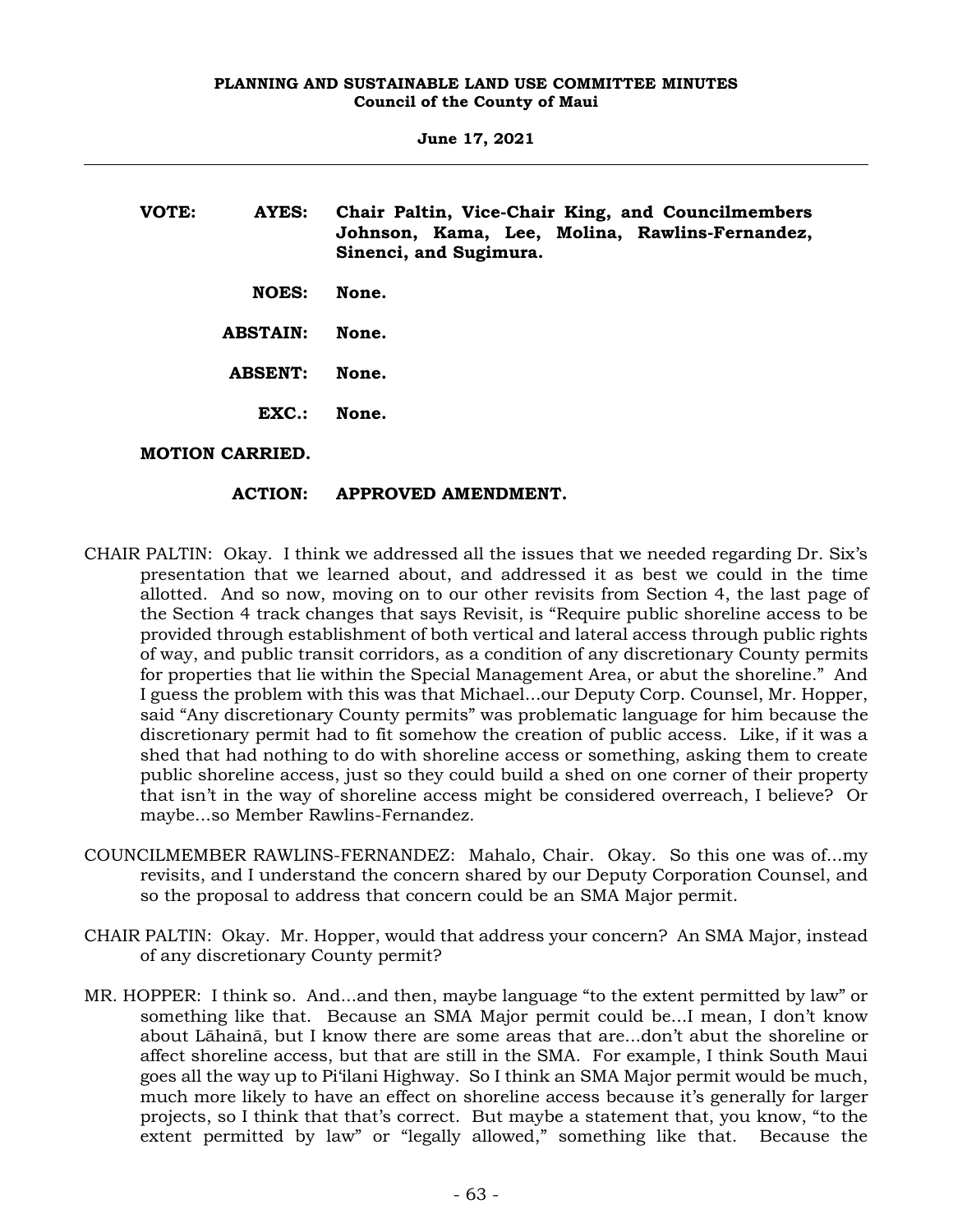**VOTE: AYES: Chair Paltin, Vice-Chair King, and Councilmembers Johnson, Kama, Lee, Molina, Rawlins-Fernandez, Sinenci, and Sugimura.**

**NOES: None.**

**ABSTAIN: None.**

**ABSENT: None.**

**EXC.: None.**

**MOTION CARRIED.**

**ACTION: APPROVED AMENDMENT.**

CHAIR PALTIN: Okay. I think we addressed all the issues that we needed regarding Dr. Six's presentation that we learned about, and addressed it as best we could in the time allotted. And so now, moving on to our other revisits from Section 4, the last page of the Section 4 track changes that says Revisit, is "Require public shoreline access to be provided through establishment of both vertical and lateral access through public rights of way, and public transit corridors, as a condition of any discretionary County permits for properties that lie within the Special Management Area, or abut the shoreline." And I guess the problem with this was that Michael...our Deputy Corp. Counsel, Mr. Hopper, said "Any discretionary County permits" was problematic language for him because the discretionary permit had to fit somehow the creation of public access. Like, if it was a shed that had nothing to do with shoreline access or something, asking them to create public shoreline access, just so they could build a shed on one corner of their property that isn't in the way of shoreline access might be considered overreach, I believe? Or maybe...so Member Rawlins-Fernandez.

COUNCILMEMBER RAWLINS-FERNANDEZ: Mahalo, Chair. Okay. So this one was of...my revisits, and I understand the concern shared by our Deputy Corporation Counsel, and so the proposal to address that concern could be an SMA Major permit.

CHAIR PALTIN: Okay. Mr. Hopper, would that address your concern? An SMA Major, instead of any discretionary County permit?

MR. HOPPER: I think so. And...and then, maybe language "to the extent permitted by law" or something like that. Because an SMA Major permit could be...I mean, I don't know about Lāhainā, but I know there are some areas that are...don't abut the shoreline or affect shoreline access, but that are still in the SMA. For example, I think South Maui goes all the way up to Pi'ilani Highway. So I think an SMA Major permit would be much, much more likely to have an effect on shoreline access because it's generally for larger projects, so I think that that's correct. But maybe a statement that, you know, "to the extent permitted by law" or "legally allowed," something like that. Because the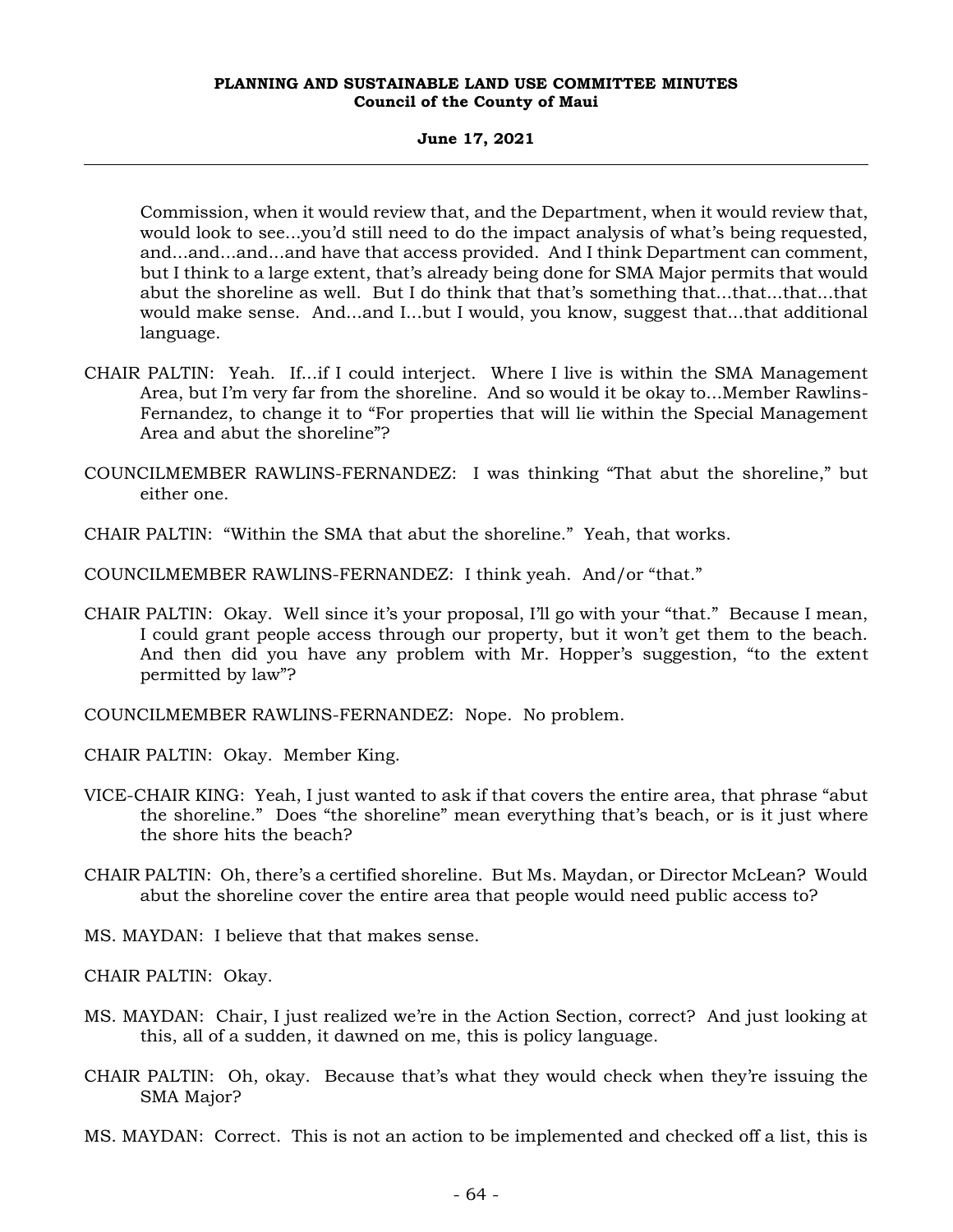Commission, when it would review that, and the Department, when it would review that, would look to see...you'd still need to do the impact analysis of what's being requested, and...and...and...and have that access provided. And I think Department can comment, but I think to a large extent, that's already being done for SMA Major permits that would abut the shoreline as well. But I do think that that's something that...that...that...that would make sense. And...and I...but I would, you know, suggest that...that additional language.

CHAIR PALTIN: Yeah. If...if I could interject. Where I live is within the SMA Management Area, but I'm very far from the shoreline. And so would it be okay to...Member Rawlins-Fernandez, to change it to "For properties that will lie within the Special Management Area and abut the shoreline"?

COUNCILMEMBER RAWLINS-FERNANDEZ: I was thinking "That abut the shoreline," but either one.

CHAIR PALTIN: "Within the SMA that abut the shoreline." Yeah, that works.

COUNCILMEMBER RAWLINS-FERNANDEZ: I think yeah. And/or "that."

CHAIR PALTIN: Okay. Well since it's your proposal, I'll go with your "that." Because I mean, I could grant people access through our property, but it won't get them to the beach. And then did you have any problem with Mr. Hopper's suggestion, "to the extent permitted by law"?

COUNCILMEMBER RAWLINS-FERNANDEZ: Nope. No problem.

CHAIR PALTIN: Okay. Member King.

VICE-CHAIR KING: Yeah, I just wanted to ask if that covers the entire area, that phrase "abut the shoreline." Does "the shoreline" mean everything that's beach, or is it just where the shore hits the beach?

CHAIR PALTIN: Oh, there's a certified shoreline. But Ms. Maydan, or Director McLean? Would abut the shoreline cover the entire area that people would need public access to?

MS. MAYDAN: I believe that that makes sense.

CHAIR PALTIN: Okay.

MS. MAYDAN: Chair, I just realized we're in the Action Section, correct? And just looking at this, all of a sudden, it dawned on me, this is policy language.

CHAIR PALTIN: Oh, okay. Because that's what they would check when they're issuing the SMA Major?

MS. MAYDAN: Correct. This is not an action to be implemented and checked off a list, this is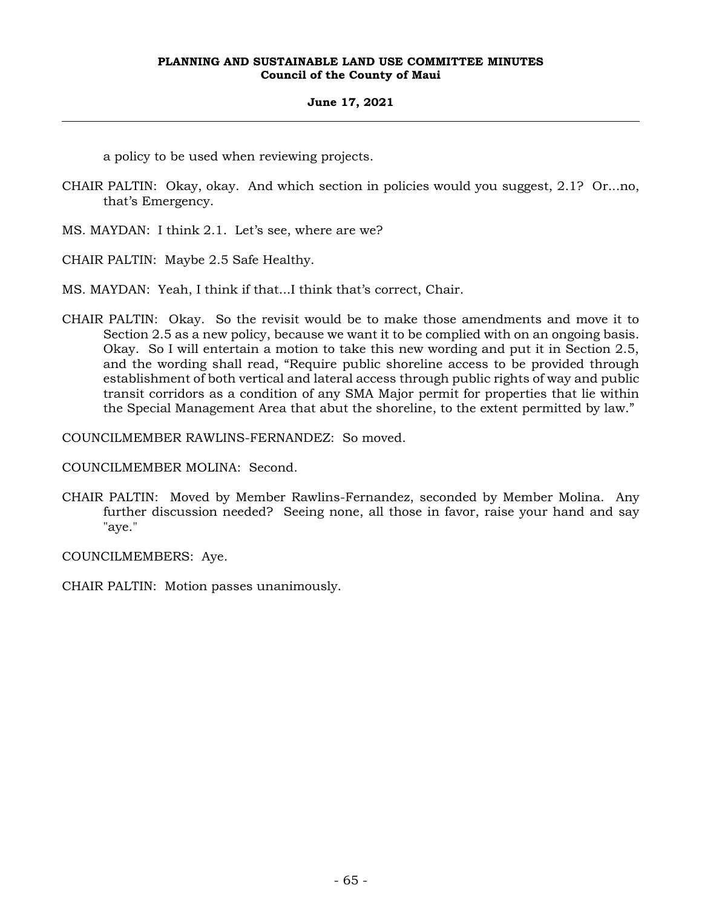a policy to be used when reviewing projects.

CHAIR PALTIN: Okay, okay. And which section in policies would you suggest, 2.1? Or...no, that's Emergency.

MS. MAYDAN: I think 2.1. Let's see, where are we?

CHAIR PALTIN: Maybe 2.5 Safe Healthy.

MS. MAYDAN: Yeah, I think if that...I think that's correct, Chair.

CHAIR PALTIN: Okay. So the revisit would be to make those amendments and move it to Section 2.5 as a new policy, because we want it to be complied with on an ongoing basis. Okay. So I will entertain a motion to take this new wording and put it in Section 2.5, and the wording shall read, "Require public shoreline access to be provided through establishment of both vertical and lateral access through public rights of way and public transit corridors as a condition of any SMA Major permit for properties that lie within the Special Management Area that abut the shoreline, to the extent permitted by law."

COUNCILMEMBER RAWLINS-FERNANDEZ: So moved.

COUNCILMEMBER MOLINA: Second.

CHAIR PALTIN: Moved by Member Rawlins-Fernandez, seconded by Member Molina. Any further discussion needed? Seeing none, all those in favor, raise your hand and say "aye."

COUNCILMEMBERS: Aye.

CHAIR PALTIN: Motion passes unanimously.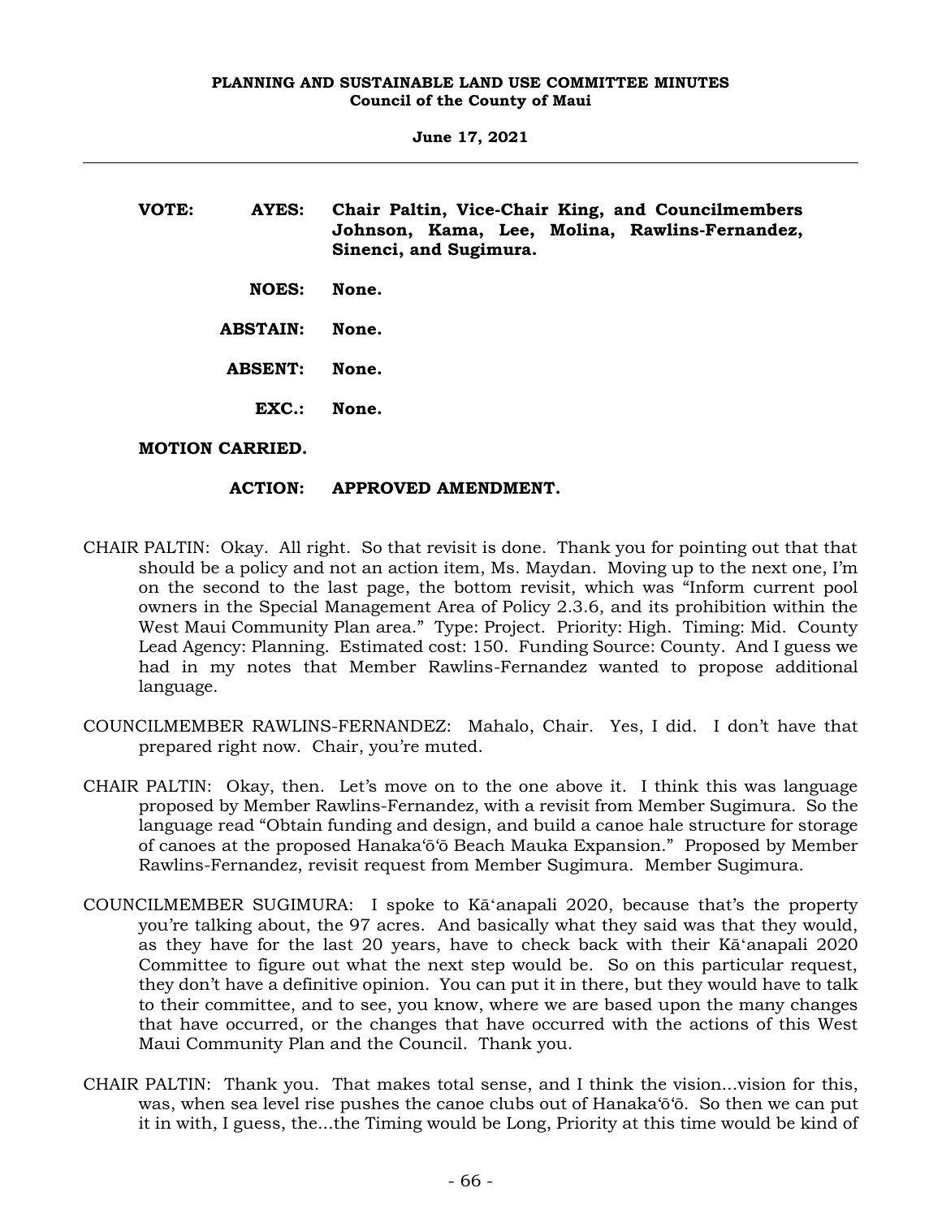**VOTE:** **AYES:** **Chair Paltin, Vice-Chair King, and Councilmembers Johnson, Kama, Lee, Molina, Rawlins-Fernandez, Sinenci, and Sugimura.**

**NOES:** **None.**

**ABSTAIN:** **None.**

**ABSENT:** **None.**

**EXC.:** **None.**

**MOTION CARRIED.**

**ACTION:** **APPROVED AMENDMENT.**

CHAIR PALTIN: Okay. All right. So that revisit is done. Thank you for pointing out that that should be a policy and not an action item, Ms. Maydan. Moving up to the next one, I'm on the second to the last page, the bottom revisit, which was "Inform current pool owners in the Special Management Area of Policy 2.3.6, and its prohibition within the West Maui Community Plan area." Type: Project. Priority: High. Timing: Mid. County Lead Agency: Planning. Estimated cost: 150. Funding Source: County. And I guess we had in my notes that Member Rawlins-Fernandez wanted to propose additional language.

COUNCILMEMBER RAWLINS-FERNANDEZ: Mahalo, Chair. Yes, I did. I don't have that prepared right now. Chair, you're muted.

CHAIR PALTIN: Okay, then. Let's move on to the one above it. I think this was language proposed by Member Rawlins-Fernandez, with a revisit from Member Sugimura. So the language read "Obtain funding and design, and build a canoe hale structure for storage of canoes at the proposed Hanakaʻōʻō Beach Mauka Expansion." Proposed by Member Rawlins-Fernandez, revisit request from Member Sugimura. Member Sugimura.

COUNCILMEMBER SUGIMURA: I spoke to Kāʻanapali 2020, because that's the property you're talking about, the 97 acres. And basically what they said was that they would, as they have for the last 20 years, have to check back with their Kāʻanapali 2020 Committee to figure out what the next step would be. So on this particular request, they don't have a definitive opinion. You can put it in there, but they would have to talk to their committee, and to see, you know, where we are based upon the many changes that have occurred, or the changes that have occurred with the actions of this West Maui Community Plan and the Council. Thank you.

CHAIR PALTIN: Thank you. That makes total sense, and I think the vision...vision for this, was, when sea level rise pushes the canoe clubs out of Hanakaʻōʻō. So then we can put it in with, I guess, the...the Timing would be Long, Priority at this time would be kind of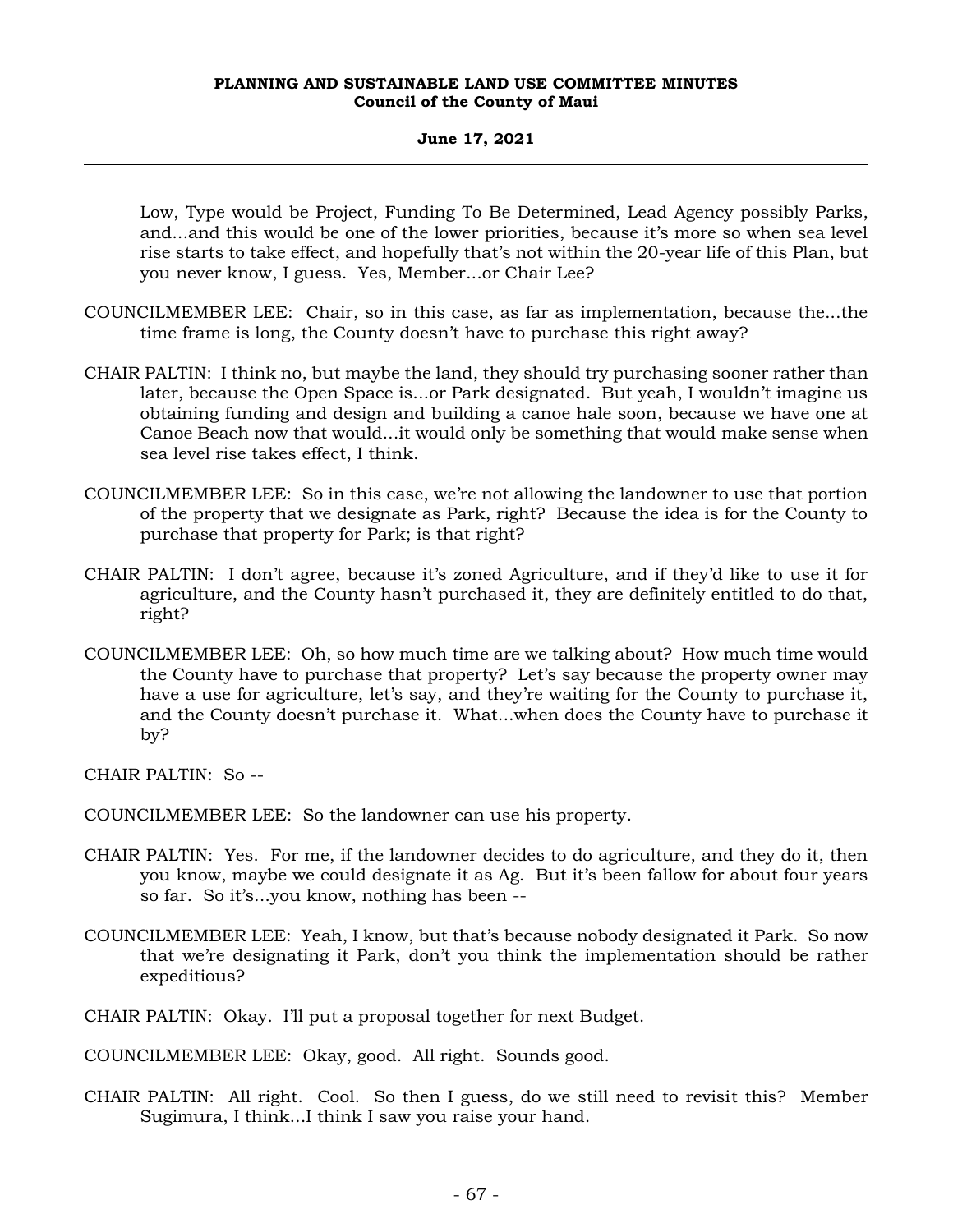Low, Type would be Project, Funding To Be Determined, Lead Agency possibly Parks, and...and this would be one of the lower priorities, because it's more so when sea level rise starts to take effect, and hopefully that's not within the 20-year life of this Plan, but you never know, I guess. Yes, Member...or Chair Lee?

COUNCILMEMBER LEE: Chair, so in this case, as far as implementation, because the...the time frame is long, the County doesn't have to purchase this right away?

CHAIR PALTIN: I think no, but maybe the land, they should try purchasing sooner rather than later, because the Open Space is...or Park designated. But yeah, I wouldn't imagine us obtaining funding and design and building a canoe hale soon, because we have one at Canoe Beach now that would...it would only be something that would make sense when sea level rise takes effect, I think.

COUNCILMEMBER LEE: So in this case, we're not allowing the landowner to use that portion of the property that we designate as Park, right? Because the idea is for the County to purchase that property for Park; is that right?

CHAIR PALTIN: I don't agree, because it's zoned Agriculture, and if they'd like to use it for agriculture, and the County hasn't purchased it, they are definitely entitled to do that, right?

COUNCILMEMBER LEE: Oh, so how much time are we talking about? How much time would the County have to purchase that property? Let's say because the property owner may have a use for agriculture, let's say, and they're waiting for the County to purchase it, and the County doesn't purchase it. What...when does the County have to purchase it by?

CHAIR PALTIN: So --

COUNCILMEMBER LEE: So the landowner can use his property.

CHAIR PALTIN: Yes. For me, if the landowner decides to do agriculture, and they do it, then you know, maybe we could designate it as Ag. But it's been fallow for about four years so far. So it's...you know, nothing has been --

COUNCILMEMBER LEE: Yeah, I know, but that's because nobody designated it Park. So now that we're designating it Park, don't you think the implementation should be rather expeditious?

CHAIR PALTIN: Okay. I'll put a proposal together for next Budget.

COUNCILMEMBER LEE: Okay, good. All right. Sounds good.

CHAIR PALTIN: All right. Cool. So then I guess, do we still need to revisit this? Member Sugimura, I think...I think I saw you raise your hand.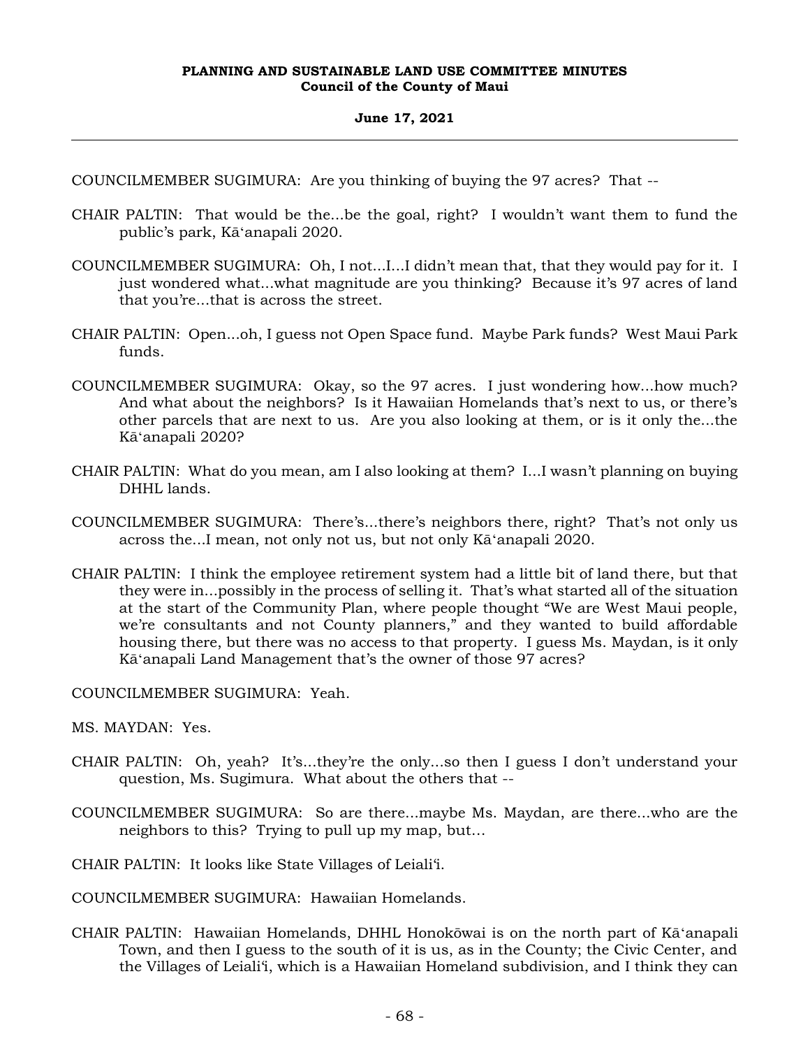COUNCILMEMBER SUGIMURA: Are you thinking of buying the 97 acres? That --

CHAIR PALTIN: That would be the...be the goal, right? I wouldn't want them to fund the public's park, Kāʻanapali 2020.

COUNCILMEMBER SUGIMURA: Oh, I not...I...I didn't mean that, that they would pay for it. I just wondered what...what magnitude are you thinking? Because it's 97 acres of land that you're...that is across the street.

CHAIR PALTIN: Open...oh, I guess not Open Space fund. Maybe Park funds? West Maui Park funds.

COUNCILMEMBER SUGIMURA: Okay, so the 97 acres. I just wondering how...how much? And what about the neighbors? Is it Hawaiian Homelands that's next to us, or there's other parcels that are next to us. Are you also looking at them, or is it only the...the Kāʻanapali 2020?

CHAIR PALTIN: What do you mean, am I also looking at them? I...I wasn't planning on buying DHHL lands.

COUNCILMEMBER SUGIMURA: There's...there's neighbors there, right? That's not only us across the...I mean, not only not us, but not only Kāʻanapali 2020.

CHAIR PALTIN: I think the employee retirement system had a little bit of land there, but that they were in...possibly in the process of selling it. That's what started all of the situation at the start of the Community Plan, where people thought "We are West Maui people, we're consultants and not County planners," and they wanted to build affordable housing there, but there was no access to that property. I guess Ms. Maydan, is it only Kāʻanapali Land Management that's the owner of those 97 acres?

COUNCILMEMBER SUGIMURA: Yeah.

MS. MAYDAN: Yes.

CHAIR PALTIN: Oh, yeah? It's...they're the only...so then I guess I don't understand your question, Ms. Sugimura. What about the others that --

COUNCILMEMBER SUGIMURA: So are there...maybe Ms. Maydan, are there...who are the neighbors to this? Trying to pull up my map, but...

CHAIR PALTIN: It looks like State Villages of Leialiʻi.

COUNCILMEMBER SUGIMURA: Hawaiian Homelands.

CHAIR PALTIN: Hawaiian Homelands, DHHL Honokōwai is on the north part of Kāʻanapali Town, and then I guess to the south of it is us, as in the County; the Civic Center, and the Villages of Leialiʻi, which is a Hawaiian Homeland subdivision, and I think they can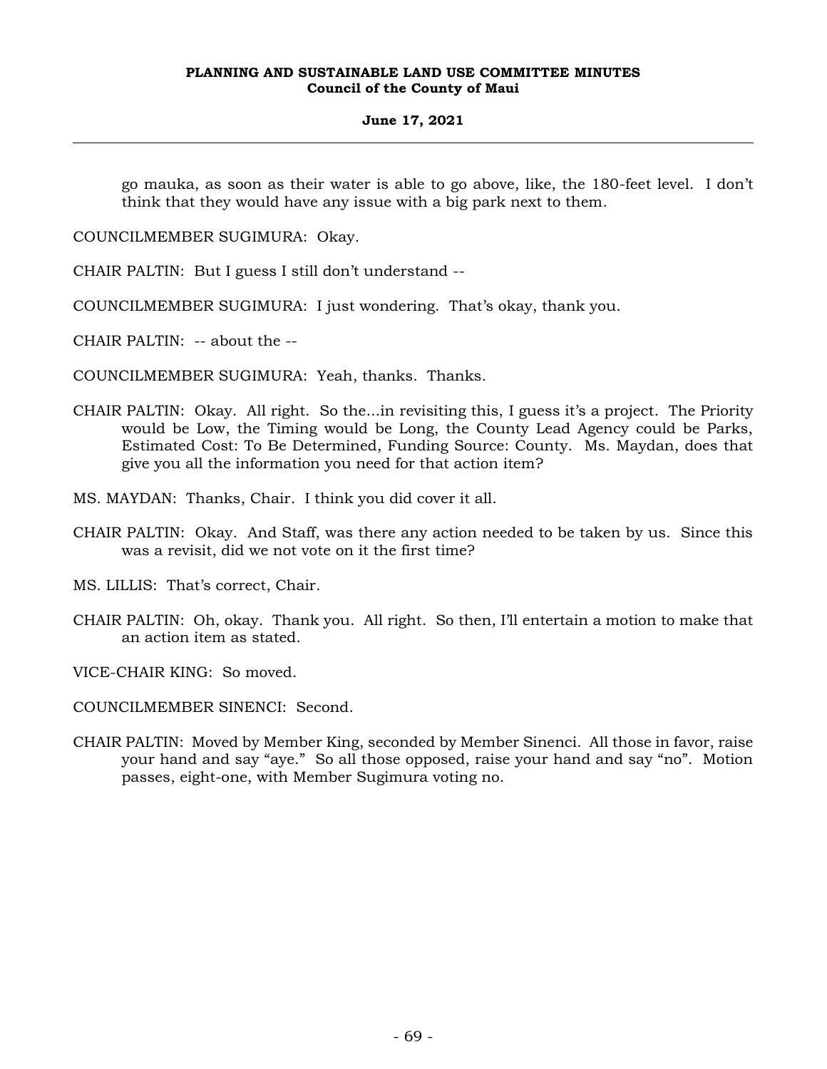go mauka, as soon as their water is able to go above, like, the 180-feet level. I don't think that they would have any issue with a big park next to them.

COUNCILMEMBER SUGIMURA: Okay.

CHAIR PALTIN: But I guess I still don't understand --

COUNCILMEMBER SUGIMURA: I just wondering. That's okay, thank you.

CHAIR PALTIN: -- about the --

COUNCILMEMBER SUGIMURA: Yeah, thanks. Thanks.

CHAIR PALTIN: Okay. All right. So the...in revisiting this, I guess it's a project. The Priority would be Low, the Timing would be Long, the County Lead Agency could be Parks, Estimated Cost: To Be Determined, Funding Source: County. Ms. Maydan, does that give you all the information you need for that action item?

MS. MAYDAN: Thanks, Chair. I think you did cover it all.

CHAIR PALTIN: Okay. And Staff, was there any action needed to be taken by us. Since this was a revisit, did we not vote on it the first time?

MS. LILLIS: That's correct, Chair.

CHAIR PALTIN: Oh, okay. Thank you. All right. So then, I'll entertain a motion to make that an action item as stated.

VICE-CHAIR KING: So moved.

COUNCILMEMBER SINENCI: Second.

CHAIR PALTIN: Moved by Member King, seconded by Member Sinenci. All those in favor, raise your hand and say "aye." So all those opposed, raise your hand and say "no". Motion passes, eight-one, with Member Sugimura voting no.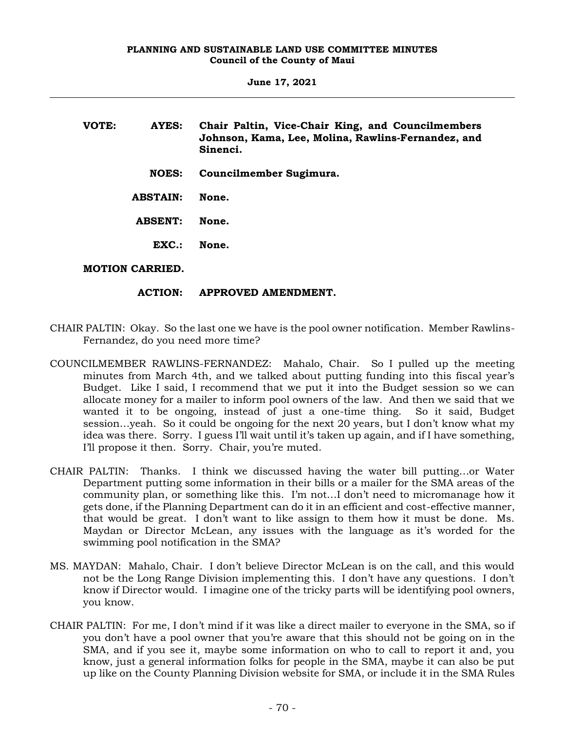**VOTE: AYES: Chair Paltin, Vice-Chair King, and Councilmembers Johnson, Kama, Lee, Molina, Rawlins-Fernandez, and Sinenci.**

**NOES: Councilmember Sugimura.**

**ABSTAIN: None.**

**ABSENT: None.**

**EXC.: None.**

**MOTION CARRIED.**

**ACTION: APPROVED AMENDMENT.**

CHAIR PALTIN: Okay. So the last one we have is the pool owner notification. Member Rawlins-Fernandez, do you need more time?

COUNCILMEMBER RAWLINS-FERNANDEZ: Mahalo, Chair. So I pulled up the meeting minutes from March 4th, and we talked about putting funding into this fiscal year's Budget. Like I said, I recommend that we put it into the Budget session so we can allocate money for a mailer to inform pool owners of the law. And then we said that we wanted it to be ongoing, instead of just a one-time thing. So it said, Budget session…yeah. So it could be ongoing for the next 20 years, but I don't know what my idea was there. Sorry. I guess I'll wait until it's taken up again, and if I have something, I'll propose it then. Sorry. Chair, you're muted.

CHAIR PALTIN: Thanks. I think we discussed having the water bill putting…or Water Department putting some information in their bills or a mailer for the SMA areas of the community plan, or something like this. I'm not…I don't need to micromanage how it gets done, if the Planning Department can do it in an efficient and cost-effective manner, that would be great. I don't want to like assign to them how it must be done. Ms. Maydan or Director McLean, any issues with the language as it's worded for the swimming pool notification in the SMA?

MS. MAYDAN: Mahalo, Chair. I don't believe Director McLean is on the call, and this would not be the Long Range Division implementing this. I don't have any questions. I don't know if Director would. I imagine one of the tricky parts will be identifying pool owners, you know.

CHAIR PALTIN: For me, I don't mind if it was like a direct mailer to everyone in the SMA, so if you don't have a pool owner that you're aware that this should not be going on in the SMA, and if you see it, maybe some information on who to call to report it and, you know, just a general information folks for people in the SMA, maybe it can also be put up like on the County Planning Division website for SMA, or include it in the SMA Rules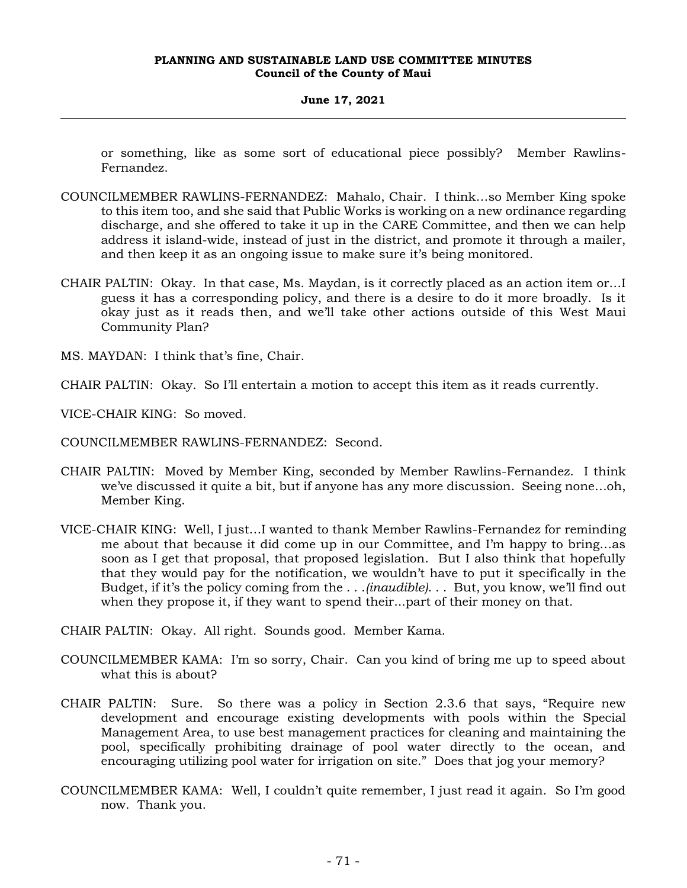or something, like as some sort of educational piece possibly? Member Rawlins-Fernandez.

COUNCILMEMBER RAWLINS-FERNANDEZ: Mahalo, Chair. I think…so Member King spoke to this item too, and she said that Public Works is working on a new ordinance regarding discharge, and she offered to take it up in the CARE Committee, and then we can help address it island-wide, instead of just in the district, and promote it through a mailer, and then keep it as an ongoing issue to make sure it's being monitored.

CHAIR PALTIN: Okay. In that case, Ms. Maydan, is it correctly placed as an action item or…I guess it has a corresponding policy, and there is a desire to do it more broadly. Is it okay just as it reads then, and we'll take other actions outside of this West Maui Community Plan?

MS. MAYDAN: I think that's fine, Chair.

CHAIR PALTIN: Okay. So I'll entertain a motion to accept this item as it reads currently.

VICE-CHAIR KING: So moved.

COUNCILMEMBER RAWLINS-FERNANDEZ: Second.

CHAIR PALTIN: Moved by Member King, seconded by Member Rawlins-Fernandez. I think we've discussed it quite a bit, but if anyone has any more discussion. Seeing none…oh, Member King.

VICE-CHAIR KING: Well, I just…I wanted to thank Member Rawlins-Fernandez for reminding me about that because it did come up in our Committee, and I'm happy to bring…as soon as I get that proposal, that proposed legislation. But I also think that hopefully that they would pay for the notification, we wouldn't have to put it specifically in the Budget, if it's the policy coming from the . . .*(inaudible)*. . . But, you know, we'll find out when they propose it, if they want to spend their...part of their money on that.

CHAIR PALTIN: Okay. All right. Sounds good. Member Kama.

COUNCILMEMBER KAMA: I'm so sorry, Chair. Can you kind of bring me up to speed about what this is about?

CHAIR PALTIN: Sure. So there was a policy in Section 2.3.6 that says, "Require new development and encourage existing developments with pools within the Special Management Area, to use best management practices for cleaning and maintaining the pool, specifically prohibiting drainage of pool water directly to the ocean, and encouraging utilizing pool water for irrigation on site." Does that jog your memory?

COUNCILMEMBER KAMA: Well, I couldn't quite remember, I just read it again. So I'm good now. Thank you.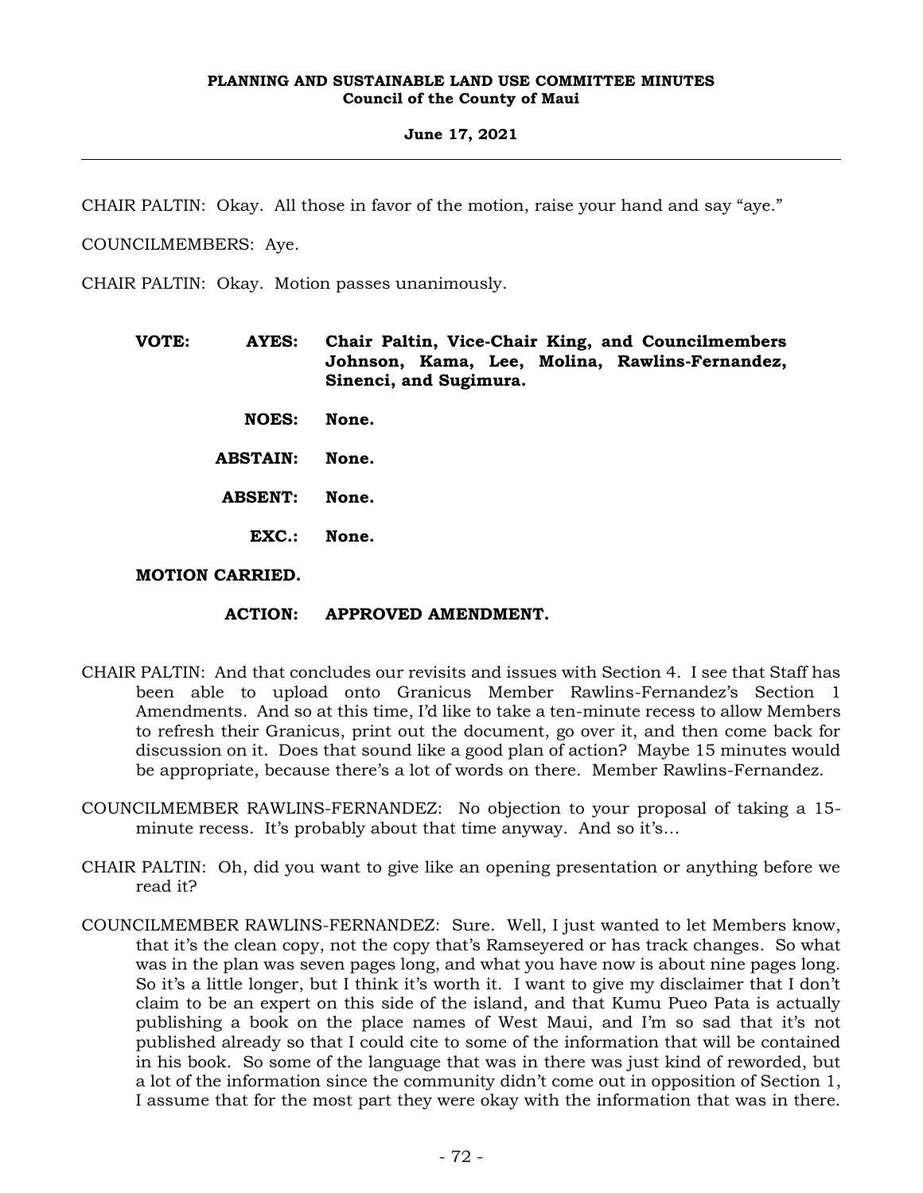CHAIR PALTIN: Okay. All those in favor of the motion, raise your hand and say "aye."

COUNCILMEMBERS: Aye.

CHAIR PALTIN: Okay. Motion passes unanimously.

**VOTE: AYES: Chair Paltin, Vice-Chair King, and Councilmembers Johnson, Kama, Lee, Molina, Rawlins-Fernandez, Sinenci, and Sugimura.**

**NOES: None.**

**ABSTAIN: None.**

**ABSENT: None.**

**EXC.: None.**

**MOTION CARRIED.**

**ACTION: APPROVED AMENDMENT.**

CHAIR PALTIN: And that concludes our revisits and issues with Section 4. I see that Staff has been able to upload onto Granicus Member Rawlins-Fernandez's Section 1 Amendments. And so at this time, I'd like to take a ten-minute recess to allow Members to refresh their Granicus, print out the document, go over it, and then come back for discussion on it. Does that sound like a good plan of action? Maybe 15 minutes would be appropriate, because there's a lot of words on there. Member Rawlins-Fernandez.

COUNCILMEMBER RAWLINS-FERNANDEZ: No objection to your proposal of taking a 15-minute recess. It's probably about that time anyway. And so it's...

CHAIR PALTIN: Oh, did you want to give like an opening presentation or anything before we read it?

COUNCILMEMBER RAWLINS-FERNANDEZ: Sure. Well, I just wanted to let Members know, that it's the clean copy, not the copy that's Ramseyered or has track changes. So what was in the plan was seven pages long, and what you have now is about nine pages long. So it's a little longer, but I think it's worth it. I want to give my disclaimer that I don't claim to be an expert on this side of the island, and that Kumu Pueo Pata is actually publishing a book on the place names of West Maui, and I'm so sad that it's not published already so that I could cite to some of the information that will be contained in his book. So some of the language that was in there was just kind of reworded, but a lot of the information since the community didn't come out in opposition of Section 1, I assume that for the most part they were okay with the information that was in there.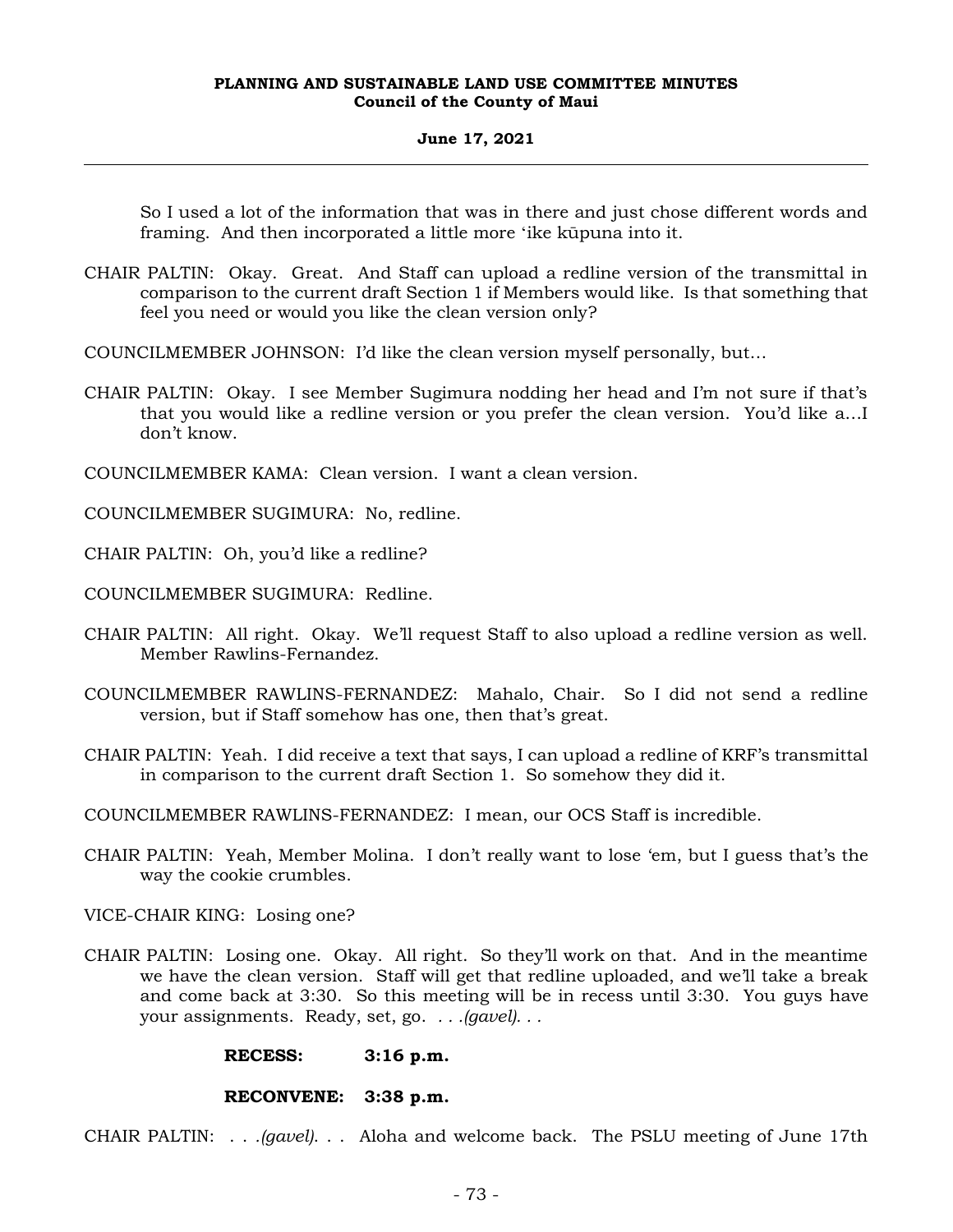So I used a lot of the information that was in there and just chose different words and framing. And then incorporated a little more ʻike kūpuna into it.

CHAIR PALTIN: Okay. Great. And Staff can upload a redline version of the transmittal in comparison to the current draft Section 1 if Members would like. Is that something that feel you need or would you like the clean version only?

COUNCILMEMBER JOHNSON: I'd like the clean version myself personally, but…

CHAIR PALTIN: Okay. I see Member Sugimura nodding her head and I'm not sure if that's that you would like a redline version or you prefer the clean version. You'd like a…I don't know.

COUNCILMEMBER KAMA: Clean version. I want a clean version.

COUNCILMEMBER SUGIMURA: No, redline.

CHAIR PALTIN: Oh, you'd like a redline?

COUNCILMEMBER SUGIMURA: Redline.

CHAIR PALTIN: All right. Okay. We'll request Staff to also upload a redline version as well. Member Rawlins-Fernandez.

COUNCILMEMBER RAWLINS-FERNANDEZ: Mahalo, Chair. So I did not send a redline version, but if Staff somehow has one, then that's great.

CHAIR PALTIN: Yeah. I did receive a text that says, I can upload a redline of KRF's transmittal in comparison to the current draft Section 1. So somehow they did it.

COUNCILMEMBER RAWLINS-FERNANDEZ: I mean, our OCS Staff is incredible.

CHAIR PALTIN: Yeah, Member Molina. I don't really want to lose 'em, but I guess that's the way the cookie crumbles.

VICE-CHAIR KING: Losing one?

CHAIR PALTIN: Losing one. Okay. All right. So they'll work on that. And in the meantime we have the clean version. Staff will get that redline uploaded, and we'll take a break and come back at 3:30. So this meeting will be in recess until 3:30. You guys have your assignments. Ready, set, go. *. . .(gavel). . .*

**RECESS: 3:16 p.m.**

**RECONVENE: 3:38 p.m.**

CHAIR PALTIN: *. . .(gavel). . .* Aloha and welcome back. The PSLU meeting of June 17th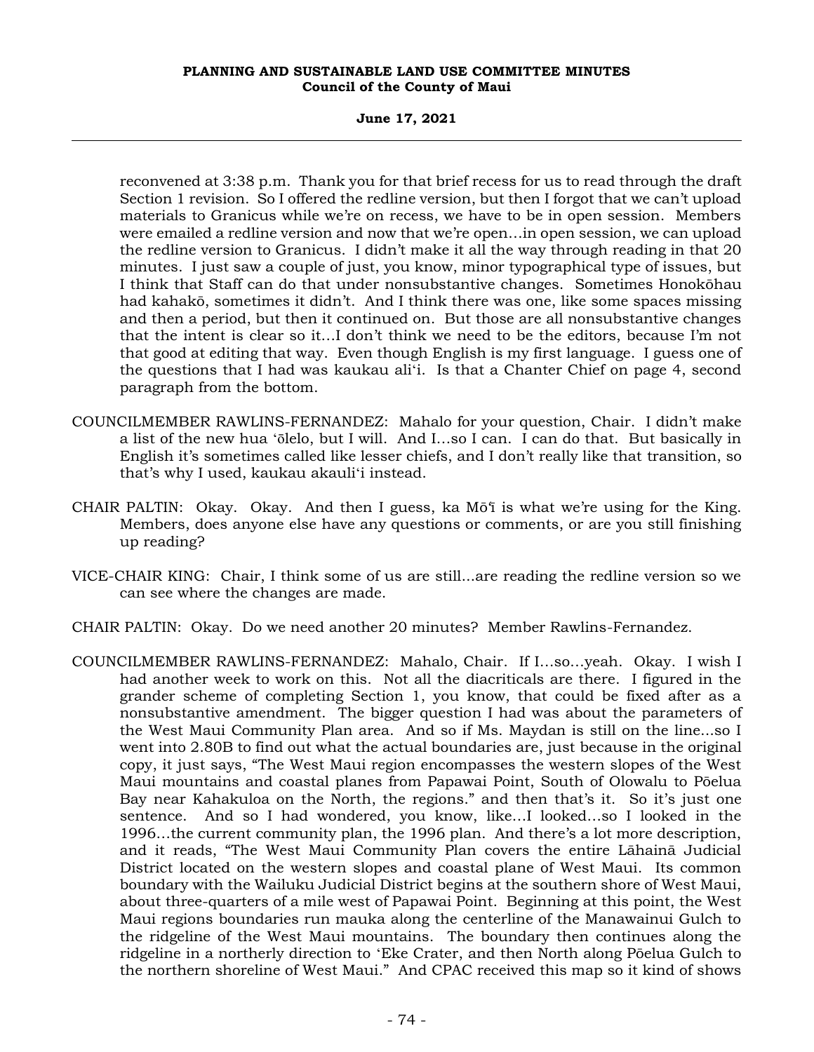reconvened at 3:38 p.m. Thank you for that brief recess for us to read through the draft Section 1 revision. So I offered the redline version, but then I forgot that we can't upload materials to Granicus while we're on recess, we have to be in open session. Members were emailed a redline version and now that we're open…in open session, we can upload the redline version to Granicus. I didn't make it all the way through reading in that 20 minutes. I just saw a couple of just, you know, minor typographical type of issues, but I think that Staff can do that under nonsubstantive changes. Sometimes Honokōhau had kahakō, sometimes it didn't. And I think there was one, like some spaces missing and then a period, but then it continued on. But those are all nonsubstantive changes that the intent is clear so it…I don't think we need to be the editors, because I'm not that good at editing that way. Even though English is my first language. I guess one of the questions that I had was kaukau aliʻi. Is that a Chanter Chief on page 4, second paragraph from the bottom.

COUNCILMEMBER RAWLINS-FERNANDEZ: Mahalo for your question, Chair. I didn't make a list of the new hua ʻōlelo, but I will. And I…so I can. I can do that. But basically in English it's sometimes called like lesser chiefs, and I don't really like that transition, so that's why I used, kaukau akauliʻi instead.

CHAIR PALTIN: Okay. Okay. And then I guess, ka Mōʻī is what we're using for the King. Members, does anyone else have any questions or comments, or are you still finishing up reading?

VICE-CHAIR KING: Chair, I think some of us are still...are reading the redline version so we can see where the changes are made.

CHAIR PALTIN: Okay. Do we need another 20 minutes? Member Rawlins-Fernandez.

COUNCILMEMBER RAWLINS-FERNANDEZ: Mahalo, Chair. If I…so…yeah. Okay. I wish I had another week to work on this. Not all the diacriticals are there. I figured in the grander scheme of completing Section 1, you know, that could be fixed after as a nonsubstantive amendment. The bigger question I had was about the parameters of the West Maui Community Plan area. And so if Ms. Maydan is still on the line...so I went into 2.80B to find out what the actual boundaries are, just because in the original copy, it just says, "The West Maui region encompasses the western slopes of the West Maui mountains and coastal planes from Papawai Point, South of Olowalu to Pōelua Bay near Kahakuloa on the North, the regions." and then that's it. So it's just one sentence. And so I had wondered, you know, like…I looked…so I looked in the 1996…the current community plan, the 1996 plan. And there's a lot more description, and it reads, "The West Maui Community Plan covers the entire Lāhainā Judicial District located on the western slopes and coastal plane of West Maui. Its common boundary with the Wailuku Judicial District begins at the southern shore of West Maui, about three-quarters of a mile west of Papawai Point. Beginning at this point, the West Maui regions boundaries run mauka along the centerline of the Manawainui Gulch to the ridgeline of the West Maui mountains. The boundary then continues along the ridgeline in a northerly direction to ʻEke Crater, and then North along Pōelua Gulch to the northern shoreline of West Maui." And CPAC received this map so it kind of shows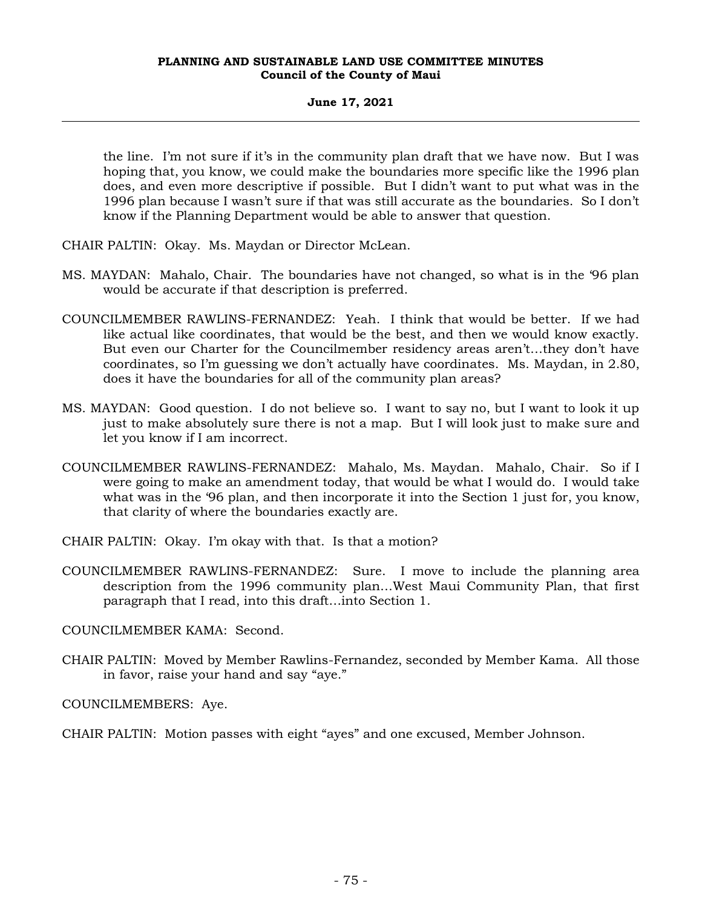the line. I'm not sure if it's in the community plan draft that we have now. But I was hoping that, you know, we could make the boundaries more specific like the 1996 plan does, and even more descriptive if possible. But I didn't want to put what was in the 1996 plan because I wasn't sure if that was still accurate as the boundaries. So I don't know if the Planning Department would be able to answer that question.

CHAIR PALTIN: Okay. Ms. Maydan or Director McLean.

MS. MAYDAN: Mahalo, Chair. The boundaries have not changed, so what is in the '96 plan would be accurate if that description is preferred.

COUNCILMEMBER RAWLINS-FERNANDEZ: Yeah. I think that would be better. If we had like actual like coordinates, that would be the best, and then we would know exactly. But even our Charter for the Councilmember residency areas aren't...they don't have coordinates, so I'm guessing we don't actually have coordinates. Ms. Maydan, in 2.80, does it have the boundaries for all of the community plan areas?

MS. MAYDAN: Good question. I do not believe so. I want to say no, but I want to look it up just to make absolutely sure there is not a map. But I will look just to make sure and let you know if I am incorrect.

COUNCILMEMBER RAWLINS-FERNANDEZ: Mahalo, Ms. Maydan. Mahalo, Chair. So if I were going to make an amendment today, that would be what I would do. I would take what was in the '96 plan, and then incorporate it into the Section 1 just for, you know, that clarity of where the boundaries exactly are.

CHAIR PALTIN: Okay. I'm okay with that. Is that a motion?

COUNCILMEMBER RAWLINS-FERNANDEZ: Sure. I move to include the planning area description from the 1996 community plan...West Maui Community Plan, that first paragraph that I read, into this draft...into Section 1.

COUNCILMEMBER KAMA: Second.

CHAIR PALTIN: Moved by Member Rawlins-Fernandez, seconded by Member Kama. All those in favor, raise your hand and say "aye."

COUNCILMEMBERS: Aye.

CHAIR PALTIN: Motion passes with eight "ayes" and one excused, Member Johnson.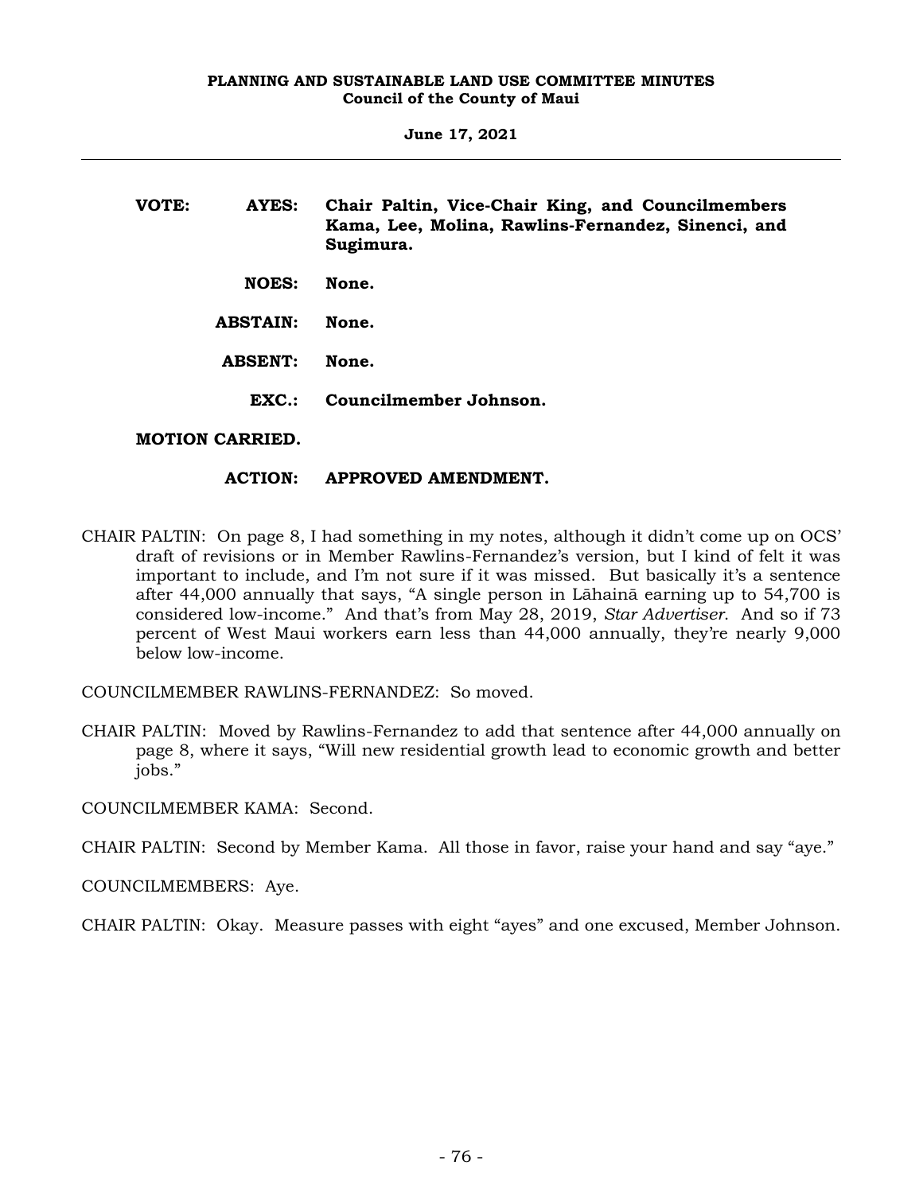**VOTE:** **AYES:** **Chair Paltin, Vice-Chair King, and Councilmembers Kama, Lee, Molina, Rawlins-Fernandez, Sinenci, and Sugimura.**

**NOES:** **None.**

**ABSTAIN:** **None.**

**ABSENT:** **None.**

**EXC.:** **Councilmember Johnson.**

**MOTION CARRIED.**

**ACTION:** **APPROVED AMENDMENT.**

CHAIR PALTIN: On page 8, I had something in my notes, although it didn't come up on OCS' draft of revisions or in Member Rawlins-Fernandez's version, but I kind of felt it was important to include, and I'm not sure if it was missed. But basically it's a sentence after 44,000 annually that says, "A single person in Lāhainā earning up to 54,700 is considered low-income." And that's from May 28, 2019, *Star Advertiser*. And so if 73 percent of West Maui workers earn less than 44,000 annually, they're nearly 9,000 below low-income.

COUNCILMEMBER RAWLINS-FERNANDEZ: So moved.

CHAIR PALTIN: Moved by Rawlins-Fernandez to add that sentence after 44,000 annually on page 8, where it says, "Will new residential growth lead to economic growth and better jobs."

COUNCILMEMBER KAMA: Second.

CHAIR PALTIN: Second by Member Kama. All those in favor, raise your hand and say "aye."

COUNCILMEMBERS: Aye.

CHAIR PALTIN: Okay. Measure passes with eight "ayes" and one excused, Member Johnson.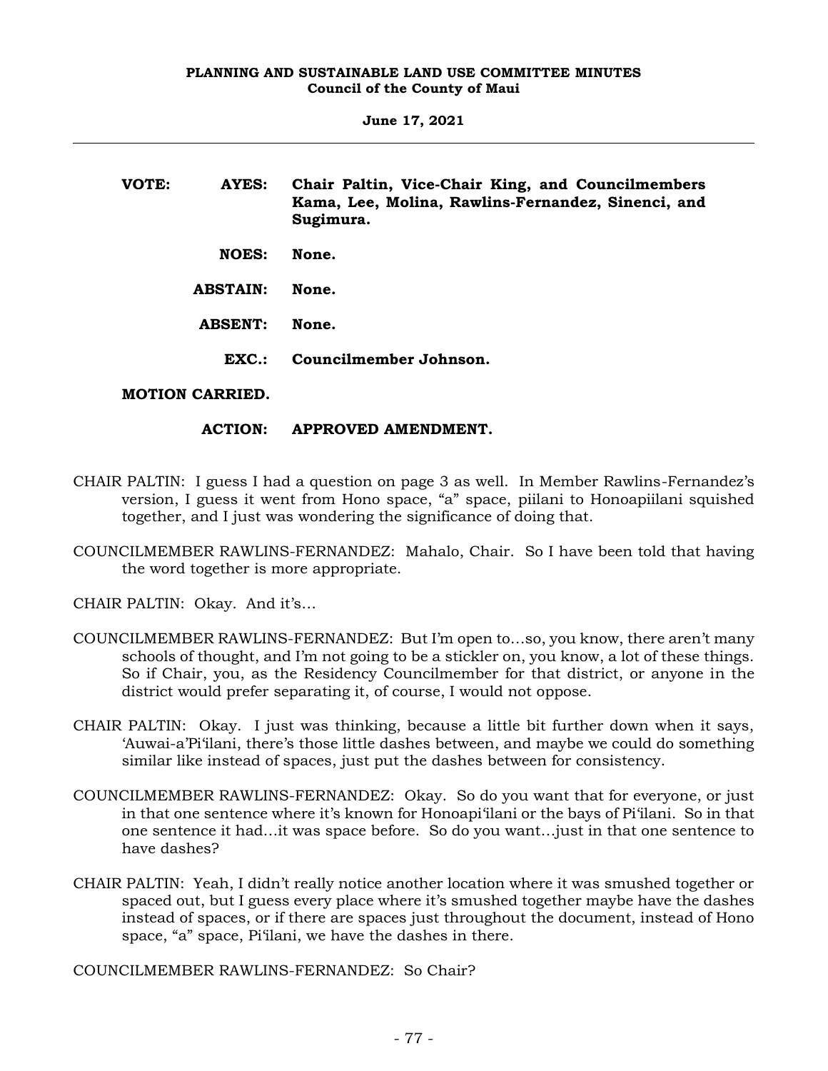**VOTE: AYES: Chair Paltin, Vice-Chair King, and Councilmembers Kama, Lee, Molina, Rawlins-Fernandez, Sinenci, and Sugimura.**

**NOES: None.**

**ABSTAIN: None.**

**ABSENT: None.**

**EXC.: Councilmember Johnson.**

**MOTION CARRIED.**

**ACTION: APPROVED AMENDMENT.**

CHAIR PALTIN: I guess I had a question on page 3 as well. In Member Rawlins-Fernandez's version, I guess it went from Hono space, "a" space, piilani to Honoapiilani squished together, and I just was wondering the significance of doing that.

COUNCILMEMBER RAWLINS-FERNANDEZ: Mahalo, Chair. So I have been told that having the word together is more appropriate.

CHAIR PALTIN: Okay. And it's…

COUNCILMEMBER RAWLINS-FERNANDEZ: But I'm open to…so, you know, there aren't many schools of thought, and I'm not going to be a stickler on, you know, a lot of these things. So if Chair, you, as the Residency Councilmember for that district, or anyone in the district would prefer separating it, of course, I would not oppose.

CHAIR PALTIN: Okay. I just was thinking, because a little bit further down when it says, ʻAuwai-a'Piʻilani, there's those little dashes between, and maybe we could do something similar like instead of spaces, just put the dashes between for consistency.

COUNCILMEMBER RAWLINS-FERNANDEZ: Okay. So do you want that for everyone, or just in that one sentence where it's known for Honoapiʻilani or the bays of Piʻilani. So in that one sentence it had…it was space before. So do you want…just in that one sentence to have dashes?

CHAIR PALTIN: Yeah, I didn't really notice another location where it was smushed together or spaced out, but I guess every place where it's smushed together maybe have the dashes instead of spaces, or if there are spaces just throughout the document, instead of Hono space, "a" space, Piʻilani, we have the dashes in there.

COUNCILMEMBER RAWLINS-FERNANDEZ: So Chair?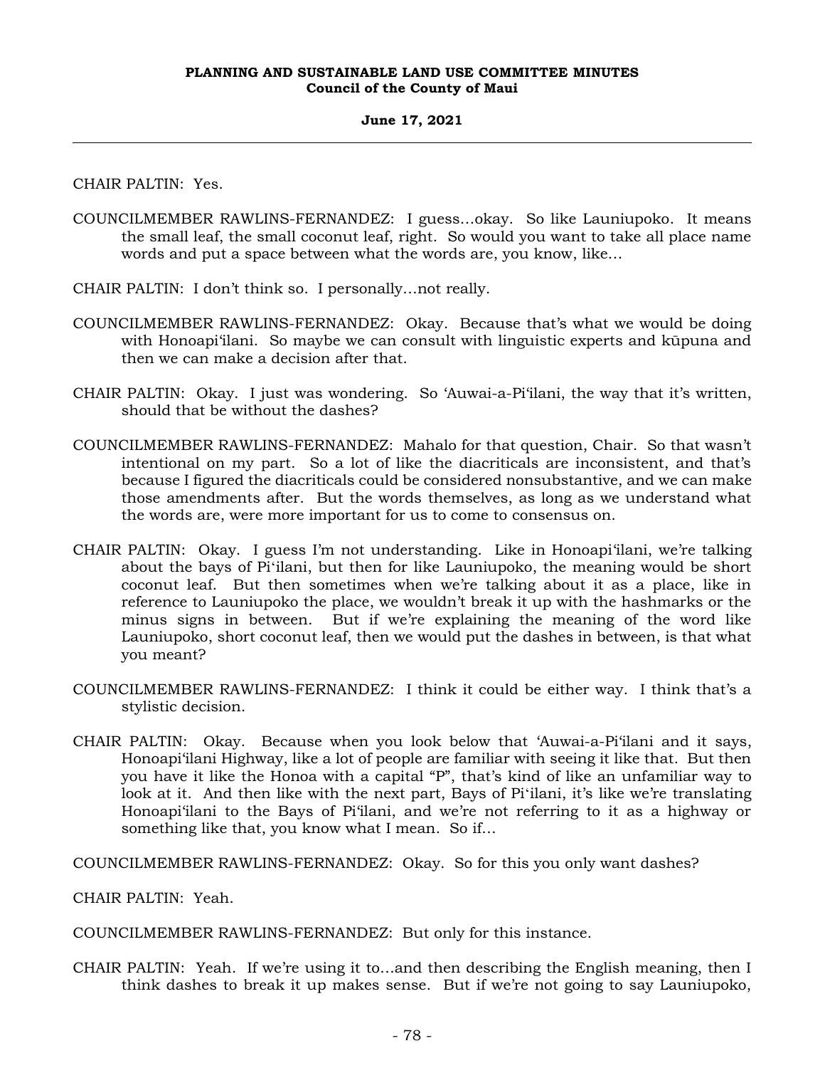CHAIR PALTIN: Yes.

COUNCILMEMBER RAWLINS-FERNANDEZ: I guess...okay. So like Launiupoko. It means the small leaf, the small coconut leaf, right. So would you want to take all place name words and put a space between what the words are, you know, like...

CHAIR PALTIN: I don't think so. I personally...not really.

COUNCILMEMBER RAWLINS-FERNANDEZ: Okay. Because that's what we would be doing with Honoapiʻilani. So maybe we can consult with linguistic experts and kūpuna and then we can make a decision after that.

CHAIR PALTIN: Okay. I just was wondering. So ʻAuwai-a-Piʻilani, the way that it's written, should that be without the dashes?

COUNCILMEMBER RAWLINS-FERNANDEZ: Mahalo for that question, Chair. So that wasn't intentional on my part. So a lot of like the diacriticals are inconsistent, and that's because I figured the diacriticals could be considered nonsubstantive, and we can make those amendments after. But the words themselves, as long as we understand what the words are, were more important for us to come to consensus on.

CHAIR PALTIN: Okay. I guess I'm not understanding. Like in Honoapiʻilani, we're talking about the bays of Piʻilani, but then for like Launiupoko, the meaning would be short coconut leaf. But then sometimes when we're talking about it as a place, like in reference to Launiupoko the place, we wouldn't break it up with the hashmarks or the minus signs in between. But if we're explaining the meaning of the word like Launiupoko, short coconut leaf, then we would put the dashes in between, is that what you meant?

COUNCILMEMBER RAWLINS-FERNANDEZ: I think it could be either way. I think that's a stylistic decision.

CHAIR PALTIN: Okay. Because when you look below that ʻAuwai-a-Piʻilani and it says, Honoapiʻilani Highway, like a lot of people are familiar with seeing it like that. But then you have it like the Honoa with a capital "P", that's kind of like an unfamiliar way to look at it. And then like with the next part, Bays of Piʻilani, it's like we're translating Honoapiʻilani to the Bays of Piʻilani, and we're not referring to it as a highway or something like that, you know what I mean. So if...

COUNCILMEMBER RAWLINS-FERNANDEZ: Okay. So for this you only want dashes?

CHAIR PALTIN: Yeah.

COUNCILMEMBER RAWLINS-FERNANDEZ: But only for this instance.

CHAIR PALTIN: Yeah. If we're using it to...and then describing the English meaning, then I think dashes to break it up makes sense. But if we're not going to say Launiupoko,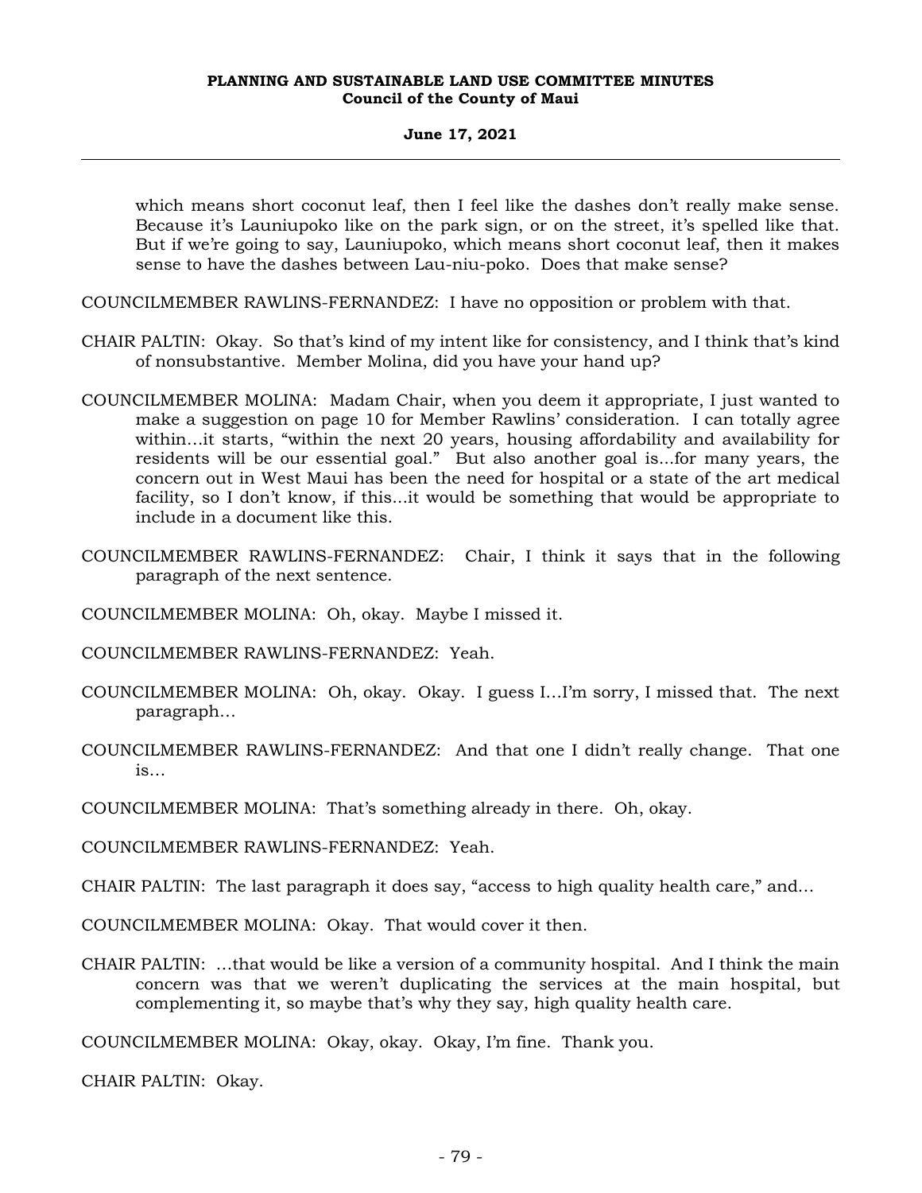which means short coconut leaf, then I feel like the dashes don't really make sense. Because it's Launiupoko like on the park sign, or on the street, it's spelled like that. But if we're going to say, Launiupoko, which means short coconut leaf, then it makes sense to have the dashes between Lau-niu-poko. Does that make sense?

COUNCILMEMBER RAWLINS-FERNANDEZ: I have no opposition or problem with that.

CHAIR PALTIN: Okay. So that's kind of my intent like for consistency, and I think that's kind of nonsubstantive. Member Molina, did you have your hand up?

COUNCILMEMBER MOLINA: Madam Chair, when you deem it appropriate, I just wanted to make a suggestion on page 10 for Member Rawlins' consideration. I can totally agree within…it starts, "within the next 20 years, housing affordability and availability for residents will be our essential goal." But also another goal is...for many years, the concern out in West Maui has been the need for hospital or a state of the art medical facility, so I don't know, if this...it would be something that would be appropriate to include in a document like this.

COUNCILMEMBER RAWLINS-FERNANDEZ: Chair, I think it says that in the following paragraph of the next sentence.

COUNCILMEMBER MOLINA: Oh, okay. Maybe I missed it.

COUNCILMEMBER RAWLINS-FERNANDEZ: Yeah.

COUNCILMEMBER MOLINA: Oh, okay. Okay. I guess I…I'm sorry, I missed that. The next paragraph…

COUNCILMEMBER RAWLINS-FERNANDEZ: And that one I didn't really change. That one is…

COUNCILMEMBER MOLINA: That's something already in there. Oh, okay.

COUNCILMEMBER RAWLINS-FERNANDEZ: Yeah.

CHAIR PALTIN: The last paragraph it does say, "access to high quality health care," and…

COUNCILMEMBER MOLINA: Okay. That would cover it then.

CHAIR PALTIN: …that would be like a version of a community hospital. And I think the main concern was that we weren't duplicating the services at the main hospital, but complementing it, so maybe that's why they say, high quality health care.

COUNCILMEMBER MOLINA: Okay, okay. Okay, I'm fine. Thank you.

CHAIR PALTIN: Okay.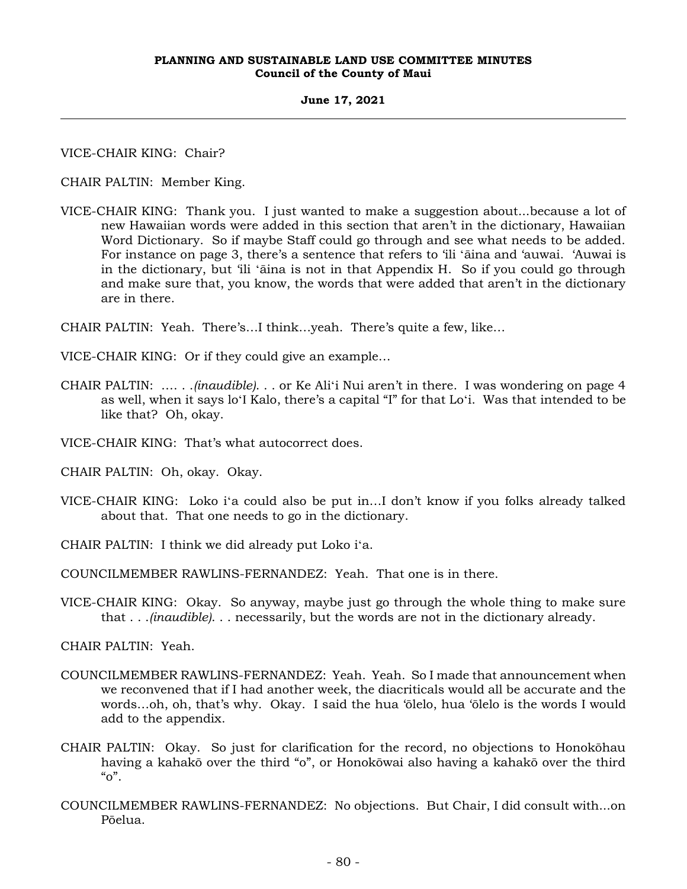VICE-CHAIR KING: Chair?

CHAIR PALTIN: Member King.

VICE-CHAIR KING: Thank you. I just wanted to make a suggestion about...because a lot of new Hawaiian words were added in this section that aren't in the dictionary, Hawaiian Word Dictionary. So if maybe Staff could go through and see what needs to be added. For instance on page 3, there's a sentence that refers to ʻili ʻāina and ʻauwai. ʻAuwai is in the dictionary, but ʻili ʻāina is not in that Appendix H. So if you could go through and make sure that, you know, the words that were added that aren't in the dictionary are in there.

CHAIR PALTIN: Yeah. There's...I think...yeah. There's quite a few, like...

VICE-CHAIR KING: Or if they could give an example...

CHAIR PALTIN: .... . .*(inaudible)*. . . or Ke Aliʻi Nui aren't in there. I was wondering on page 4 as well, when it says loʻI Kalo, there's a capital "I" for that Loʻi. Was that intended to be like that? Oh, okay.

VICE-CHAIR KING: That's what autocorrect does.

CHAIR PALTIN: Oh, okay. Okay.

VICE-CHAIR KING: Loko iʻa could also be put in...I don't know if you folks already talked about that. That one needs to go in the dictionary.

CHAIR PALTIN: I think we did already put Loko iʻa.

COUNCILMEMBER RAWLINS-FERNANDEZ: Yeah. That one is in there.

VICE-CHAIR KING: Okay. So anyway, maybe just go through the whole thing to make sure that . . .*(inaudible)*. . . necessarily, but the words are not in the dictionary already.

CHAIR PALTIN: Yeah.

COUNCILMEMBER RAWLINS-FERNANDEZ: Yeah. Yeah. So I made that announcement when we reconvened that if I had another week, the diacriticals would all be accurate and the words...oh, oh, that's why. Okay. I said the hua ʻōlelo, hua ʻōlelo is the words I would add to the appendix.

CHAIR PALTIN: Okay. So just for clarification for the record, no objections to Honokōhau having a kahakō over the third "o", or Honokōwai also having a kahakō over the third "o".

COUNCILMEMBER RAWLINS-FERNANDEZ: No objections. But Chair, I did consult with...on Pōelua.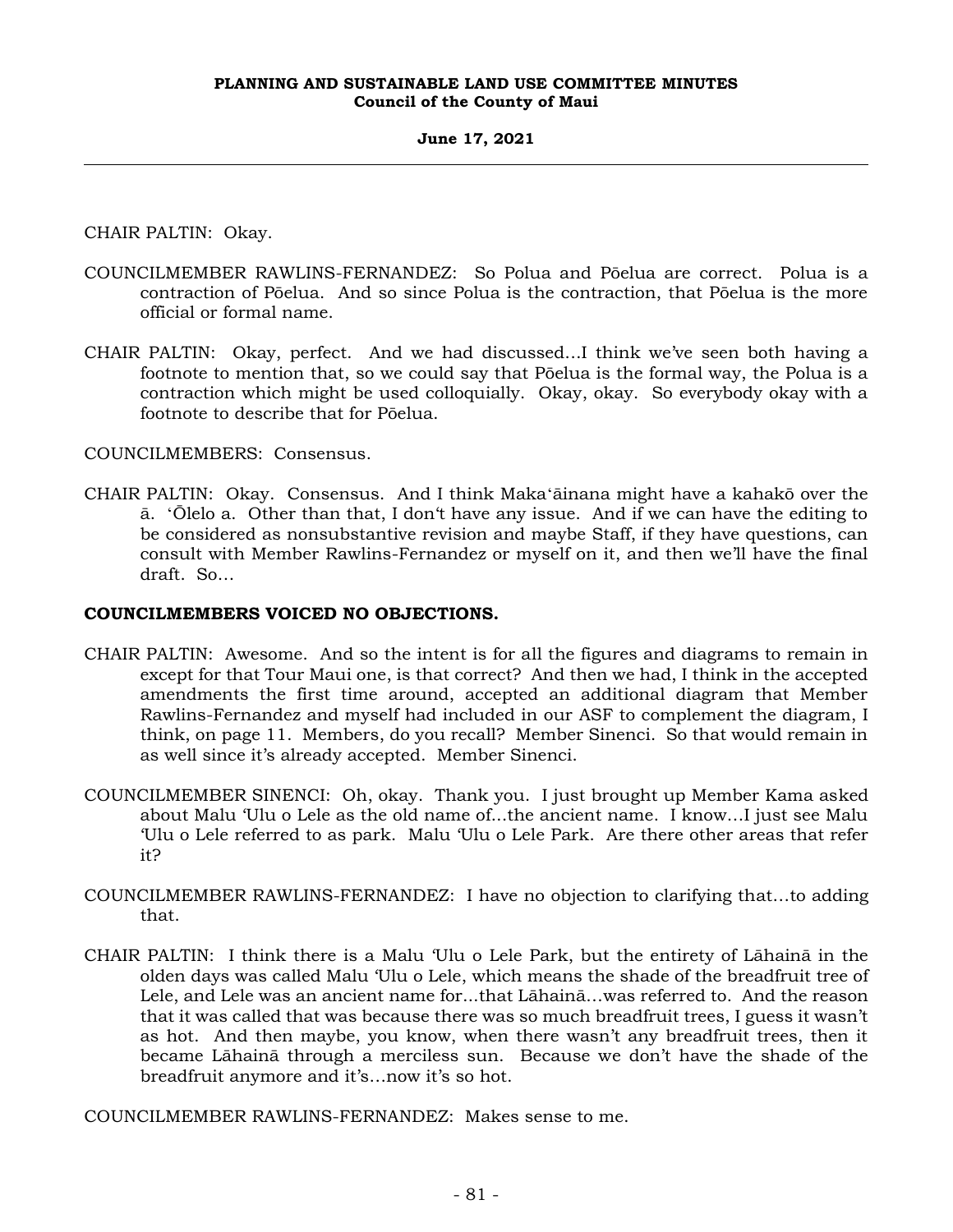CHAIR PALTIN: Okay.

COUNCILMEMBER RAWLINS-FERNANDEZ: So Polua and Pōelua are correct. Polua is a contraction of Pōelua. And so since Polua is the contraction, that Pōelua is the more official or formal name.

CHAIR PALTIN: Okay, perfect. And we had discussed...I think we've seen both having a footnote to mention that, so we could say that Pōelua is the formal way, the Polua is a contraction which might be used colloquially. Okay, okay. So everybody okay with a footnote to describe that for Pōelua.

COUNCILMEMBERS: Consensus.

CHAIR PALTIN: Okay. Consensus. And I think Maka'āinana might have a kahakō over the ā. 'Ōlelo a. Other than that, I don't have any issue. And if we can have the editing to be considered as nonsubstantive revision and maybe Staff, if they have questions, can consult with Member Rawlins-Fernandez or myself on it, and then we'll have the final draft. So...

**COUNCILMEMBERS VOICED NO OBJECTIONS.**

CHAIR PALTIN: Awesome. And so the intent is for all the figures and diagrams to remain in except for that Tour Maui one, is that correct? And then we had, I think in the accepted amendments the first time around, accepted an additional diagram that Member Rawlins-Fernandez and myself had included in our ASF to complement the diagram, I think, on page 11. Members, do you recall? Member Sinenci. So that would remain in as well since it's already accepted. Member Sinenci.

COUNCILMEMBER SINENCI: Oh, okay. Thank you. I just brought up Member Kama asked about Malu 'Ulu o Lele as the old name of...the ancient name. I know...I just see Malu 'Ulu o Lele referred to as park. Malu 'Ulu o Lele Park. Are there other areas that refer it?

COUNCILMEMBER RAWLINS-FERNANDEZ: I have no objection to clarifying that...to adding that.

CHAIR PALTIN: I think there is a Malu 'Ulu o Lele Park, but the entirety of Lāhainā in the olden days was called Malu 'Ulu o Lele, which means the shade of the breadfruit tree of Lele, and Lele was an ancient name for...that Lāhainā...was referred to. And the reason that it was called that was because there was so much breadfruit trees, I guess it wasn't as hot. And then maybe, you know, when there wasn't any breadfruit trees, then it became Lāhainā through a merciless sun. Because we don't have the shade of the breadfruit anymore and it's...now it's so hot.

COUNCILMEMBER RAWLINS-FERNANDEZ: Makes sense to me.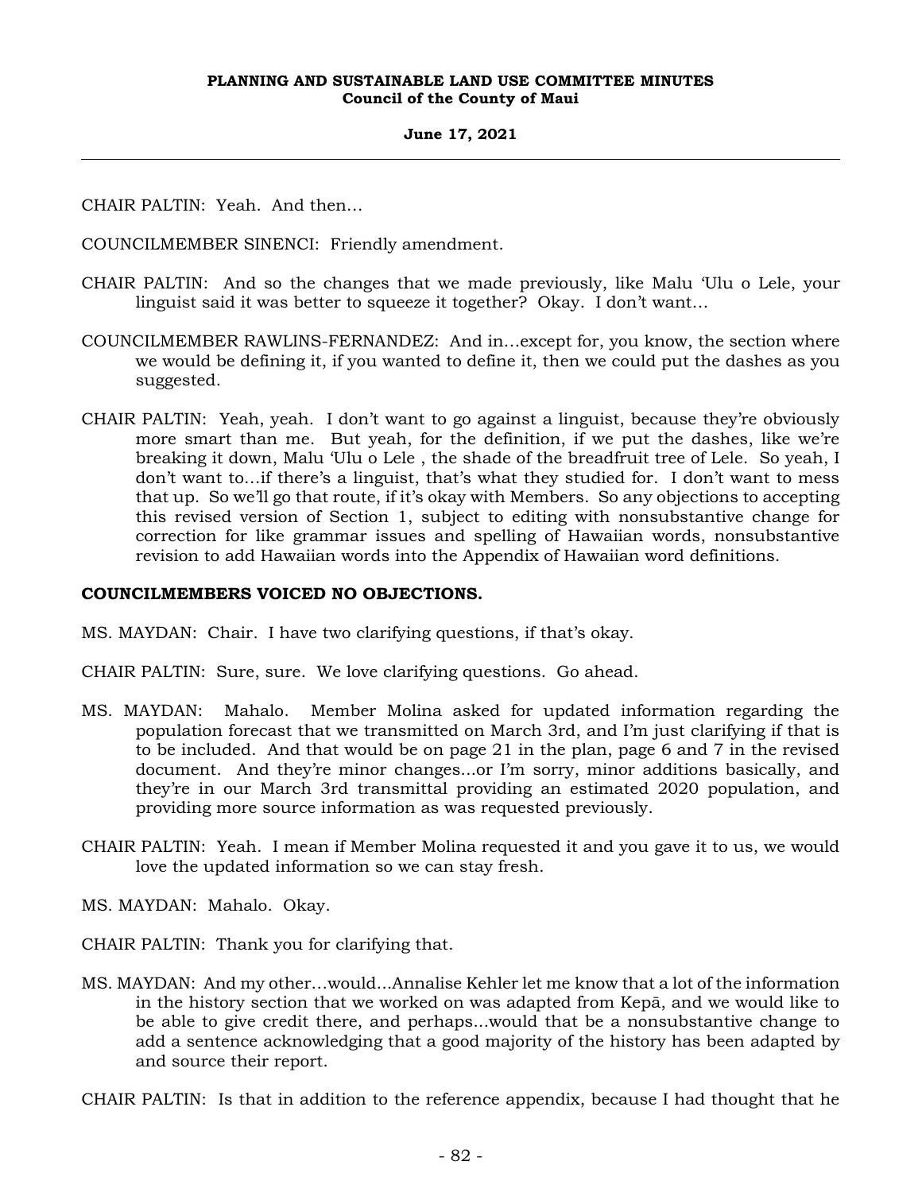CHAIR PALTIN: Yeah. And then…

COUNCILMEMBER SINENCI: Friendly amendment.

CHAIR PALTIN: And so the changes that we made previously, like Malu ʻUlu o Lele, your linguist said it was better to squeeze it together? Okay. I don't want…

COUNCILMEMBER RAWLINS-FERNANDEZ: And in…except for, you know, the section where we would be defining it, if you wanted to define it, then we could put the dashes as you suggested.

CHAIR PALTIN: Yeah, yeah. I don't want to go against a linguist, because they're obviously more smart than me. But yeah, for the definition, if we put the dashes, like we're breaking it down, Malu ʻUlu o Lele , the shade of the breadfruit tree of Lele. So yeah, I don't want to…if there's a linguist, that's what they studied for. I don't want to mess that up. So we'll go that route, if it's okay with Members. So any objections to accepting this revised version of Section 1, subject to editing with nonsubstantive change for correction for like grammar issues and spelling of Hawaiian words, nonsubstantive revision to add Hawaiian words into the Appendix of Hawaiian word definitions.

**COUNCILMEMBERS VOICED NO OBJECTIONS.**

MS. MAYDAN: Chair. I have two clarifying questions, if that's okay.

CHAIR PALTIN: Sure, sure. We love clarifying questions. Go ahead.

MS. MAYDAN: Mahalo. Member Molina asked for updated information regarding the population forecast that we transmitted on March 3rd, and I'm just clarifying if that is to be included. And that would be on page 21 in the plan, page 6 and 7 in the revised document. And they're minor changes…or I'm sorry, minor additions basically, and they're in our March 3rd transmittal providing an estimated 2020 population, and providing more source information as was requested previously.

CHAIR PALTIN: Yeah. I mean if Member Molina requested it and you gave it to us, we would love the updated information so we can stay fresh.

MS. MAYDAN: Mahalo. Okay.

CHAIR PALTIN: Thank you for clarifying that.

MS. MAYDAN: And my other…would…Annalise Kehler let me know that a lot of the information in the history section that we worked on was adapted from Kepā, and we would like to be able to give credit there, and perhaps…would that be a nonsubstantive change to add a sentence acknowledging that a good majority of the history has been adapted by and source their report.

CHAIR PALTIN: Is that in addition to the reference appendix, because I had thought that he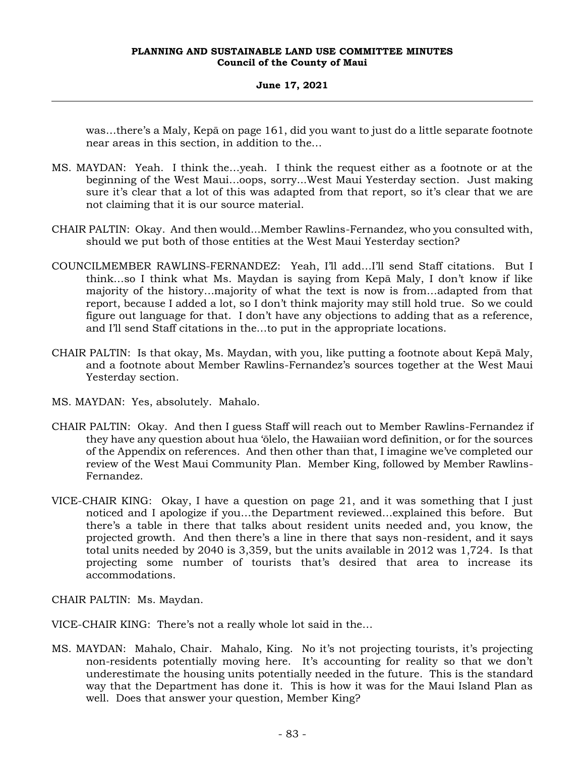was…there's a Maly, Kepā on page 161, did you want to just do a little separate footnote near areas in this section, in addition to the…

MS. MAYDAN: Yeah. I think the…yeah. I think the request either as a footnote or at the beginning of the West Maui…oops, sorry…West Maui Yesterday section. Just making sure it's clear that a lot of this was adapted from that report, so it's clear that we are not claiming that it is our source material.

CHAIR PALTIN: Okay. And then would…Member Rawlins-Fernandez, who you consulted with, should we put both of those entities at the West Maui Yesterday section?

COUNCILMEMBER RAWLINS-FERNANDEZ: Yeah, I'll add…I'll send Staff citations. But I think…so I think what Ms. Maydan is saying from Kepā Maly, I don't know if like majority of the history…majority of what the text is now is from…adapted from that report, because I added a lot, so I don't think majority may still hold true. So we could figure out language for that. I don't have any objections to adding that as a reference, and I'll send Staff citations in the…to put in the appropriate locations.

CHAIR PALTIN: Is that okay, Ms. Maydan, with you, like putting a footnote about Kepā Maly, and a footnote about Member Rawlins-Fernandez's sources together at the West Maui Yesterday section.

MS. MAYDAN: Yes, absolutely. Mahalo.

CHAIR PALTIN: Okay. And then I guess Staff will reach out to Member Rawlins-Fernandez if they have any question about hua ʻōlelo, the Hawaiian word definition, or for the sources of the Appendix on references. And then other than that, I imagine we've completed our review of the West Maui Community Plan. Member King, followed by Member Rawlins-Fernandez.

VICE-CHAIR KING: Okay, I have a question on page 21, and it was something that I just noticed and I apologize if you…the Department reviewed…explained this before. But there's a table in there that talks about resident units needed and, you know, the projected growth. And then there's a line in there that says non-resident, and it says total units needed by 2040 is 3,359, but the units available in 2012 was 1,724. Is that projecting some number of tourists that's desired that area to increase its accommodations.

CHAIR PALTIN: Ms. Maydan.

VICE-CHAIR KING: There's not a really whole lot said in the…

MS. MAYDAN: Mahalo, Chair. Mahalo, King. No it's not projecting tourists, it's projecting non-residents potentially moving here. It's accounting for reality so that we don't underestimate the housing units potentially needed in the future. This is the standard way that the Department has done it. This is how it was for the Maui Island Plan as well. Does that answer your question, Member King?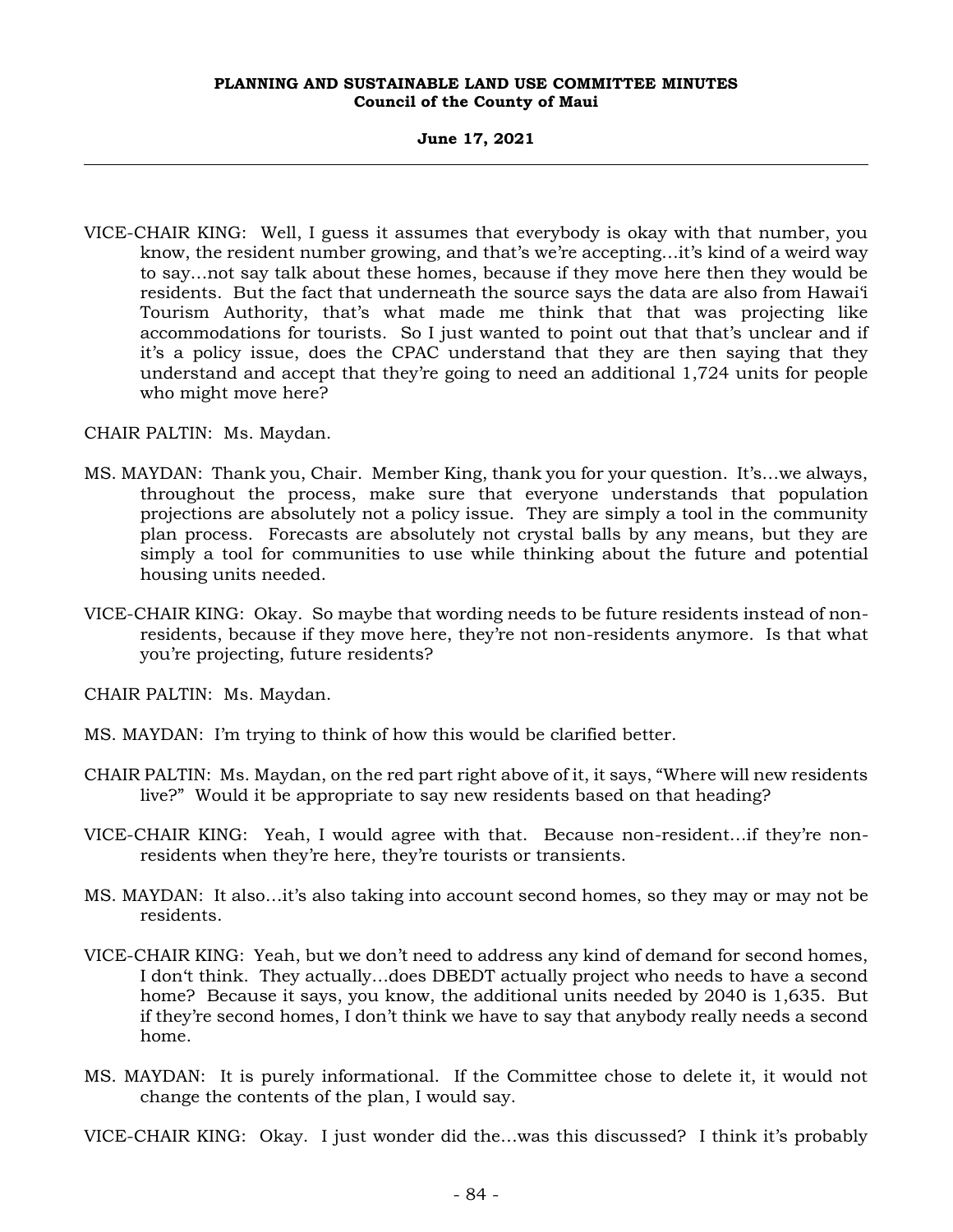VICE-CHAIR KING: Well, I guess it assumes that everybody is okay with that number, you know, the resident number growing, and that's we're accepting…it's kind of a weird way to say…not say talk about these homes, because if they move here then they would be residents. But the fact that underneath the source says the data are also from Hawai'i Tourism Authority, that's what made me think that that was projecting like accommodations for tourists. So I just wanted to point out that that's unclear and if it's a policy issue, does the CPAC understand that they are then saying that they understand and accept that they're going to need an additional 1,724 units for people who might move here?

CHAIR PALTIN: Ms. Maydan.

MS. MAYDAN: Thank you, Chair. Member King, thank you for your question. It's…we always, throughout the process, make sure that everyone understands that population projections are absolutely not a policy issue. They are simply a tool in the community plan process. Forecasts are absolutely not crystal balls by any means, but they are simply a tool for communities to use while thinking about the future and potential housing units needed.

VICE-CHAIR KING: Okay. So maybe that wording needs to be future residents instead of non-residents, because if they move here, they're not non-residents anymore. Is that what you're projecting, future residents?

CHAIR PALTIN: Ms. Maydan.

MS. MAYDAN: I'm trying to think of how this would be clarified better.

CHAIR PALTIN: Ms. Maydan, on the red part right above of it, it says, "Where will new residents live?" Would it be appropriate to say new residents based on that heading?

VICE-CHAIR KING: Yeah, I would agree with that. Because non-resident…if they're non-residents when they're here, they're tourists or transients.

MS. MAYDAN: It also…it's also taking into account second homes, so they may or may not be residents.

VICE-CHAIR KING: Yeah, but we don't need to address any kind of demand for second homes, I don't think. They actually…does DBEDT actually project who needs to have a second home? Because it says, you know, the additional units needed by 2040 is 1,635. But if they're second homes, I don't think we have to say that anybody really needs a second home.

MS. MAYDAN: It is purely informational. If the Committee chose to delete it, it would not change the contents of the plan, I would say.

VICE-CHAIR KING: Okay. I just wonder did the…was this discussed? I think it's probably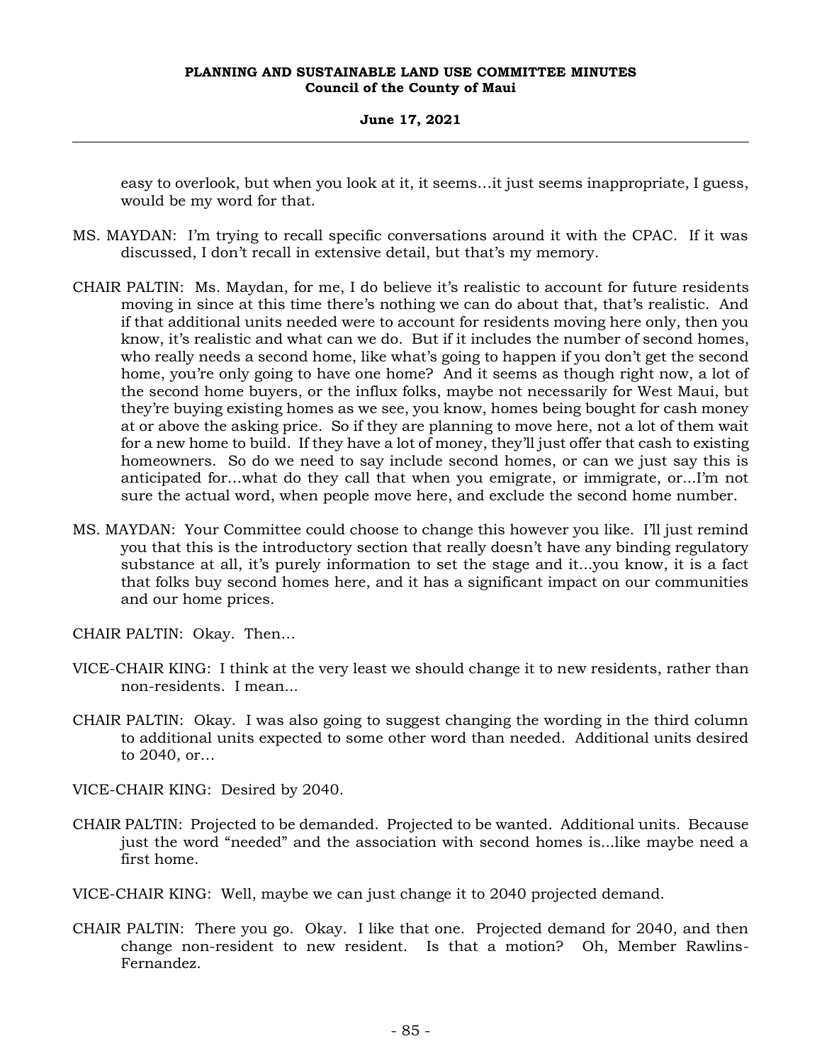easy to overlook, but when you look at it, it seems…it just seems inappropriate, I guess, would be my word for that.

MS. MAYDAN: I'm trying to recall specific conversations around it with the CPAC. If it was discussed, I don't recall in extensive detail, but that's my memory.

CHAIR PALTIN: Ms. Maydan, for me, I do believe it's realistic to account for future residents moving in since at this time there's nothing we can do about that, that's realistic. And if that additional units needed were to account for residents moving here only, then you know, it's realistic and what can we do. But if it includes the number of second homes, who really needs a second home, like what's going to happen if you don't get the second home, you're only going to have one home? And it seems as though right now, a lot of the second home buyers, or the influx folks, maybe not necessarily for West Maui, but they're buying existing homes as we see, you know, homes being bought for cash money at or above the asking price. So if they are planning to move here, not a lot of them wait for a new home to build. If they have a lot of money, they'll just offer that cash to existing homeowners. So do we need to say include second homes, or can we just say this is anticipated for…what do they call that when you emigrate, or immigrate, or...I'm not sure the actual word, when people move here, and exclude the second home number.

MS. MAYDAN: Your Committee could choose to change this however you like. I'll just remind you that this is the introductory section that really doesn't have any binding regulatory substance at all, it's purely information to set the stage and it...you know, it is a fact that folks buy second homes here, and it has a significant impact on our communities and our home prices.

CHAIR PALTIN: Okay. Then…

VICE-CHAIR KING: I think at the very least we should change it to new residents, rather than non-residents. I mean...

CHAIR PALTIN: Okay. I was also going to suggest changing the wording in the third column to additional units expected to some other word than needed. Additional units desired to 2040, or…

VICE-CHAIR KING: Desired by 2040.

CHAIR PALTIN: Projected to be demanded. Projected to be wanted. Additional units. Because just the word "needed" and the association with second homes is...like maybe need a first home.

VICE-CHAIR KING: Well, maybe we can just change it to 2040 projected demand.

CHAIR PALTIN: There you go. Okay. I like that one. Projected demand for 2040, and then change non-resident to new resident. Is that a motion? Oh, Member Rawlins-Fernandez.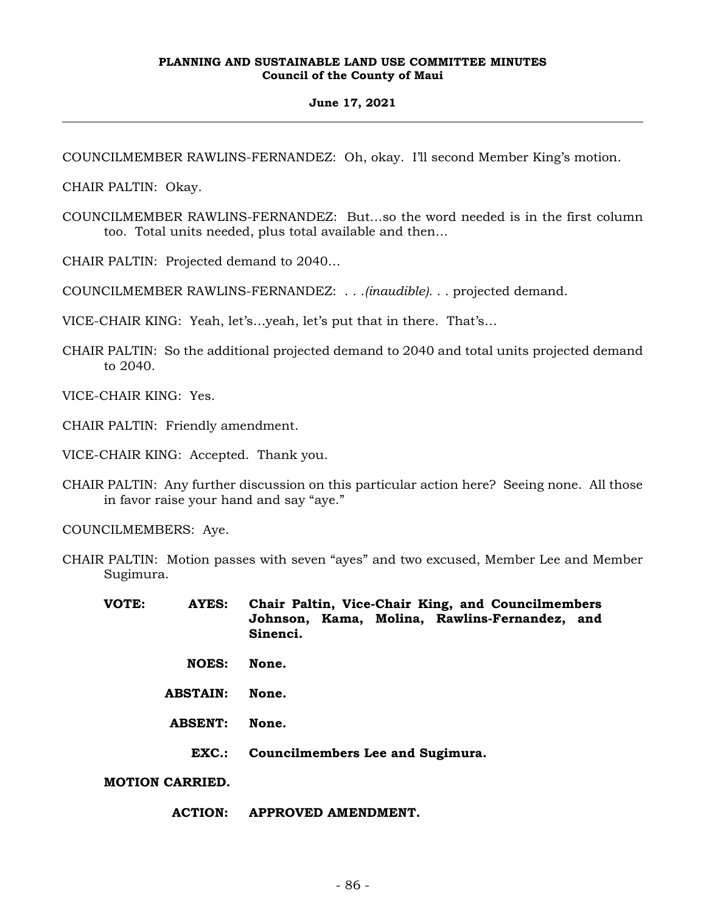COUNCILMEMBER RAWLINS-FERNANDEZ: Oh, okay. I'll second Member King's motion.

CHAIR PALTIN: Okay.

COUNCILMEMBER RAWLINS-FERNANDEZ: But...so the word needed is in the first column too. Total units needed, plus total available and then...

CHAIR PALTIN: Projected demand to 2040...

COUNCILMEMBER RAWLINS-FERNANDEZ: . . .*(inaudible)*. . . projected demand.

VICE-CHAIR KING: Yeah, let's...yeah, let's put that in there. That's...

CHAIR PALTIN: So the additional projected demand to 2040 and total units projected demand to 2040.

VICE-CHAIR KING: Yes.

CHAIR PALTIN: Friendly amendment.

VICE-CHAIR KING: Accepted. Thank you.

CHAIR PALTIN: Any further discussion on this particular action here? Seeing none. All those in favor raise your hand and say "aye."

COUNCILMEMBERS: Aye.

CHAIR PALTIN: Motion passes with seven "ayes" and two excused, Member Lee and Member Sugimura.

| | | |
|---|---|---|
| **VOTE:** | **AYES:** | **Chair Paltin, Vice-Chair King, and Councilmembers Johnson, Kama, Molina, Rawlins-Fernandez, and Sinenci.** |
| | **NOES:** | **None.** |
| | **ABSTAIN:** | **None.** |
| | **ABSENT:** | **None.** |
| | **EXC.:** | **Councilmembers Lee and Sugimura.** |

**MOTION CARRIED.**

**ACTION: APPROVED AMENDMENT.**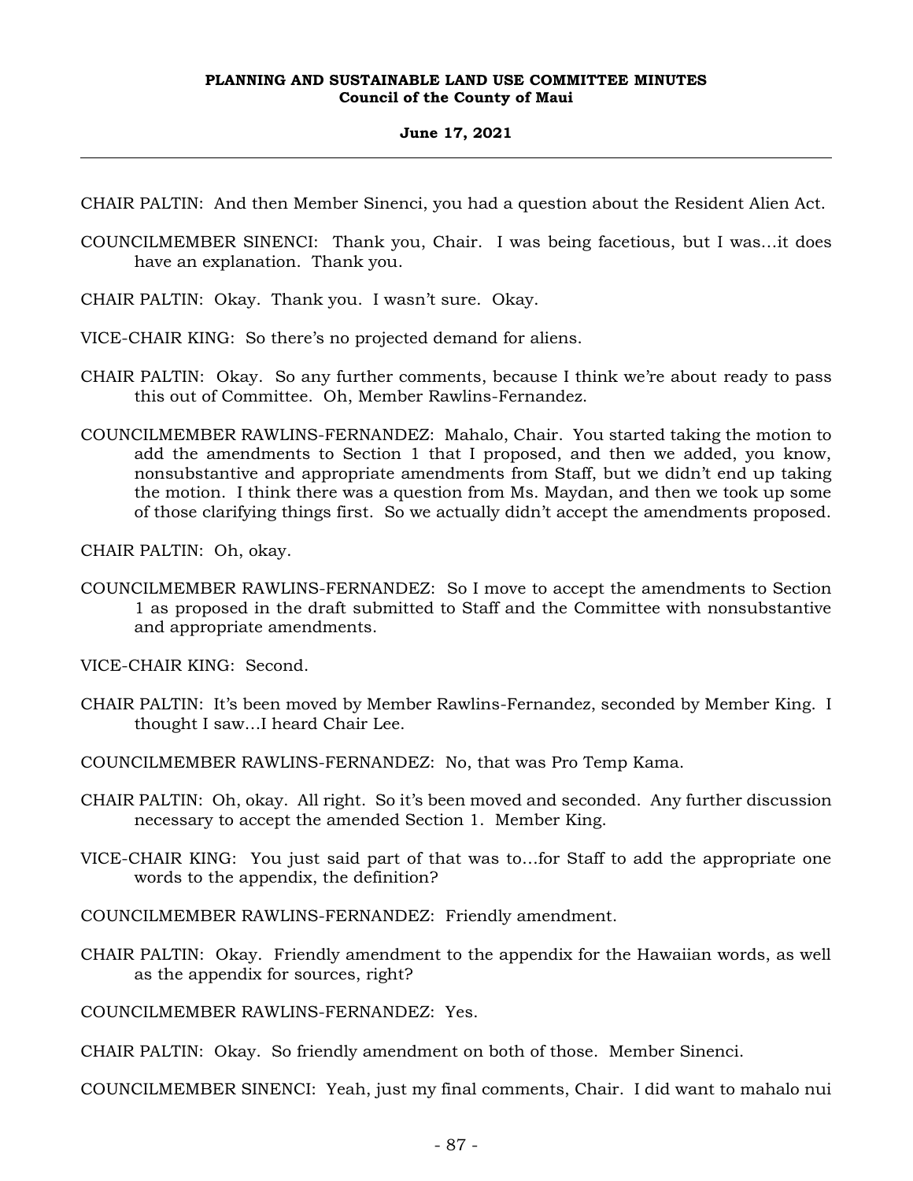CHAIR PALTIN: And then Member Sinenci, you had a question about the Resident Alien Act.

COUNCILMEMBER SINENCI: Thank you, Chair. I was being facetious, but I was...it does have an explanation. Thank you.

CHAIR PALTIN: Okay. Thank you. I wasn't sure. Okay.

VICE-CHAIR KING: So there's no projected demand for aliens.

CHAIR PALTIN: Okay. So any further comments, because I think we're about ready to pass this out of Committee. Oh, Member Rawlins-Fernandez.

COUNCILMEMBER RAWLINS-FERNANDEZ: Mahalo, Chair. You started taking the motion to add the amendments to Section 1 that I proposed, and then we added, you know, nonsubstantive and appropriate amendments from Staff, but we didn't end up taking the motion. I think there was a question from Ms. Maydan, and then we took up some of those clarifying things first. So we actually didn't accept the amendments proposed.

CHAIR PALTIN: Oh, okay.

COUNCILMEMBER RAWLINS-FERNANDEZ: So I move to accept the amendments to Section 1 as proposed in the draft submitted to Staff and the Committee with nonsubstantive and appropriate amendments.

VICE-CHAIR KING: Second.

CHAIR PALTIN: It's been moved by Member Rawlins-Fernandez, seconded by Member King. I thought I saw...I heard Chair Lee.

COUNCILMEMBER RAWLINS-FERNANDEZ: No, that was Pro Temp Kama.

CHAIR PALTIN: Oh, okay. All right. So it's been moved and seconded. Any further discussion necessary to accept the amended Section 1. Member King.

VICE-CHAIR KING: You just said part of that was to...for Staff to add the appropriate one words to the appendix, the definition?

COUNCILMEMBER RAWLINS-FERNANDEZ: Friendly amendment.

CHAIR PALTIN: Okay. Friendly amendment to the appendix for the Hawaiian words, as well as the appendix for sources, right?

COUNCILMEMBER RAWLINS-FERNANDEZ: Yes.

CHAIR PALTIN: Okay. So friendly amendment on both of those. Member Sinenci.

COUNCILMEMBER SINENCI: Yeah, just my final comments, Chair. I did want to mahalo nui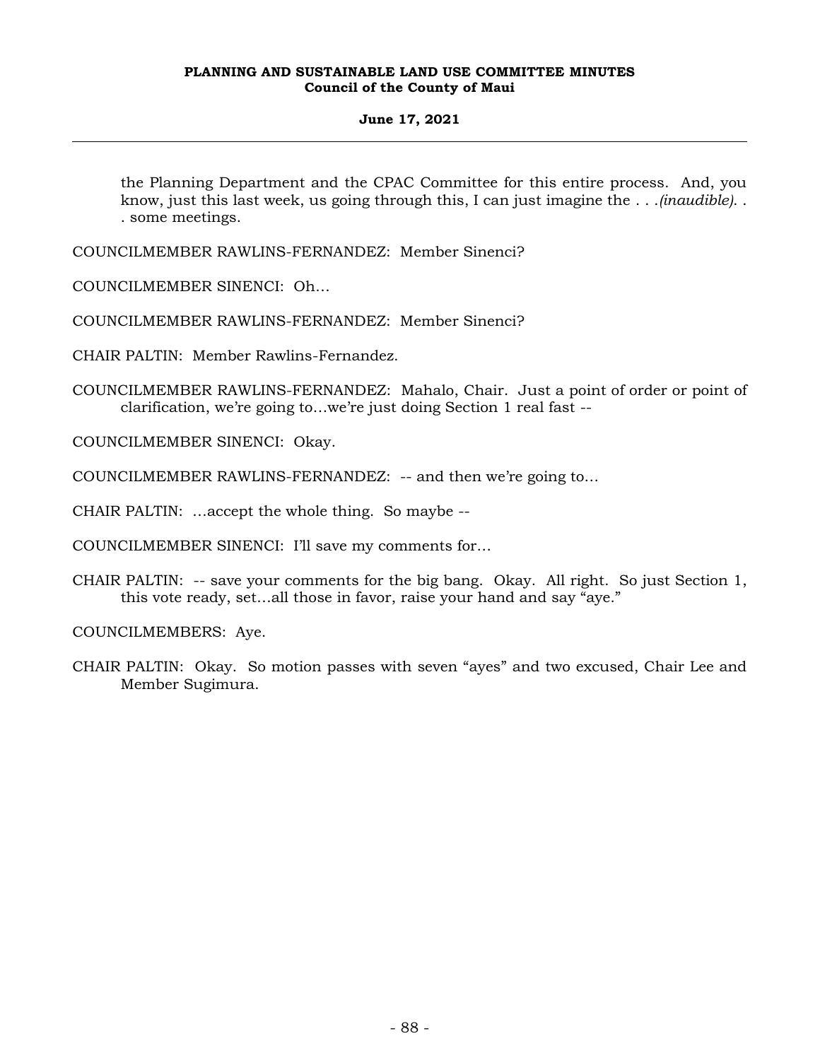the Planning Department and the CPAC Committee for this entire process. And, you know, just this last week, us going through this, I can just imagine the . . .*(inaudible)*. . . some meetings.

COUNCILMEMBER RAWLINS-FERNANDEZ: Member Sinenci?

COUNCILMEMBER SINENCI: Oh...

COUNCILMEMBER RAWLINS-FERNANDEZ: Member Sinenci?

CHAIR PALTIN: Member Rawlins-Fernandez.

COUNCILMEMBER RAWLINS-FERNANDEZ: Mahalo, Chair. Just a point of order or point of clarification, we're going to...we're just doing Section 1 real fast --

COUNCILMEMBER SINENCI: Okay.

COUNCILMEMBER RAWLINS-FERNANDEZ: -- and then we're going to...

CHAIR PALTIN: ...accept the whole thing. So maybe --

COUNCILMEMBER SINENCI: I'll save my comments for...

CHAIR PALTIN: -- save your comments for the big bang. Okay. All right. So just Section 1, this vote ready, set...all those in favor, raise your hand and say "aye."

COUNCILMEMBERS: Aye.

CHAIR PALTIN: Okay. So motion passes with seven "ayes" and two excused, Chair Lee and Member Sugimura.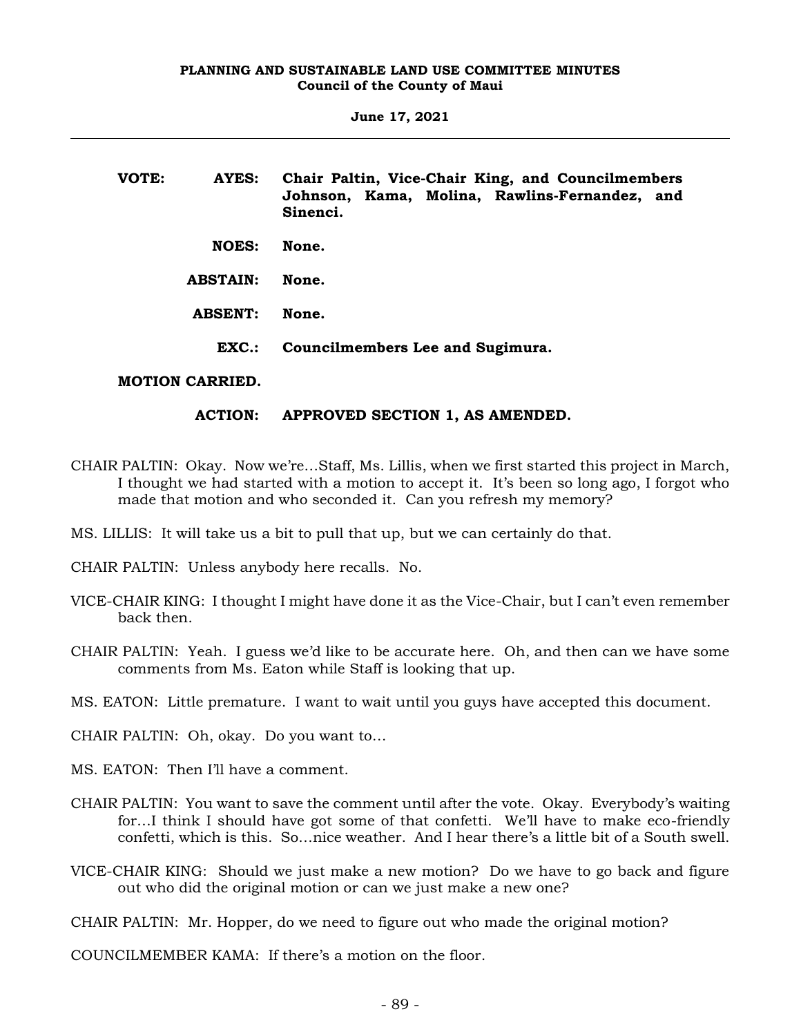**VOTE: AYES: Chair Paltin, Vice-Chair King, and Councilmembers Johnson, Kama, Molina, Rawlins-Fernandez, and Sinenci.**

**NOES: None.**

**ABSTAIN: None.**

**ABSENT: None.**

**EXC.: Councilmembers Lee and Sugimura.**

**MOTION CARRIED.**

**ACTION: APPROVED SECTION 1, AS AMENDED.**

CHAIR PALTIN: Okay. Now we're…Staff, Ms. Lillis, when we first started this project in March, I thought we had started with a motion to accept it. It's been so long ago, I forgot who made that motion and who seconded it. Can you refresh my memory?

MS. LILLIS: It will take us a bit to pull that up, but we can certainly do that.

CHAIR PALTIN: Unless anybody here recalls. No.

VICE-CHAIR KING: I thought I might have done it as the Vice-Chair, but I can't even remember back then.

CHAIR PALTIN: Yeah. I guess we'd like to be accurate here. Oh, and then can we have some comments from Ms. Eaton while Staff is looking that up.

MS. EATON: Little premature. I want to wait until you guys have accepted this document.

CHAIR PALTIN: Oh, okay. Do you want to…

MS. EATON: Then I'll have a comment.

CHAIR PALTIN: You want to save the comment until after the vote. Okay. Everybody's waiting for…I think I should have got some of that confetti. We'll have to make eco-friendly confetti, which is this. So…nice weather. And I hear there's a little bit of a South swell.

VICE-CHAIR KING: Should we just make a new motion? Do we have to go back and figure out who did the original motion or can we just make a new one?

CHAIR PALTIN: Mr. Hopper, do we need to figure out who made the original motion?

COUNCILMEMBER KAMA: If there's a motion on the floor.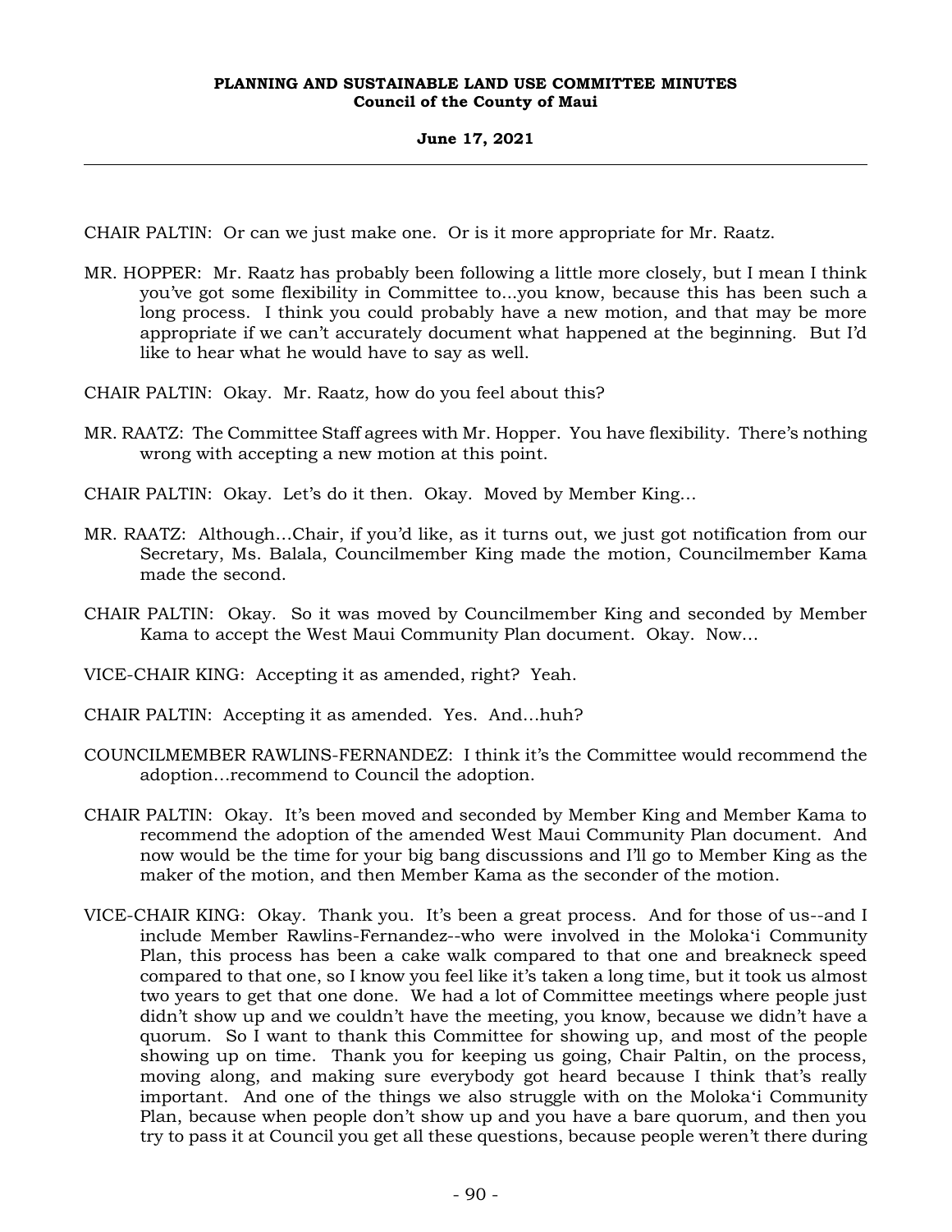CHAIR PALTIN: Or can we just make one. Or is it more appropriate for Mr. Raatz.

MR. HOPPER: Mr. Raatz has probably been following a little more closely, but I mean I think you've got some flexibility in Committee to...you know, because this has been such a long process. I think you could probably have a new motion, and that may be more appropriate if we can't accurately document what happened at the beginning. But I'd like to hear what he would have to say as well.

CHAIR PALTIN: Okay. Mr. Raatz, how do you feel about this?

MR. RAATZ: The Committee Staff agrees with Mr. Hopper. You have flexibility. There's nothing wrong with accepting a new motion at this point.

CHAIR PALTIN: Okay. Let's do it then. Okay. Moved by Member King...

MR. RAATZ: Although...Chair, if you'd like, as it turns out, we just got notification from our Secretary, Ms. Balala, Councilmember King made the motion, Councilmember Kama made the second.

CHAIR PALTIN: Okay. So it was moved by Councilmember King and seconded by Member Kama to accept the West Maui Community Plan document. Okay. Now...

VICE-CHAIR KING: Accepting it as amended, right? Yeah.

CHAIR PALTIN: Accepting it as amended. Yes. And...huh?

COUNCILMEMBER RAWLINS-FERNANDEZ: I think it's the Committee would recommend the adoption...recommend to Council the adoption.

CHAIR PALTIN: Okay. It's been moved and seconded by Member King and Member Kama to recommend the adoption of the amended West Maui Community Plan document. And now would be the time for your big bang discussions and I'll go to Member King as the maker of the motion, and then Member Kama as the seconder of the motion.

VICE-CHAIR KING: Okay. Thank you. It's been a great process. And for those of us--and I include Member Rawlins-Fernandez--who were involved in the Moloka'i Community Plan, this process has been a cake walk compared to that one and breakneck speed compared to that one, so I know you feel like it's taken a long time, but it took us almost two years to get that one done. We had a lot of Committee meetings where people just didn't show up and we couldn't have the meeting, you know, because we didn't have a quorum. So I want to thank this Committee for showing up, and most of the people showing up on time. Thank you for keeping us going, Chair Paltin, on the process, moving along, and making sure everybody got heard because I think that's really important. And one of the things we also struggle with on the Moloka'i Community Plan, because when people don't show up and you have a bare quorum, and then you try to pass it at Council you get all these questions, because people weren't there during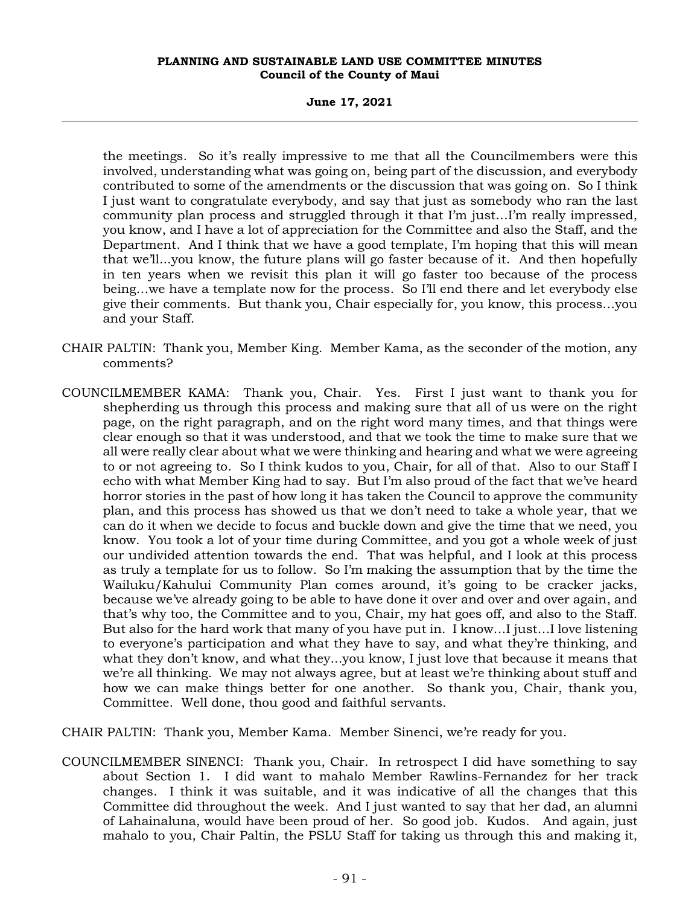the meetings. So it's really impressive to me that all the Councilmembers were this involved, understanding what was going on, being part of the discussion, and everybody contributed to some of the amendments or the discussion that was going on. So I think I just want to congratulate everybody, and say that just as somebody who ran the last community plan process and struggled through it that I'm just...I'm really impressed, you know, and I have a lot of appreciation for the Committee and also the Staff, and the Department. And I think that we have a good template, I'm hoping that this will mean that we'll...you know, the future plans will go faster because of it. And then hopefully in ten years when we revisit this plan it will go faster too because of the process being...we have a template now for the process. So I'll end there and let everybody else give their comments. But thank you, Chair especially for, you know, this process...you and your Staff.

CHAIR PALTIN: Thank you, Member King. Member Kama, as the seconder of the motion, any comments?

COUNCILMEMBER KAMA: Thank you, Chair. Yes. First I just want to thank you for shepherding us through this process and making sure that all of us were on the right page, on the right paragraph, and on the right word many times, and that things were clear enough so that it was understood, and that we took the time to make sure that we all were really clear about what we were thinking and hearing and what we were agreeing to or not agreeing to. So I think kudos to you, Chair, for all of that. Also to our Staff I echo with what Member King had to say. But I'm also proud of the fact that we've heard horror stories in the past of how long it has taken the Council to approve the community plan, and this process has showed us that we don't need to take a whole year, that we can do it when we decide to focus and buckle down and give the time that we need, you know. You took a lot of your time during Committee, and you got a whole week of just our undivided attention towards the end. That was helpful, and I look at this process as truly a template for us to follow. So I'm making the assumption that by the time the Wailuku/Kahului Community Plan comes around, it's going to be cracker jacks, because we've already going to be able to have done it over and over and over again, and that's why too, the Committee and to you, Chair, my hat goes off, and also to the Staff. But also for the hard work that many of you have put in. I know...I just...I love listening to everyone's participation and what they have to say, and what they're thinking, and what they don't know, and what they...you know, I just love that because it means that we're all thinking. We may not always agree, but at least we're thinking about stuff and how we can make things better for one another. So thank you, Chair, thank you, Committee. Well done, thou good and faithful servants.

CHAIR PALTIN: Thank you, Member Kama. Member Sinenci, we're ready for you.

COUNCILMEMBER SINENCI: Thank you, Chair. In retrospect I did have something to say about Section 1. I did want to mahalo Member Rawlins-Fernandez for her track changes. I think it was suitable, and it was indicative of all the changes that this Committee did throughout the week. And I just wanted to say that her dad, an alumni of Lahainaluna, would have been proud of her. So good job. Kudos. And again, just mahalo to you, Chair Paltin, the PSLU Staff for taking us through this and making it,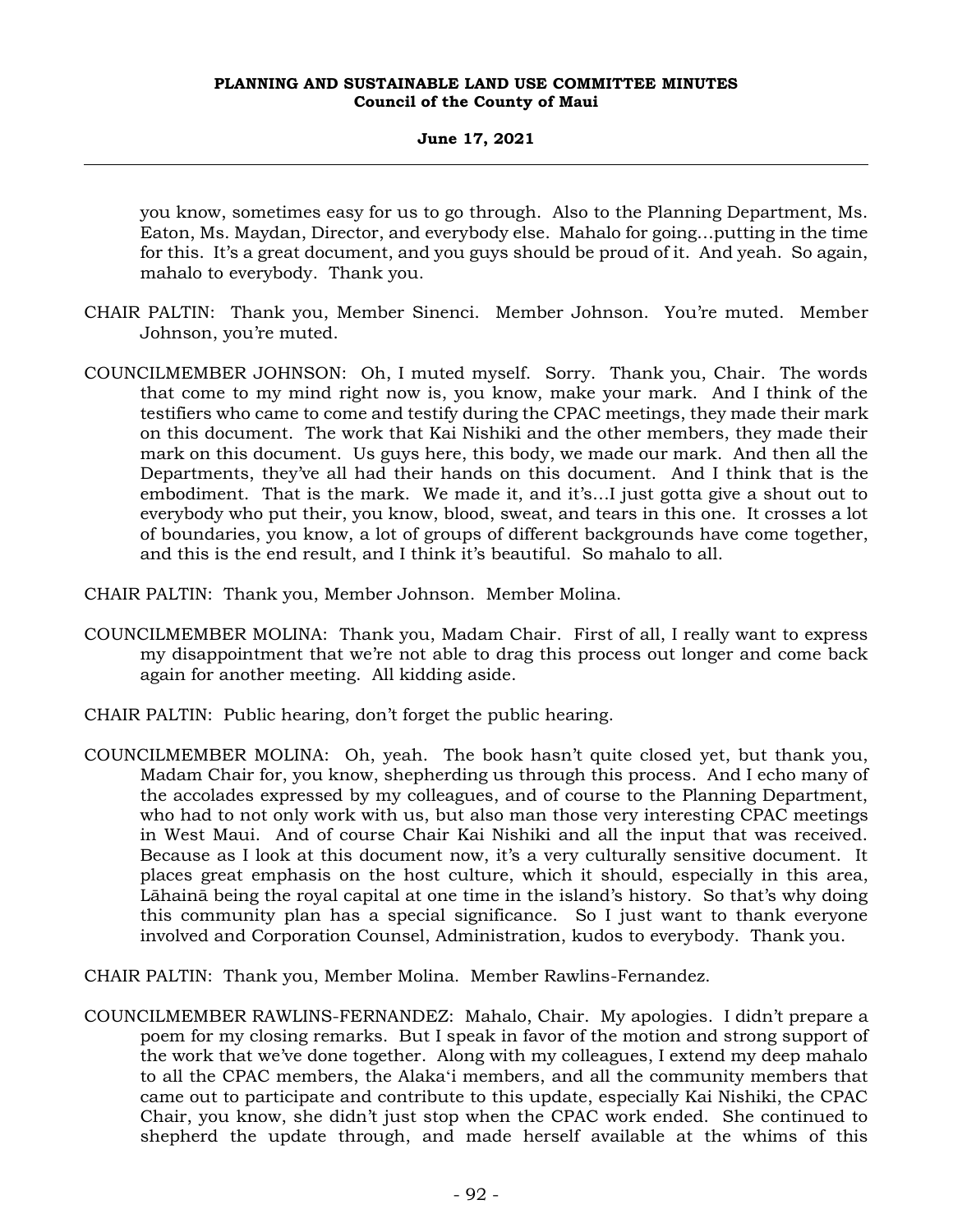you know, sometimes easy for us to go through. Also to the Planning Department, Ms. Eaton, Ms. Maydan, Director, and everybody else. Mahalo for going…putting in the time for this. It's a great document, and you guys should be proud of it. And yeah. So again, mahalo to everybody. Thank you.

CHAIR PALTIN: Thank you, Member Sinenci. Member Johnson. You're muted. Member Johnson, you're muted.

COUNCILMEMBER JOHNSON: Oh, I muted myself. Sorry. Thank you, Chair. The words that come to my mind right now is, you know, make your mark. And I think of the testifiers who came to come and testify during the CPAC meetings, they made their mark on this document. The work that Kai Nishiki and the other members, they made their mark on this document. Us guys here, this body, we made our mark. And then all the Departments, they've all had their hands on this document. And I think that is the embodiment. That is the mark. We made it, and it's…I just gotta give a shout out to everybody who put their, you know, blood, sweat, and tears in this one. It crosses a lot of boundaries, you know, a lot of groups of different backgrounds have come together, and this is the end result, and I think it's beautiful. So mahalo to all.

CHAIR PALTIN: Thank you, Member Johnson. Member Molina.

COUNCILMEMBER MOLINA: Thank you, Madam Chair. First of all, I really want to express my disappointment that we're not able to drag this process out longer and come back again for another meeting. All kidding aside.

CHAIR PALTIN: Public hearing, don't forget the public hearing.

COUNCILMEMBER MOLINA: Oh, yeah. The book hasn't quite closed yet, but thank you, Madam Chair for, you know, shepherding us through this process. And I echo many of the accolades expressed by my colleagues, and of course to the Planning Department, who had to not only work with us, but also man those very interesting CPAC meetings in West Maui. And of course Chair Kai Nishiki and all the input that was received. Because as I look at this document now, it's a very culturally sensitive document. It places great emphasis on the host culture, which it should, especially in this area, Lāhainā being the royal capital at one time in the island's history. So that's why doing this community plan has a special significance. So I just want to thank everyone involved and Corporation Counsel, Administration, kudos to everybody. Thank you.

CHAIR PALTIN: Thank you, Member Molina. Member Rawlins-Fernandez.

COUNCILMEMBER RAWLINS-FERNANDEZ: Mahalo, Chair. My apologies. I didn't prepare a poem for my closing remarks. But I speak in favor of the motion and strong support of the work that we've done together. Along with my colleagues, I extend my deep mahalo to all the CPAC members, the Alaka'i members, and all the community members that came out to participate and contribute to this update, especially Kai Nishiki, the CPAC Chair, you know, she didn't just stop when the CPAC work ended. She continued to shepherd the update through, and made herself available at the whims of this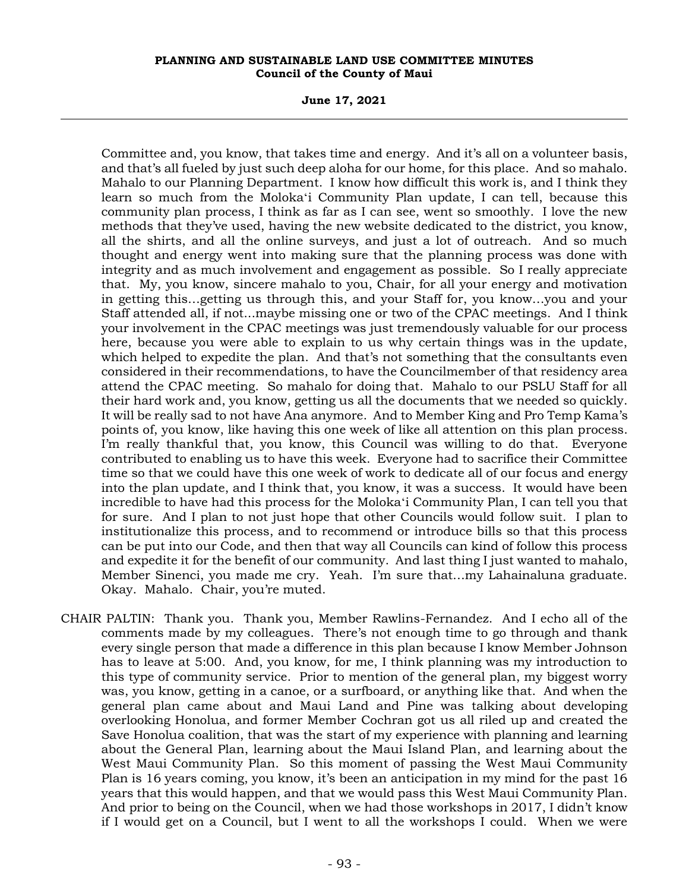Committee and, you know, that takes time and energy. And it's all on a volunteer basis, and that's all fueled by just such deep aloha for our home, for this place. And so mahalo. Mahalo to our Planning Department. I know how difficult this work is, and I think they learn so much from the Moloka'i Community Plan update, I can tell, because this community plan process, I think as far as I can see, went so smoothly. I love the new methods that they've used, having the new website dedicated to the district, you know, all the shirts, and all the online surveys, and just a lot of outreach. And so much thought and energy went into making sure that the planning process was done with integrity and as much involvement and engagement as possible. So I really appreciate that. My, you know, sincere mahalo to you, Chair, for all your energy and motivation in getting this...getting us through this, and your Staff for, you know...you and your Staff attended all, if not...maybe missing one or two of the CPAC meetings. And I think your involvement in the CPAC meetings was just tremendously valuable for our process here, because you were able to explain to us why certain things was in the update, which helped to expedite the plan. And that's not something that the consultants even considered in their recommendations, to have the Councilmember of that residency area attend the CPAC meeting. So mahalo for doing that. Mahalo to our PSLU Staff for all their hard work and, you know, getting us all the documents that we needed so quickly. It will be really sad to not have Ana anymore. And to Member King and Pro Temp Kama's points of, you know, like having this one week of like all attention on this plan process. I'm really thankful that, you know, this Council was willing to do that. Everyone contributed to enabling us to have this week. Everyone had to sacrifice their Committee time so that we could have this one week of work to dedicate all of our focus and energy into the plan update, and I think that, you know, it was a success. It would have been incredible to have had this process for the Moloka'i Community Plan, I can tell you that for sure. And I plan to not just hope that other Councils would follow suit. I plan to institutionalize this process, and to recommend or introduce bills so that this process can be put into our Code, and then that way all Councils can kind of follow this process and expedite it for the benefit of our community. And last thing I just wanted to mahalo, Member Sinenci, you made me cry. Yeah. I'm sure that...my Lahainaluna graduate. Okay. Mahalo. Chair, you're muted.

CHAIR PALTIN: Thank you. Thank you, Member Rawlins-Fernandez. And I echo all of the comments made by my colleagues. There's not enough time to go through and thank every single person that made a difference in this plan because I know Member Johnson has to leave at 5:00. And, you know, for me, I think planning was my introduction to this type of community service. Prior to mention of the general plan, my biggest worry was, you know, getting in a canoe, or a surfboard, or anything like that. And when the general plan came about and Maui Land and Pine was talking about developing overlooking Honolua, and former Member Cochran got us all riled up and created the Save Honolua coalition, that was the start of my experience with planning and learning about the General Plan, learning about the Maui Island Plan, and learning about the West Maui Community Plan. So this moment of passing the West Maui Community Plan is 16 years coming, you know, it's been an anticipation in my mind for the past 16 years that this would happen, and that we would pass this West Maui Community Plan. And prior to being on the Council, when we had those workshops in 2017, I didn't know if I would get on a Council, but I went to all the workshops I could. When we were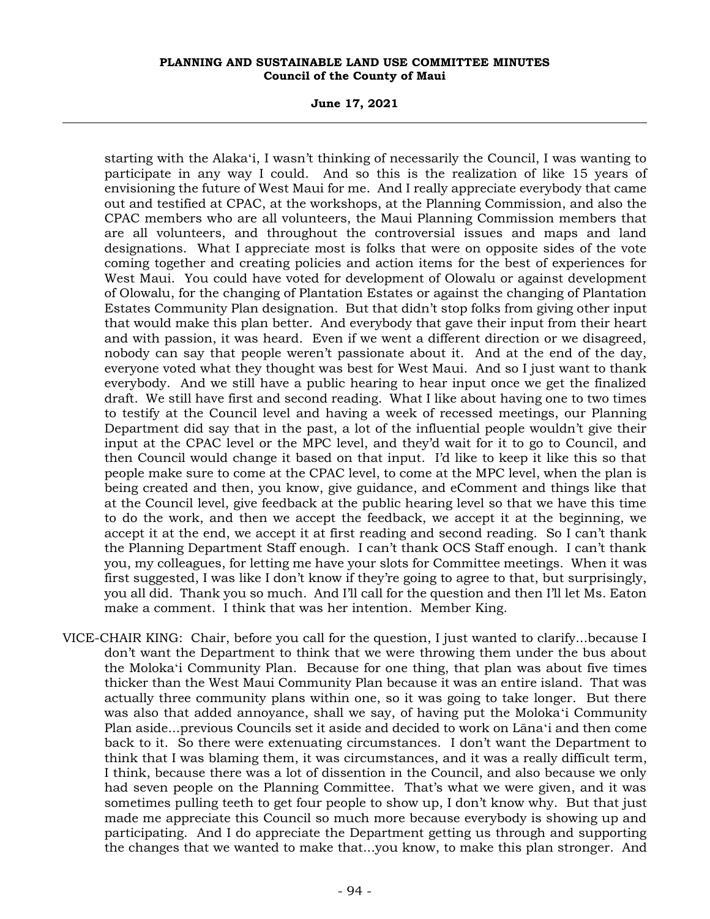starting with the Alaka'i, I wasn't thinking of necessarily the Council, I was wanting to participate in any way I could. And so this is the realization of like 15 years of envisioning the future of West Maui for me. And I really appreciate everybody that came out and testified at CPAC, at the workshops, at the Planning Commission, and also the CPAC members who are all volunteers, the Maui Planning Commission members that are all volunteers, and throughout the controversial issues and maps and land designations. What I appreciate most is folks that were on opposite sides of the vote coming together and creating policies and action items for the best of experiences for West Maui. You could have voted for development of Olowalu or against development of Olowalu, for the changing of Plantation Estates or against the changing of Plantation Estates Community Plan designation. But that didn't stop folks from giving other input that would make this plan better. And everybody that gave their input from their heart and with passion, it was heard. Even if we went a different direction or we disagreed, nobody can say that people weren't passionate about it. And at the end of the day, everyone voted what they thought was best for West Maui. And so I just want to thank everybody. And we still have a public hearing to hear input once we get the finalized draft. We still have first and second reading. What I like about having one to two times to testify at the Council level and having a week of recessed meetings, our Planning Department did say that in the past, a lot of the influential people wouldn't give their input at the CPAC level or the MPC level, and they'd wait for it to go to Council, and then Council would change it based on that input. I'd like to keep it like this so that people make sure to come at the CPAC level, to come at the MPC level, when the plan is being created and then, you know, give guidance, and eComment and things like that at the Council level, give feedback at the public hearing level so that we have this time to do the work, and then we accept the feedback, we accept it at the beginning, we accept it at the end, we accept it at first reading and second reading. So I can't thank the Planning Department Staff enough. I can't thank OCS Staff enough. I can't thank you, my colleagues, for letting me have your slots for Committee meetings. When it was first suggested, I was like I don't know if they're going to agree to that, but surprisingly, you all did. Thank you so much. And I'll call for the question and then I'll let Ms. Eaton make a comment. I think that was her intention. Member King.

VICE-CHAIR KING: Chair, before you call for the question, I just wanted to clarify...because I don't want the Department to think that we were throwing them under the bus about the Moloka'i Community Plan. Because for one thing, that plan was about five times thicker than the West Maui Community Plan because it was an entire island. That was actually three community plans within one, so it was going to take longer. But there was also that added annoyance, shall we say, of having put the Moloka'i Community Plan aside...previous Councils set it aside and decided to work on Lāna'i and then come back to it. So there were extenuating circumstances. I don't want the Department to think that I was blaming them, it was circumstances, and it was a really difficult term, I think, because there was a lot of dissention in the Council, and also because we only had seven people on the Planning Committee. That's what we were given, and it was sometimes pulling teeth to get four people to show up, I don't know why. But that just made me appreciate this Council so much more because everybody is showing up and participating. And I do appreciate the Department getting us through and supporting the changes that we wanted to make that...you know, to make this plan stronger. And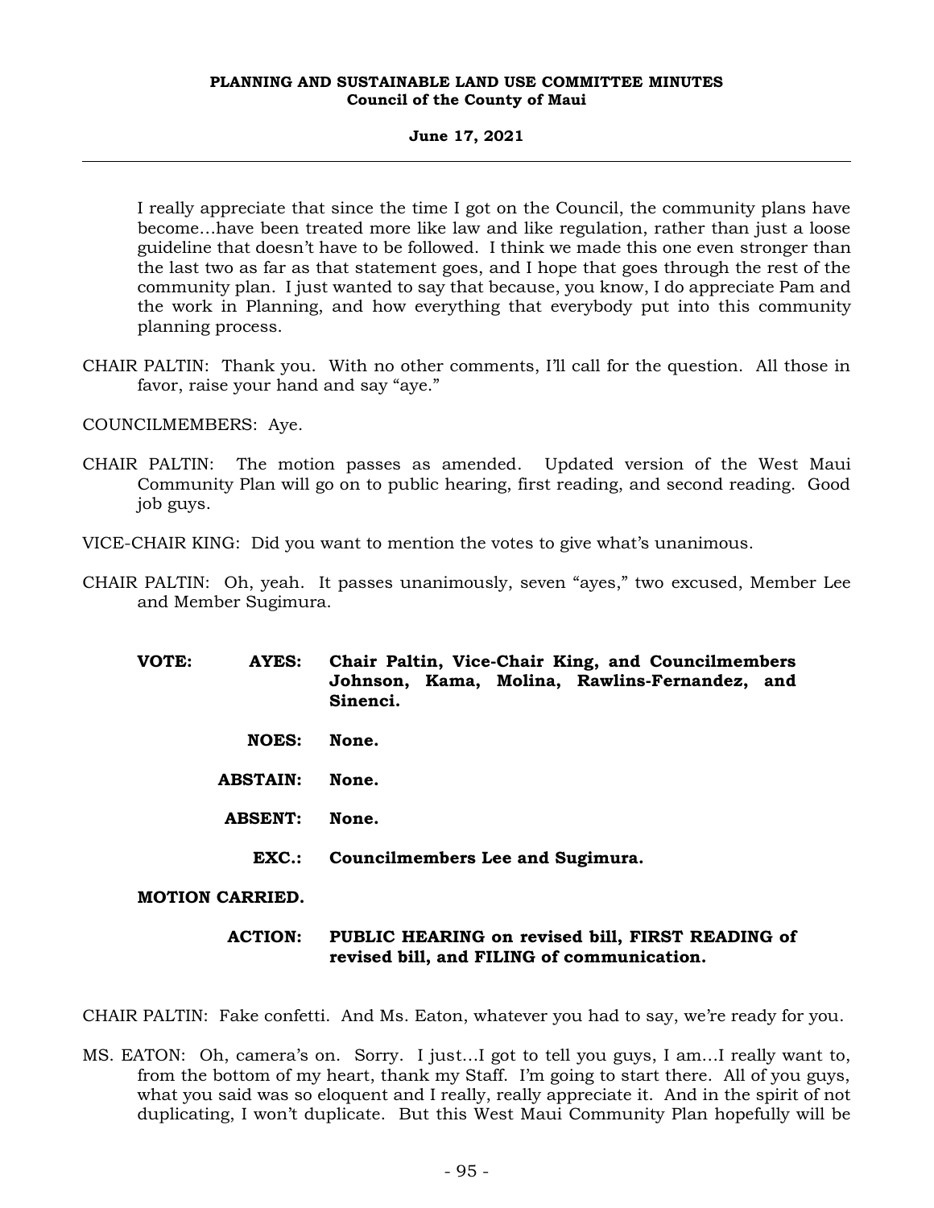I really appreciate that since the time I got on the Council, the community plans have become...have been treated more like law and like regulation, rather than just a loose guideline that doesn't have to be followed. I think we made this one even stronger than the last two as far as that statement goes, and I hope that goes through the rest of the community plan. I just wanted to say that because, you know, I do appreciate Pam and the work in Planning, and how everything that everybody put into this community planning process.

CHAIR PALTIN: Thank you. With no other comments, I'll call for the question. All those in favor, raise your hand and say "aye."

COUNCILMEMBERS: Aye.

CHAIR PALTIN: The motion passes as amended. Updated version of the West Maui Community Plan will go on to public hearing, first reading, and second reading. Good job guys.

VICE-CHAIR KING: Did you want to mention the votes to give what's unanimous.

CHAIR PALTIN: Oh, yeah. It passes unanimously, seven "ayes," two excused, Member Lee and Member Sugimura.

**VOTE: AYES: Chair Paltin, Vice-Chair King, and Councilmembers Johnson, Kama, Molina, Rawlins-Fernandez, and Sinenci.**

**NOES: None.**

**ABSTAIN: None.**

**ABSENT: None.**

**EXC.: Councilmembers Lee and Sugimura.**

**MOTION CARRIED.**

**ACTION: PUBLIC HEARING on revised bill, FIRST READING of revised bill, and FILING of communication.**

CHAIR PALTIN: Fake confetti. And Ms. Eaton, whatever you had to say, we're ready for you.

MS. EATON: Oh, camera's on. Sorry. I just...I got to tell you guys, I am...I really want to, from the bottom of my heart, thank my Staff. I'm going to start there. All of you guys, what you said was so eloquent and I really, really appreciate it. And in the spirit of not duplicating, I won't duplicate. But this West Maui Community Plan hopefully will be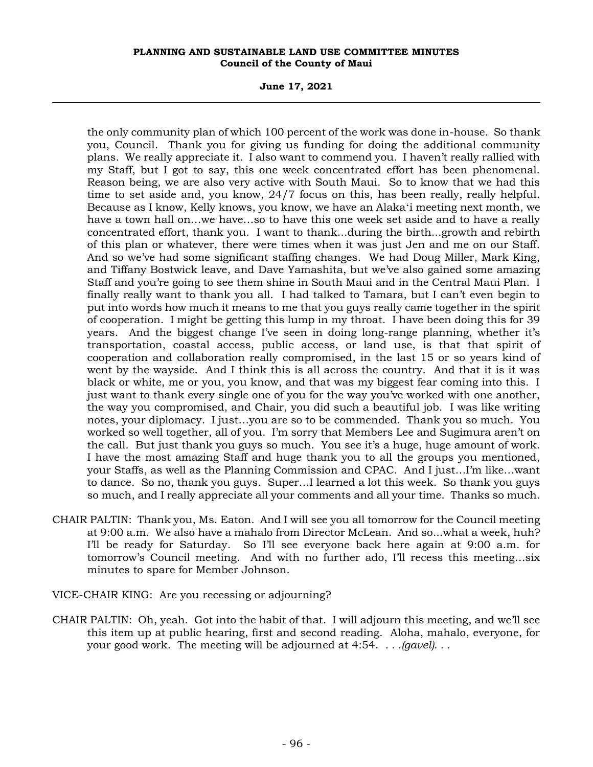the only community plan of which 100 percent of the work was done in-house. So thank you, Council. Thank you for giving us funding for doing the additional community plans. We really appreciate it. I also want to commend you. I haven't really rallied with my Staff, but I got to say, this one week concentrated effort has been phenomenal. Reason being, we are also very active with South Maui. So to know that we had this time to set aside and, you know, 24/7 focus on this, has been really, really helpful. Because as I know, Kelly knows, you know, we have an Alakaʻi meeting next month, we have a town hall on...we have...so to have this one week set aside and to have a really concentrated effort, thank you. I want to thank...during the birth...growth and rebirth of this plan or whatever, there were times when it was just Jen and me on our Staff. And so we've had some significant staffing changes. We had Doug Miller, Mark King, and Tiffany Bostwick leave, and Dave Yamashita, but we've also gained some amazing Staff and you're going to see them shine in South Maui and in the Central Maui Plan. I finally really want to thank you all. I had talked to Tamara, but I can't even begin to put into words how much it means to me that you guys really came together in the spirit of cooperation. I might be getting this lump in my throat. I have been doing this for 39 years. And the biggest change I've seen in doing long-range planning, whether it's transportation, coastal access, public access, or land use, is that that spirit of cooperation and collaboration really compromised, in the last 15 or so years kind of went by the wayside. And I think this is all across the country. And that it is it was black or white, me or you, you know, and that was my biggest fear coming into this. I just want to thank every single one of you for the way you've worked with one another, the way you compromised, and Chair, you did such a beautiful job. I was like writing notes, your diplomacy. I just...you are so to be commended. Thank you so much. You worked so well together, all of you. I'm sorry that Members Lee and Sugimura aren't on the call. But just thank you guys so much. You see it's a huge, huge amount of work. I have the most amazing Staff and huge thank you to all the groups you mentioned, your Staffs, as well as the Planning Commission and CPAC. And I just...I'm like...want to dance. So no, thank you guys. Super...I learned a lot this week. So thank you guys so much, and I really appreciate all your comments and all your time. Thanks so much.

CHAIR PALTIN: Thank you, Ms. Eaton. And I will see you all tomorrow for the Council meeting at 9:00 a.m. We also have a mahalo from Director McLean. And so...what a week, huh? I'll be ready for Saturday. So I'll see everyone back here again at 9:00 a.m. for tomorrow's Council meeting. And with no further ado, I'll recess this meeting...six minutes to spare for Member Johnson.

VICE-CHAIR KING: Are you recessing or adjourning?

CHAIR PALTIN: Oh, yeah. Got into the habit of that. I will adjourn this meeting, and we'll see this item up at public hearing, first and second reading. Aloha, mahalo, everyone, for your good work. The meeting will be adjourned at 4:54. *. . .(gavel). . .*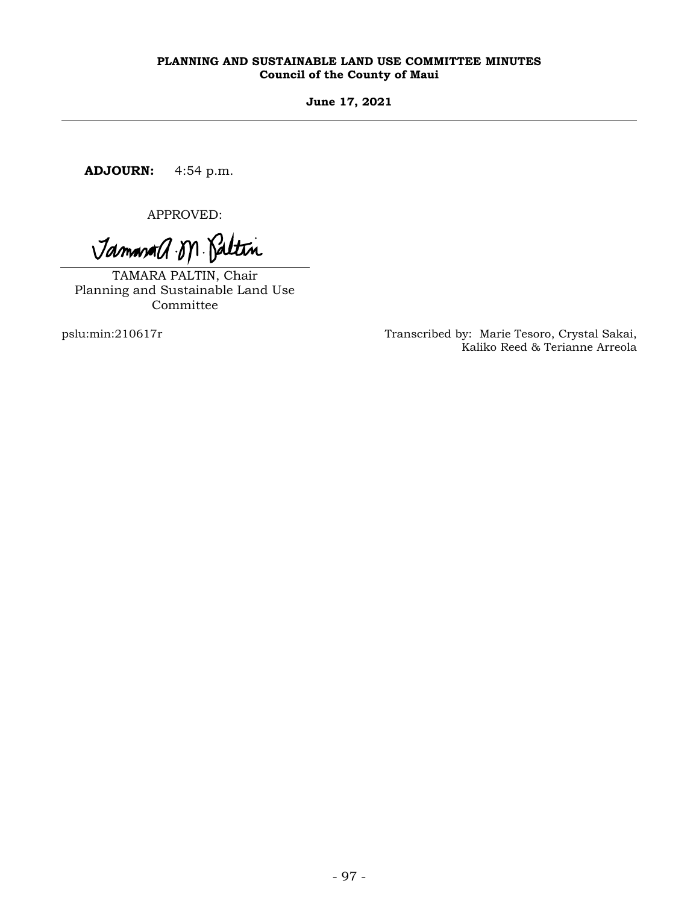**ADJOURN:** 4:54 p.m.

APPROVED:

TAMARA PALTIN, Chair
Planning and Sustainable Land Use Committee

pslu:min:210617r

Transcribed by: Marie Tesoro, Crystal Sakai, Kaliko Reed & Terianne Arreola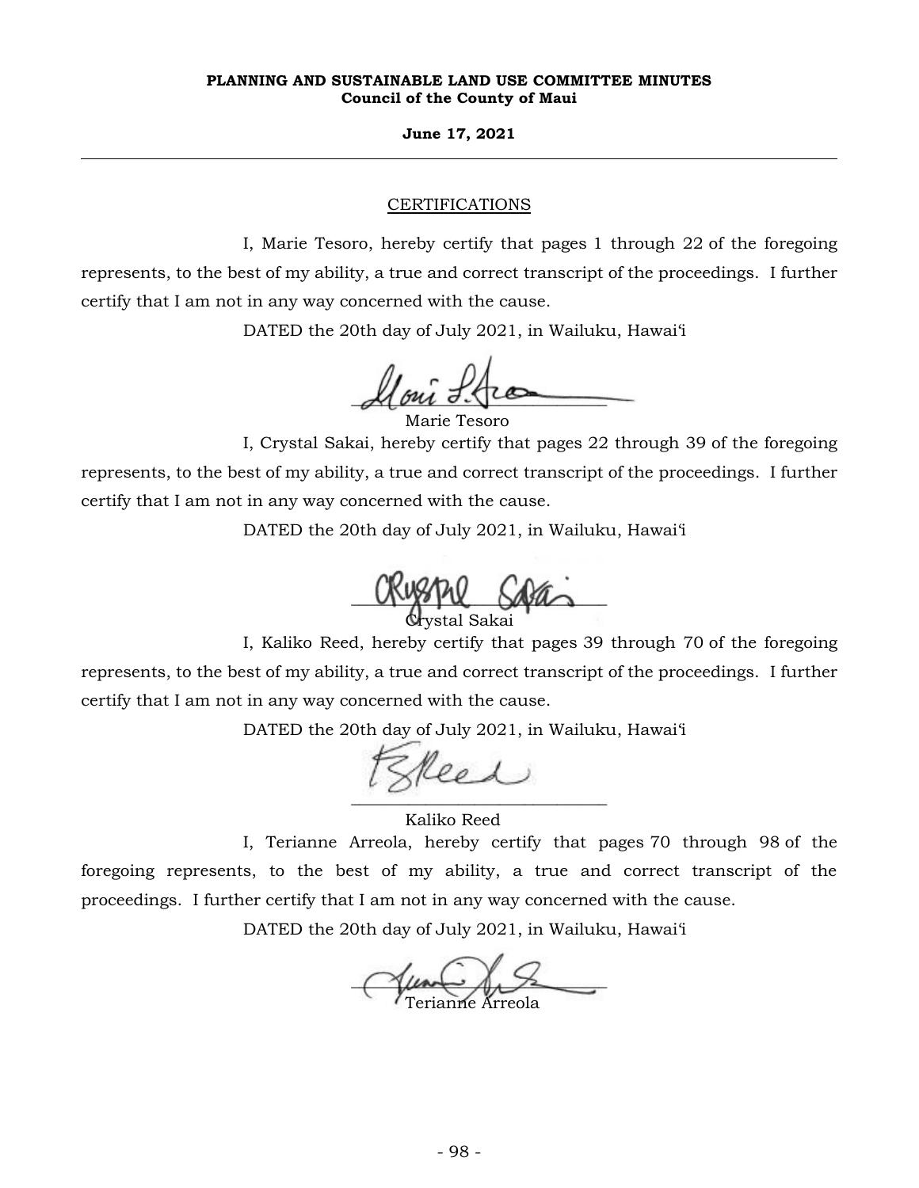CERTIFICATIONS

I, Marie Tesoro, hereby certify that pages 1 through 22 of the foregoing represents, to the best of my ability, a true and correct transcript of the proceedings. I further certify that I am not in any way concerned with the cause.

DATED the 20th day of July 2021, in Wailuku, Hawaiʻi

Marie Tesoro

I, Crystal Sakai, hereby certify that pages 22 through 39 of the foregoing represents, to the best of my ability, a true and correct transcript of the proceedings. I further certify that I am not in any way concerned with the cause.

DATED the 20th day of July 2021, in Wailuku, Hawaiʻi

Crystal Sakai

I, Kaliko Reed, hereby certify that pages 39 through 70 of the foregoing represents, to the best of my ability, a true and correct transcript of the proceedings. I further certify that I am not in any way concerned with the cause.

DATED the 20th day of July 2021, in Wailuku, Hawaiʻi

Kaliko Reed

I, Terianne Arreola, hereby certify that pages 70 through 98 of the foregoing represents, to the best of my ability, a true and correct transcript of the proceedings. I further certify that I am not in any way concerned with the cause.

DATED the 20th day of July 2021, in Wailuku, Hawaiʻi

Terianne Arreola